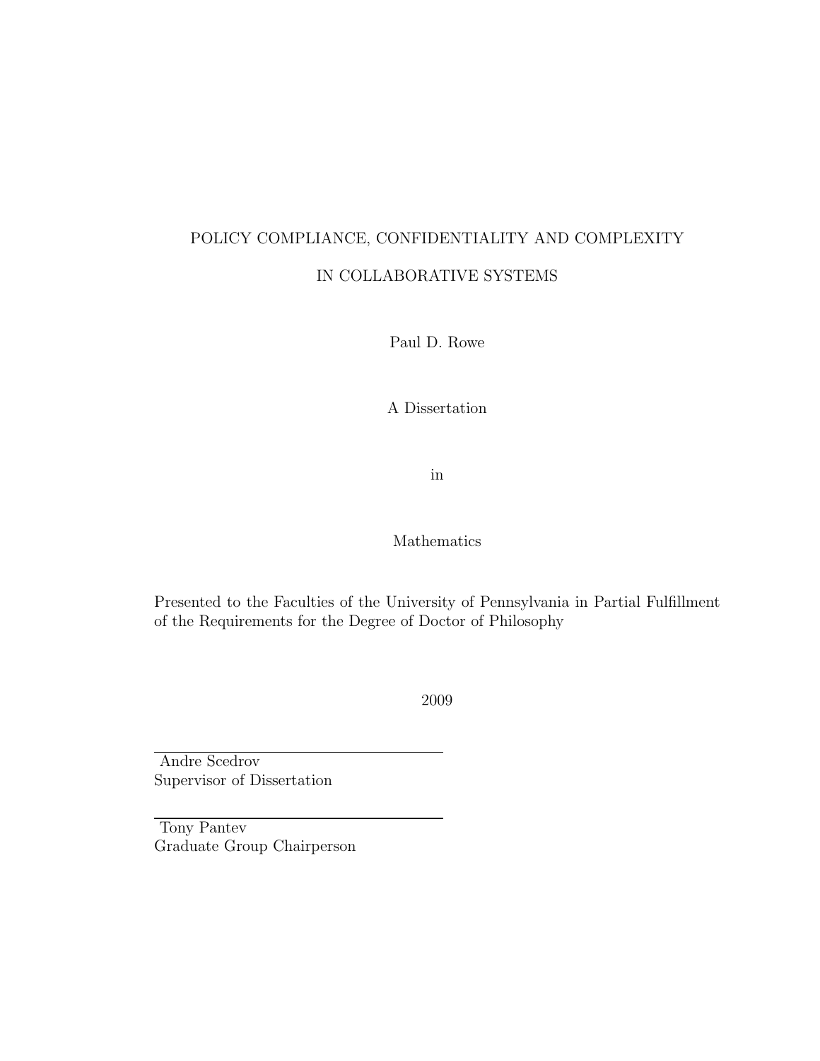# POLICY COMPLIANCE, CONFIDENTIALITY AND COMPLEXITY IN COLLABORATIVE SYSTEMS

Paul D. Rowe

A Dissertation

in

Mathematics

Presented to the Faculties of the University of Pennsylvania in Partial Fulfillment of the Requirements for the Degree of Doctor of Philosophy

2009

---

Andre Scedrov
Supervisor of Dissertation

---

Tony Pantev
Graduate Group Chairperson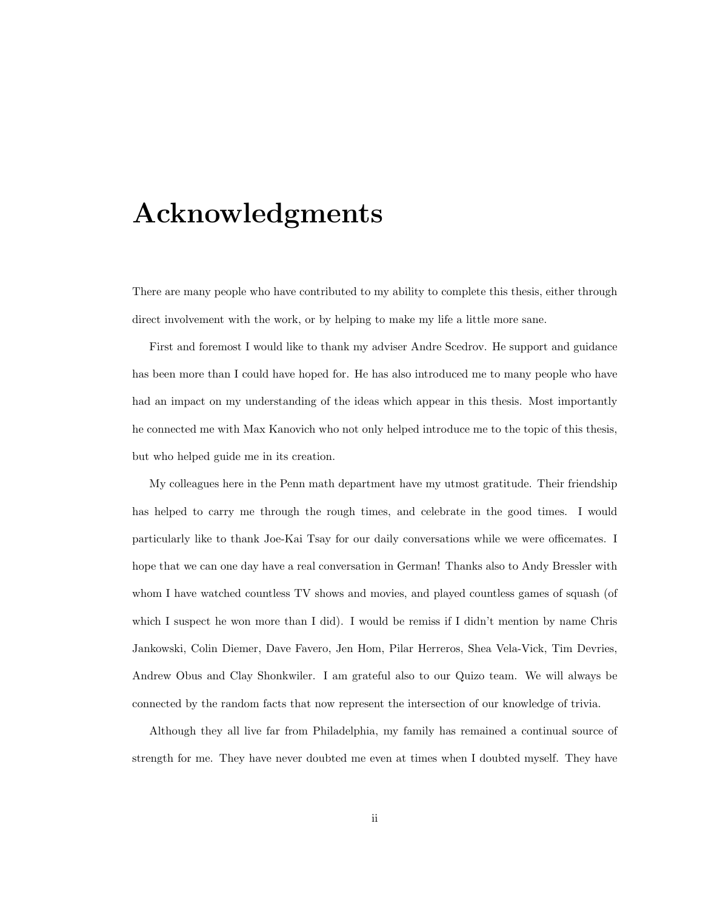# Acknowledgments

There are many people who have contributed to my ability to complete this thesis, either through direct involvement with the work, or by helping to make my life a little more sane.

First and foremost I would like to thank my adviser Andre Scedrov. He support and guidance has been more than I could have hoped for. He has also introduced me to many people who have had an impact on my understanding of the ideas which appear in this thesis. Most importantly he connected me with Max Kanovich who not only helped introduce me to the topic of this thesis, but who helped guide me in its creation.

My colleagues here in the Penn math department have my utmost gratitude. Their friendship has helped to carry me through the rough times, and celebrate in the good times. I would particularly like to thank Joe-Kai Tsay for our daily conversations while we were officemates. I hope that we can one day have a real conversation in German! Thanks also to Andy Bressler with whom I have watched countless TV shows and movies, and played countless games of squash (of which I suspect he won more than I did). I would be remiss if I didn't mention by name Chris Jankowski, Colin Diemer, Dave Favero, Jen Hom, Pilar Herreros, Shea Vela-Vick, Tim Devries, Andrew Obus and Clay Shonkwiler. I am grateful also to our Quizo team. We will always be connected by the random facts that now represent the intersection of our knowledge of trivia.

Although they all live far from Philadelphia, my family has remained a continual source of strength for me. They have never doubted me even at times when I doubted myself. They have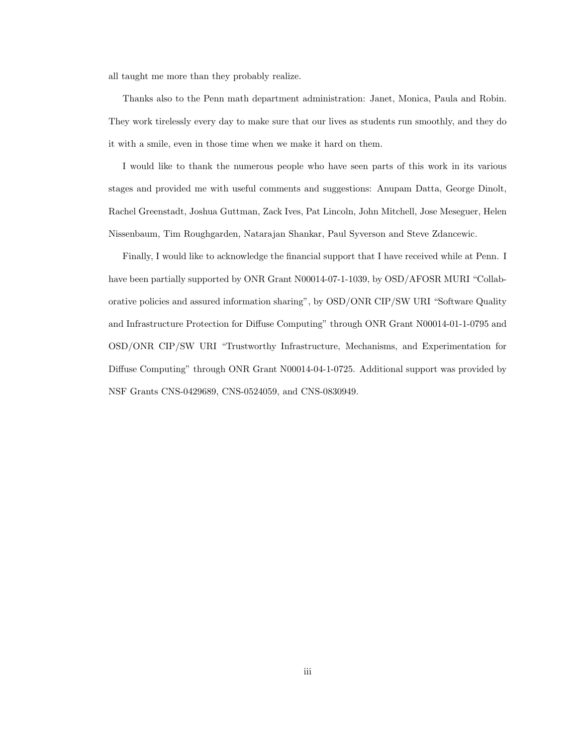all taught me more than they probably realize.

Thanks also to the Penn math department administration: Janet, Monica, Paula and Robin. They work tirelessly every day to make sure that our lives as students run smoothly, and they do it with a smile, even in those time when we make it hard on them.

I would like to thank the numerous people who have seen parts of this work in its various stages and provided me with useful comments and suggestions: Anupam Datta, George Dinolt, Rachel Greenstadt, Joshua Guttman, Zack Ives, Pat Lincoln, John Mitchell, Jose Meseguer, Helen Nissenbaum, Tim Roughgarden, Natarajan Shankar, Paul Syverson and Steve Zdancewic.

Finally, I would like to acknowledge the financial support that I have received while at Penn. I have been partially supported by ONR Grant N00014-07-1-1039, by OSD/AFOSR MURI "Collaborative policies and assured information sharing", by OSD/ONR CIP/SW URI "Software Quality and Infrastructure Protection for Diffuse Computing" through ONR Grant N00014-01-1-0795 and OSD/ONR CIP/SW URI "Trustworthy Infrastructure, Mechanisms, and Experimentation for Diffuse Computing" through ONR Grant N00014-04-1-0725. Additional support was provided by NSF Grants CNS-0429689, CNS-0524059, and CNS-0830949.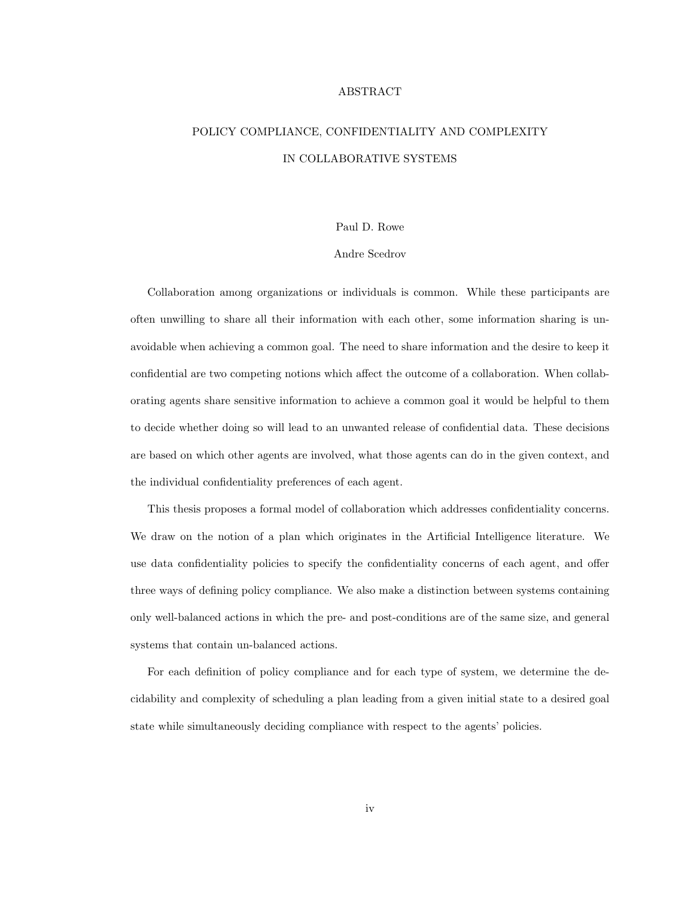# ABSTRACT

## POLICY COMPLIANCE, CONFIDENTIALITY AND COMPLEXITY IN COLLABORATIVE SYSTEMS

Paul D. Rowe

Andre Scedrov

Collaboration among organizations or individuals is common. While these participants are often unwilling to share all their information with each other, some information sharing is unavoidable when achieving a common goal. The need to share information and the desire to keep it confidential are two competing notions which affect the outcome of a collaboration. When collaborating agents share sensitive information to achieve a common goal it would be helpful to them to decide whether doing so will lead to an unwanted release of confidential data. These decisions are based on which other agents are involved, what those agents can do in the given context, and the individual confidentiality preferences of each agent.

This thesis proposes a formal model of collaboration which addresses confidentiality concerns. We draw on the notion of a plan which originates in the Artificial Intelligence literature. We use data confidentiality policies to specify the confidentiality concerns of each agent, and offer three ways of defining policy compliance. We also make a distinction between systems containing only well-balanced actions in which the pre- and post-conditions are of the same size, and general systems that contain un-balanced actions.

For each definition of policy compliance and for each type of system, we determine the decidability and complexity of scheduling a plan leading from a given initial state to a desired goal state while simultaneously deciding compliance with respect to the agents' policies.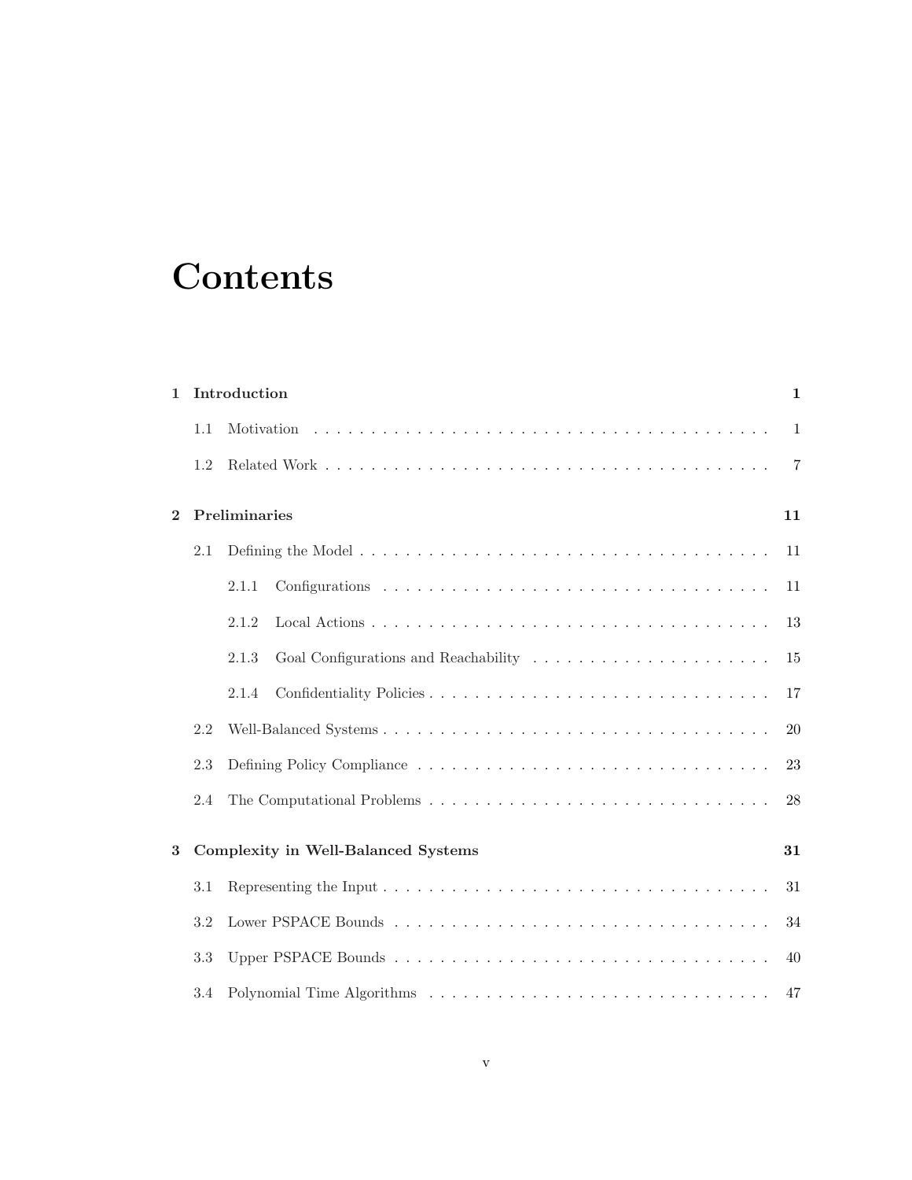# Contents

**1 Introduction** **1**

- 1.1 Motivation . . . . . . . . . . 1
- 1.2 Related Work . . . . . . . . . . 7

**2 Preliminaries** **11**

- 2.1 Defining the Model . . . . . . . . . . 11
  - 2.1.1 Configurations . . . . . . . . . . 11
  - 2.1.2 Local Actions . . . . . . . . . . 13
  - 2.1.3 Goal Configurations and Reachability . . . . . . . . . . 15
  - 2.1.4 Confidentiality Policies . . . . . . . . . . 17
- 2.2 Well-Balanced Systems . . . . . . . . . . 20
- 2.3 Defining Policy Compliance . . . . . . . . . . 23
- 2.4 The Computational Problems . . . . . . . . . . 28

**3 Complexity in Well-Balanced Systems** **31**

- 3.1 Representing the Input . . . . . . . . . . 31
- 3.2 Lower PSPACE Bounds . . . . . . . . . . 34
- 3.3 Upper PSPACE Bounds . . . . . . . . . . 40
- 3.4 Polynomial Time Algorithms . . . . . . . . . . 47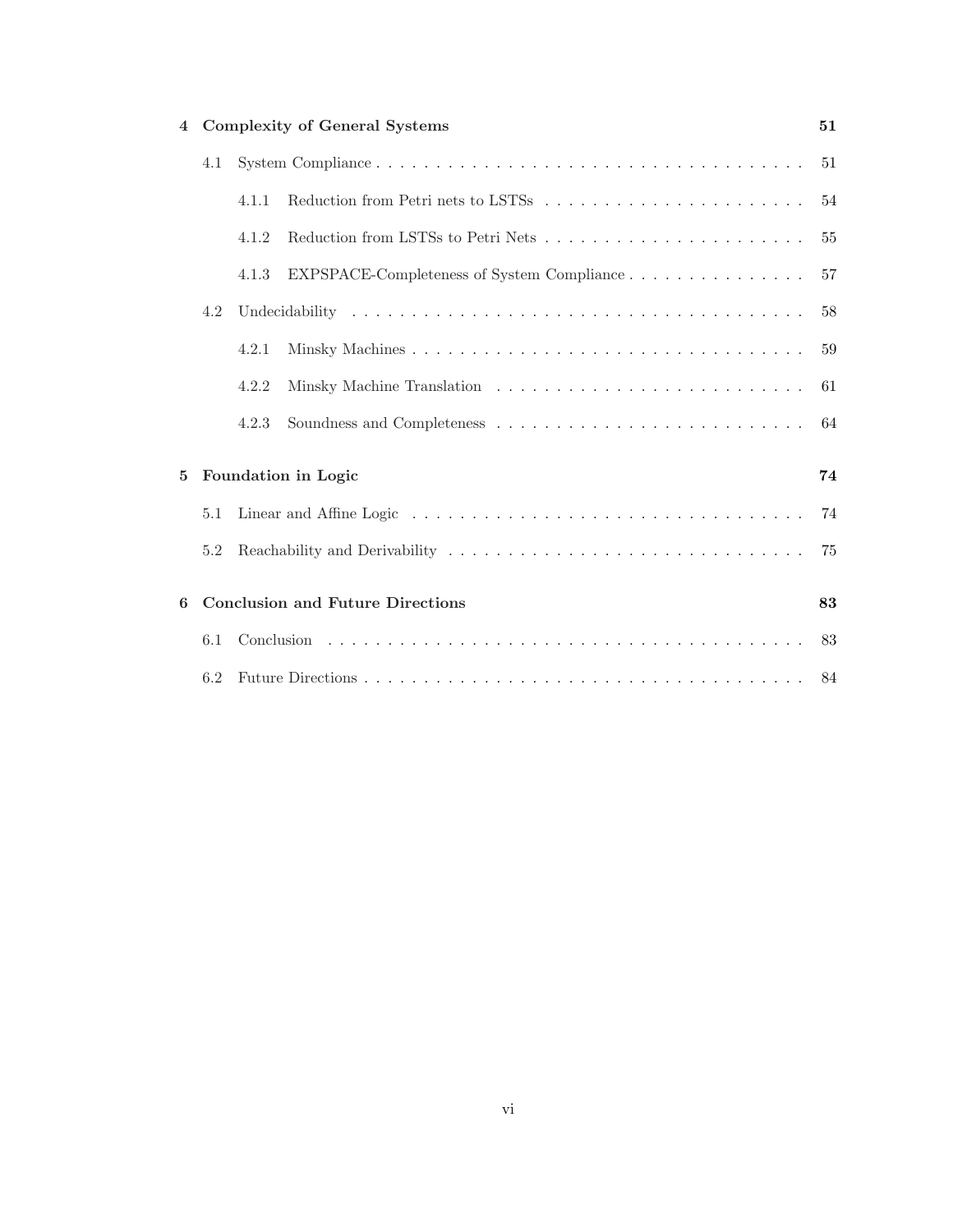**4 Complexity of General Systems** **51**

- 4.1 System Compliance . . . . . 51
  - 4.1.1 Reduction from Petri nets to LSTSs . . . . . 54
  - 4.1.2 Reduction from LSTSs to Petri Nets . . . . . 55
  - 4.1.3 EXPSPACE-Completeness of System Compliance . . . . . 57
- 4.2 Undecidability . . . . . 58
  - 4.2.1 Minsky Machines . . . . . 59
  - 4.2.2 Minsky Machine Translation . . . . . 61
  - 4.2.3 Soundness and Completeness . . . . . 64

**5 Foundation in Logic** **74**

- 5.1 Linear and Affine Logic . . . . . 74
- 5.2 Reachability and Derivability . . . . . 75

**6 Conclusion and Future Directions** **83**

- 6.1 Conclusion . . . . . 83
- 6.2 Future Directions . . . . . 84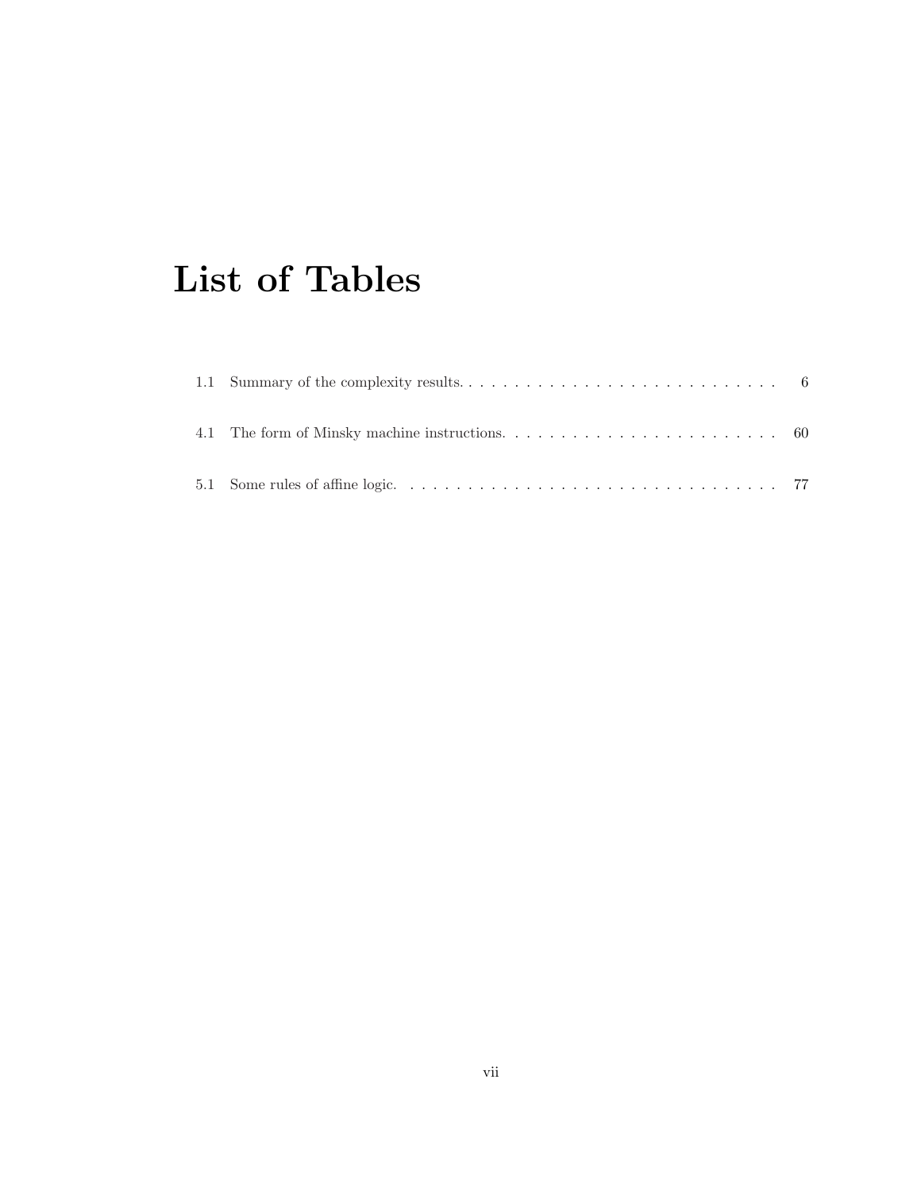# List of Tables

1.1 Summary of the complexity results. . . . . . . . . . . . . . . . . . . . . . . . . . . . . 6

4.1 The form of Minsky machine instructions. . . . . . . . . . . . . . . . . . . . . . . . . 60

5.1 Some rules of affine logic. . . . . . . . . . . . . . . . . . . . . . . . . . . . . . . . . . . 77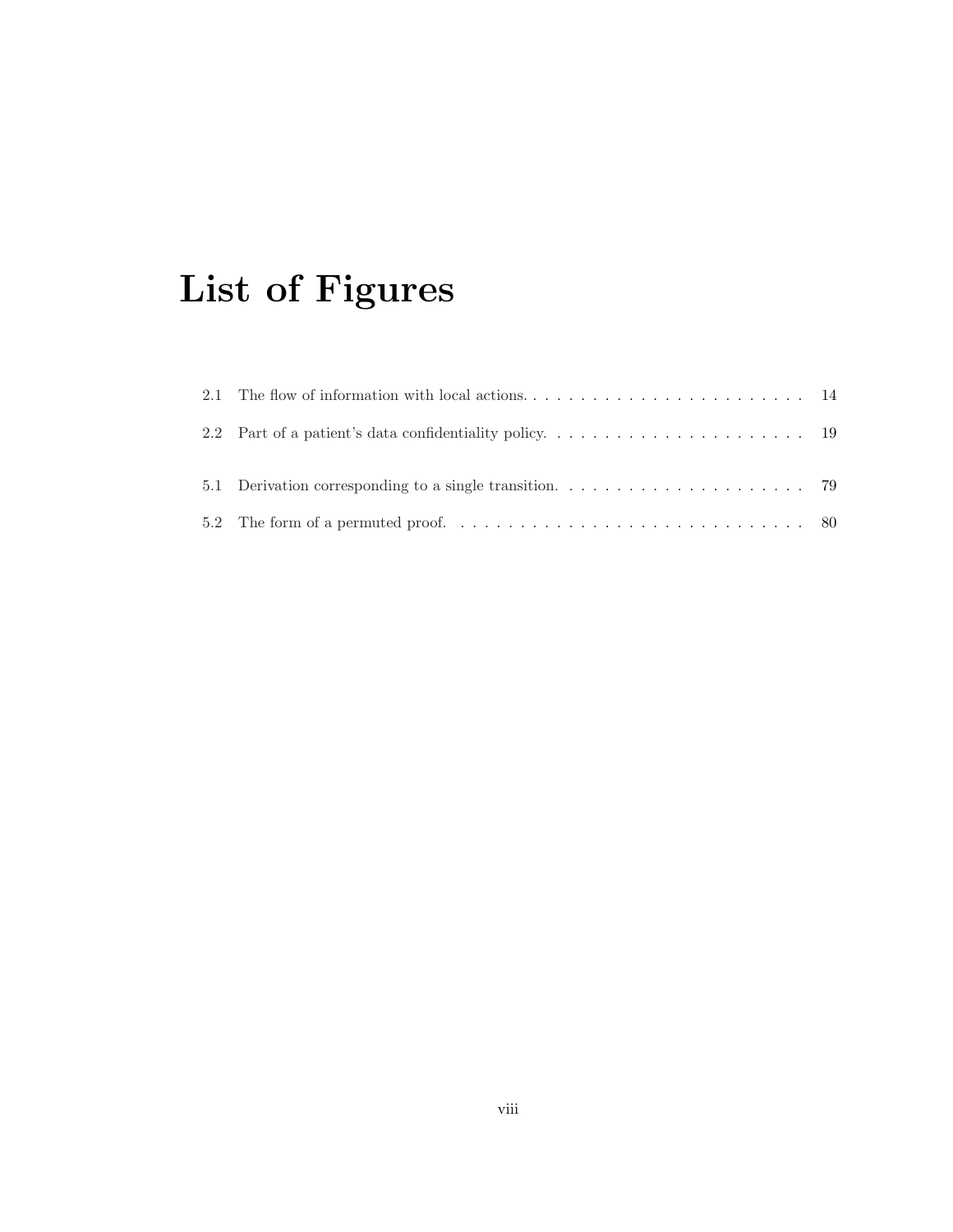# List of Figures

2.1 The flow of information with local actions. . . . . . . . . . . . . . . . . . . . . . . . 14

2.2 Part of a patient's data confidentiality policy. . . . . . . . . . . . . . . . . . . . . . . 19

5.1 Derivation corresponding to a single transition. . . . . . . . . . . . . . . . . . . . . . 79

5.2 The form of a permuted proof. . . . . . . . . . . . . . . . . . . . . . . . . . . . . . . 80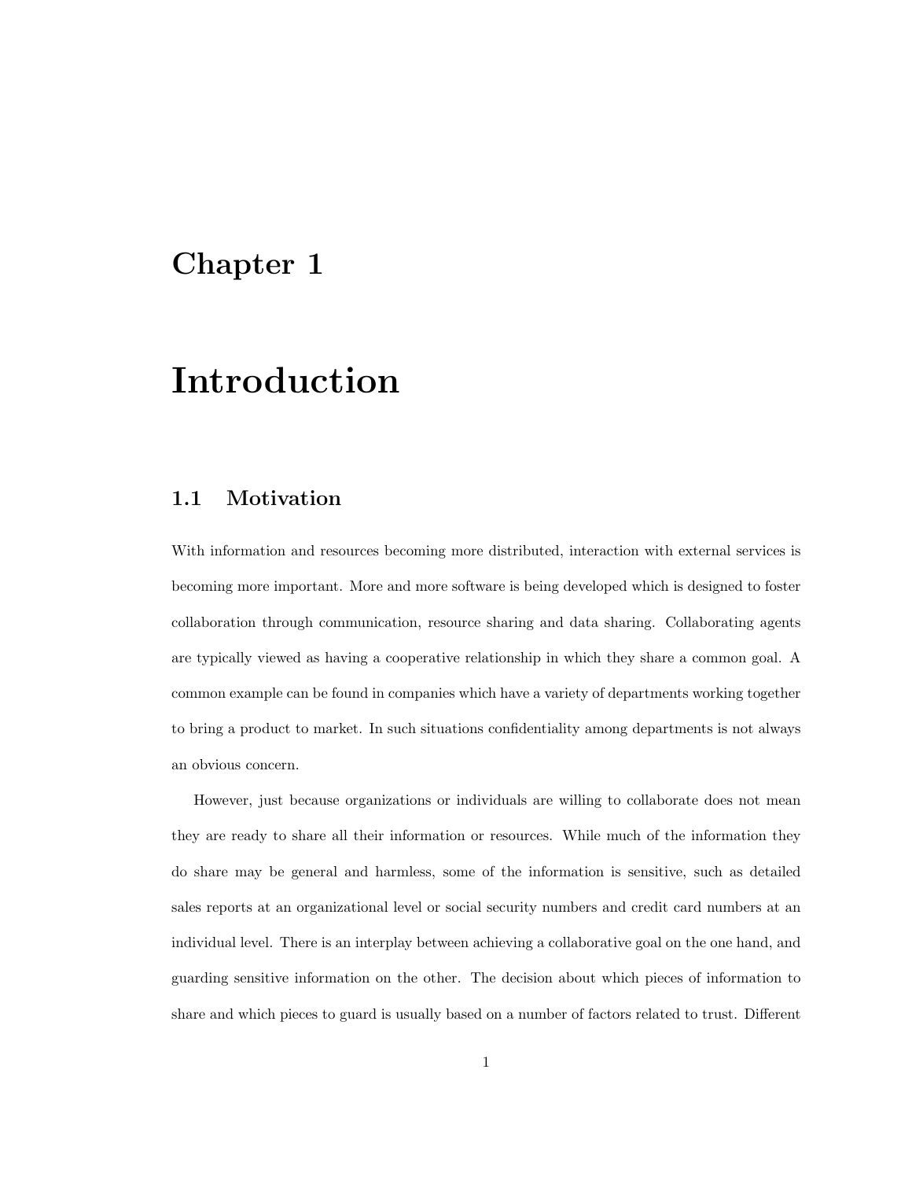# Chapter 1

# Introduction

## 1.1 Motivation

With information and resources becoming more distributed, interaction with external services is becoming more important. More and more software is being developed which is designed to foster collaboration through communication, resource sharing and data sharing. Collaborating agents are typically viewed as having a cooperative relationship in which they share a common goal. A common example can be found in companies which have a variety of departments working together to bring a product to market. In such situations confidentiality among departments is not always an obvious concern.

However, just because organizations or individuals are willing to collaborate does not mean they are ready to share all their information or resources. While much of the information they do share may be general and harmless, some of the information is sensitive, such as detailed sales reports at an organizational level or social security numbers and credit card numbers at an individual level. There is an interplay between achieving a collaborative goal on the one hand, and guarding sensitive information on the other. The decision about which pieces of information to share and which pieces to guard is usually based on a number of factors related to trust. Different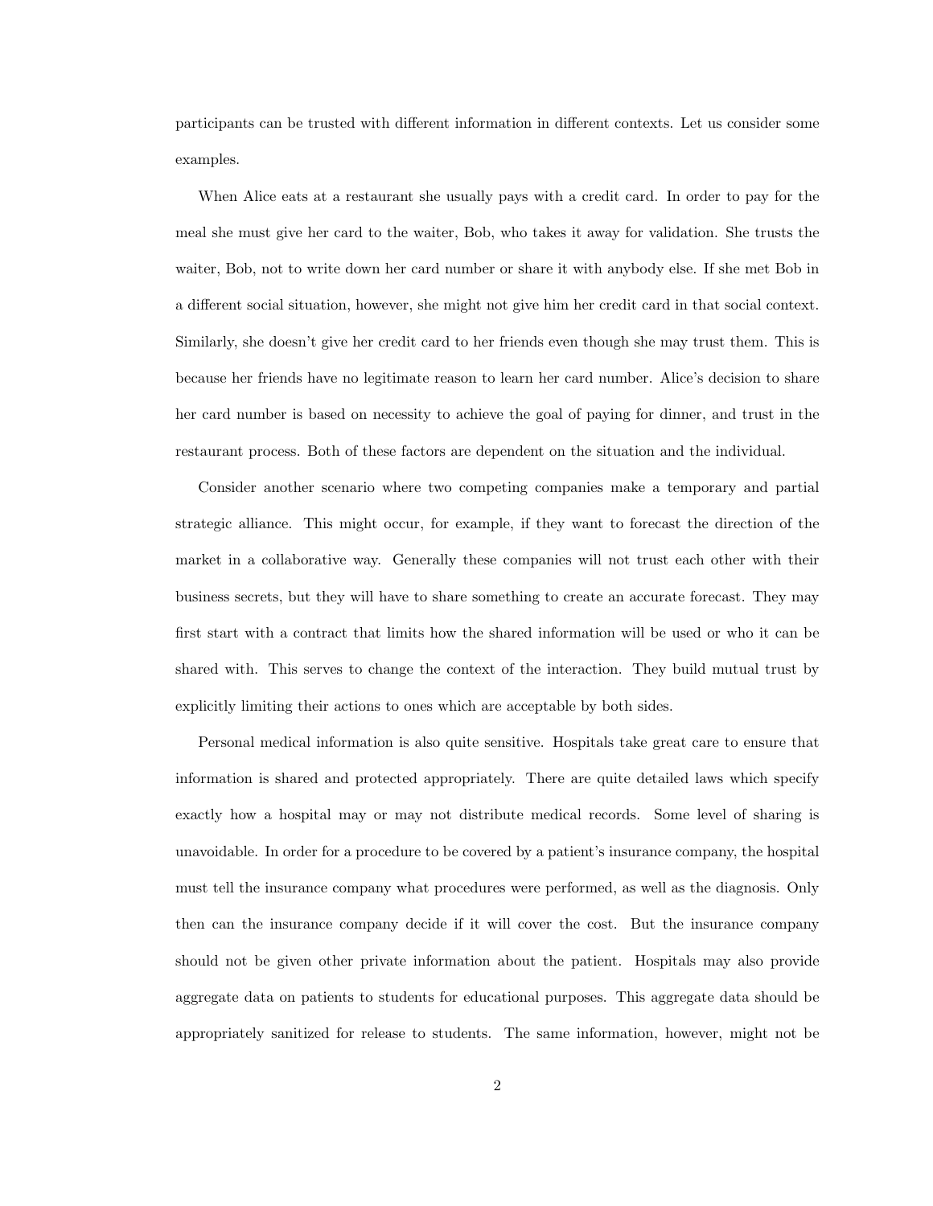participants can be trusted with different information in different contexts. Let us consider some examples.

When Alice eats at a restaurant she usually pays with a credit card. In order to pay for the meal she must give her card to the waiter, Bob, who takes it away for validation. She trusts the waiter, Bob, not to write down her card number or share it with anybody else. If she met Bob in a different social situation, however, she might not give him her credit card in that social context. Similarly, she doesn't give her credit card to her friends even though she may trust them. This is because her friends have no legitimate reason to learn her card number. Alice's decision to share her card number is based on necessity to achieve the goal of paying for dinner, and trust in the restaurant process. Both of these factors are dependent on the situation and the individual.

Consider another scenario where two competing companies make a temporary and partial strategic alliance. This might occur, for example, if they want to forecast the direction of the market in a collaborative way. Generally these companies will not trust each other with their business secrets, but they will have to share something to create an accurate forecast. They may first start with a contract that limits how the shared information will be used or who it can be shared with. This serves to change the context of the interaction. They build mutual trust by explicitly limiting their actions to ones which are acceptable by both sides.

Personal medical information is also quite sensitive. Hospitals take great care to ensure that information is shared and protected appropriately. There are quite detailed laws which specify exactly how a hospital may or may not distribute medical records. Some level of sharing is unavoidable. In order for a procedure to be covered by a patient's insurance company, the hospital must tell the insurance company what procedures were performed, as well as the diagnosis. Only then can the insurance company decide if it will cover the cost. But the insurance company should not be given other private information about the patient. Hospitals may also provide aggregate data on patients to students for educational purposes. This aggregate data should be appropriately sanitized for release to students. The same information, however, might not be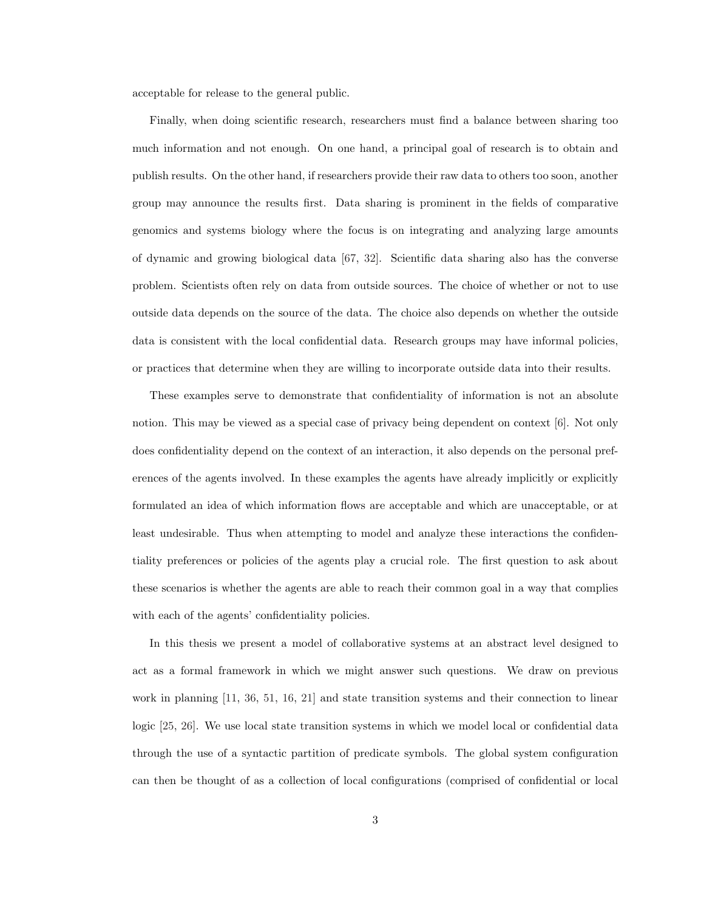acceptable for release to the general public.

Finally, when doing scientific research, researchers must find a balance between sharing too much information and not enough. On one hand, a principal goal of research is to obtain and publish results. On the other hand, if researchers provide their raw data to others too soon, another group may announce the results first. Data sharing is prominent in the fields of comparative genomics and systems biology where the focus is on integrating and analyzing large amounts of dynamic and growing biological data [67, 32]. Scientific data sharing also has the converse problem. Scientists often rely on data from outside sources. The choice of whether or not to use outside data depends on the source of the data. The choice also depends on whether the outside data is consistent with the local confidential data. Research groups may have informal policies, or practices that determine when they are willing to incorporate outside data into their results.

These examples serve to demonstrate that confidentiality of information is not an absolute notion. This may be viewed as a special case of privacy being dependent on context [6]. Not only does confidentiality depend on the context of an interaction, it also depends on the personal preferences of the agents involved. In these examples the agents have already implicitly or explicitly formulated an idea of which information flows are acceptable and which are unacceptable, or at least undesirable. Thus when attempting to model and analyze these interactions the confidentiality preferences or policies of the agents play a crucial role. The first question to ask about these scenarios is whether the agents are able to reach their common goal in a way that complies with each of the agents' confidentiality policies.

In this thesis we present a model of collaborative systems at an abstract level designed to act as a formal framework in which we might answer such questions. We draw on previous work in planning [11, 36, 51, 16, 21] and state transition systems and their connection to linear logic [25, 26]. We use local state transition systems in which we model local or confidential data through the use of a syntactic partition of predicate symbols. The global system configuration can then be thought of as a collection of local configurations (comprised of confidential or local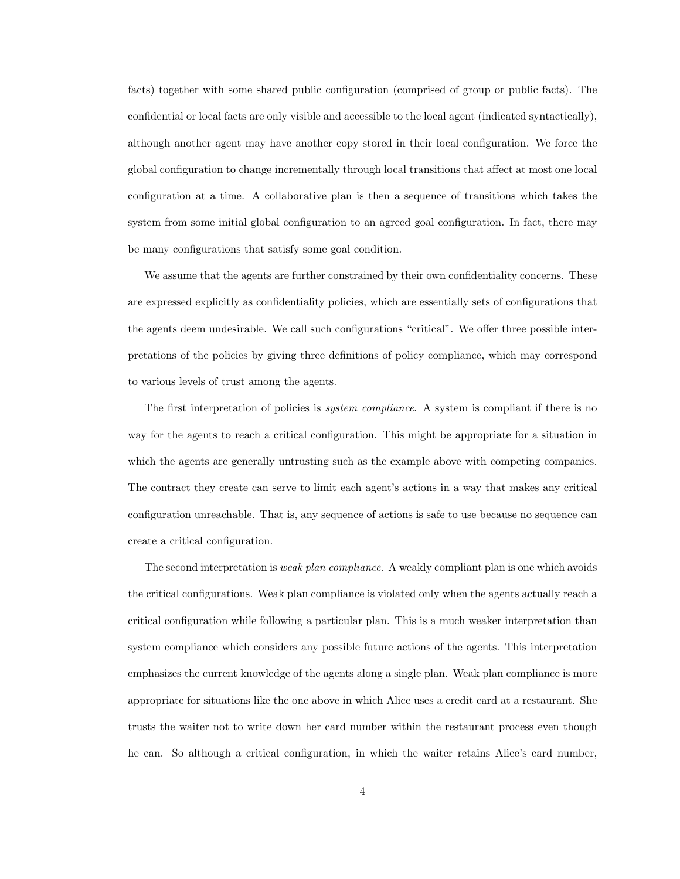facts) together with some shared public configuration (comprised of group or public facts). The confidential or local facts are only visible and accessible to the local agent (indicated syntactically), although another agent may have another copy stored in their local configuration. We force the global configuration to change incrementally through local transitions that affect at most one local configuration at a time. A collaborative plan is then a sequence of transitions which takes the system from some initial global configuration to an agreed goal configuration. In fact, there may be many configurations that satisfy some goal condition.

We assume that the agents are further constrained by their own confidentiality concerns. These are expressed explicitly as confidentiality policies, which are essentially sets of configurations that the agents deem undesirable. We call such configurations "critical". We offer three possible interpretations of the policies by giving three definitions of policy compliance, which may correspond to various levels of trust among the agents.

The first interpretation of policies is *system compliance*. A system is compliant if there is no way for the agents to reach a critical configuration. This might be appropriate for a situation in which the agents are generally untrusting such as the example above with competing companies. The contract they create can serve to limit each agent's actions in a way that makes any critical configuration unreachable. That is, any sequence of actions is safe to use because no sequence can create a critical configuration.

The second interpretation is *weak plan compliance*. A weakly compliant plan is one which avoids the critical configurations. Weak plan compliance is violated only when the agents actually reach a critical configuration while following a particular plan. This is a much weaker interpretation than system compliance which considers any possible future actions of the agents. This interpretation emphasizes the current knowledge of the agents along a single plan. Weak plan compliance is more appropriate for situations like the one above in which Alice uses a credit card at a restaurant. She trusts the waiter not to write down her card number within the restaurant process even though he can. So although a critical configuration, in which the waiter retains Alice's card number,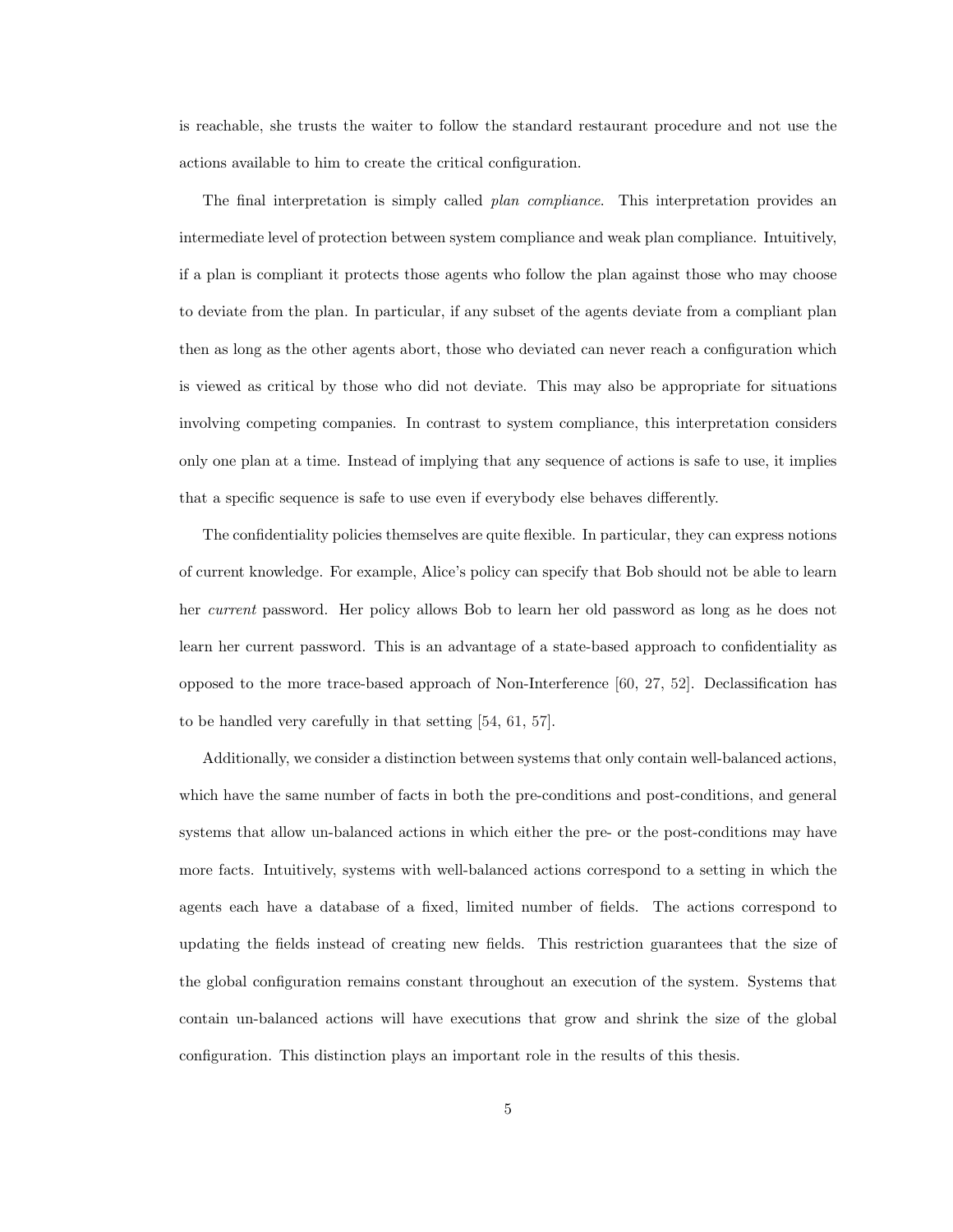is reachable, she trusts the waiter to follow the standard restaurant procedure and not use the actions available to him to create the critical configuration.

The final interpretation is simply called *plan compliance*. This interpretation provides an intermediate level of protection between system compliance and weak plan compliance. Intuitively, if a plan is compliant it protects those agents who follow the plan against those who may choose to deviate from the plan. In particular, if any subset of the agents deviate from a compliant plan then as long as the other agents abort, those who deviated can never reach a configuration which is viewed as critical by those who did not deviate. This may also be appropriate for situations involving competing companies. In contrast to system compliance, this interpretation considers only one plan at a time. Instead of implying that any sequence of actions is safe to use, it implies that a specific sequence is safe to use even if everybody else behaves differently.

The confidentiality policies themselves are quite flexible. In particular, they can express notions of current knowledge. For example, Alice's policy can specify that Bob should not be able to learn her *current* password. Her policy allows Bob to learn her old password as long as he does not learn her current password. This is an advantage of a state-based approach to confidentiality as opposed to the more trace-based approach of Non-Interference [60, 27, 52]. Declassification has to be handled very carefully in that setting [54, 61, 57].

Additionally, we consider a distinction between systems that only contain well-balanced actions, which have the same number of facts in both the pre-conditions and post-conditions, and general systems that allow un-balanced actions in which either the pre- or the post-conditions may have more facts. Intuitively, systems with well-balanced actions correspond to a setting in which the agents each have a database of a fixed, limited number of fields. The actions correspond to updating the fields instead of creating new fields. This restriction guarantees that the size of the global configuration remains constant throughout an execution of the system. Systems that contain un-balanced actions will have executions that grow and shrink the size of the global configuration. This distinction plays an important role in the results of this thesis.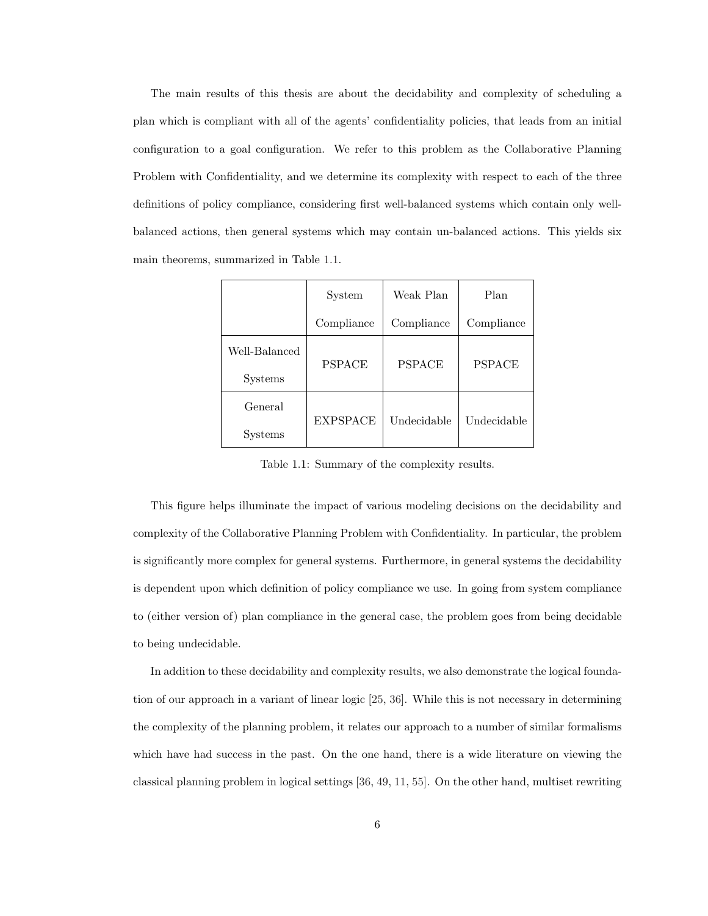The main results of this thesis are about the decidability and complexity of scheduling a plan which is compliant with all of the agents' confidentiality policies, that leads from an initial configuration to a goal configuration. We refer to this problem as the Collaborative Planning Problem with Confidentiality, and we determine its complexity with respect to each of the three definitions of policy compliance, considering first well-balanced systems which contain only well-balanced actions, then general systems which may contain un-balanced actions. This yields six main theorems, summarized in Table 1.1.

| | System Compliance | Weak Plan Compliance | Plan Compliance |
|---|---|---|---|
| Well-Balanced Systems | PSPACE | PSPACE | PSPACE |
| General Systems | EXPSPACE | Undecidable | Undecidable |

Table 1.1: Summary of the complexity results.

This figure helps illuminate the impact of various modeling decisions on the decidability and complexity of the Collaborative Planning Problem with Confidentiality. In particular, the problem is significantly more complex for general systems. Furthermore, in general systems the decidability is dependent upon which definition of policy compliance we use. In going from system compliance to (either version of) plan compliance in the general case, the problem goes from being decidable to being undecidable.

In addition to these decidability and complexity results, we also demonstrate the logical foundation of our approach in a variant of linear logic [25, 36]. While this is not necessary in determining the complexity of the planning problem, it relates our approach to a number of similar formalisms which have had success in the past. On the one hand, there is a wide literature on viewing the classical planning problem in logical settings [36, 49, 11, 55]. On the other hand, multiset rewriting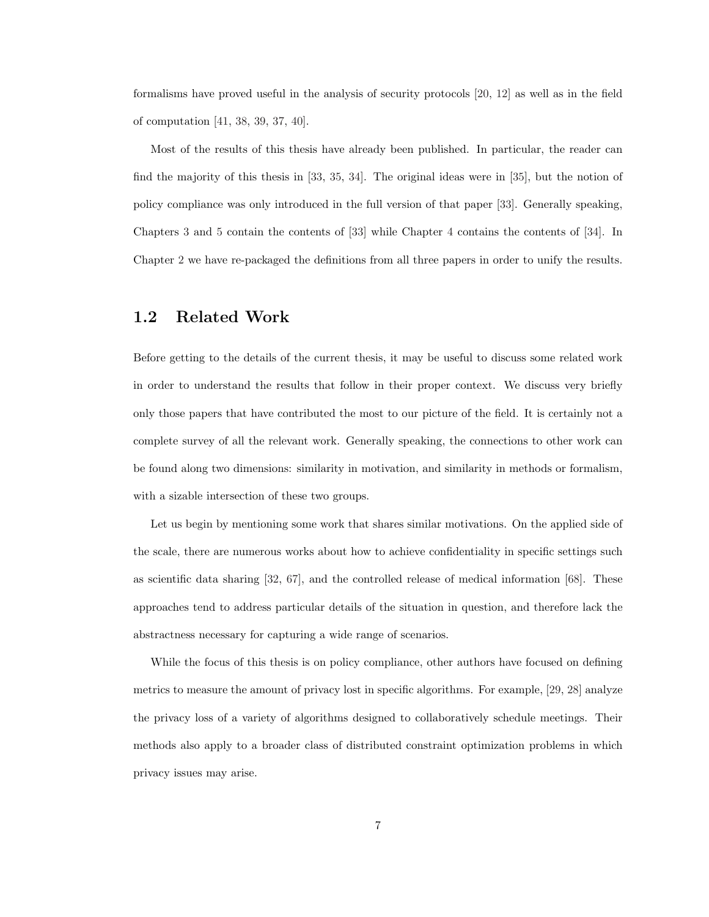formalisms have proved useful in the analysis of security protocols [20, 12] as well as in the field of computation [41, 38, 39, 37, 40].

Most of the results of this thesis have already been published. In particular, the reader can find the majority of this thesis in [33, 35, 34]. The original ideas were in [35], but the notion of policy compliance was only introduced in the full version of that paper [33]. Generally speaking, Chapters 3 and 5 contain the contents of [33] while Chapter 4 contains the contents of [34]. In Chapter 2 we have re-packaged the definitions from all three papers in order to unify the results.

## 1.2 Related Work

Before getting to the details of the current thesis, it may be useful to discuss some related work in order to understand the results that follow in their proper context. We discuss very briefly only those papers that have contributed the most to our picture of the field. It is certainly not a complete survey of all the relevant work. Generally speaking, the connections to other work can be found along two dimensions: similarity in motivation, and similarity in methods or formalism, with a sizable intersection of these two groups.

Let us begin by mentioning some work that shares similar motivations. On the applied side of the scale, there are numerous works about how to achieve confidentiality in specific settings such as scientific data sharing [32, 67], and the controlled release of medical information [68]. These approaches tend to address particular details of the situation in question, and therefore lack the abstractness necessary for capturing a wide range of scenarios.

While the focus of this thesis is on policy compliance, other authors have focused on defining metrics to measure the amount of privacy lost in specific algorithms. For example, [29, 28] analyze the privacy loss of a variety of algorithms designed to collaboratively schedule meetings. Their methods also apply to a broader class of distributed constraint optimization problems in which privacy issues may arise.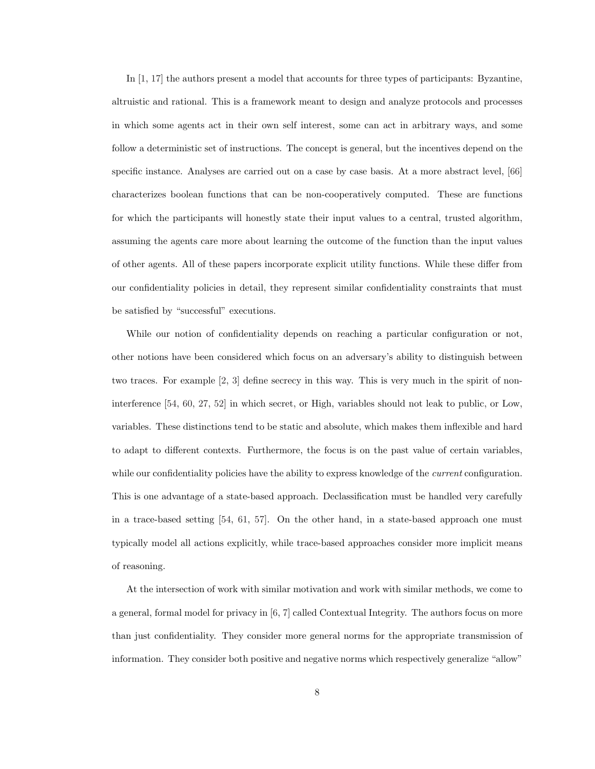In [1, 17] the authors present a model that accounts for three types of participants: Byzantine, altruistic and rational. This is a framework meant to design and analyze protocols and processes in which some agents act in their own self interest, some can act in arbitrary ways, and some follow a deterministic set of instructions. The concept is general, but the incentives depend on the specific instance. Analyses are carried out on a case by case basis. At a more abstract level, [66] characterizes boolean functions that can be non-cooperatively computed. These are functions for which the participants will honestly state their input values to a central, trusted algorithm, assuming the agents care more about learning the outcome of the function than the input values of other agents. All of these papers incorporate explicit utility functions. While these differ from our confidentiality policies in detail, they represent similar confidentiality constraints that must be satisfied by "successful" executions.

While our notion of confidentiality depends on reaching a particular configuration or not, other notions have been considered which focus on an adversary's ability to distinguish between two traces. For example [2, 3] define secrecy in this way. This is very much in the spirit of non-interference [54, 60, 27, 52] in which secret, or High, variables should not leak to public, or Low, variables. These distinctions tend to be static and absolute, which makes them inflexible and hard to adapt to different contexts. Furthermore, the focus is on the past value of certain variables, while our confidentiality policies have the ability to express knowledge of the *current* configuration. This is one advantage of a state-based approach. Declassification must be handled very carefully in a trace-based setting [54, 61, 57]. On the other hand, in a state-based approach one must typically model all actions explicitly, while trace-based approaches consider more implicit means of reasoning.

At the intersection of work with similar motivation and work with similar methods, we come to a general, formal model for privacy in [6, 7] called Contextual Integrity. The authors focus on more than just confidentiality. They consider more general norms for the appropriate transmission of information. They consider both positive and negative norms which respectively generalize "allow"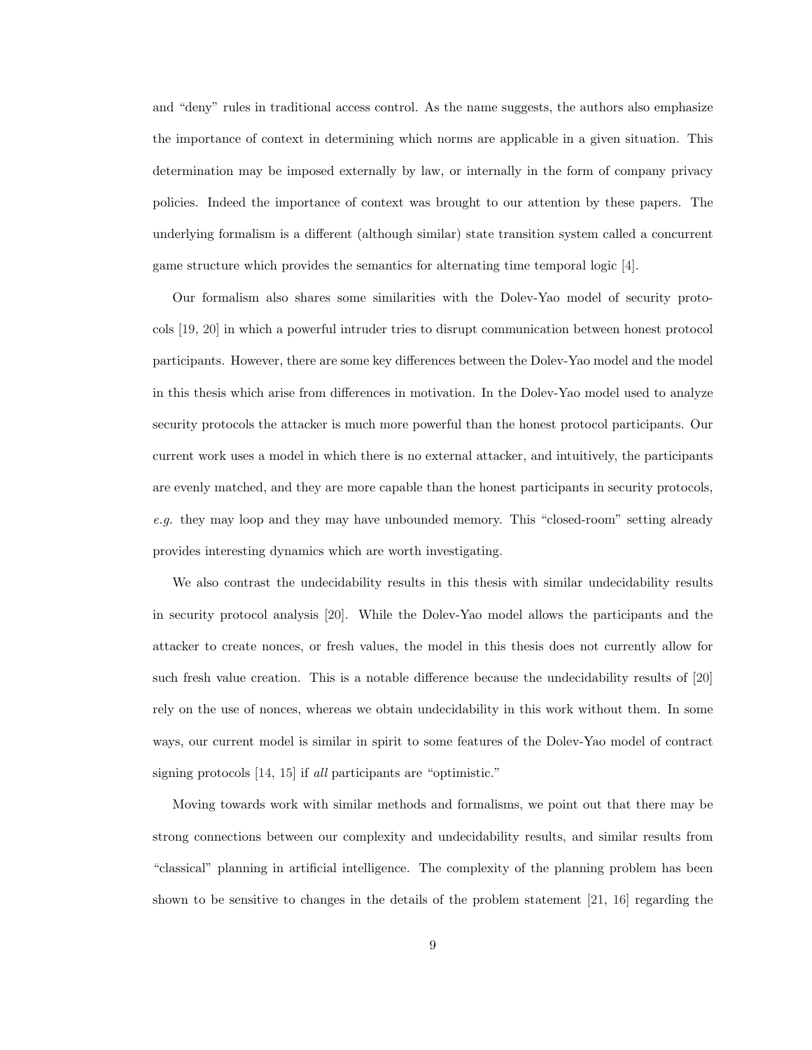and "deny" rules in traditional access control. As the name suggests, the authors also emphasize the importance of context in determining which norms are applicable in a given situation. This determination may be imposed externally by law, or internally in the form of company privacy policies. Indeed the importance of context was brought to our attention by these papers. The underlying formalism is a different (although similar) state transition system called a concurrent game structure which provides the semantics for alternating time temporal logic [4].

Our formalism also shares some similarities with the Dolev-Yao model of security protocols [19, 20] in which a powerful intruder tries to disrupt communication between honest protocol participants. However, there are some key differences between the Dolev-Yao model and the model in this thesis which arise from differences in motivation. In the Dolev-Yao model used to analyze security protocols the attacker is much more powerful than the honest protocol participants. Our current work uses a model in which there is no external attacker, and intuitively, the participants are evenly matched, and they are more capable than the honest participants in security protocols, *e.g.* they may loop and they may have unbounded memory. This "closed-room" setting already provides interesting dynamics which are worth investigating.

We also contrast the undecidability results in this thesis with similar undecidability results in security protocol analysis [20]. While the Dolev-Yao model allows the participants and the attacker to create nonces, or fresh values, the model in this thesis does not currently allow for such fresh value creation. This is a notable difference because the undecidability results of [20] rely on the use of nonces, whereas we obtain undecidability in this work without them. In some ways, our current model is similar in spirit to some features of the Dolev-Yao model of contract signing protocols [14, 15] if *all* participants are "optimistic."

Moving towards work with similar methods and formalisms, we point out that there may be strong connections between our complexity and undecidability results, and similar results from "classical" planning in artificial intelligence. The complexity of the planning problem has been shown to be sensitive to changes in the details of the problem statement [21, 16] regarding the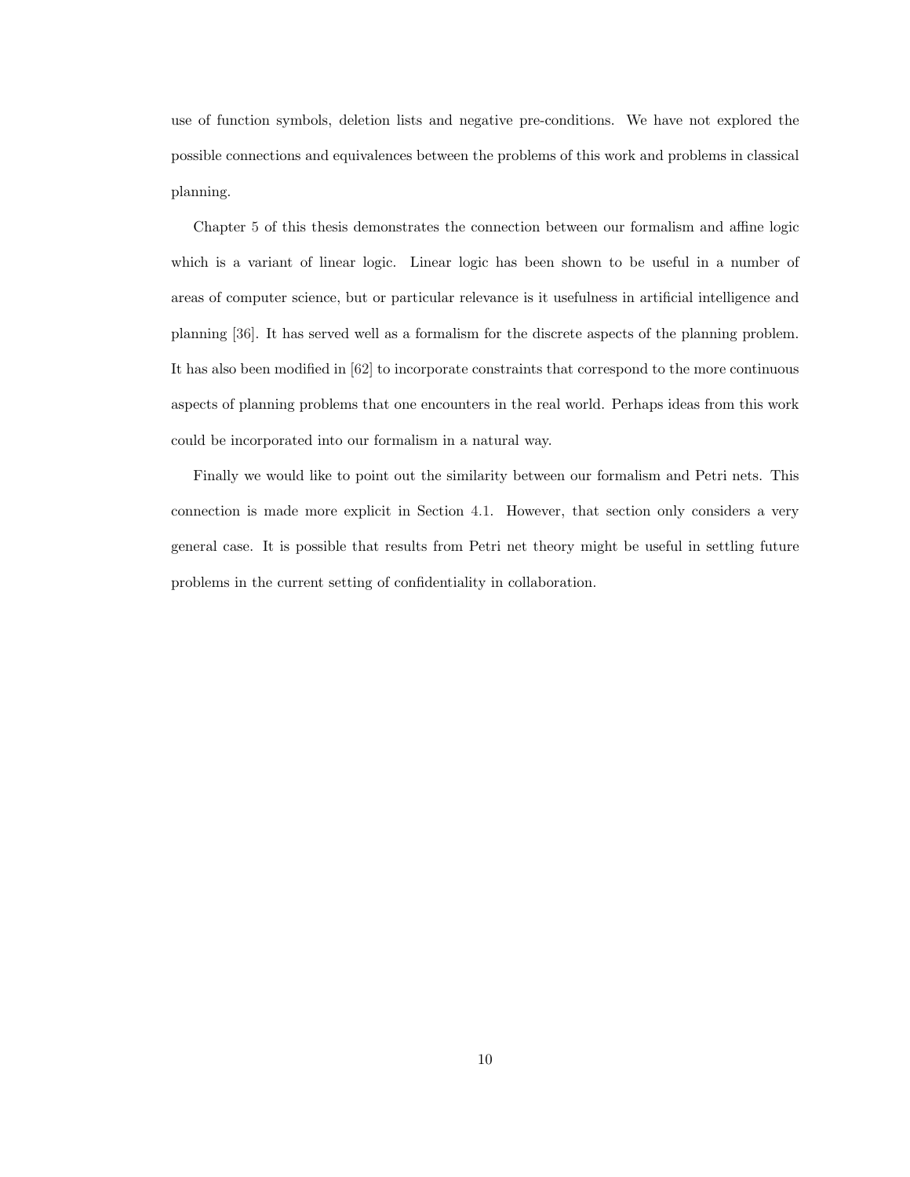use of function symbols, deletion lists and negative pre-conditions. We have not explored the possible connections and equivalences between the problems of this work and problems in classical planning.

Chapter 5 of this thesis demonstrates the connection between our formalism and affine logic which is a variant of linear logic. Linear logic has been shown to be useful in a number of areas of computer science, but or particular relevance is it usefulness in artificial intelligence and planning [36]. It has served well as a formalism for the discrete aspects of the planning problem. It has also been modified in [62] to incorporate constraints that correspond to the more continuous aspects of planning problems that one encounters in the real world. Perhaps ideas from this work could be incorporated into our formalism in a natural way.

Finally we would like to point out the similarity between our formalism and Petri nets. This connection is made more explicit in Section 4.1. However, that section only considers a very general case. It is possible that results from Petri net theory might be useful in settling future problems in the current setting of confidentiality in collaboration.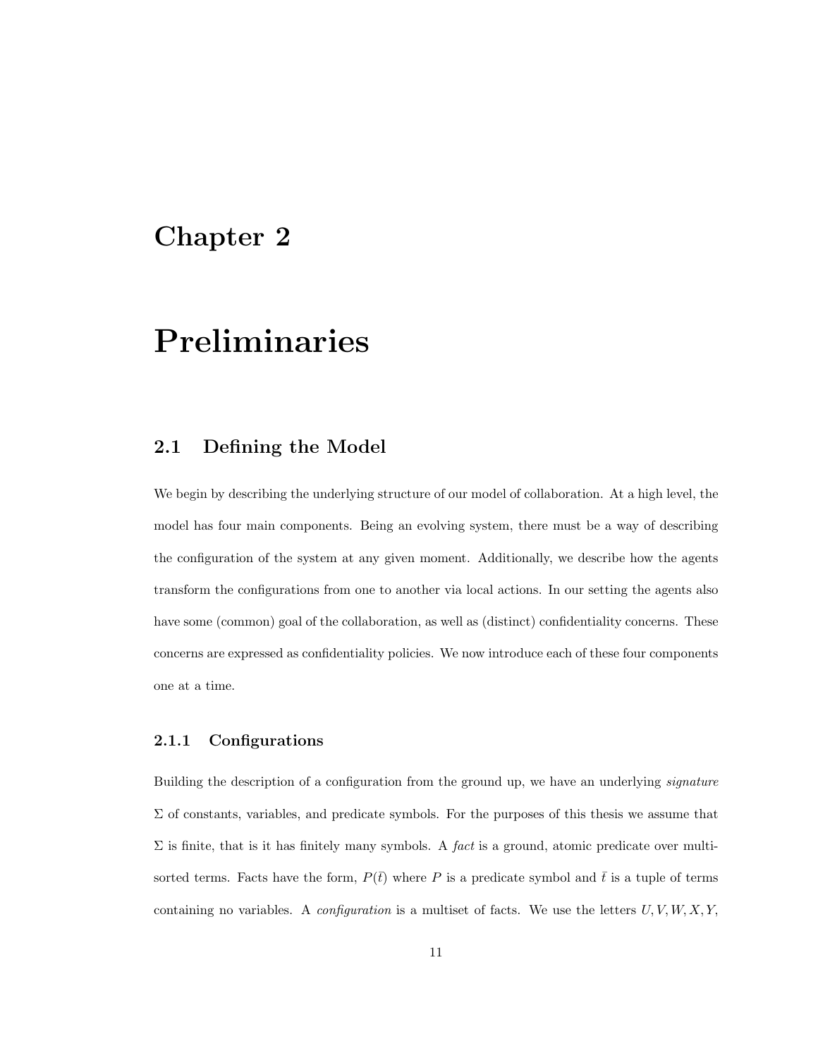# Chapter 2

# Preliminaries

## 2.1 Defining the Model

We begin by describing the underlying structure of our model of collaboration. At a high level, the model has four main components. Being an evolving system, there must be a way of describing the configuration of the system at any given moment. Additionally, we describe how the agents transform the configurations from one to another via local actions. In our setting the agents also have some (common) goal of the collaboration, as well as (distinct) confidentiality concerns. These concerns are expressed as confidentiality policies. We now introduce each of these four components one at a time.

### 2.1.1 Configurations

Building the description of a configuration from the ground up, we have an underlying *signature* $\Sigma$ of constants, variables, and predicate symbols. For the purposes of this thesis we assume that $\Sigma$ is finite, that is it has finitely many symbols. A *fact* is a ground, atomic predicate over multi-sorted terms. Facts have the form, $P(\bar{t})$ where $P$ is a predicate symbol and $\bar{t}$ is a tuple of terms containing no variables. A *configuration* is a multiset of facts. We use the letters $U, V, W, X, Y,$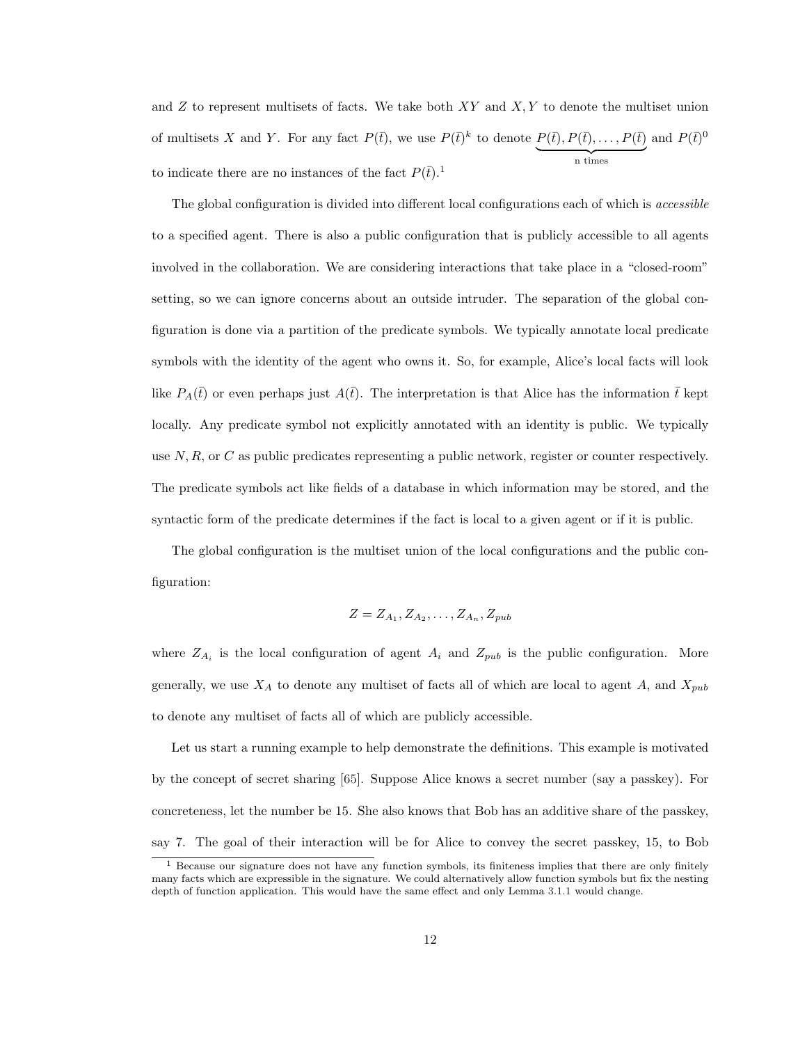and $Z$ to represent multisets of facts. We take both $XY$ and $X, Y$ to denote the multiset union of multisets $X$ and $Y$. For any fact $P(\bar{t})$, we use $P(\bar{t})^k$ to denote $\underbrace{P(\bar{t}), P(\bar{t}), \ldots, P(\bar{t})}_{\text{n times}}$ and $P(\bar{t})^0$ to indicate there are no instances of the fact $P(\bar{t})$.[1]

The global configuration is divided into different local configurations each of which is *accessible* to a specified agent. There is also a public configuration that is publicly accessible to all agents involved in the collaboration. We are considering interactions that take place in a "closed-room" setting, so we can ignore concerns about an outside intruder. The separation of the global configuration is done via a partition of the predicate symbols. We typically annotate local predicate symbols with the identity of the agent who owns it. So, for example, Alice's local facts will look like $P_A(\bar{t})$ or even perhaps just $A(\bar{t})$. The interpretation is that Alice has the information $\bar{t}$ kept locally. Any predicate symbol not explicitly annotated with an identity is public. We typically use $N, R$, or $C$ as public predicates representing a public network, register or counter respectively. The predicate symbols act like fields of a database in which information may be stored, and the syntactic form of the predicate determines if the fact is local to a given agent or if it is public.

The global configuration is the multiset union of the local configurations and the public configuration:

$$Z = Z_{A_1}, Z_{A_2}, \ldots, Z_{A_n}, Z_{pub}$$

where $Z_{A_i}$ is the local configuration of agent $A_i$ and $Z_{pub}$ is the public configuration. More generally, we use $X_A$ to denote any multiset of facts all of which are local to agent $A$, and $X_{pub}$ to denote any multiset of facts all of which are publicly accessible.

Let us start a running example to help demonstrate the definitions. This example is motivated by the concept of secret sharing [65]. Suppose Alice knows a secret number (say a passkey). For concreteness, let the number be 15. She also knows that Bob has an additive share of the passkey, say 7. The goal of their interaction will be for Alice to convey the secret passkey, 15, to Bob

[1] Because our signature does not have any function symbols, its finiteness implies that there are only finitely many facts which are expressible in the signature. We could alternatively allow function symbols but fix the nesting depth of function application. This would have the same effect and only Lemma 3.1.1 would change.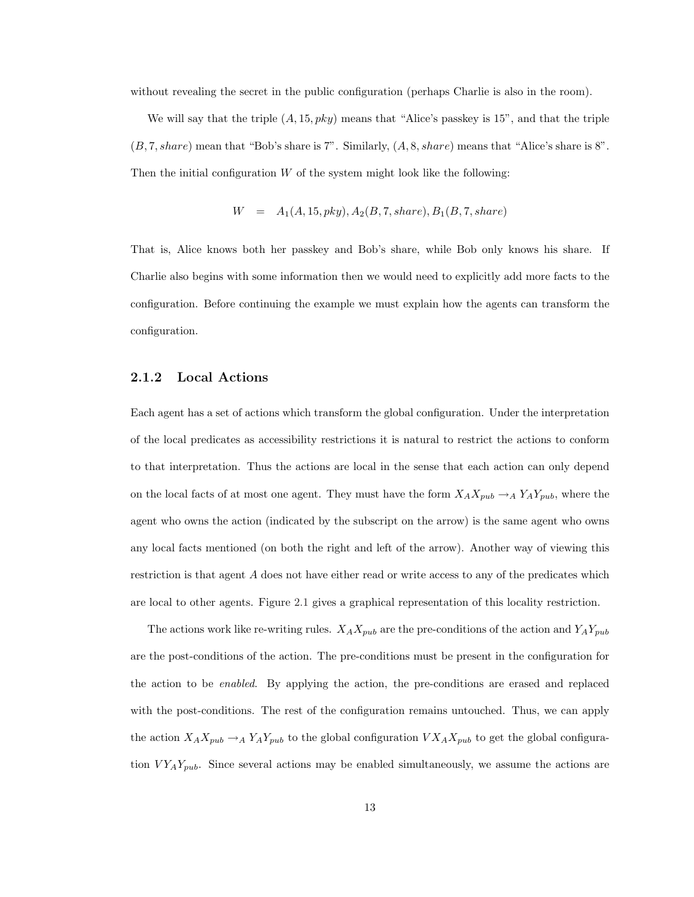without revealing the secret in the public configuration (perhaps Charlie is also in the room).

We will say that the triple $(A, 15, pky)$ means that "Alice's passkey is 15", and that the triple $(B, 7, share)$ mean that "Bob's share is 7". Similarly, $(A, 8, share)$ means that "Alice's share is 8". Then the initial configuration $W$ of the system might look like the following:

$$W \quad = \quad A_1(A, 15, pky), A_2(B, 7, share), B_1(B, 7, share)$$

That is, Alice knows both her passkey and Bob's share, while Bob only knows his share. If Charlie also begins with some information then we would need to explicitly add more facts to the configuration. Before continuing the example we must explain how the agents can transform the configuration.

### 2.1.2 Local Actions

Each agent has a set of actions which transform the global configuration. Under the interpretation of the local predicates as accessibility restrictions it is natural to restrict the actions to conform to that interpretation. Thus the actions are local in the sense that each action can only depend on the local facts of at most one agent. They must have the form $X_A X_{pub} \rightarrow_A Y_A Y_{pub}$, where the agent who owns the action (indicated by the subscript on the arrow) is the same agent who owns any local facts mentioned (on both the right and left of the arrow). Another way of viewing this restriction is that agent $A$ does not have either read or write access to any of the predicates which are local to other agents. Figure 2.1 gives a graphical representation of this locality restriction.

The actions work like re-writing rules. $X_A X_{pub}$ are the pre-conditions of the action and $Y_A Y_{pub}$ are the post-conditions of the action. The pre-conditions must be present in the configuration for the action to be *enabled*. By applying the action, the pre-conditions are erased and replaced with the post-conditions. The rest of the configuration remains untouched. Thus, we can apply the action $X_A X_{pub} \rightarrow_A Y_A Y_{pub}$ to the global configuration $V X_A X_{pub}$ to get the global configuration $V Y_A Y_{pub}$. Since several actions may be enabled simultaneously, we assume the actions are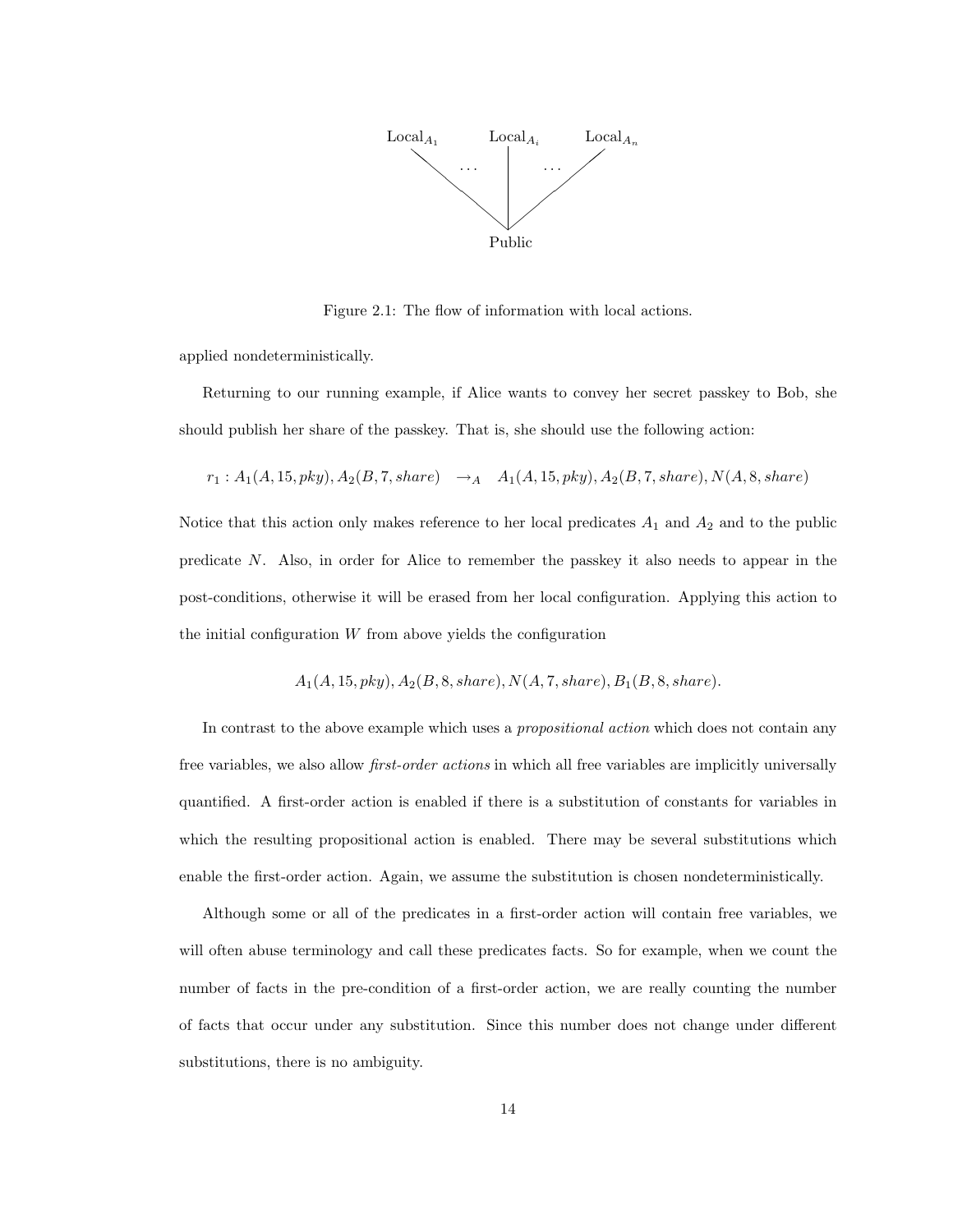Figure 2.1: The flow of information with local actions.

applied nondeterministically.

Returning to our running example, if Alice wants to convey her secret passkey to Bob, she should publish her share of the passkey. That is, she should use the following action:

$$r_1 : A_1(A, 15, pky), A_2(B, 7, share) \quad \rightarrow_A \quad A_1(A, 15, pky), A_2(B, 7, share), N(A, 8, share)$$

Notice that this action only makes reference to her local predicates $A_1$ and $A_2$ and to the public predicate $N$. Also, in order for Alice to remember the passkey it also needs to appear in the post-conditions, otherwise it will be erased from her local configuration. Applying this action to the initial configuration $W$ from above yields the configuration

$$A_1(A, 15, pky), A_2(B, 8, share), N(A, 7, share), B_1(B, 8, share).$$

In contrast to the above example which uses a *propositional action* which does not contain any free variables, we also allow *first-order actions* in which all free variables are implicitly universally quantified. A first-order action is enabled if there is a substitution of constants for variables in which the resulting propositional action is enabled. There may be several substitutions which enable the first-order action. Again, we assume the substitution is chosen nondeterministically.

Although some or all of the predicates in a first-order action will contain free variables, we will often abuse terminology and call these predicates facts. So for example, when we count the number of facts in the pre-condition of a first-order action, we are really counting the number of facts that occur under any substitution. Since this number does not change under different substitutions, there is no ambiguity.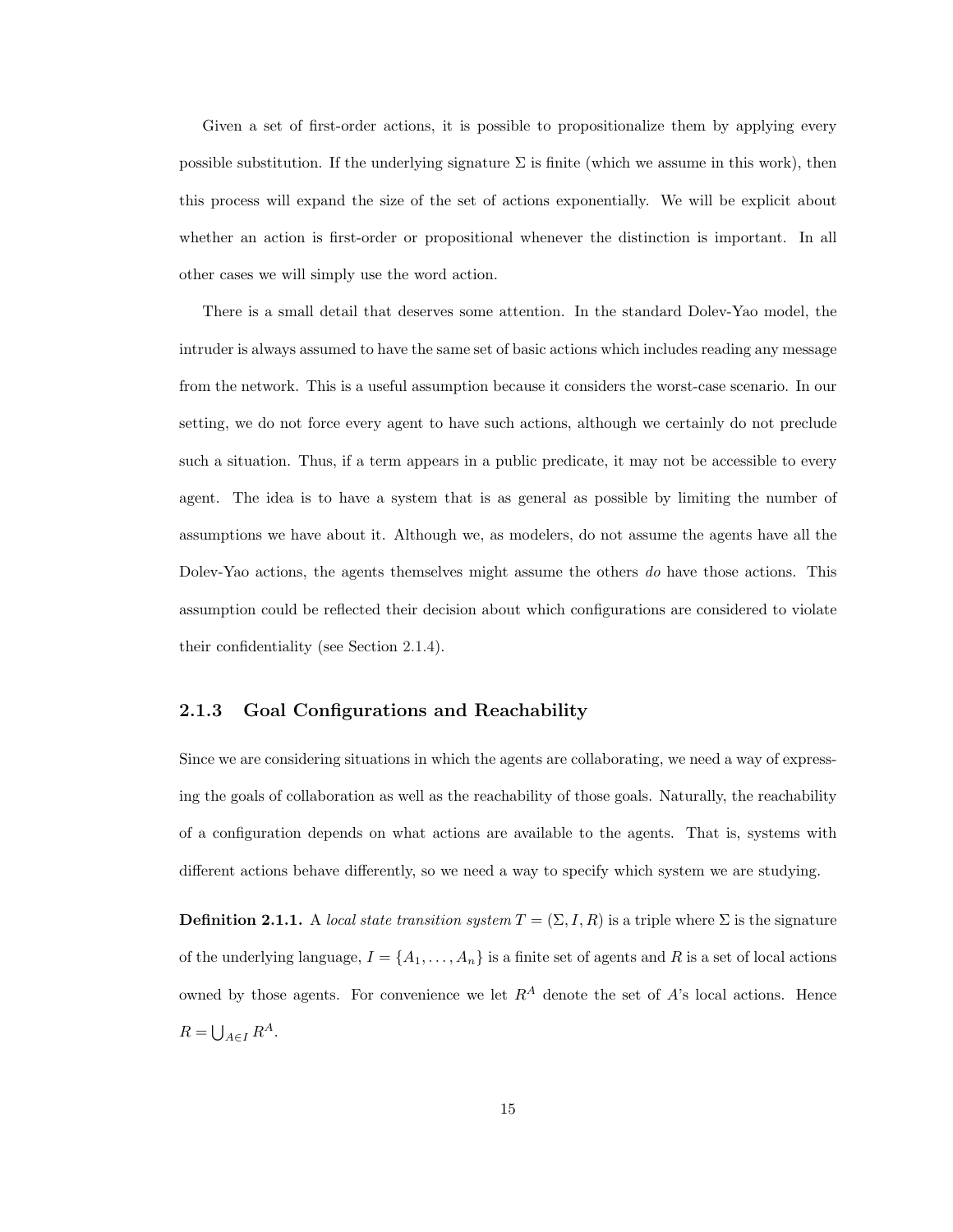Given a set of first-order actions, it is possible to propositionalize them by applying every possible substitution. If the underlying signature $\Sigma$ is finite (which we assume in this work), then this process will expand the size of the set of actions exponentially. We will be explicit about whether an action is first-order or propositional whenever the distinction is important. In all other cases we will simply use the word action.

There is a small detail that deserves some attention. In the standard Dolev-Yao model, the intruder is always assumed to have the same set of basic actions which includes reading any message from the network. This is a useful assumption because it considers the worst-case scenario. In our setting, we do not force every agent to have such actions, although we certainly do not preclude such a situation. Thus, if a term appears in a public predicate, it may not be accessible to every agent. The idea is to have a system that is as general as possible by limiting the number of assumptions we have about it. Although we, as modelers, do not assume the agents have all the Dolev-Yao actions, the agents themselves might assume the others *do* have those actions. This assumption could be reflected their decision about which configurations are considered to violate their confidentiality (see Section 2.1.4).

### 2.1.3 Goal Configurations and Reachability

Since we are considering situations in which the agents are collaborating, we need a way of expressing the goals of collaboration as well as the reachability of those goals. Naturally, the reachability of a configuration depends on what actions are available to the agents. That is, systems with different actions behave differently, so we need a way to specify which system we are studying.

**Definition 2.1.1.** A *local state transition system* $T = (\Sigma, I, R)$ is a triple where $\Sigma$ is the signature of the underlying language, $I = \{A_1, \ldots, A_n\}$ is a finite set of agents and $R$ is a set of local actions owned by those agents. For convenience we let $R^A$ denote the set of $A$'s local actions. Hence $R = \bigcup_{A \in I} R^A$.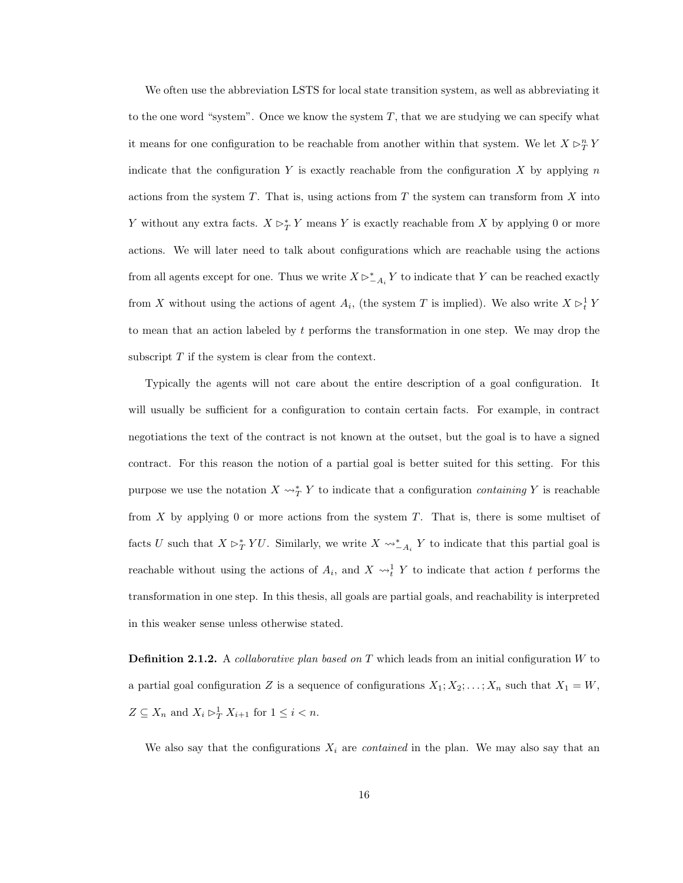We often use the abbreviation LSTS for local state transition system, as well as abbreviating it to the one word "system". Once we know the system $T$, that we are studying we can specify what it means for one configuration to be reachable from another within that system. We let $X \rhd^n_T Y$ indicate that the configuration $Y$ is exactly reachable from the configuration $X$ by applying $n$ actions from the system $T$. That is, using actions from $T$ the system can transform from $X$ into $Y$ without any extra facts. $X \rhd^*_T Y$ means $Y$ is exactly reachable from $X$ by applying 0 or more actions. We will later need to talk about configurations which are reachable using the actions from all agents except for one. Thus we write $X \rhd^*_{-A_i} Y$ to indicate that $Y$ can be reached exactly from $X$ without using the actions of agent $A_i$, (the system $T$ is implied). We also write $X \rhd^1_t Y$ to mean that an action labeled by $t$ performs the transformation in one step. We may drop the subscript $T$ if the system is clear from the context.

Typically the agents will not care about the entire description of a goal configuration. It will usually be sufficient for a configuration to contain certain facts. For example, in contract negotiations the text of the contract is not known at the outset, but the goal is to have a signed contract. For this reason the notion of a partial goal is better suited for this setting. For this purpose we use the notation $X \rightsquigarrow^*_T Y$ to indicate that a configuration *containing* $Y$ is reachable from $X$ by applying 0 or more actions from the system $T$. That is, there is some multiset of facts $U$ such that $X \rhd^*_T YU$. Similarly, we write $X \rightsquigarrow^*_{-A_i} Y$ to indicate that this partial goal is reachable without using the actions of $A_i$, and $X \rightsquigarrow^1_t Y$ to indicate that action $t$ performs the transformation in one step. In this thesis, all goals are partial goals, and reachability is interpreted in this weaker sense unless otherwise stated.

**Definition 2.1.2.** A *collaborative plan based on* $T$ which leads from an initial configuration $W$ to a partial goal configuration $Z$ is a sequence of configurations $X_1; X_2; \ldots; X_n$ such that $X_1 = W$, $Z \subseteq X_n$ and $X_i \rhd^1_T X_{i+1}$ for $1 \leq i < n$.

We also say that the configurations $X_i$ are *contained* in the plan. We may also say that an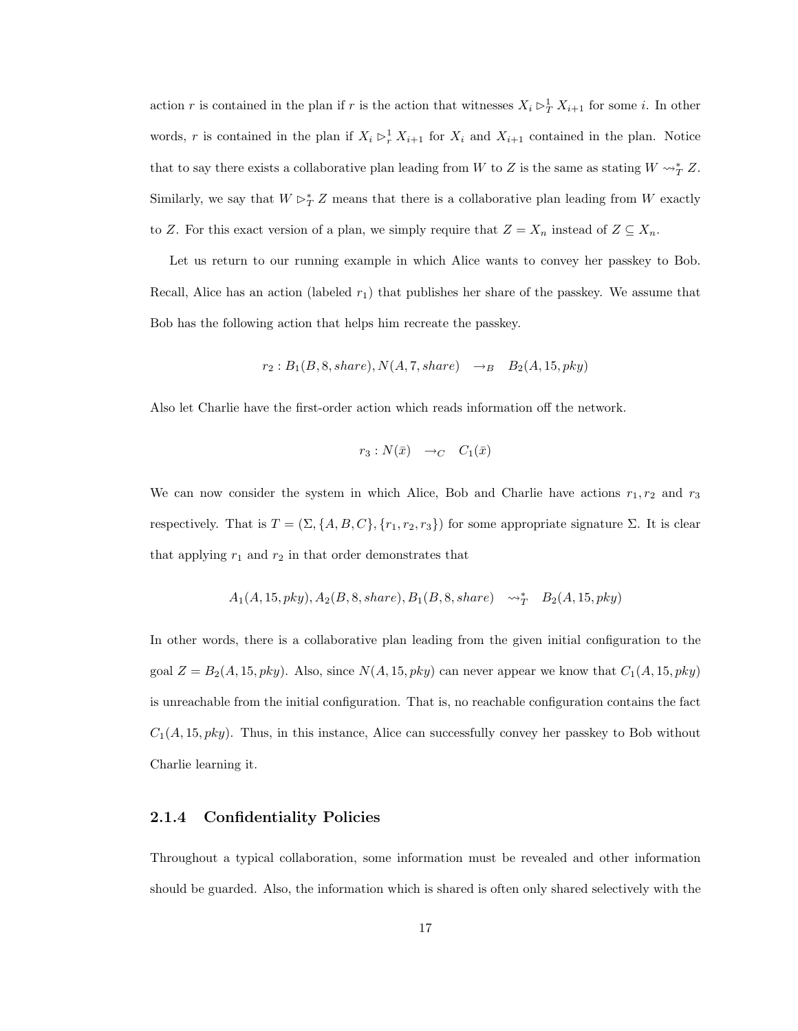action $r$ is contained in the plan if $r$ is the action that witnesses $X_i \rhd^1_T X_{i+1}$ for some $i$. In other words, $r$ is contained in the plan if $X_i \rhd^1_r X_{i+1}$ for $X_i$ and $X_{i+1}$ contained in the plan. Notice that to say there exists a collaborative plan leading from $W$ to $Z$ is the same as stating $W \leadsto^*_T Z$. Similarly, we say that $W \rhd^*_T Z$ means that there is a collaborative plan leading from $W$ exactly to $Z$. For this exact version of a plan, we simply require that $Z = X_n$ instead of $Z \subseteq X_n$.

Let us return to our running example in which Alice wants to convey her passkey to Bob. Recall, Alice has an action (labeled $r_1$) that publishes her share of the passkey. We assume that Bob has the following action that helps him recreate the passkey.

$$r_2 : B_1(B, 8, share), N(A, 7, share) \quad \rightarrow_B \quad B_2(A, 15, pky)$$

Also let Charlie have the first-order action which reads information off the network.

$$r_3 : N(\bar{x}) \quad \rightarrow_C \quad C_1(\bar{x})$$

We can now consider the system in which Alice, Bob and Charlie have actions $r_1, r_2$ and $r_3$ respectively. That is $T = (\Sigma, \{A, B, C\}, \{r_1, r_2, r_3\})$ for some appropriate signature $\Sigma$. It is clear that applying $r_1$ and $r_2$ in that order demonstrates that

$$A_1(A, 15, pky), A_2(B, 8, share), B_1(B, 8, share) \quad \leadsto^*_T \quad B_2(A, 15, pky)$$

In other words, there is a collaborative plan leading from the given initial configuration to the goal $Z = B_2(A, 15, pky)$. Also, since $N(A, 15, pky)$ can never appear we know that $C_1(A, 15, pky)$ is unreachable from the initial configuration. That is, no reachable configuration contains the fact $C_1(A, 15, pky)$. Thus, in this instance, Alice can successfully convey her passkey to Bob without Charlie learning it.

### 2.1.4 Confidentiality Policies

Throughout a typical collaboration, some information must be revealed and other information should be guarded. Also, the information which is shared is often only shared selectively with the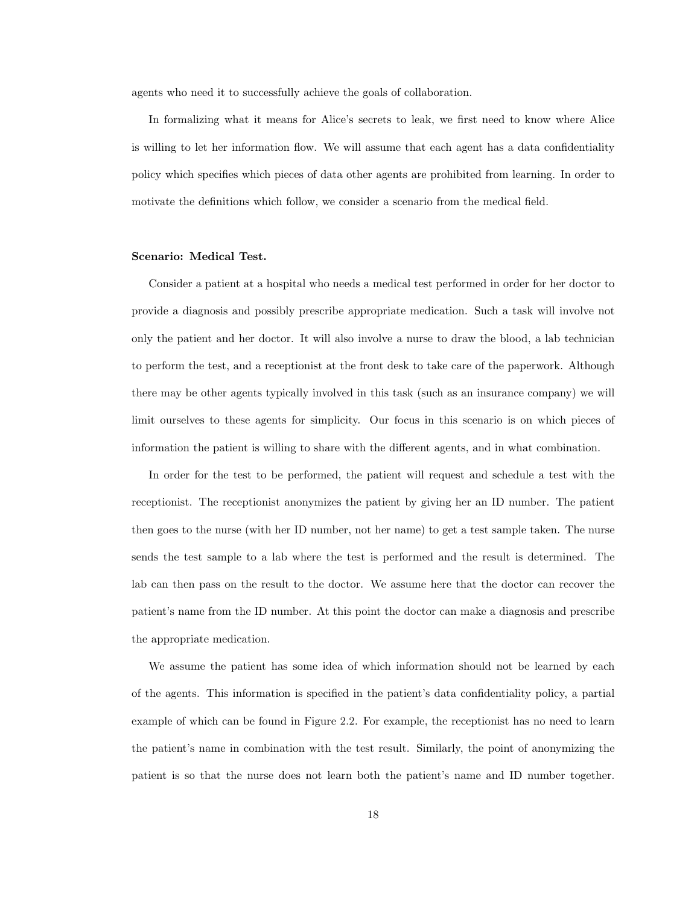agents who need it to successfully achieve the goals of collaboration.

In formalizing what it means for Alice's secrets to leak, we first need to know where Alice is willing to let her information flow. We will assume that each agent has a data confidentiality policy which specifies which pieces of data other agents are prohibited from learning. In order to motivate the definitions which follow, we consider a scenario from the medical field.

**Scenario: Medical Test.**

Consider a patient at a hospital who needs a medical test performed in order for her doctor to provide a diagnosis and possibly prescribe appropriate medication. Such a task will involve not only the patient and her doctor. It will also involve a nurse to draw the blood, a lab technician to perform the test, and a receptionist at the front desk to take care of the paperwork. Although there may be other agents typically involved in this task (such as an insurance company) we will limit ourselves to these agents for simplicity. Our focus in this scenario is on which pieces of information the patient is willing to share with the different agents, and in what combination.

In order for the test to be performed, the patient will request and schedule a test with the receptionist. The receptionist anonymizes the patient by giving her an ID number. The patient then goes to the nurse (with her ID number, not her name) to get a test sample taken. The nurse sends the test sample to a lab where the test is performed and the result is determined. The lab can then pass on the result to the doctor. We assume here that the doctor can recover the patient's name from the ID number. At this point the doctor can make a diagnosis and prescribe the appropriate medication.

We assume the patient has some idea of which information should not be learned by each of the agents. This information is specified in the patient's data confidentiality policy, a partial example of which can be found in Figure 2.2. For example, the receptionist has no need to learn the patient's name in combination with the test result. Similarly, the point of anonymizing the patient is so that the nurse does not learn both the patient's name and ID number together.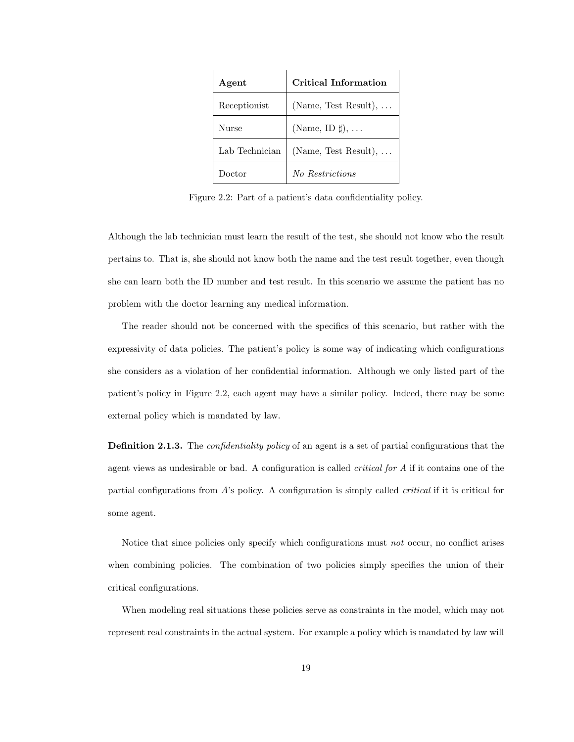| **Agent** | **Critical Information** |
| --- | --- |
| Receptionist | (Name, Test Result), ... |
| Nurse | (Name, ID ♯), ... |
| Lab Technician | (Name, Test Result), ... |
| Doctor | *No Restrictions* |

Figure 2.2: Part of a patient's data confidentiality policy.

Although the lab technician must learn the result of the test, she should not know who the result pertains to. That is, she should not know both the name and the test result together, even though she can learn both the ID number and test result. In this scenario we assume the patient has no problem with the doctor learning any medical information.

The reader should not be concerned with the specifics of this scenario, but rather with the expressivity of data policies. The patient's policy is some way of indicating which configurations she considers as a violation of her confidential information. Although we only listed part of the patient's policy in Figure 2.2, each agent may have a similar policy. Indeed, there may be some external policy which is mandated by law.

**Definition 2.1.3.** The *confidentiality policy* of an agent is a set of partial configurations that the agent views as undesirable or bad. A configuration is called *critical for A* if it contains one of the partial configurations from $A$'s policy. A configuration is simply called *critical* if it is critical for some agent.

Notice that since policies only specify which configurations must *not* occur, no conflict arises when combining policies. The combination of two policies simply specifies the union of their critical configurations.

When modeling real situations these policies serve as constraints in the model, which may not represent real constraints in the actual system. For example a policy which is mandated by law will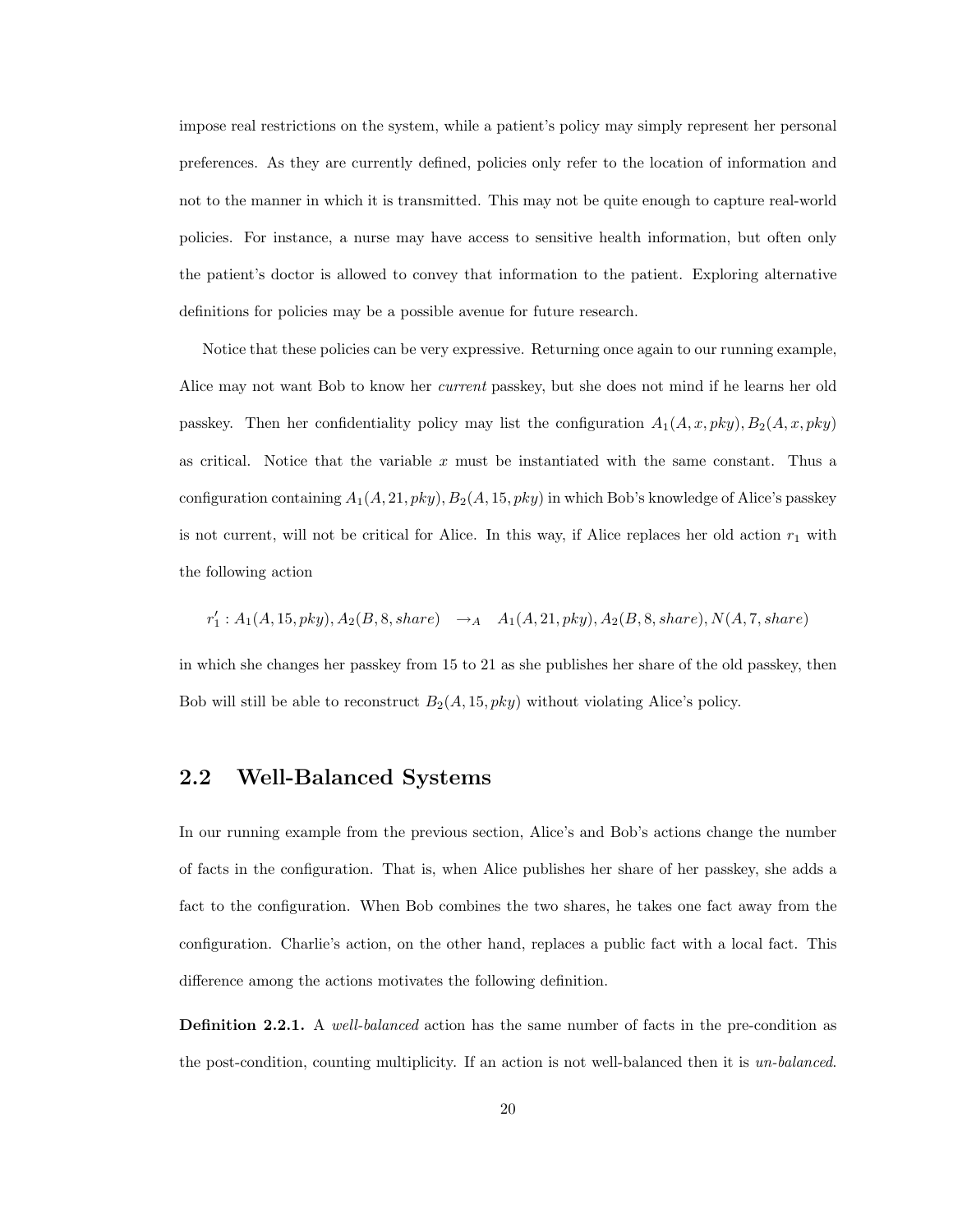impose real restrictions on the system, while a patient's policy may simply represent her personal preferences. As they are currently defined, policies only refer to the location of information and not to the manner in which it is transmitted. This may not be quite enough to capture real-world policies. For instance, a nurse may have access to sensitive health information, but often only the patient's doctor is allowed to convey that information to the patient. Exploring alternative definitions for policies may be a possible avenue for future research.

Notice that these policies can be very expressive. Returning once again to our running example, Alice may not want Bob to know her *current* passkey, but she does not mind if he learns her old passkey. Then her confidentiality policy may list the configuration $A_1(A, x, pky), B_2(A, x, pky)$ as critical. Notice that the variable $x$ must be instantiated with the same constant. Thus a configuration containing $A_1(A, 21, pky), B_2(A, 15, pky)$ in which Bob's knowledge of Alice's passkey is not current, will not be critical for Alice. In this way, if Alice replaces her old action $r_1$ with the following action

$$r_1' : A_1(A, 15, pky), A_2(B, 8, share) \quad \rightarrow_A \quad A_1(A, 21, pky), A_2(B, 8, share), N(A, 7, share)$$

in which she changes her passkey from 15 to 21 as she publishes her share of the old passkey, then Bob will still be able to reconstruct $B_2(A, 15, pky)$ without violating Alice's policy.

## 2.2 Well-Balanced Systems

In our running example from the previous section, Alice's and Bob's actions change the number of facts in the configuration. That is, when Alice publishes her share of her passkey, she adds a fact to the configuration. When Bob combines the two shares, he takes one fact away from the configuration. Charlie's action, on the other hand, replaces a public fact with a local fact. This difference among the actions motivates the following definition.

**Definition 2.2.1.** A *well-balanced* action has the same number of facts in the pre-condition as the post-condition, counting multiplicity. If an action is not well-balanced then it is *un-balanced*.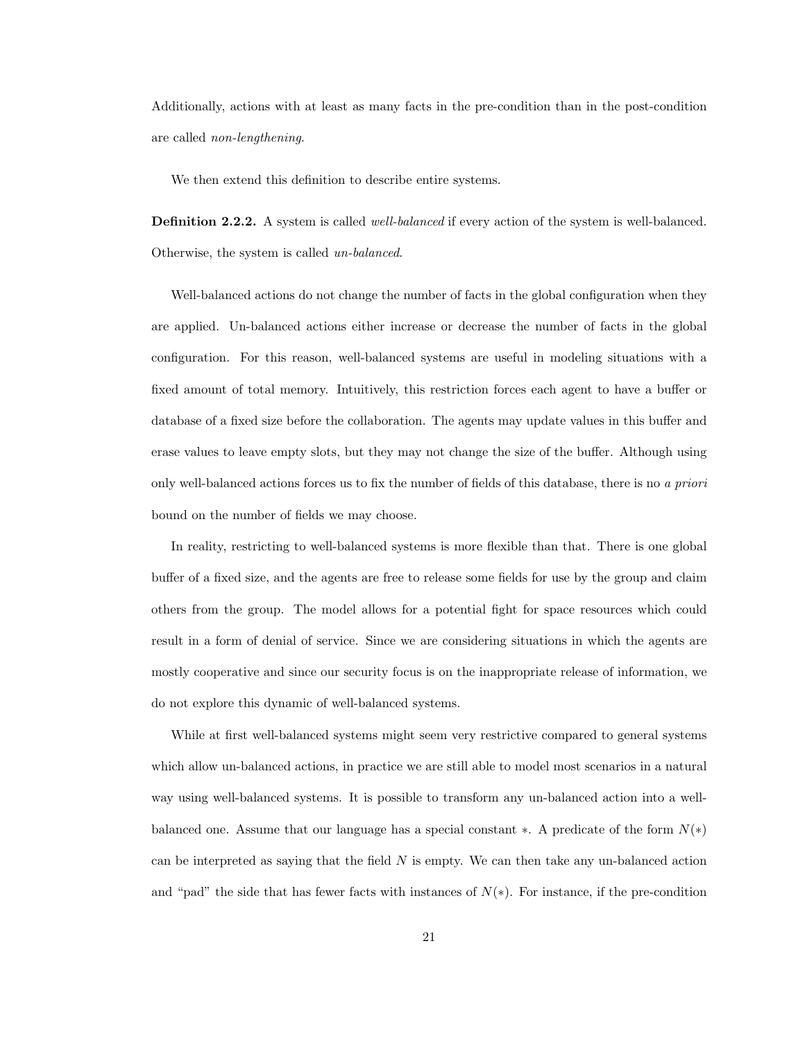Additionally, actions with at least as many facts in the pre-condition than in the post-condition are called *non-lengthening*.

We then extend this definition to describe entire systems.

**Definition 2.2.2.** A system is called *well-balanced* if every action of the system is well-balanced. Otherwise, the system is called *un-balanced*.

Well-balanced actions do not change the number of facts in the global configuration when they are applied. Un-balanced actions either increase or decrease the number of facts in the global configuration. For this reason, well-balanced systems are useful in modeling situations with a fixed amount of total memory. Intuitively, this restriction forces each agent to have a buffer or database of a fixed size before the collaboration. The agents may update values in this buffer and erase values to leave empty slots, but they may not change the size of the buffer. Although using only well-balanced actions forces us to fix the number of fields of this database, there is no *a priori* bound on the number of fields we may choose.

In reality, restricting to well-balanced systems is more flexible than that. There is one global buffer of a fixed size, and the agents are free to release some fields for use by the group and claim others from the group. The model allows for a potential fight for space resources which could result in a form of denial of service. Since we are considering situations in which the agents are mostly cooperative and since our security focus is on the inappropriate release of information, we do not explore this dynamic of well-balanced systems.

While at first well-balanced systems might seem very restrictive compared to general systems which allow un-balanced actions, in practice we are still able to model most scenarios in a natural way using well-balanced systems. It is possible to transform any un-balanced action into a well-balanced one. Assume that our language has a special constant $*$. A predicate of the form $N(*)$ can be interpreted as saying that the field $N$ is empty. We can then take any un-balanced action and "pad" the side that has fewer facts with instances of $N(*)$. For instance, if the pre-condition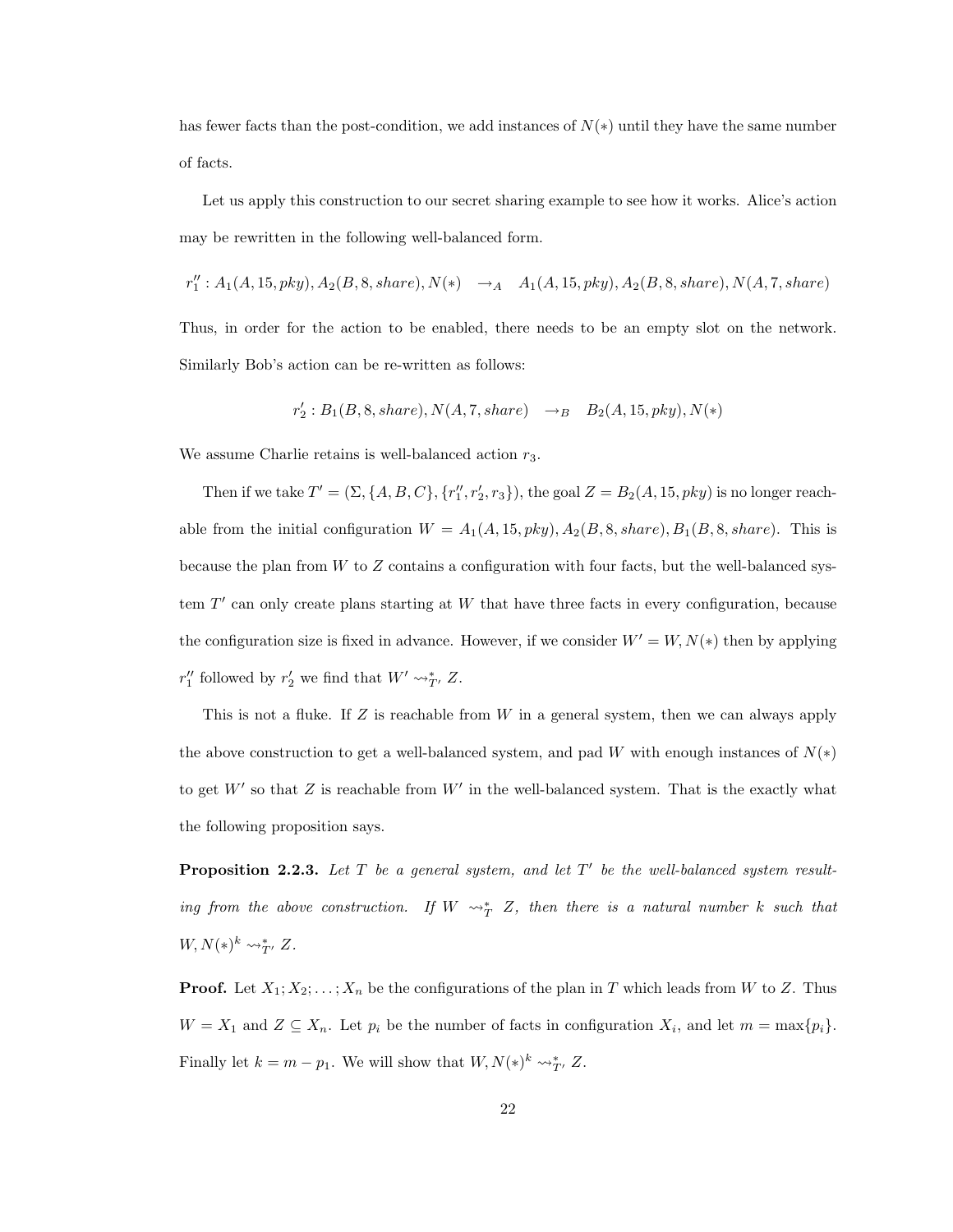has fewer facts than the post-condition, we add instances of $N(*)$ until they have the same number of facts.

Let us apply this construction to our secret sharing example to see how it works. Alice's action may be rewritten in the following well-balanced form.

$$r_1'' : A_1(A, 15, pky), A_2(B, 8, share), N(*) \quad \rightarrow_A \quad A_1(A, 15, pky), A_2(B, 8, share), N(A, 7, share)$$

Thus, in order for the action to be enabled, there needs to be an empty slot on the network. Similarly Bob's action can be re-written as follows:

$$r_2' : B_1(B, 8, share), N(A, 7, share) \quad \rightarrow_B \quad B_2(A, 15, pky), N(*)$$

We assume Charlie retains is well-balanced action $r_3$.

Then if we take $T' = (\Sigma, \{A, B, C\}, \{r_1'', r_2', r_3\})$, the goal $Z = B_2(A, 15, pky)$ is no longer reachable from the initial configuration $W = A_1(A, 15, pky), A_2(B, 8, share), B_1(B, 8, share)$. This is because the plan from $W$ to $Z$ contains a configuration with four facts, but the well-balanced system $T'$ can only create plans starting at $W$ that have three facts in every configuration, because the configuration size is fixed in advance. However, if we consider $W' = W, N(*)$ then by applying $r_1''$ followed by $r_2'$ we find that $W' \rightsquigarrow^*_{T'} Z$.

This is not a fluke. If $Z$ is reachable from $W$ in a general system, then we can always apply the above construction to get a well-balanced system, and pad $W$ with enough instances of $N(*)$ to get $W'$ so that $Z$ is reachable from $W'$ in the well-balanced system. That is the exactly what the following proposition says.

**Proposition 2.2.3.** *Let $T$ be a general system, and let $T'$ be the well-balanced system resulting from the above construction. If $W \rightsquigarrow^*_T Z$, then there is a natural number $k$ such that $W, N(*)^k \rightsquigarrow^*_{T'} Z$.*

**Proof.** Let $X_1; X_2; \ldots; X_n$ be the configurations of the plan in $T$ which leads from $W$ to $Z$. Thus $W = X_1$ and $Z \subseteq X_n$. Let $p_i$ be the number of facts in configuration $X_i$, and let $m = \max\{p_i\}$. Finally let $k = m - p_1$. We will show that $W, N(*)^k \rightsquigarrow^*_{T'} Z$.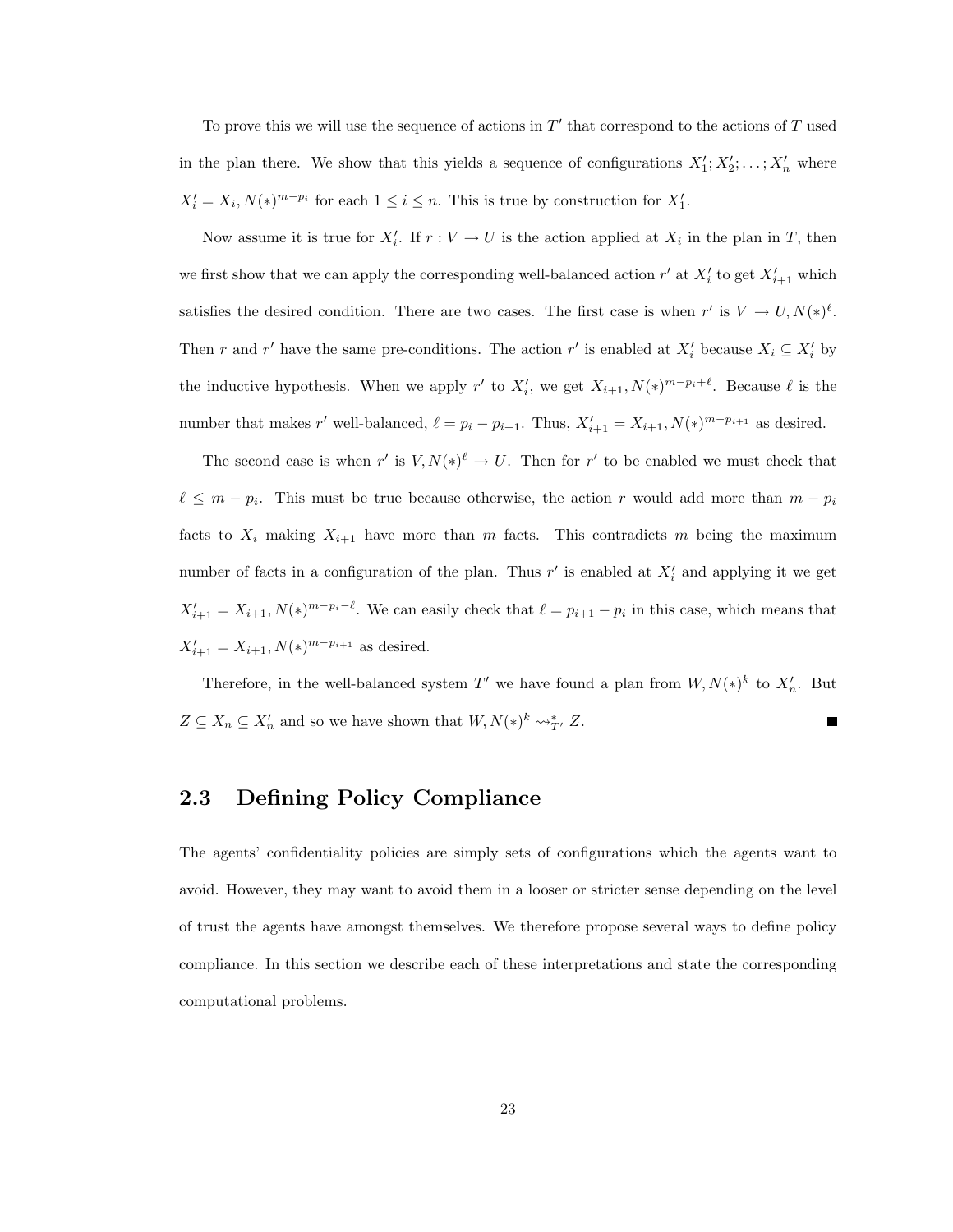To prove this we will use the sequence of actions in $T'$ that correspond to the actions of $T$ used in the plan there. We show that this yields a sequence of configurations $X'_1; X'_2; \ldots; X'_n$ where $X'_i = X_i, N(*)^{m-p_i}$ for each $1 \leq i \leq n$. This is true by construction for $X'_1$.

Now assume it is true for $X'_i$. If $r : V \rightarrow U$ is the action applied at $X_i$ in the plan in $T$, then we first show that we can apply the corresponding well-balanced action $r'$ at $X'_i$ to get $X'_{i+1}$ which satisfies the desired condition. There are two cases. The first case is when $r'$ is $V \rightarrow U, N(*)^{\ell}$. Then $r$ and $r'$ have the same pre-conditions. The action $r'$ is enabled at $X'_i$ because $X_i \subseteq X'_i$ by the inductive hypothesis. When we apply $r'$ to $X'_i$, we get $X_{i+1}, N(*)^{m-p_i+\ell}$. Because $\ell$ is the number that makes $r'$ well-balanced, $\ell = p_i - p_{i+1}$. Thus, $X'_{i+1} = X_{i+1}, N(*)^{m-p_{i+1}}$ as desired.

The second case is when $r'$ is $V, N(*)^{\ell} \rightarrow U$. Then for $r'$ to be enabled we must check that $\ell \leq m - p_i$. This must be true because otherwise, the action $r$ would add more than $m - p_i$ facts to $X_i$ making $X_{i+1}$ have more than $m$ facts. This contradicts $m$ being the maximum number of facts in a configuration of the plan. Thus $r'$ is enabled at $X'_i$ and applying it we get $X'_{i+1} = X_{i+1}, N(*)^{m-p_i-\ell}$. We can easily check that $\ell = p_{i+1} - p_i$ in this case, which means that $X'_{i+1} = X_{i+1}, N(*)^{m-p_{i+1}}$ as desired.

Therefore, in the well-balanced system $T'$ we have found a plan from $W, N(*)^k$ to $X'_n$. But $Z \subseteq X_n \subseteq X'_n$ and so we have shown that $W, N(*)^k \rightsquigarrow^*_{T'} Z$. ■

## 2.3 Defining Policy Compliance

The agents' confidentiality policies are simply sets of configurations which the agents want to avoid. However, they may want to avoid them in a looser or stricter sense depending on the level of trust the agents have amongst themselves. We therefore propose several ways to define policy compliance. In this section we describe each of these interpretations and state the corresponding computational problems.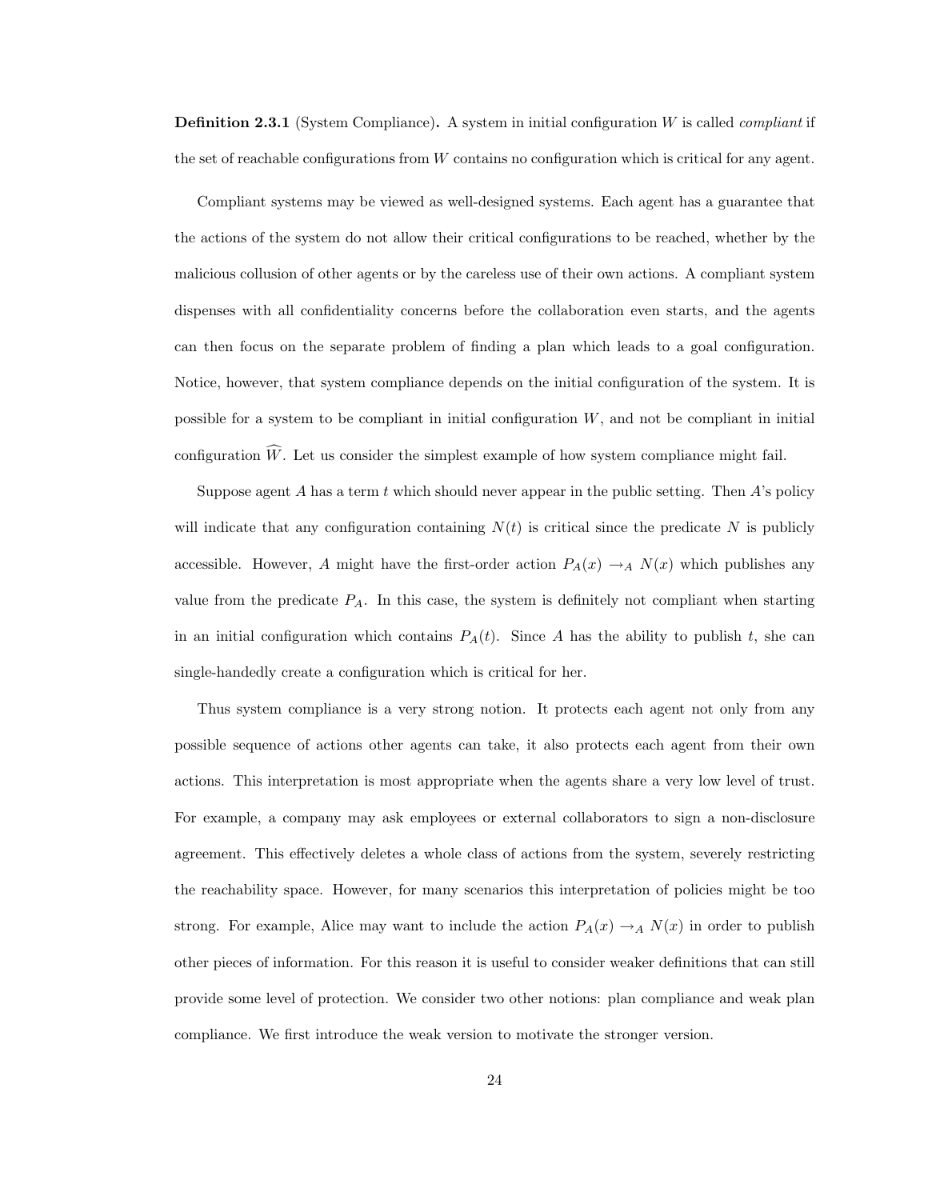**Definition 2.3.1** (System Compliance)**.** A system in initial configuration $W$ is called *compliant* if the set of reachable configurations from $W$ contains no configuration which is critical for any agent.

Compliant systems may be viewed as well-designed systems. Each agent has a guarantee that the actions of the system do not allow their critical configurations to be reached, whether by the malicious collusion of other agents or by the careless use of their own actions. A compliant system dispenses with all confidentiality concerns before the collaboration even starts, and the agents can then focus on the separate problem of finding a plan which leads to a goal configuration. Notice, however, that system compliance depends on the initial configuration of the system. It is possible for a system to be compliant in initial configuration $W$, and not be compliant in initial configuration $\widehat{W}$. Let us consider the simplest example of how system compliance might fail.

Suppose agent $A$ has a term $t$ which should never appear in the public setting. Then $A$'s policy will indicate that any configuration containing $N(t)$ is critical since the predicate $N$ is publicly accessible. However, $A$ might have the first-order action $P_A(x) \to_A N(x)$ which publishes any value from the predicate $P_A$. In this case, the system is definitely not compliant when starting in an initial configuration which contains $P_A(t)$. Since $A$ has the ability to publish $t$, she can single-handedly create a configuration which is critical for her.

Thus system compliance is a very strong notion. It protects each agent not only from any possible sequence of actions other agents can take, it also protects each agent from their own actions. This interpretation is most appropriate when the agents share a very low level of trust. For example, a company may ask employees or external collaborators to sign a non-disclosure agreement. This effectively deletes a whole class of actions from the system, severely restricting the reachability space. However, for many scenarios this interpretation of policies might be too strong. For example, Alice may want to include the action $P_A(x) \to_A N(x)$ in order to publish other pieces of information. For this reason it is useful to consider weaker definitions that can still provide some level of protection. We consider two other notions: plan compliance and weak plan compliance. We first introduce the weak version to motivate the stronger version.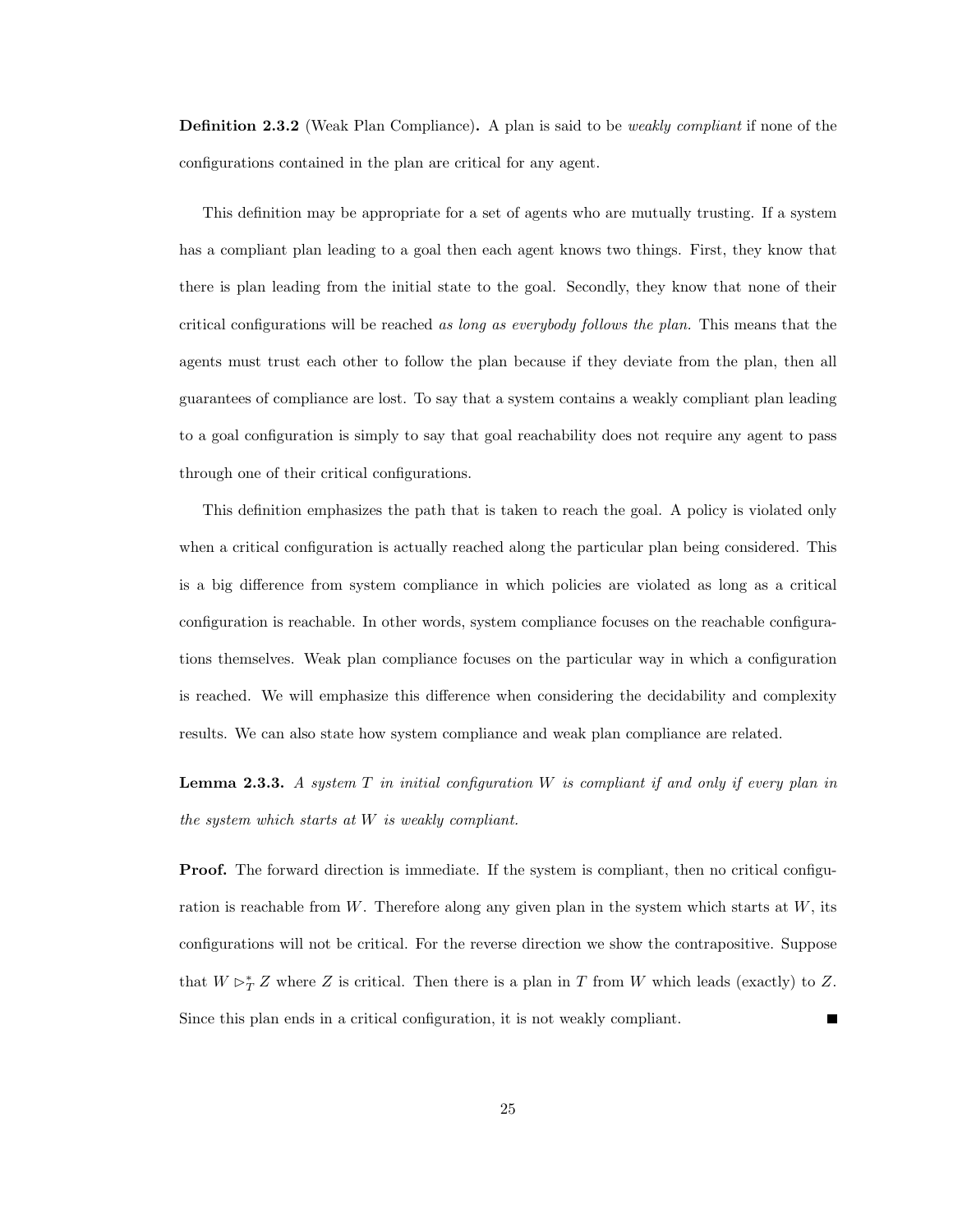**Definition 2.3.2** (Weak Plan Compliance)**.** A plan is said to be *weakly compliant* if none of the configurations contained in the plan are critical for any agent.

This definition may be appropriate for a set of agents who are mutually trusting. If a system has a compliant plan leading to a goal then each agent knows two things. First, they know that there is plan leading from the initial state to the goal. Secondly, they know that none of their critical configurations will be reached *as long as everybody follows the plan.* This means that the agents must trust each other to follow the plan because if they deviate from the plan, then all guarantees of compliance are lost. To say that a system contains a weakly compliant plan leading to a goal configuration is simply to say that goal reachability does not require any agent to pass through one of their critical configurations.

This definition emphasizes the path that is taken to reach the goal. A policy is violated only when a critical configuration is actually reached along the particular plan being considered. This is a big difference from system compliance in which policies are violated as long as a critical configuration is reachable. In other words, system compliance focuses on the reachable configurations themselves. Weak plan compliance focuses on the particular way in which a configuration is reached. We will emphasize this difference when considering the decidability and complexity results. We can also state how system compliance and weak plan compliance are related.

**Lemma 2.3.3.** *A system $T$ in initial configuration $W$ is compliant if and only if every plan in the system which starts at $W$ is weakly compliant.*

**Proof.** The forward direction is immediate. If the system is compliant, then no critical configuration is reachable from $W$. Therefore along any given plan in the system which starts at $W$, its configurations will not be critical. For the reverse direction we show the contrapositive. Suppose that $W \rhd_T^* Z$ where $Z$ is critical. Then there is a plan in $T$ from $W$ which leads (exactly) to $Z$. Since this plan ends in a critical configuration, it is not weakly compliant. ∎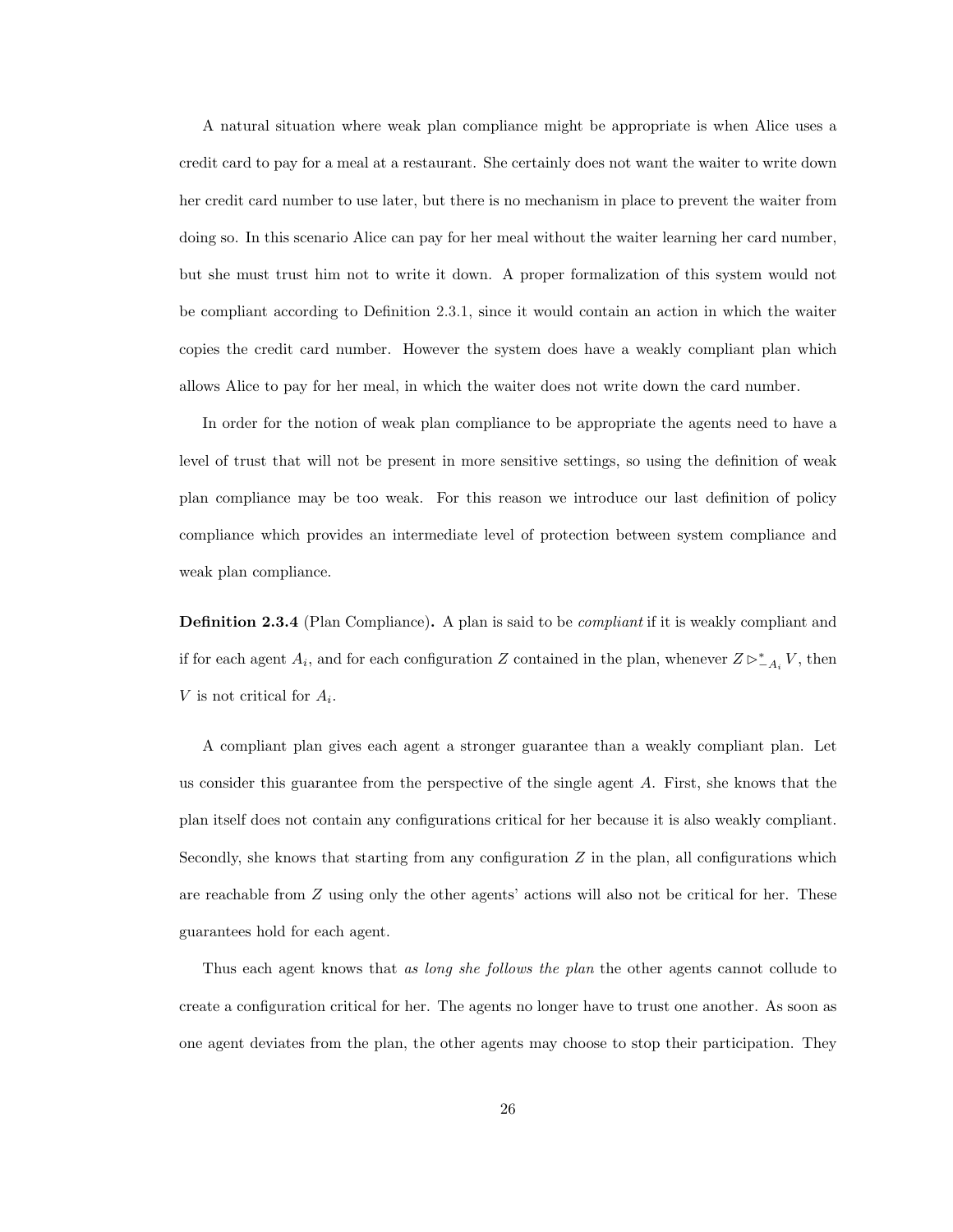A natural situation where weak plan compliance might be appropriate is when Alice uses a credit card to pay for a meal at a restaurant. She certainly does not want the waiter to write down her credit card number to use later, but there is no mechanism in place to prevent the waiter from doing so. In this scenario Alice can pay for her meal without the waiter learning her card number, but she must trust him not to write it down. A proper formalization of this system would not be compliant according to Definition 2.3.1, since it would contain an action in which the waiter copies the credit card number. However the system does have a weakly compliant plan which allows Alice to pay for her meal, in which the waiter does not write down the card number.

In order for the notion of weak plan compliance to be appropriate the agents need to have a level of trust that will not be present in more sensitive settings, so using the definition of weak plan compliance may be too weak. For this reason we introduce our last definition of policy compliance which provides an intermediate level of protection between system compliance and weak plan compliance.

**Definition 2.3.4** (Plan Compliance)**.** A plan is said to be *compliant* if it is weakly compliant and if for each agent $A_i$, and for each configuration $Z$ contained in the plan, whenever $Z \rhd^*_{-A_i} V$, then $V$ is not critical for $A_i$.

A compliant plan gives each agent a stronger guarantee than a weakly compliant plan. Let us consider this guarantee from the perspective of the single agent $A$. First, she knows that the plan itself does not contain any configurations critical for her because it is also weakly compliant. Secondly, she knows that starting from any configuration $Z$ in the plan, all configurations which are reachable from $Z$ using only the other agents' actions will also not be critical for her. These guarantees hold for each agent.

Thus each agent knows that *as long she follows the plan* the other agents cannot collude to create a configuration critical for her. The agents no longer have to trust one another. As soon as one agent deviates from the plan, the other agents may choose to stop their participation. They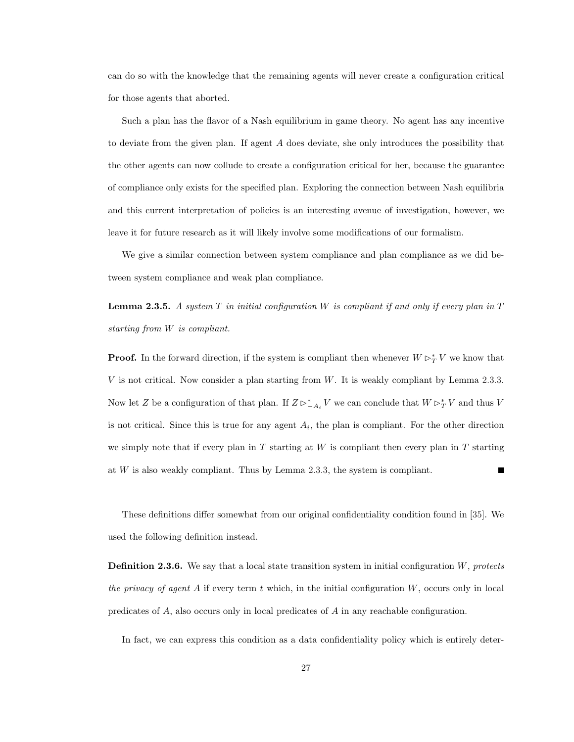can do so with the knowledge that the remaining agents will never create a configuration critical for those agents that aborted.

Such a plan has the flavor of a Nash equilibrium in game theory. No agent has any incentive to deviate from the given plan. If agent $A$ does deviate, she only introduces the possibility that the other agents can now collude to create a configuration critical for her, because the guarantee of compliance only exists for the specified plan. Exploring the connection between Nash equilibria and this current interpretation of policies is an interesting avenue of investigation, however, we leave it for future research as it will likely involve some modifications of our formalism.

We give a similar connection between system compliance and plan compliance as we did between system compliance and weak plan compliance.

**Lemma 2.3.5.** *A system $T$ in initial configuration $W$ is compliant if and only if every plan in $T$ starting from $W$ is compliant.*

**Proof.** In the forward direction, if the system is compliant then whenever $W \rhd_T^* V$ we know that $V$ is not critical. Now consider a plan starting from $W$. It is weakly compliant by Lemma 2.3.3. Now let $Z$ be a configuration of that plan. If $Z \rhd_{-A_i}^* V$ we can conclude that $W \rhd_T^* V$ and thus $V$ is not critical. Since this is true for any agent $A_i$, the plan is compliant. For the other direction we simply note that if every plan in $T$ starting at $W$ is compliant then every plan in $T$ starting at $W$ is also weakly compliant. Thus by Lemma 2.3.3, the system is compliant. ∎

These definitions differ somewhat from our original confidentiality condition found in [35]. We used the following definition instead.

**Definition 2.3.6.** We say that a local state transition system in initial configuration $W$, *protects the privacy of agent $A$* if every term $t$ which, in the initial configuration $W$, occurs only in local predicates of $A$, also occurs only in local predicates of $A$ in any reachable configuration.

In fact, we can express this condition as a data confidentiality policy which is entirely deter-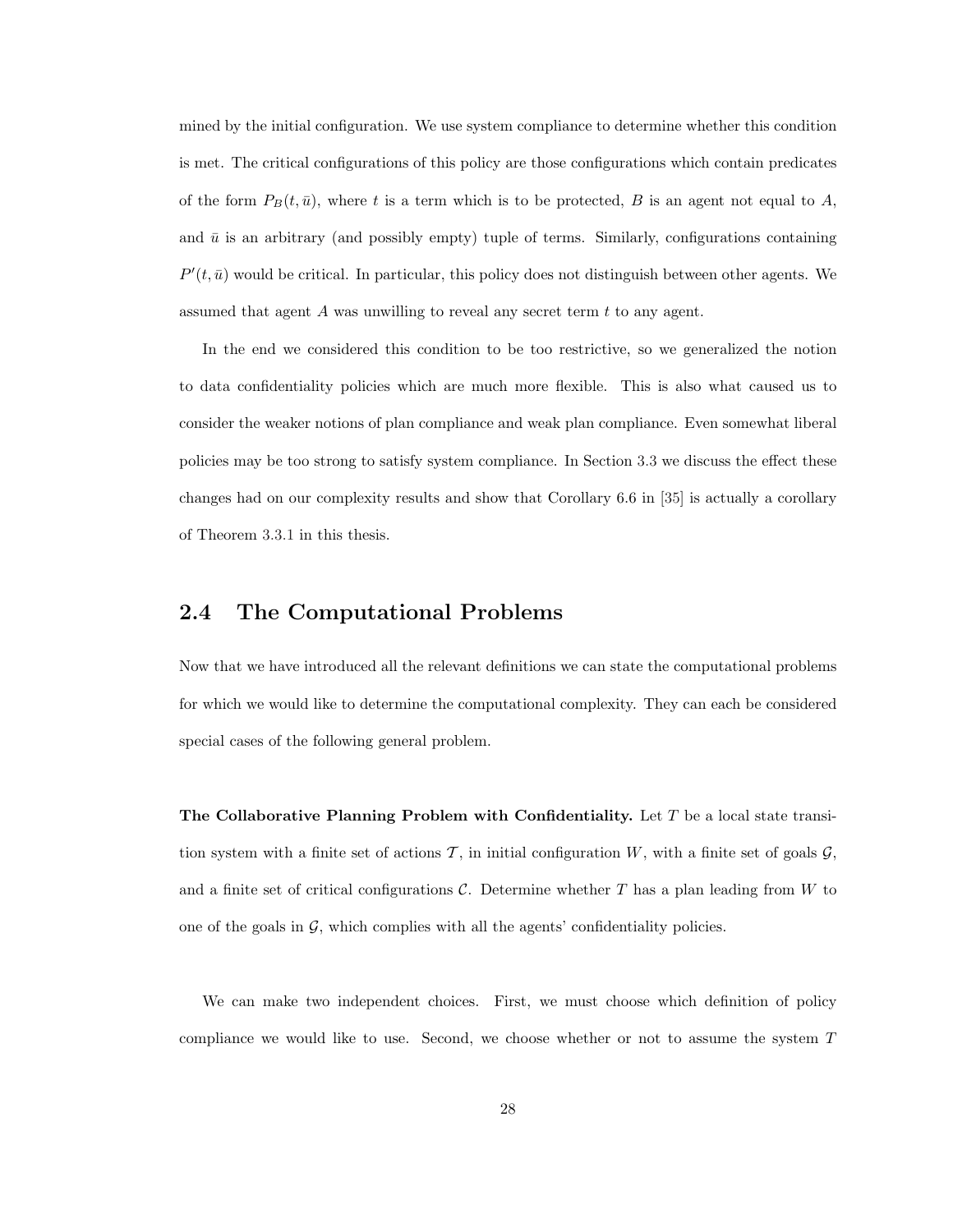mined by the initial configuration. We use system compliance to determine whether this condition is met. The critical configurations of this policy are those configurations which contain predicates of the form $P_B(t, \bar{u})$, where $t$ is a term which is to be protected, $B$ is an agent not equal to $A$, and $\bar{u}$ is an arbitrary (and possibly empty) tuple of terms. Similarly, configurations containing $P'(t, \bar{u})$ would be critical. In particular, this policy does not distinguish between other agents. We assumed that agent $A$ was unwilling to reveal any secret term $t$ to any agent.

In the end we considered this condition to be too restrictive, so we generalized the notion to data confidentiality policies which are much more flexible. This is also what caused us to consider the weaker notions of plan compliance and weak plan compliance. Even somewhat liberal policies may be too strong to satisfy system compliance. In Section 3.3 we discuss the effect these changes had on our complexity results and show that Corollary 6.6 in [35] is actually a corollary of Theorem 3.3.1 in this thesis.

## 2.4 The Computational Problems

Now that we have introduced all the relevant definitions we can state the computational problems for which we would like to determine the computational complexity. They can each be considered special cases of the following general problem.

**The Collaborative Planning Problem with Confidentiality.** Let $T$ be a local state transition system with a finite set of actions $\mathcal{T}$, in initial configuration $W$, with a finite set of goals $\mathcal{G}$, and a finite set of critical configurations $\mathcal{C}$. Determine whether $T$ has a plan leading from $W$ to one of the goals in $\mathcal{G}$, which complies with all the agents' confidentiality policies.

We can make two independent choices. First, we must choose which definition of policy compliance we would like to use. Second, we choose whether or not to assume the system $T$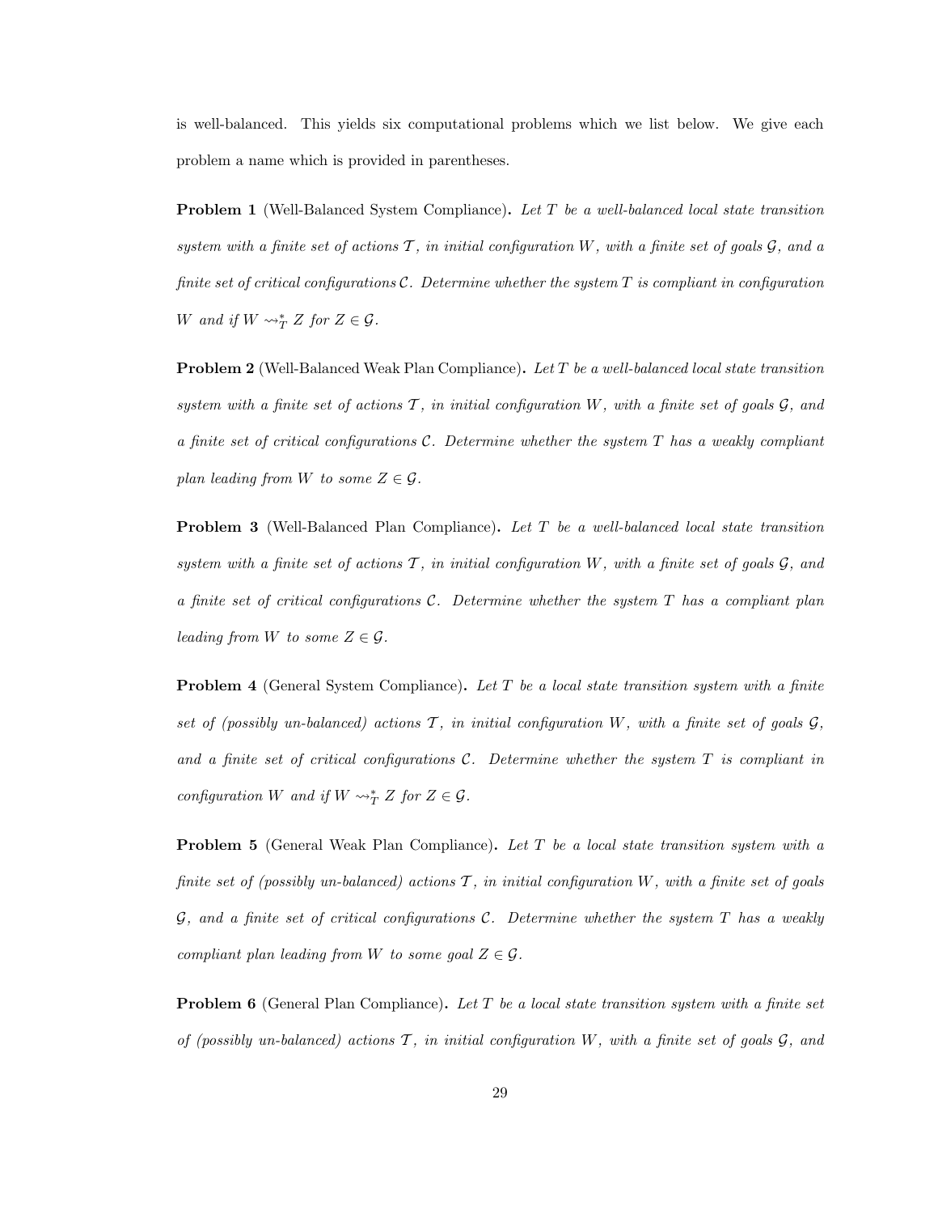is well-balanced. This yields six computational problems which we list below. We give each problem a name which is provided in parentheses.

**Problem 1** (Well-Balanced System Compliance)**.** *Let $T$ be a well-balanced local state transition system with a finite set of actions $\mathcal{T}$, in initial configuration $W$, with a finite set of goals $\mathcal{G}$, and a finite set of critical configurations $\mathcal{C}$. Determine whether the system $T$ is compliant in configuration $W$ and if $W \rightsquigarrow^*_T Z$ for $Z \in \mathcal{G}$.*

**Problem 2** (Well-Balanced Weak Plan Compliance)**.** *Let $T$ be a well-balanced local state transition system with a finite set of actions $\mathcal{T}$, in initial configuration $W$, with a finite set of goals $\mathcal{G}$, and a finite set of critical configurations $\mathcal{C}$. Determine whether the system $T$ has a weakly compliant plan leading from $W$ to some $Z \in \mathcal{G}$.*

**Problem 3** (Well-Balanced Plan Compliance)**.** *Let $T$ be a well-balanced local state transition system with a finite set of actions $\mathcal{T}$, in initial configuration $W$, with a finite set of goals $\mathcal{G}$, and a finite set of critical configurations $\mathcal{C}$. Determine whether the system $T$ has a compliant plan leading from $W$ to some $Z \in \mathcal{G}$.*

**Problem 4** (General System Compliance)**.** *Let $T$ be a local state transition system with a finite set of (possibly un-balanced) actions $\mathcal{T}$, in initial configuration $W$, with a finite set of goals $\mathcal{G}$, and a finite set of critical configurations $\mathcal{C}$. Determine whether the system $T$ is compliant in configuration $W$ and if $W \rightsquigarrow^*_T Z$ for $Z \in \mathcal{G}$.*

**Problem 5** (General Weak Plan Compliance)**.** *Let $T$ be a local state transition system with a finite set of (possibly un-balanced) actions $\mathcal{T}$, in initial configuration $W$, with a finite set of goals $\mathcal{G}$, and a finite set of critical configurations $\mathcal{C}$. Determine whether the system $T$ has a weakly compliant plan leading from $W$ to some goal $Z \in \mathcal{G}$.*

**Problem 6** (General Plan Compliance)**.** *Let $T$ be a local state transition system with a finite set of (possibly un-balanced) actions $\mathcal{T}$, in initial configuration $W$, with a finite set of goals $\mathcal{G}$, and*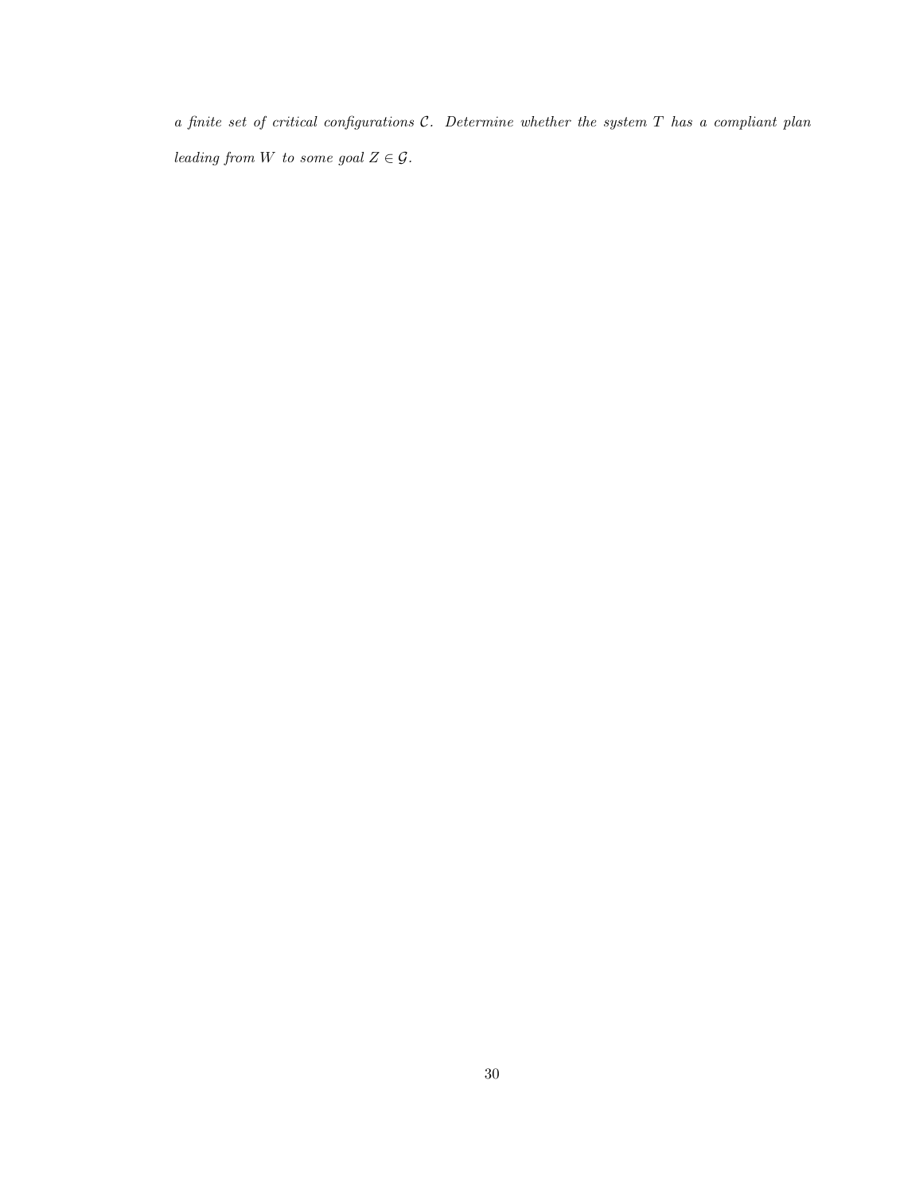*a finite set of critical configurations $\mathcal{C}$. Determine whether the system $T$ has a compliant plan leading from $W$ to some goal $Z \in \mathcal{G}$.*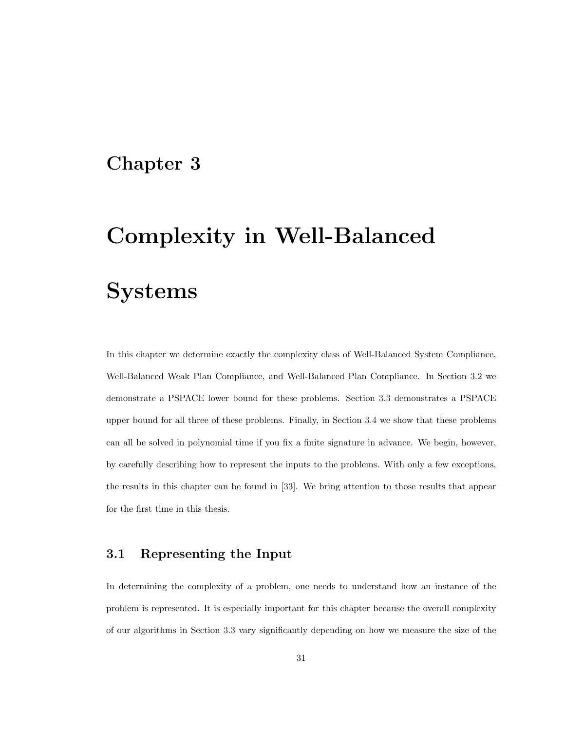# Chapter 3

# Complexity in Well-Balanced Systems

In this chapter we determine exactly the complexity class of Well-Balanced System Compliance, Well-Balanced Weak Plan Compliance, and Well-Balanced Plan Compliance. In Section 3.2 we demonstrate a PSPACE lower bound for these problems. Section 3.3 demonstrates a PSPACE upper bound for all three of these problems. Finally, in Section 3.4 we show that these problems can all be solved in polynomial time if you fix a finite signature in advance. We begin, however, by carefully describing how to represent the inputs to the problems. With only a few exceptions, the results in this chapter can be found in [33]. We bring attention to those results that appear for the first time in this thesis.

## 3.1 Representing the Input

In determining the complexity of a problem, one needs to understand how an instance of the problem is represented. It is especially important for this chapter because the overall complexity of our algorithms in Section 3.3 vary significantly depending on how we measure the size of the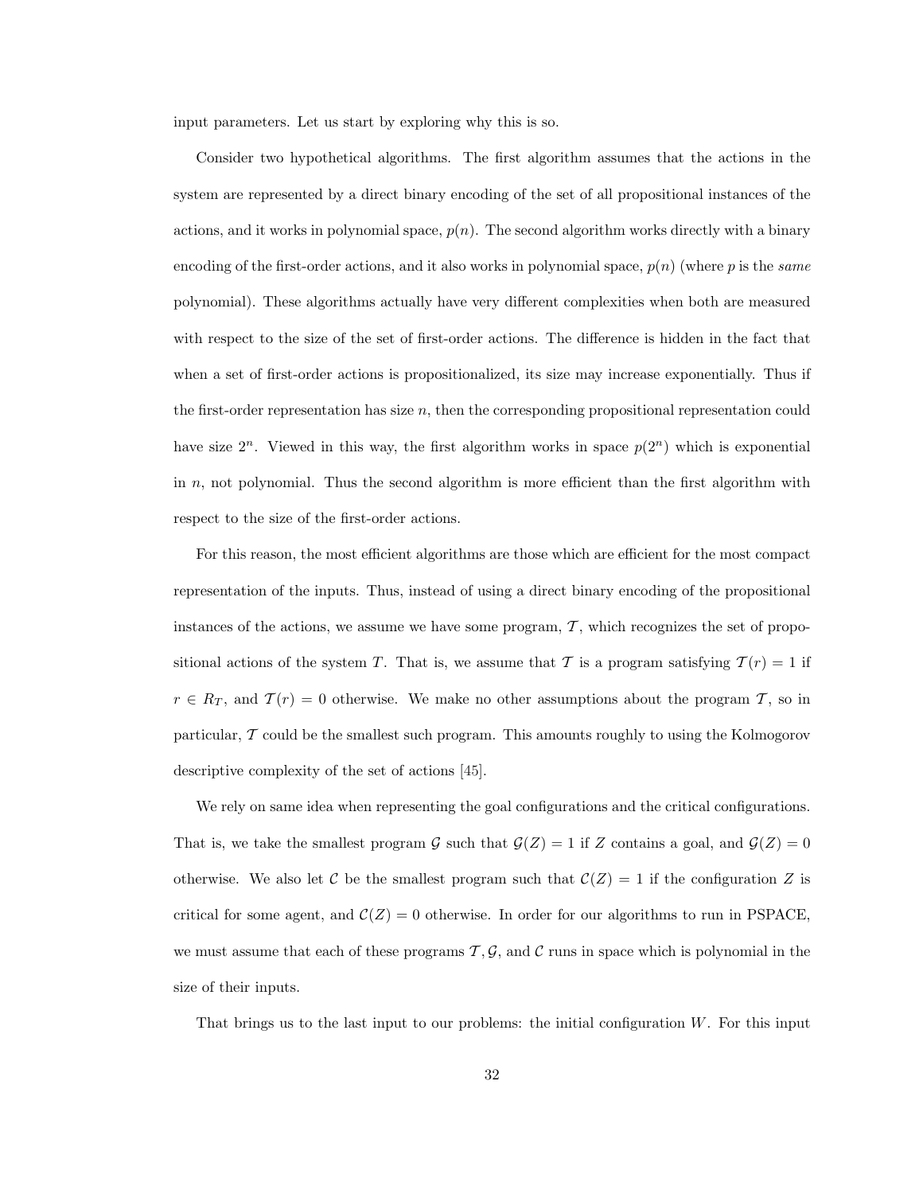input parameters. Let us start by exploring why this is so.

Consider two hypothetical algorithms. The first algorithm assumes that the actions in the system are represented by a direct binary encoding of the set of all propositional instances of the actions, and it works in polynomial space, $p(n)$. The second algorithm works directly with a binary encoding of the first-order actions, and it also works in polynomial space, $p(n)$ (where $p$ is the *same* polynomial). These algorithms actually have very different complexities when both are measured with respect to the size of the set of first-order actions. The difference is hidden in the fact that when a set of first-order actions is propositionalized, its size may increase exponentially. Thus if the first-order representation has size $n$, then the corresponding propositional representation could have size $2^n$. Viewed in this way, the first algorithm works in space $p(2^n)$ which is exponential in $n$, not polynomial. Thus the second algorithm is more efficient than the first algorithm with respect to the size of the first-order actions.

For this reason, the most efficient algorithms are those which are efficient for the most compact representation of the inputs. Thus, instead of using a direct binary encoding of the propositional instances of the actions, we assume we have some program, $\mathcal{T}$, which recognizes the set of propositional actions of the system $T$. That is, we assume that $\mathcal{T}$ is a program satisfying $\mathcal{T}(r) = 1$ if $r \in R_T$, and $\mathcal{T}(r) = 0$ otherwise. We make no other assumptions about the program $\mathcal{T}$, so in particular, $\mathcal{T}$ could be the smallest such program. This amounts roughly to using the Kolmogorov descriptive complexity of the set of actions [45].

We rely on same idea when representing the goal configurations and the critical configurations. That is, we take the smallest program $\mathcal{G}$ such that $\mathcal{G}(Z) = 1$ if $Z$ contains a goal, and $\mathcal{G}(Z) = 0$ otherwise. We also let $\mathcal{C}$ be the smallest program such that $\mathcal{C}(Z) = 1$ if the configuration $Z$ is critical for some agent, and $\mathcal{C}(Z) = 0$ otherwise. In order for our algorithms to run in PSPACE, we must assume that each of these programs $\mathcal{T}, \mathcal{G}$, and $\mathcal{C}$ runs in space which is polynomial in the size of their inputs.

That brings us to the last input to our problems: the initial configuration $W$. For this input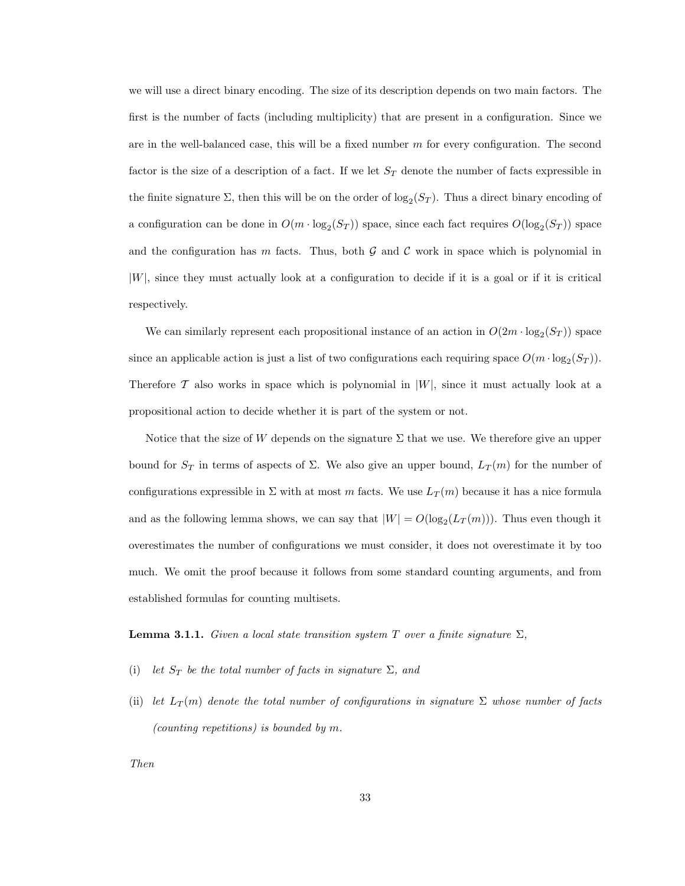we will use a direct binary encoding. The size of its description depends on two main factors. The first is the number of facts (including multiplicity) that are present in a configuration. Since we are in the well-balanced case, this will be a fixed number $m$ for every configuration. The second factor is the size of a description of a fact. If we let $S_T$ denote the number of facts expressible in the finite signature $\Sigma$, then this will be on the order of $\log_2(S_T)$. Thus a direct binary encoding of a configuration can be done in $O(m \cdot \log_2(S_T))$ space, since each fact requires $O(\log_2(S_T))$ space and the configuration has $m$ facts. Thus, both $\mathcal{G}$ and $\mathcal{C}$ work in space which is polynomial in $|W|$, since they must actually look at a configuration to decide if it is a goal or if it is critical respectively.

We can similarly represent each propositional instance of an action in $O(2m \cdot \log_2(S_T))$ space since an applicable action is just a list of two configurations each requiring space $O(m \cdot \log_2(S_T))$. Therefore $\mathcal{T}$ also works in space which is polynomial in $|W|$, since it must actually look at a propositional action to decide whether it is part of the system or not.

Notice that the size of $W$ depends on the signature $\Sigma$ that we use. We therefore give an upper bound for $S_T$ in terms of aspects of $\Sigma$. We also give an upper bound, $L_T(m)$ for the number of configurations expressible in $\Sigma$ with at most $m$ facts. We use $L_T(m)$ because it has a nice formula and as the following lemma shows, we can say that $|W| = O(\log_2(L_T(m)))$. Thus even though it overestimates the number of configurations we must consider, it does not overestimate it by too much. We omit the proof because it follows from some standard counting arguments, and from established formulas for counting multisets.

**Lemma 3.1.1.** *Given a local state transition system $T$ over a finite signature $\Sigma$,*

(i) *let $S_T$ be the total number of facts in signature $\Sigma$, and*

(ii) *let $L_T(m)$ denote the total number of configurations in signature $\Sigma$ whose number of facts (counting repetitions) is bounded by $m$.*

*Then*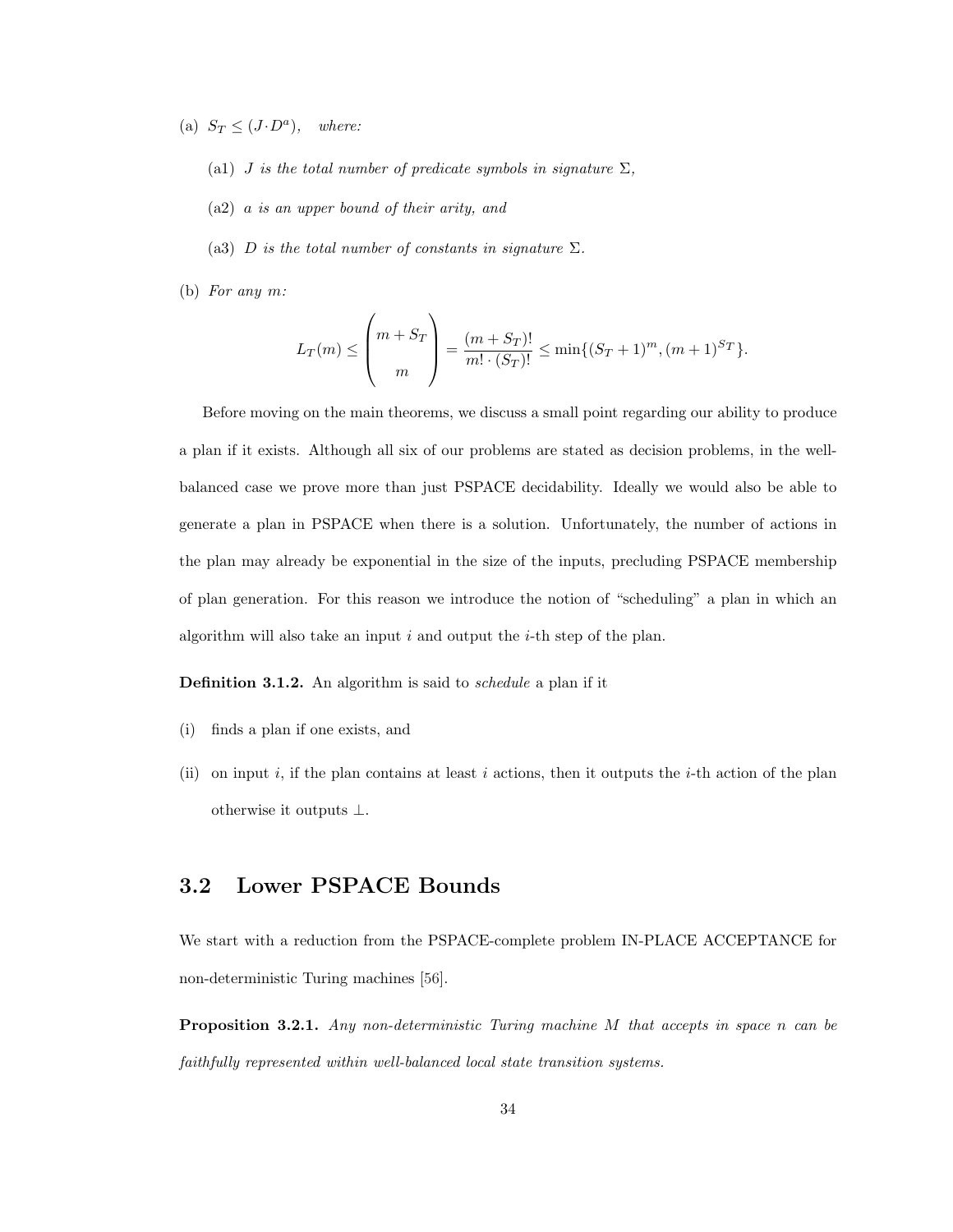(a) $S_T \leq (J \cdot D^a)$, *where:*

   (a1) *$J$ is the total number of predicate symbols in signature $\Sigma$,*

   (a2) *$a$ is an upper bound of their arity, and*

   (a3) *$D$ is the total number of constants in signature $\Sigma$.*

(b) *For any $m$:*

$$L_T(m) \leq \begin{pmatrix} m + S_T \\ \\ m \end{pmatrix} = \frac{(m + S_T)!}{m! \cdot (S_T)!} \leq \min\{(S_T + 1)^m, (m+1)^{S_T}\}.$$

Before moving on the main theorems, we discuss a small point regarding our ability to produce a plan if it exists. Although all six of our problems are stated as decision problems, in the well-balanced case we prove more than just PSPACE decidability. Ideally we would also be able to generate a plan in PSPACE when there is a solution. Unfortunately, the number of actions in the plan may already be exponential in the size of the inputs, precluding PSPACE membership of plan generation. For this reason we introduce the notion of "scheduling" a plan in which an algorithm will also take an input $i$ and output the $i$-th step of the plan.

**Definition 3.1.2.** An algorithm is said to *schedule* a plan if it

(i) finds a plan if one exists, and

(ii) on input $i$, if the plan contains at least $i$ actions, then it outputs the $i$-th action of the plan otherwise it outputs $\perp$.

## 3.2 Lower PSPACE Bounds

We start with a reduction from the PSPACE-complete problem IN-PLACE ACCEPTANCE for non-deterministic Turing machines [56].

**Proposition 3.2.1.** *Any non-deterministic Turing machine $M$ that accepts in space $n$ can be faithfully represented within well-balanced local state transition systems.*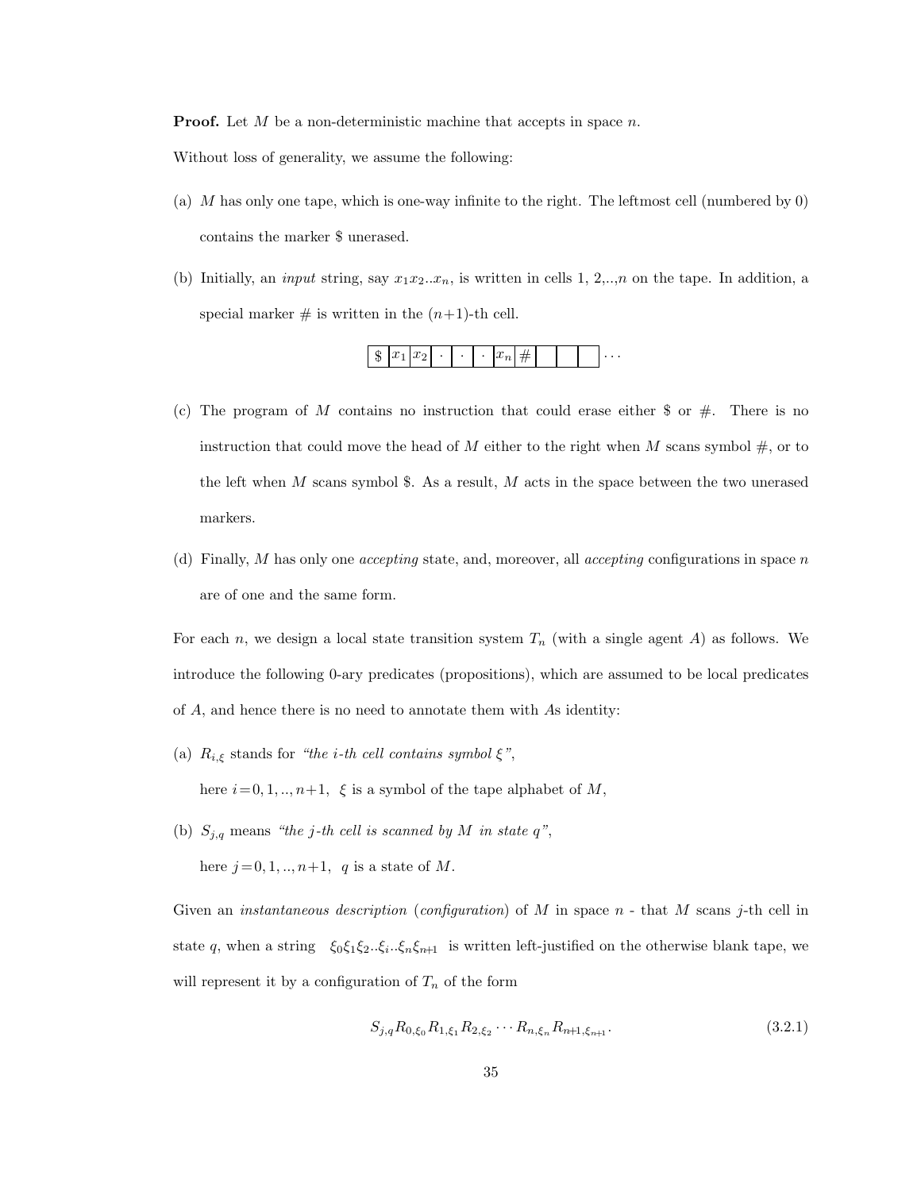**Proof.** Let $M$ be a non-deterministic machine that accepts in space $n$.

Without loss of generality, we assume the following:

(a) $M$ has only one tape, which is one-way infinite to the right. The leftmost cell (numbered by 0) contains the marker \$ unerased.

(b) Initially, an *input* string, say $x_1 x_2 .. x_n$, is written in cells 1, 2,..,$n$ on the tape. In addition, a special marker # is written in the ($n$+1)-th cell.

| \$ | $x_1$ | $x_2$ | $\cdot$ | $\cdot$ | $\cdot$ | $x_n$ | # | | | | $\cdots$ |
|---|---|---|---|---|---|---|---|---|---|---|---|

(c) The program of $M$ contains no instruction that could erase either \$ or #. There is no instruction that could move the head of $M$ either to the right when $M$ scans symbol #, or to the left when $M$ scans symbol \$. As a result, $M$ acts in the space between the two unerased markers.

(d) Finally, $M$ has only one *accepting* state, and, moreover, all *accepting* configurations in space $n$ are of one and the same form.

For each $n$, we design a local state transition system $T_n$ (with a single agent $A$) as follows. We introduce the following 0-ary predicates (propositions), which are assumed to be local predicates of $A$, and hence there is no need to annotate them with $A$s identity:

(a) $R_{i,\xi}$ stands for *"the i-th cell contains symbol ξ"*,

here $i = 0, 1, .., n{+}1$, $\xi$ is a symbol of the tape alphabet of $M$,

(b) $S_{j,q}$ means *"the j-th cell is scanned by M in state q"*,

here $j = 0, 1, .., n{+}1$, $q$ is a state of $M$.

Given an *instantaneous description* (*configuration*) of $M$ in space $n$ - that $M$ scans $j$-th cell in state $q$, when a string $\xi_0 \xi_1 \xi_2 .. \xi_i .. \xi_n \xi_{n+1}$ is written left-justified on the otherwise blank tape, we will represent it by a configuration of $T_n$ of the form

$$S_{j,q} R_{0,\xi_0} R_{1,\xi_1} R_{2,\xi_2} \cdots R_{n,\xi_n} R_{n+1,\xi_{n+1}}. \tag{3.2.1}$$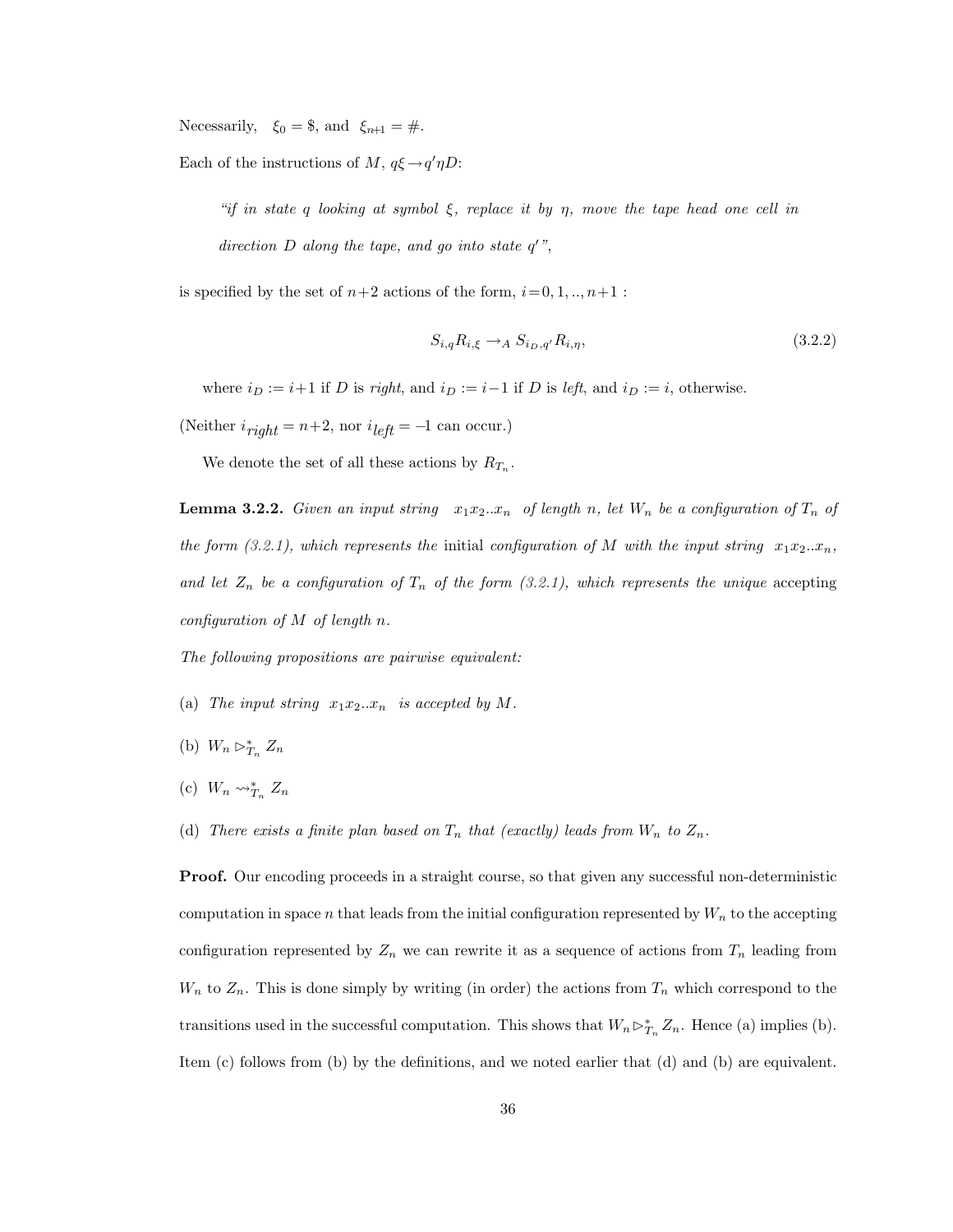Necessarily, $\xi_0 = \$$, and $\xi_{n+1} = \#$.

Each of the instructions of $M$, $q\xi \rightarrow q'\eta D$:

> *"if in state $q$ looking at symbol $\xi$, replace it by $\eta$, move the tape head one cell in direction $D$ along the tape, and go into state $q'$",*

is specified by the set of $n+2$ actions of the form, $i = 0, 1, .., n+1$ :

$$S_{i,q} R_{i,\xi} \rightarrow_A S_{i_D,q'} R_{i,\eta}, \tag{3.2.2}$$

where $i_D := i+1$ if $D$ is *right*, and $i_D := i-1$ if $D$ is *left*, and $i_D := i$, otherwise.

(Neither $i_{right} = n+2$, nor $i_{left} = -1$ can occur.)

We denote the set of all these actions by $R_{T_n}$.

**Lemma 3.2.2.** *Given an input string $x_1 x_2 .. x_n$ of length $n$, let $W_n$ be a configuration of $T_n$ of the form (3.2.1), which represents the* initial *configuration of $M$ with the input string $x_1 x_2 .. x_n$, and let $Z_n$ be a configuration of $T_n$ of the form (3.2.1), which represents the unique* accepting *configuration of $M$ of length $n$.*

*The following propositions are pairwise equivalent:*

(a) *The input string $x_1 x_2 .. x_n$ is accepted by $M$.*

(b) $W_n \rhd^*_{T_n} Z_n$

(c) $W_n \rightsquigarrow^*_{T_n} Z_n$

(d) *There exists a finite plan based on $T_n$ that (exactly) leads from $W_n$ to $Z_n$.*

**Proof.** Our encoding proceeds in a straight course, so that given any successful non-deterministic computation in space $n$ that leads from the initial configuration represented by $W_n$ to the accepting configuration represented by $Z_n$ we can rewrite it as a sequence of actions from $T_n$ leading from $W_n$ to $Z_n$. This is done simply by writing (in order) the actions from $T_n$ which correspond to the transitions used in the successful computation. This shows that $W_n \rhd^*_{T_n} Z_n$. Hence (a) implies (b). Item (c) follows from (b) by the definitions, and we noted earlier that (d) and (b) are equivalent.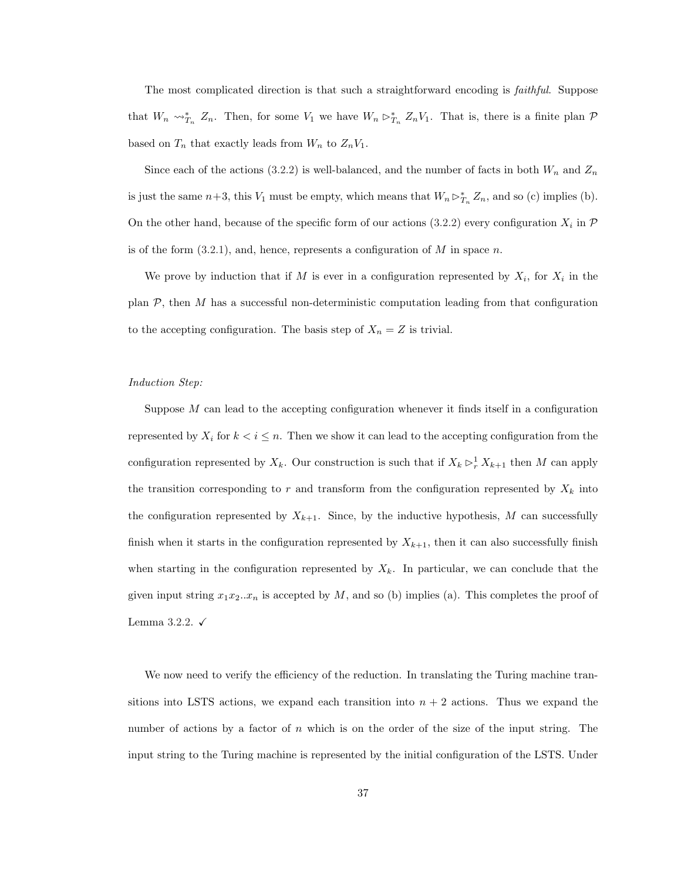The most complicated direction is that such a straightforward encoding is *faithful*. Suppose that $W_n \rightsquigarrow^*_{T_n} Z_n$. Then, for some $V_1$ we have $W_n \rhd^*_{T_n} Z_n V_1$. That is, there is a finite plan $\mathcal{P}$ based on $T_n$ that exactly leads from $W_n$ to $Z_n V_1$.

Since each of the actions (3.2.2) is well-balanced, and the number of facts in both $W_n$ and $Z_n$ is just the same $n{+}3$, this $V_1$ must be empty, which means that $W_n \rhd^*_{T_n} Z_n$, and so (c) implies (b). On the other hand, because of the specific form of our actions (3.2.2) every configuration $X_i$ in $\mathcal{P}$ is of the form (3.2.1), and, hence, represents a configuration of $M$ in space $n$.

We prove by induction that if $M$ is ever in a configuration represented by $X_i$, for $X_i$ in the plan $\mathcal{P}$, then $M$ has a successful non-deterministic computation leading from that configuration to the accepting configuration. The basis step of $X_n = Z$ is trivial.

*Induction Step:*

Suppose $M$ can lead to the accepting configuration whenever it finds itself in a configuration represented by $X_i$ for $k < i \leq n$. Then we show it can lead to the accepting configuration from the configuration represented by $X_k$. Our construction is such that if $X_k \rhd^1_r X_{k+1}$ then $M$ can apply the transition corresponding to $r$ and transform from the configuration represented by $X_k$ into the configuration represented by $X_{k+1}$. Since, by the inductive hypothesis, $M$ can successfully finish when it starts in the configuration represented by $X_{k+1}$, then it can also successfully finish when starting in the configuration represented by $X_k$. In particular, we can conclude that the given input string $x_1 x_2 .. x_n$ is accepted by $M$, and so (b) implies (a). This completes the proof of Lemma 3.2.2. ✓

We now need to verify the efficiency of the reduction. In translating the Turing machine transitions into LSTS actions, we expand each transition into $n + 2$ actions. Thus we expand the number of actions by a factor of $n$ which is on the order of the size of the input string. The input string to the Turing machine is represented by the initial configuration of the LSTS. Under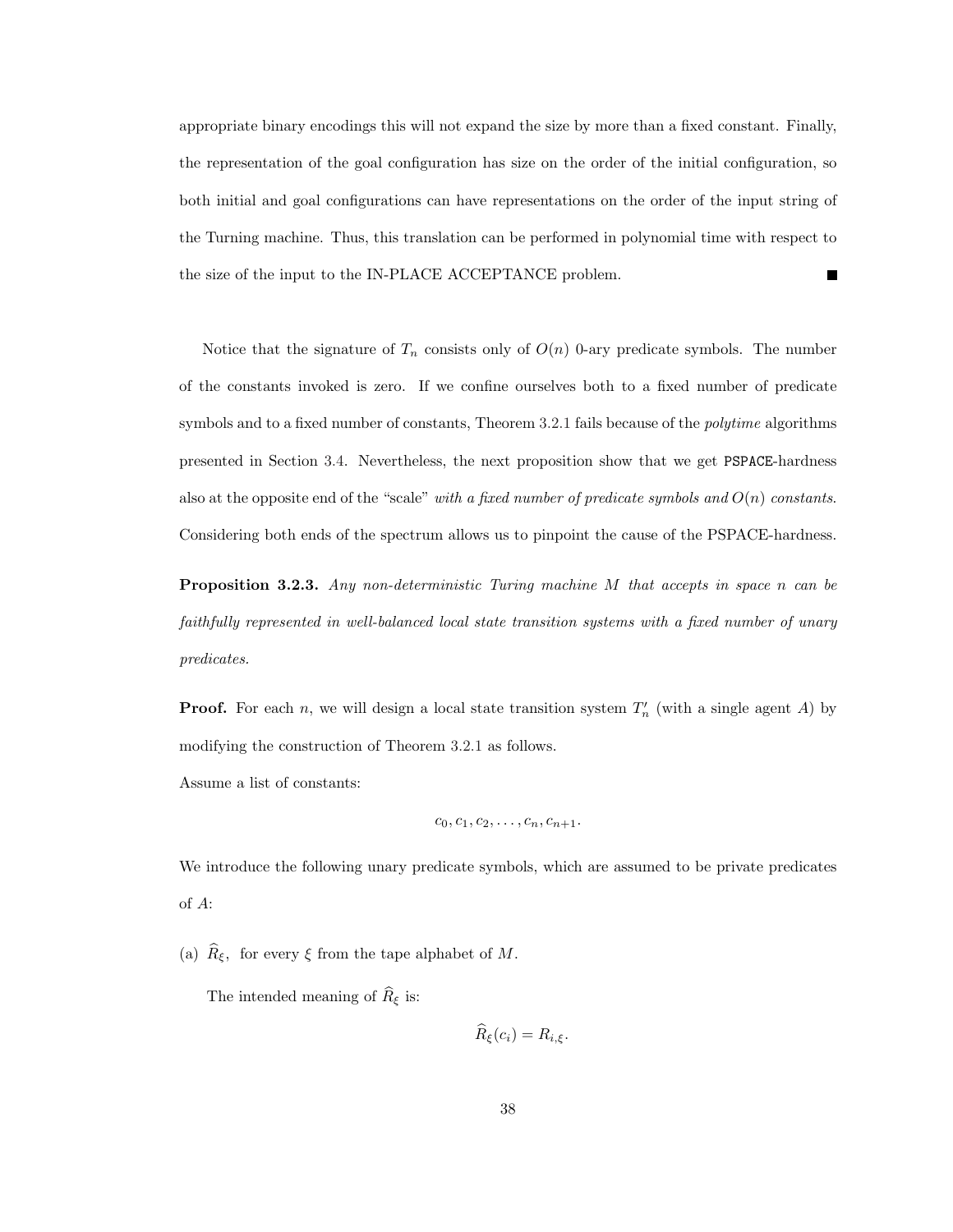appropriate binary encodings this will not expand the size by more than a fixed constant. Finally, the representation of the goal configuration has size on the order of the initial configuration, so both initial and goal configurations can have representations on the order of the input string of the Turning machine. Thus, this translation can be performed in polynomial time with respect to the size of the input to the IN-PLACE ACCEPTANCE problem. ■

Notice that the signature of $T_n$ consists only of $O(n)$ 0-ary predicate symbols. The number of the constants invoked is zero. If we confine ourselves both to a fixed number of predicate symbols and to a fixed number of constants, Theorem 3.2.1 fails because of the *polytime* algorithms presented in Section 3.4. Nevertheless, the next proposition show that we get PSPACE-hardness also at the opposite end of the "scale" *with a fixed number of predicate symbols and $O(n)$ constants*. Considering both ends of the spectrum allows us to pinpoint the cause of the PSPACE-hardness.

**Proposition 3.2.3.** *Any non-deterministic Turing machine $M$ that accepts in space $n$ can be faithfully represented in well-balanced local state transition systems with a fixed number of unary predicates.*

**Proof.** For each $n$, we will design a local state transition system $T'_n$ (with a single agent $A$) by modifying the construction of Theorem 3.2.1 as follows.

Assume a list of constants:

$$c_0, c_1, c_2, \ldots, c_n, c_{n+1}.$$

We introduce the following unary predicate symbols, which are assumed to be private predicates of $A$:

(a) $\widehat{R}_\xi$, for every $\xi$ from the tape alphabet of $M$.

The intended meaning of $\widehat{R}_\xi$ is:

$$\widehat{R}_\xi(c_i) = R_{i,\xi}.$$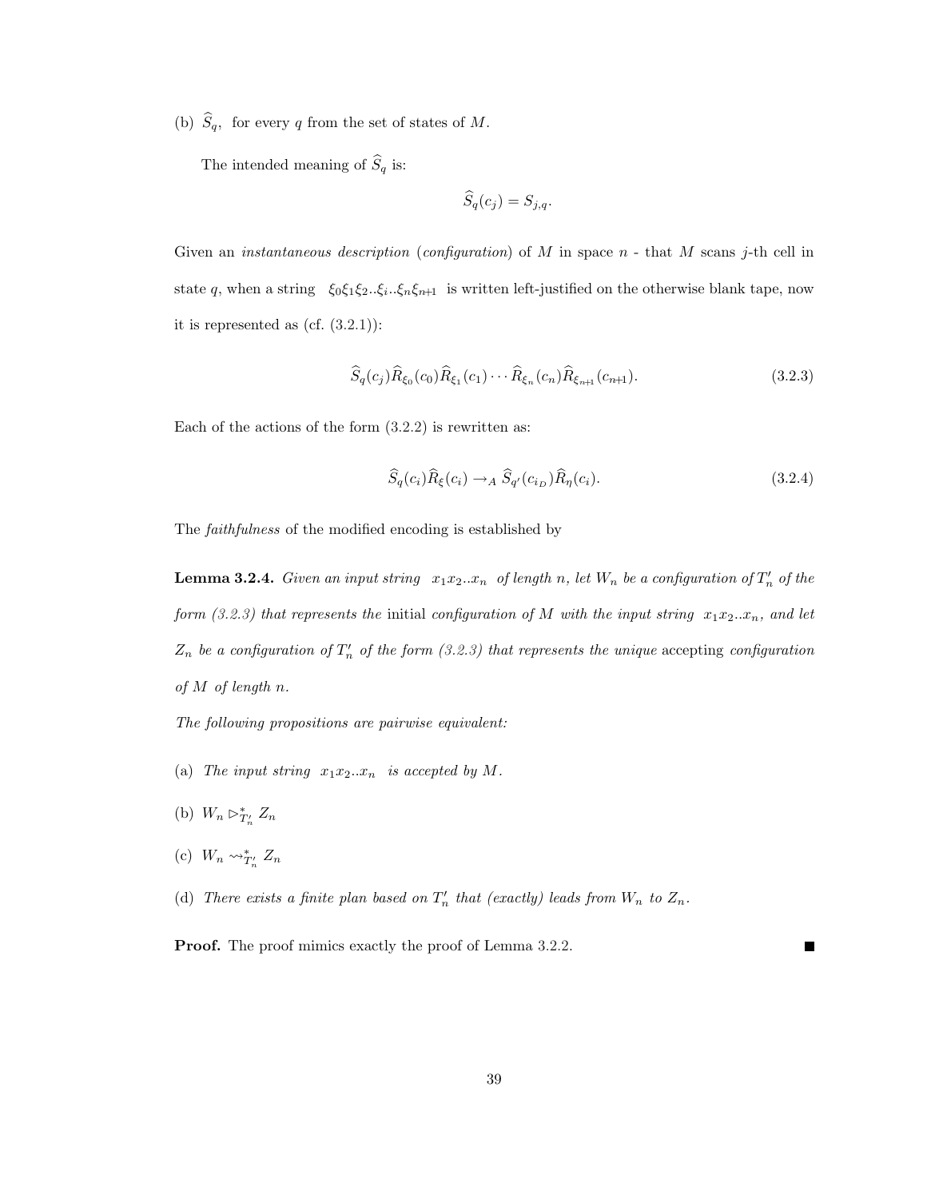(b) $\widehat{S}_q$, for every $q$ from the set of states of $M$.

The intended meaning of $\widehat{S}_q$ is:

$$\widehat{S}_q(c_j) = S_{j,q}.$$

Given an *instantaneous description* (*configuration*) of $M$ in space $n$ - that $M$ scans $j$-th cell in state $q$, when a string $\xi_0\xi_1\xi_2..\xi_i..\xi_n\xi_{n+1}$ is written left-justified on the otherwise blank tape, now it is represented as (cf. (3.2.1)):

$$\widehat{S}_q(c_j)\widehat{R}_{\xi_0}(c_0)\widehat{R}_{\xi_1}(c_1)\cdots\widehat{R}_{\xi_n}(c_n)\widehat{R}_{\xi_{n+1}}(c_{n+1}). \tag{3.2.3}$$

Each of the actions of the form (3.2.2) is rewritten as:

$$\widehat{S}_q(c_i)\widehat{R}_\xi(c_i) \rightarrow_A \widehat{S}_{q'}(c_{i_D})\widehat{R}_\eta(c_i). \tag{3.2.4}$$

The *faithfulness* of the modified encoding is established by

**Lemma 3.2.4.** *Given an input string $x_1x_2..x_n$ of length $n$, let $W_n$ be a configuration of $T_n'$ of the form (3.2.3) that represents the* initial *configuration of $M$ with the input string $x_1x_2..x_n$, and let $Z_n$ be a configuration of $T_n'$ of the form (3.2.3) that represents the unique* accepting *configuration of $M$ of length $n$.*

*The following propositions are pairwise equivalent:*

(a) *The input string $x_1x_2..x_n$ is accepted by $M$.*

(b) $W_n \rhd^*_{T_n'} Z_n$

(c) $W_n \rightsquigarrow^*_{T_n'} Z_n$

(d) *There exists a finite plan based on $T_n'$ that (exactly) leads from $W_n$ to $Z_n$.*

**Proof.** The proof mimics exactly the proof of Lemma 3.2.2. ∎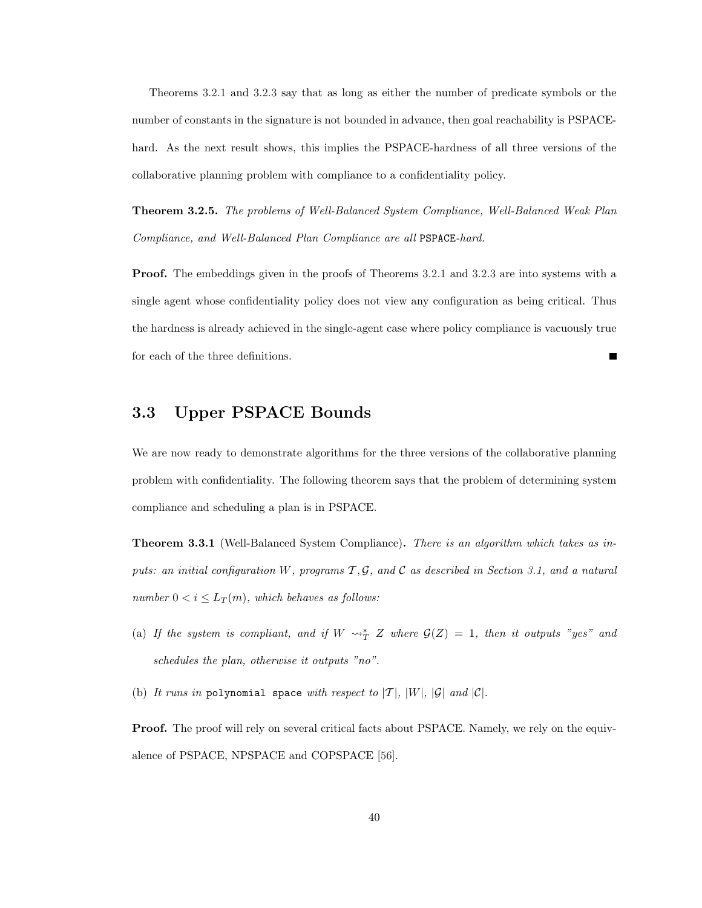Theorems 3.2.1 and 3.2.3 say that as long as either the number of predicate symbols or the number of constants in the signature is not bounded in advance, then goal reachability is PSPACE-hard. As the next result shows, this implies the PSPACE-hardness of all three versions of the collaborative planning problem with compliance to a confidentiality policy.

**Theorem 3.2.5.** *The problems of Well-Balanced System Compliance, Well-Balanced Weak Plan Compliance, and Well-Balanced Plan Compliance are all* PSPACE*-hard.*

**Proof.** The embeddings given in the proofs of Theorems 3.2.1 and 3.2.3 are into systems with a single agent whose confidentiality policy does not view any configuration as being critical. Thus the hardness is already achieved in the single-agent case where policy compliance is vacuously true for each of the three definitions. ∎

## 3.3 Upper PSPACE Bounds

We are now ready to demonstrate algorithms for the three versions of the collaborative planning problem with confidentiality. The following theorem says that the problem of determining system compliance and scheduling a plan is in PSPACE.

**Theorem 3.3.1** (Well-Balanced System Compliance)**.** *There is an algorithm which takes as inputs: an initial configuration $W$, programs $\mathcal{T}, \mathcal{G}$, and $\mathcal{C}$ as described in Section 3.1, and a natural number $0 < i \leq L_T(m)$, which behaves as follows:*

(a) *If the system is compliant, and if $W \rightsquigarrow^*_T Z$ where $\mathcal{G}(Z) = 1$, then it outputs "yes" and schedules the plan, otherwise it outputs "no".*

(b) *It runs in* polynomial space *with respect to $|\mathcal{T}|$, $|W|$, $|\mathcal{G}|$ and $|\mathcal{C}|$.*

**Proof.** The proof will rely on several critical facts about PSPACE. Namely, we rely on the equivalence of PSPACE, NPSPACE and COPSPACE [56].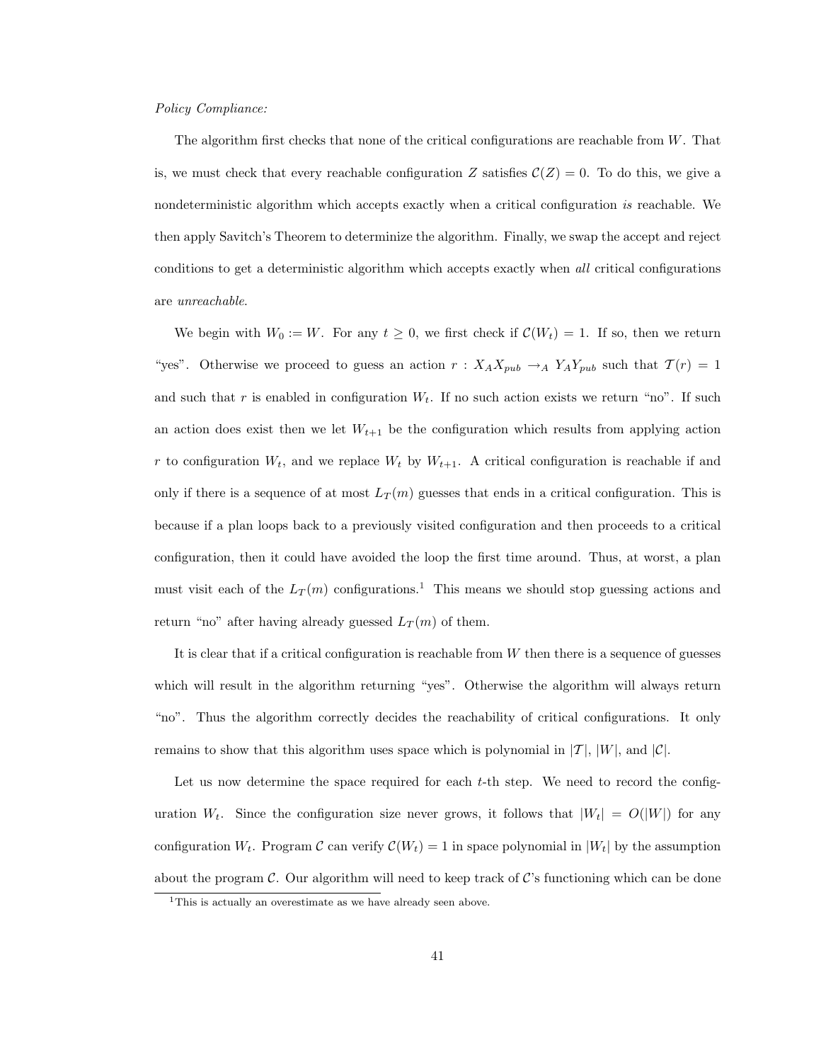*Policy Compliance:*

The algorithm first checks that none of the critical configurations are reachable from $W$. That is, we must check that every reachable configuration $Z$ satisfies $\mathcal{C}(Z) = 0$. To do this, we give a nondeterministic algorithm which accepts exactly when a critical configuration *is* reachable. We then apply Savitch's Theorem to determinize the algorithm. Finally, we swap the accept and reject conditions to get a deterministic algorithm which accepts exactly when *all* critical configurations are *unreachable*.

We begin with $W_0 := W$. For any $t \geq 0$, we first check if $\mathcal{C}(W_t) = 1$. If so, then we return "yes". Otherwise we proceed to guess an action $r : X_A X_{pub} \to_A Y_A Y_{pub}$ such that $\mathcal{T}(r) = 1$ and such that $r$ is enabled in configuration $W_t$. If no such action exists we return "no". If such an action does exist then we let $W_{t+1}$ be the configuration which results from applying action $r$ to configuration $W_t$, and we replace $W_t$ by $W_{t+1}$. A critical configuration is reachable if and only if there is a sequence of at most $L_T(m)$ guesses that ends in a critical configuration. This is because if a plan loops back to a previously visited configuration and then proceeds to a critical configuration, then it could have avoided the loop the first time around. Thus, at worst, a plan must visit each of the $L_T(m)$ configurations.[1] This means we should stop guessing actions and return "no" after having already guessed $L_T(m)$ of them.

It is clear that if a critical configuration is reachable from $W$ then there is a sequence of guesses which will result in the algorithm returning "yes". Otherwise the algorithm will always return "no". Thus the algorithm correctly decides the reachability of critical configurations. It only remains to show that this algorithm uses space which is polynomial in $|\mathcal{T}|$, $|W|$, and $|\mathcal{C}|$.

Let us now determine the space required for each $t$-th step. We need to record the configuration $W_t$. Since the configuration size never grows, it follows that $|W_t| = O(|W|)$ for any configuration $W_t$. Program $\mathcal{C}$ can verify $\mathcal{C}(W_t) = 1$ in space polynomial in $|W_t|$ by the assumption about the program $\mathcal{C}$. Our algorithm will need to keep track of $\mathcal{C}$'s functioning which can be done

[1] This is actually an overestimate as we have already seen above.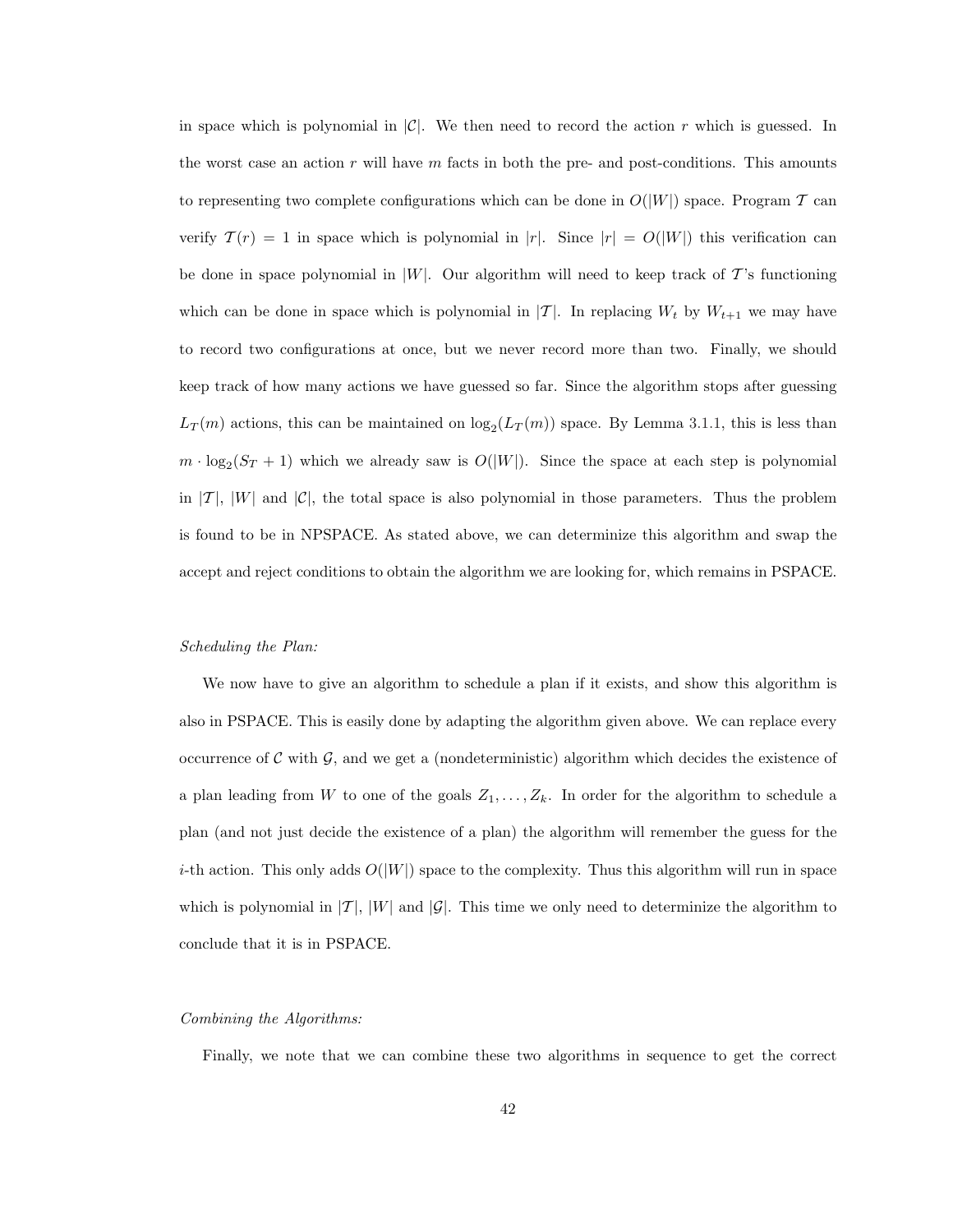in space which is polynomial in $|\mathcal{C}|$. We then need to record the action $r$ which is guessed. In the worst case an action $r$ will have $m$ facts in both the pre- and post-conditions. This amounts to representing two complete configurations which can be done in $O(|W|)$ space. Program $\mathcal{T}$ can verify $\mathcal{T}(r) = 1$ in space which is polynomial in $|r|$. Since $|r| = O(|W|)$ this verification can be done in space polynomial in $|W|$. Our algorithm will need to keep track of $\mathcal{T}$'s functioning which can be done in space which is polynomial in $|\mathcal{T}|$. In replacing $W_t$ by $W_{t+1}$ we may have to record two configurations at once, but we never record more than two. Finally, we should keep track of how many actions we have guessed so far. Since the algorithm stops after guessing $L_T(m)$ actions, this can be maintained on $\log_2(L_T(m))$ space. By Lemma 3.1.1, this is less than $m \cdot \log_2(S_T + 1)$ which we already saw is $O(|W|)$. Since the space at each step is polynomial in $|\mathcal{T}|$, $|W|$ and $|\mathcal{C}|$, the total space is also polynomial in those parameters. Thus the problem is found to be in NPSPACE. As stated above, we can determinize this algorithm and swap the accept and reject conditions to obtain the algorithm we are looking for, which remains in PSPACE.

*Scheduling the Plan:*

We now have to give an algorithm to schedule a plan if it exists, and show this algorithm is also in PSPACE. This is easily done by adapting the algorithm given above. We can replace every occurrence of $\mathcal{C}$ with $\mathcal{G}$, and we get a (nondeterministic) algorithm which decides the existence of a plan leading from $W$ to one of the goals $Z_1, \ldots, Z_k$. In order for the algorithm to schedule a plan (and not just decide the existence of a plan) the algorithm will remember the guess for the $i$-th action. This only adds $O(|W|)$ space to the complexity. Thus this algorithm will run in space which is polynomial in $|\mathcal{T}|$, $|W|$ and $|\mathcal{G}|$. This time we only need to determinize the algorithm to conclude that it is in PSPACE.

*Combining the Algorithms:*

Finally, we note that we can combine these two algorithms in sequence to get the correct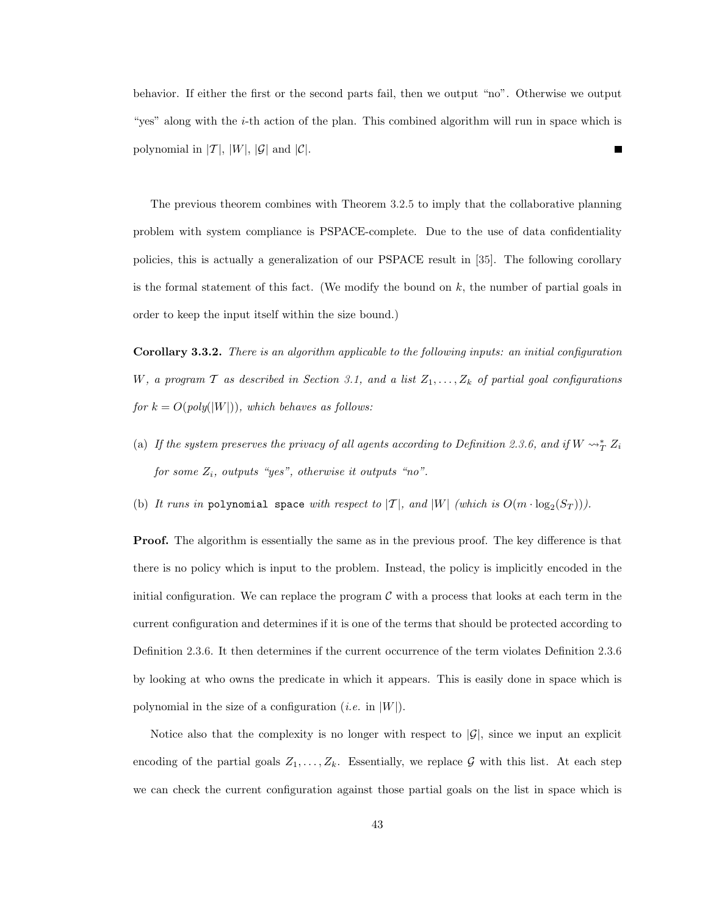behavior. If either the first or the second parts fail, then we output "no". Otherwise we output "yes" along with the $i$-th action of the plan. This combined algorithm will run in space which is polynomial in $|\mathcal{T}|$, $|W|$, $|\mathcal{G}|$ and $|\mathcal{C}|$. ■

The previous theorem combines with Theorem 3.2.5 to imply that the collaborative planning problem with system compliance is PSPACE-complete. Due to the use of data confidentiality policies, this is actually a generalization of our PSPACE result in [35]. The following corollary is the formal statement of this fact. (We modify the bound on $k$, the number of partial goals in order to keep the input itself within the size bound.)

**Corollary 3.3.2.** *There is an algorithm applicable to the following inputs: an initial configuration $W$, a program $\mathcal{T}$ as described in Section 3.1, and a list $Z_1, \ldots, Z_k$ of partial goal configurations for $k = O(poly(|W|))$, which behaves as follows:*

(a) *If the system preserves the privacy of all agents according to Definition 2.3.6, and if $W \rightsquigarrow^*_T Z_i$ for some $Z_i$, outputs "yes", otherwise it outputs "no".*

(b) *It runs in* `polynomial space` *with respect to $|\mathcal{T}|$, and $|W|$ (which is $O(m \cdot \log_2(S_T))$).*

**Proof.** The algorithm is essentially the same as in the previous proof. The key difference is that there is no policy which is input to the problem. Instead, the policy is implicitly encoded in the initial configuration. We can replace the program $\mathcal{C}$ with a process that looks at each term in the current configuration and determines if it is one of the terms that should be protected according to Definition 2.3.6. It then determines if the current occurrence of the term violates Definition 2.3.6 by looking at who owns the predicate in which it appears. This is easily done in space which is polynomial in the size of a configuration (*i.e.* in $|W|$).

Notice also that the complexity is no longer with respect to $|\mathcal{G}|$, since we input an explicit encoding of the partial goals $Z_1, \ldots, Z_k$. Essentially, we replace $\mathcal{G}$ with this list. At each step we can check the current configuration against those partial goals on the list in space which is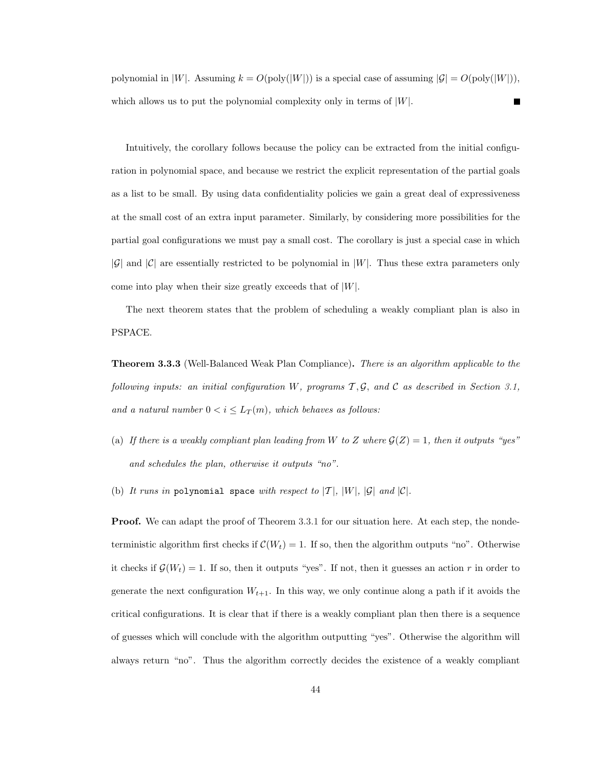polynomial in $|W|$. Assuming $k = O(\text{poly}(|W|))$ is a special case of assuming $|\mathcal{G}| = O(\text{poly}(|W|))$, which allows us to put the polynomial complexity only in terms of $|W|$. ■

Intuitively, the corollary follows because the policy can be extracted from the initial configuration in polynomial space, and because we restrict the explicit representation of the partial goals as a list to be small. By using data confidentiality policies we gain a great deal of expressiveness at the small cost of an extra input parameter. Similarly, by considering more possibilities for the partial goal configurations we must pay a small cost. The corollary is just a special case in which $|\mathcal{G}|$ and $|\mathcal{C}|$ are essentially restricted to be polynomial in $|W|$. Thus these extra parameters only come into play when their size greatly exceeds that of $|W|$.

The next theorem states that the problem of scheduling a weakly compliant plan is also in PSPACE.

**Theorem 3.3.3** (Well-Balanced Weak Plan Compliance)**.** *There is an algorithm applicable to the following inputs: an initial configuration $W$, programs $\mathcal{T}, \mathcal{G}$, and $\mathcal{C}$ as described in Section 3.1, and a natural number $0 < i \leq L_T(m)$, which behaves as follows:*

(a) *If there is a weakly compliant plan leading from $W$ to $Z$ where $\mathcal{G}(Z) = 1$, then it outputs "yes" and schedules the plan, otherwise it outputs "no".*

(b) *It runs in* `polynomial space` *with respect to $|\mathcal{T}|$, $|W|$, $|\mathcal{G}|$ and $|\mathcal{C}|$.*

**Proof.** We can adapt the proof of Theorem 3.3.1 for our situation here. At each step, the nondeterministic algorithm first checks if $\mathcal{C}(W_t) = 1$. If so, then the algorithm outputs "no". Otherwise it checks if $\mathcal{G}(W_t) = 1$. If so, then it outputs "yes". If not, then it guesses an action $r$ in order to generate the next configuration $W_{t+1}$. In this way, we only continue along a path if it avoids the critical configurations. It is clear that if there is a weakly compliant plan then there is a sequence of guesses which will conclude with the algorithm outputting "yes". Otherwise the algorithm will always return "no". Thus the algorithm correctly decides the existence of a weakly compliant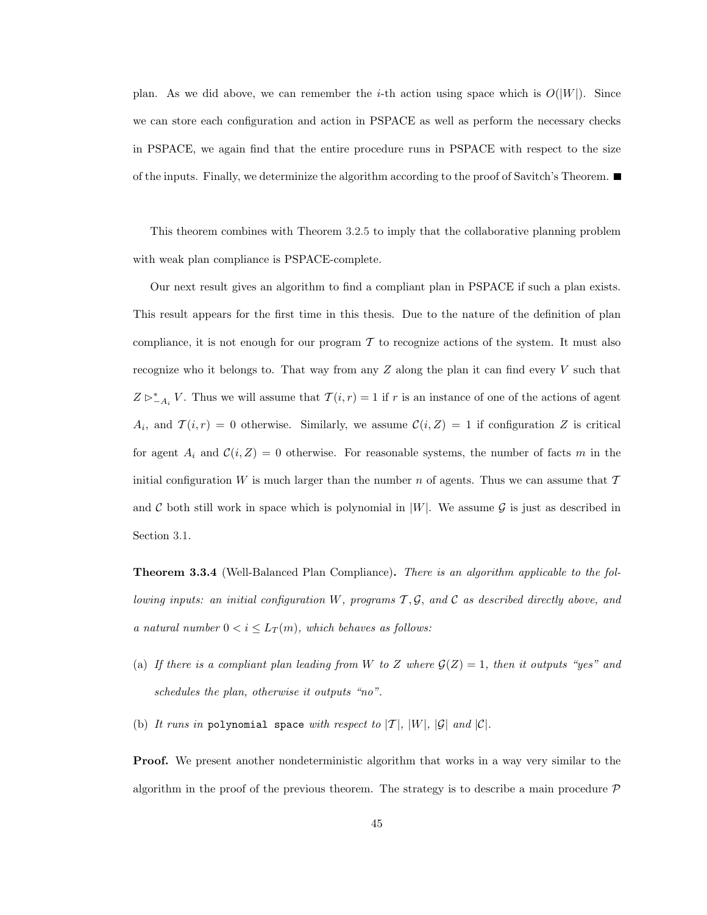plan. As we did above, we can remember the $i$-th action using space which is $O(|W|)$. Since we can store each configuration and action in PSPACE as well as perform the necessary checks in PSPACE, we again find that the entire procedure runs in PSPACE with respect to the size of the inputs. Finally, we determinize the algorithm according to the proof of Savitch's Theorem. ■

This theorem combines with Theorem 3.2.5 to imply that the collaborative planning problem with weak plan compliance is PSPACE-complete.

Our next result gives an algorithm to find a compliant plan in PSPACE if such a plan exists. This result appears for the first time in this thesis. Due to the nature of the definition of plan compliance, it is not enough for our program $\mathcal{T}$ to recognize actions of the system. It must also recognize who it belongs to. That way from any $Z$ along the plan it can find every $V$ such that $Z \rhd^*_{-A_i} V$. Thus we will assume that $\mathcal{T}(i, r) = 1$ if $r$ is an instance of one of the actions of agent $A_i$, and $\mathcal{T}(i, r) = 0$ otherwise. Similarly, we assume $\mathcal{C}(i, Z) = 1$ if configuration $Z$ is critical for agent $A_i$ and $\mathcal{C}(i, Z) = 0$ otherwise. For reasonable systems, the number of facts $m$ in the initial configuration $W$ is much larger than the number $n$ of agents. Thus we can assume that $\mathcal{T}$ and $\mathcal{C}$ both still work in space which is polynomial in $|W|$. We assume $\mathcal{G}$ is just as described in Section 3.1.

**Theorem 3.3.4** (Well-Balanced Plan Compliance)**.** *There is an algorithm applicable to the following inputs: an initial configuration $W$, programs $\mathcal{T}, \mathcal{G}$, and $\mathcal{C}$ as described directly above, and a natural number $0 < i \leq L_T(m)$, which behaves as follows:*

(a) *If there is a compliant plan leading from $W$ to $Z$ where $\mathcal{G}(Z) = 1$, then it outputs "yes" and schedules the plan, otherwise it outputs "no".*

(b) *It runs in* `polynomial space` *with respect to $|\mathcal{T}|$, $|W|$, $|\mathcal{G}|$ and $|\mathcal{C}|$.*

**Proof.** We present another nondeterministic algorithm that works in a way very similar to the algorithm in the proof of the previous theorem. The strategy is to describe a main procedure $\mathcal{P}$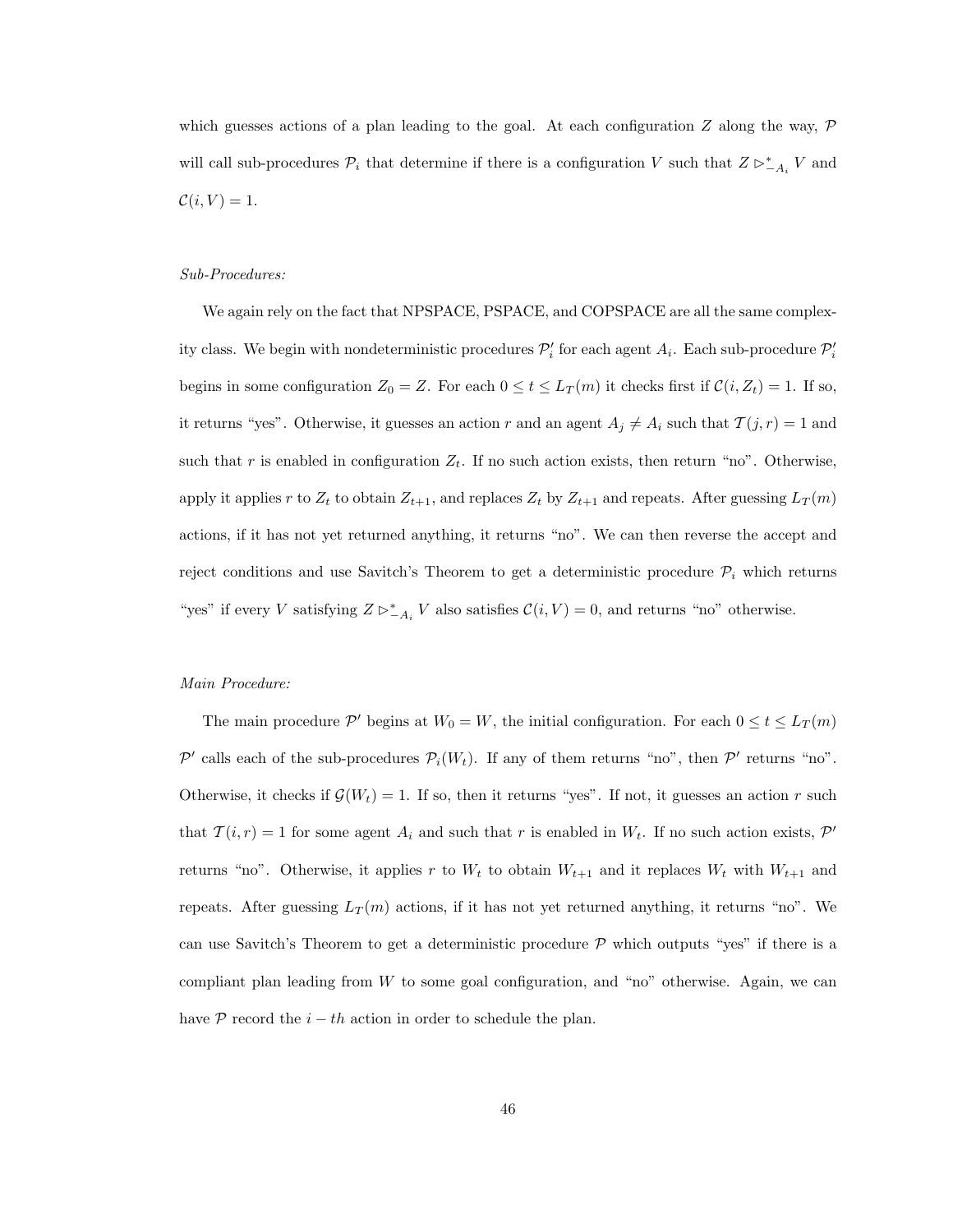which guesses actions of a plan leading to the goal. At each configuration $Z$ along the way, $\mathcal{P}$ will call sub-procedures $\mathcal{P}_i$ that determine if there is a configuration $V$ such that $Z \rhd^*_{-A_i} V$ and $\mathcal{C}(i, V) = 1$.

*Sub-Procedures:*

We again rely on the fact that NPSPACE, PSPACE, and COPSPACE are all the same complexity class. We begin with nondeterministic procedures $\mathcal{P}'_i$ for each agent $A_i$. Each sub-procedure $\mathcal{P}'_i$ begins in some configuration $Z_0 = Z$. For each $0 \leq t \leq L_T(m)$ it checks first if $\mathcal{C}(i, Z_t) = 1$. If so, it returns "yes". Otherwise, it guesses an action $r$ and an agent $A_j \neq A_i$ such that $\mathcal{T}(j, r) = 1$ and such that $r$ is enabled in configuration $Z_t$. If no such action exists, then return "no". Otherwise, apply it applies $r$ to $Z_t$ to obtain $Z_{t+1}$, and replaces $Z_t$ by $Z_{t+1}$ and repeats. After guessing $L_T(m)$ actions, if it has not yet returned anything, it returns "no". We can then reverse the accept and reject conditions and use Savitch's Theorem to get a deterministic procedure $\mathcal{P}_i$ which returns "yes" if every $V$ satisfying $Z \rhd^*_{-A_i} V$ also satisfies $\mathcal{C}(i, V) = 0$, and returns "no" otherwise.

*Main Procedure:*

The main procedure $\mathcal{P}'$ begins at $W_0 = W$, the initial configuration. For each $0 \leq t \leq L_T(m)$ $\mathcal{P}'$ calls each of the sub-procedures $\mathcal{P}_i(W_t)$. If any of them returns "no", then $\mathcal{P}'$ returns "no". Otherwise, it checks if $\mathcal{G}(W_t) = 1$. If so, then it returns "yes". If not, it guesses an action $r$ such that $\mathcal{T}(i, r) = 1$ for some agent $A_i$ and such that $r$ is enabled in $W_t$. If no such action exists, $\mathcal{P}'$ returns "no". Otherwise, it applies $r$ to $W_t$ to obtain $W_{t+1}$ and it replaces $W_t$ with $W_{t+1}$ and repeats. After guessing $L_T(m)$ actions, if it has not yet returned anything, it returns "no". We can use Savitch's Theorem to get a deterministic procedure $\mathcal{P}$ which outputs "yes" if there is a compliant plan leading from $W$ to some goal configuration, and "no" otherwise. Again, we can have $\mathcal{P}$ record the $i-th$ action in order to schedule the plan.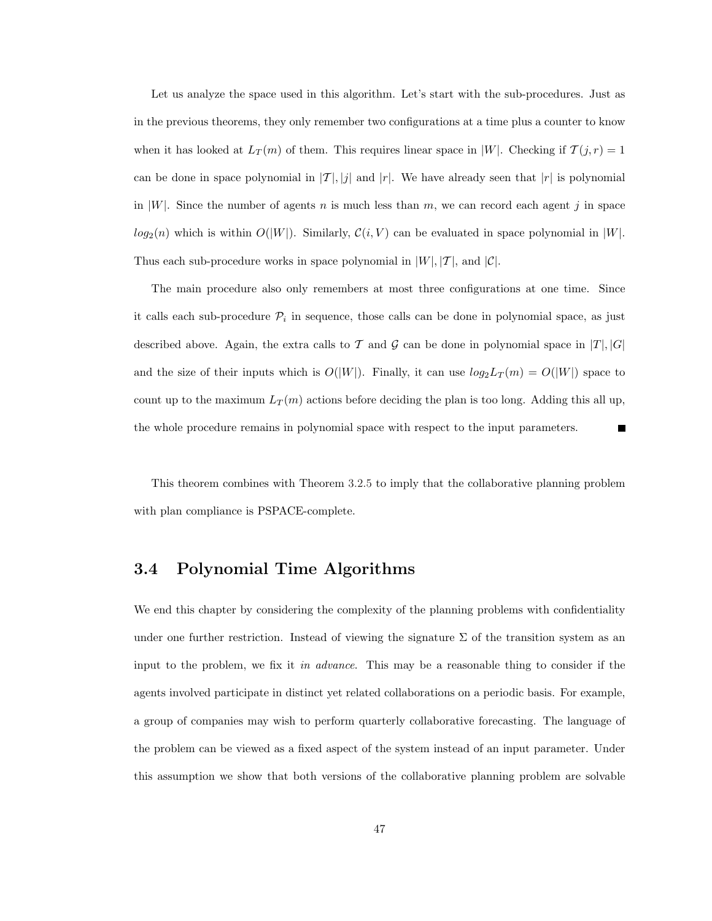Let us analyze the space used in this algorithm. Let's start with the sub-procedures. Just as in the previous theorems, they only remember two configurations at a time plus a counter to know when it has looked at $L_T(m)$ of them. This requires linear space in $|W|$. Checking if $\mathcal{T}(j,r) = 1$ can be done in space polynomial in $|\mathcal{T}|, |j|$ and $|r|$. We have already seen that $|r|$ is polynomial in $|W|$. Since the number of agents $n$ is much less than $m$, we can record each agent $j$ in space $log_2(n)$ which is within $O(|W|)$. Similarly, $\mathcal{C}(i,V)$ can be evaluated in space polynomial in $|W|$. Thus each sub-procedure works in space polynomial in $|W|, |\mathcal{T}|$, and $|\mathcal{C}|$.

The main procedure also only remembers at most three configurations at one time. Since it calls each sub-procedure $\mathcal{P}_i$ in sequence, those calls can be done in polynomial space, as just described above. Again, the extra calls to $\mathcal{T}$ and $\mathcal{G}$ can be done in polynomial space in $|T|, |G|$ and the size of their inputs which is $O(|W|)$. Finally, it can use $log_2 L_T(m) = O(|W|)$ space to count up to the maximum $L_T(m)$ actions before deciding the plan is too long. Adding this all up, the whole procedure remains in polynomial space with respect to the input parameters. ■

This theorem combines with Theorem 3.2.5 to imply that the collaborative planning problem with plan compliance is PSPACE-complete.

## 3.4 Polynomial Time Algorithms

We end this chapter by considering the complexity of the planning problems with confidentiality under one further restriction. Instead of viewing the signature $\Sigma$ of the transition system as an input to the problem, we fix it *in advance*. This may be a reasonable thing to consider if the agents involved participate in distinct yet related collaborations on a periodic basis. For example, a group of companies may wish to perform quarterly collaborative forecasting. The language of the problem can be viewed as a fixed aspect of the system instead of an input parameter. Under this assumption we show that both versions of the collaborative planning problem are solvable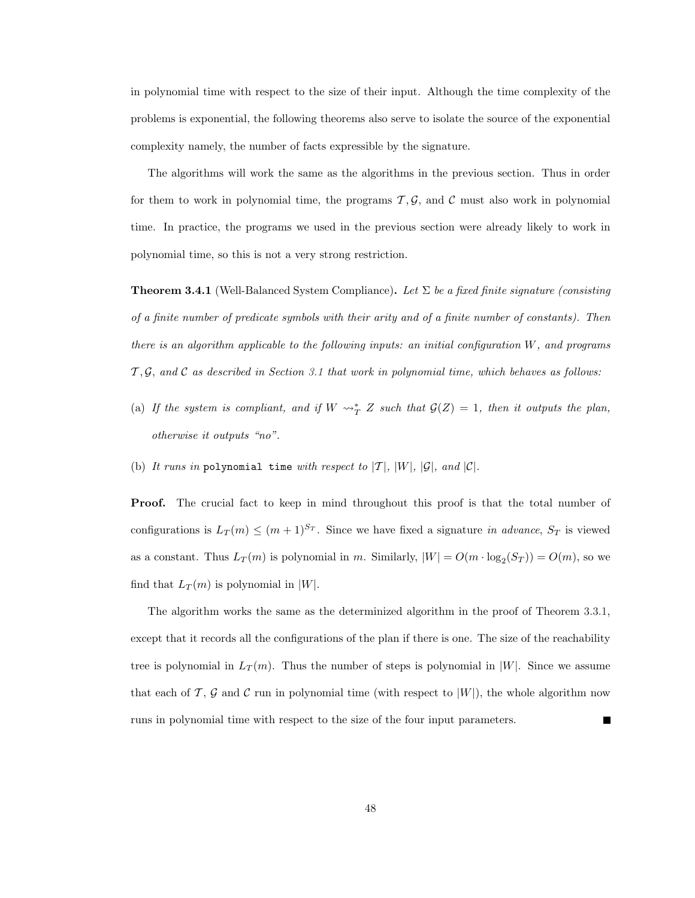in polynomial time with respect to the size of their input. Although the time complexity of the problems is exponential, the following theorems also serve to isolate the source of the exponential complexity namely, the number of facts expressible by the signature.

The algorithms will work the same as the algorithms in the previous section. Thus in order for them to work in polynomial time, the programs $\mathcal{T}, \mathcal{G}$, and $\mathcal{C}$ must also work in polynomial time. In practice, the programs we used in the previous section were already likely to work in polynomial time, so this is not a very strong restriction.

**Theorem 3.4.1** (Well-Balanced System Compliance)**.** *Let $\Sigma$ be a fixed finite signature (consisting of a finite number of predicate symbols with their arity and of a finite number of constants). Then there is an algorithm applicable to the following inputs: an initial configuration $W$, and programs $\mathcal{T}, \mathcal{G}$, and $\mathcal{C}$ as described in Section 3.1 that work in polynomial time, which behaves as follows:*

(a) *If the system is compliant, and if $W \rightsquigarrow^*_T Z$ such that $\mathcal{G}(Z) = 1$, then it outputs the plan, otherwise it outputs "no".*

(b) *It runs in* `polynomial time` *with respect to $|\mathcal{T}|$, $|W|$, $|\mathcal{G}|$, and $|\mathcal{C}|$.*

**Proof.** The crucial fact to keep in mind throughout this proof is that the total number of configurations is $L_T(m) \leq (m+1)^{S_T}$. Since we have fixed a signature *in advance*, $S_T$ is viewed as a constant. Thus $L_T(m)$ is polynomial in $m$. Similarly, $|W| = O(m \cdot \log_2(S_T)) = O(m)$, so we find that $L_T(m)$ is polynomial in $|W|$.

The algorithm works the same as the determinized algorithm in the proof of Theorem 3.3.1, except that it records all the configurations of the plan if there is one. The size of the reachability tree is polynomial in $L_T(m)$. Thus the number of steps is polynomial in $|W|$. Since we assume that each of $\mathcal{T}$, $\mathcal{G}$ and $\mathcal{C}$ run in polynomial time (with respect to $|W|$), the whole algorithm now runs in polynomial time with respect to the size of the four input parameters. ∎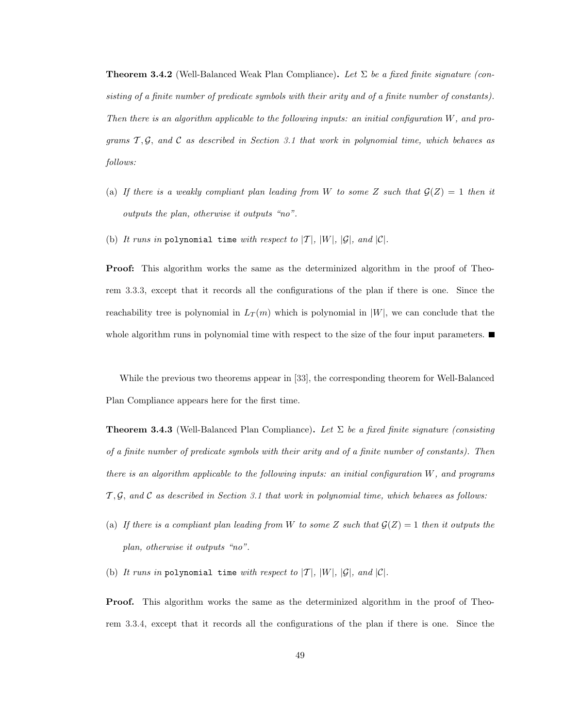**Theorem 3.4.2** (Well-Balanced Weak Plan Compliance)**.** *Let $\Sigma$ be a fixed finite signature (consisting of a finite number of predicate symbols with their arity and of a finite number of constants). Then there is an algorithm applicable to the following inputs: an initial configuration $W$, and programs $\mathcal{T}, \mathcal{G}$, and $\mathcal{C}$ as described in Section 3.1 that work in polynomial time, which behaves as follows:*

(a) *If there is a weakly compliant plan leading from $W$ to some $Z$ such that $\mathcal{G}(Z) = 1$ then it outputs the plan, otherwise it outputs "no".*

(b) *It runs in* `polynomial time` *with respect to $|\mathcal{T}|$, $|W|$, $|\mathcal{G}|$, and $|\mathcal{C}|$.*

**Proof:** This algorithm works the same as the determinized algorithm in the proof of Theorem 3.3.3, except that it records all the configurations of the plan if there is one. Since the reachability tree is polynomial in $L_T(m)$ which is polynomial in $|W|$, we can conclude that the whole algorithm runs in polynomial time with respect to the size of the four input parameters. ■

While the previous two theorems appear in [33], the corresponding theorem for Well-Balanced Plan Compliance appears here for the first time.

**Theorem 3.4.3** (Well-Balanced Plan Compliance)**.** *Let $\Sigma$ be a fixed finite signature (consisting of a finite number of predicate symbols with their arity and of a finite number of constants). Then there is an algorithm applicable to the following inputs: an initial configuration $W$, and programs $\mathcal{T}, \mathcal{G}$, and $\mathcal{C}$ as described in Section 3.1 that work in polynomial time, which behaves as follows:*

(a) *If there is a compliant plan leading from $W$ to some $Z$ such that $\mathcal{G}(Z) = 1$ then it outputs the plan, otherwise it outputs "no".*

(b) *It runs in* `polynomial time` *with respect to $|\mathcal{T}|$, $|W|$, $|\mathcal{G}|$, and $|\mathcal{C}|$.*

**Proof.** This algorithm works the same as the determinized algorithm in the proof of Theorem 3.3.4, except that it records all the configurations of the plan if there is one. Since the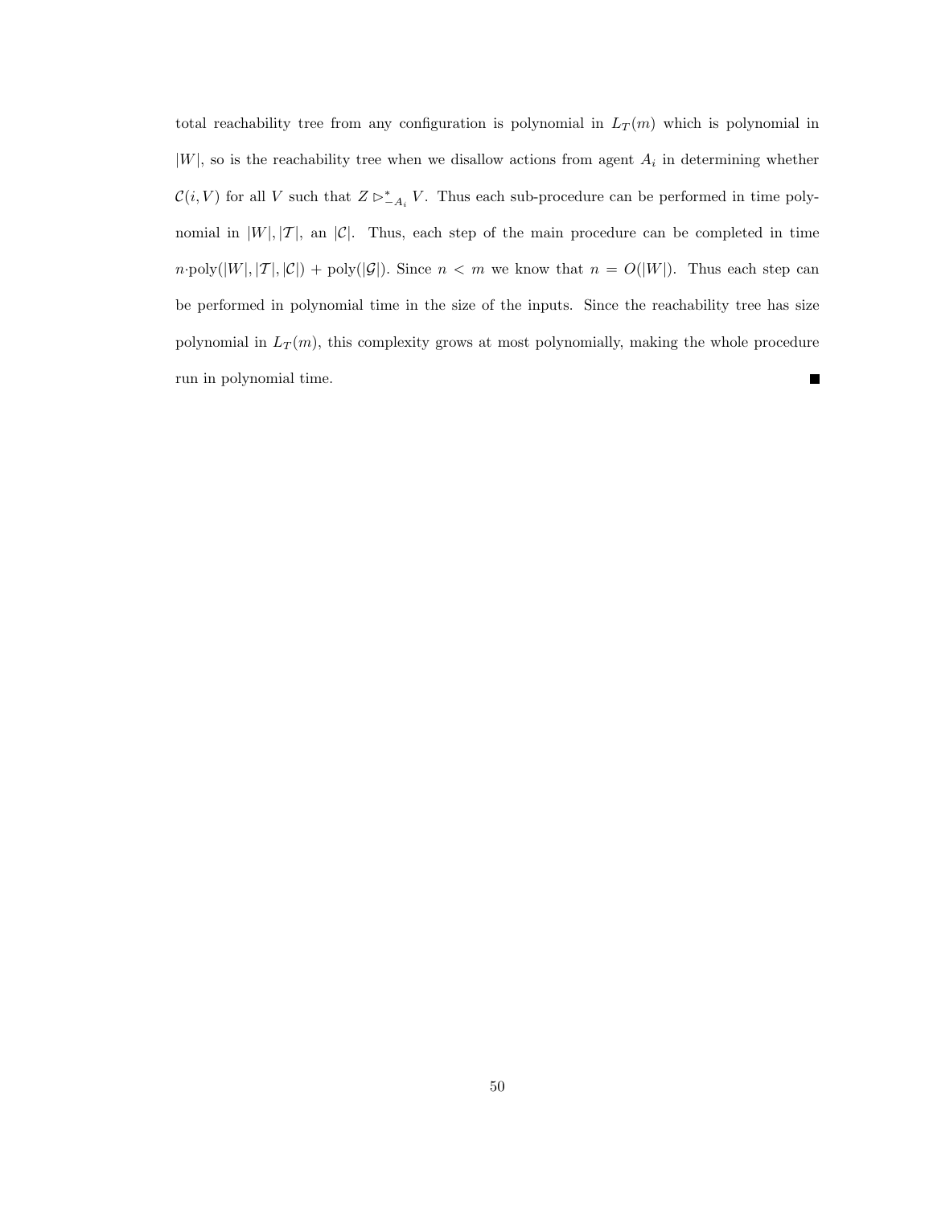total reachability tree from any configuration is polynomial in $L_T(m)$ which is polynomial in $|W|$, so is the reachability tree when we disallow actions from agent $A_i$ in determining whether $\mathcal{C}(i, V)$ for all $V$ such that $Z \rhd^*_{-A_i} V$. Thus each sub-procedure can be performed in time polynomial in $|W|, |\mathcal{T}|$, an $|\mathcal{C}|$. Thus, each step of the main procedure can be completed in time $n{\cdot}\text{poly}(|W|, |\mathcal{T}|, |\mathcal{C}|) + \text{poly}(|\mathcal{G}|)$. Since $n < m$ we know that $n = O(|W|)$. Thus each step can be performed in polynomial time in the size of the inputs. Since the reachability tree has size polynomial in $L_T(m)$, this complexity grows at most polynomially, making the whole procedure run in polynomial time. ∎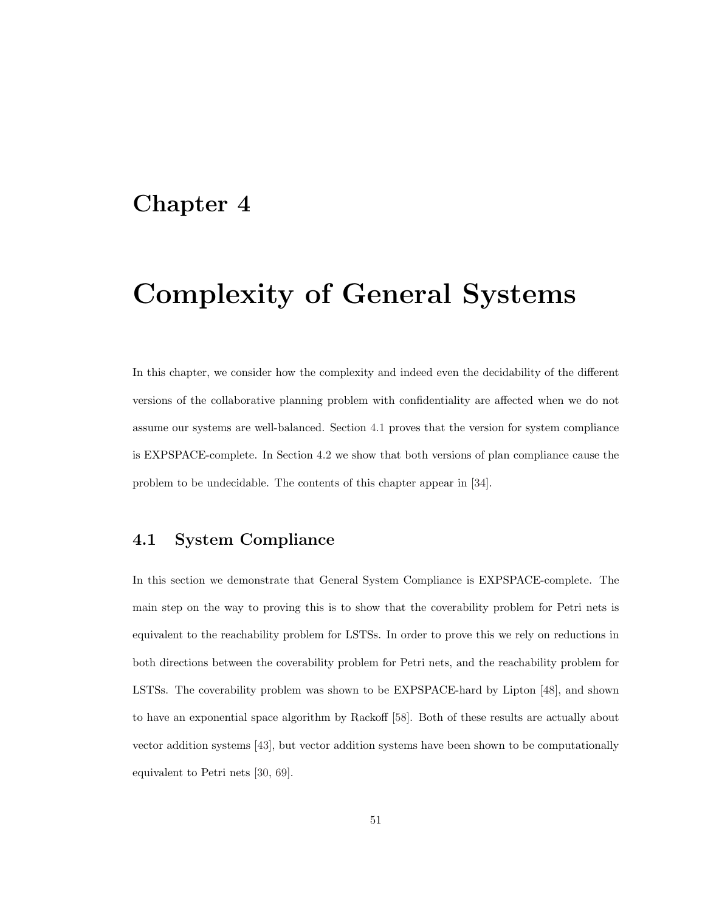# Chapter 4

# Complexity of General Systems

In this chapter, we consider how the complexity and indeed even the decidability of the different versions of the collaborative planning problem with confidentiality are affected when we do not assume our systems are well-balanced. Section 4.1 proves that the version for system compliance is EXPSPACE-complete. In Section 4.2 we show that both versions of plan compliance cause the problem to be undecidable. The contents of this chapter appear in [34].

## 4.1 System Compliance

In this section we demonstrate that General System Compliance is EXPSPACE-complete. The main step on the way to proving this is to show that the coverability problem for Petri nets is equivalent to the reachability problem for LSTSs. In order to prove this we rely on reductions in both directions between the coverability problem for Petri nets, and the reachability problem for LSTSs. The coverability problem was shown to be EXPSPACE-hard by Lipton [48], and shown to have an exponential space algorithm by Rackoff [58]. Both of these results are actually about vector addition systems [43], but vector addition systems have been shown to be computationally equivalent to Petri nets [30, 69].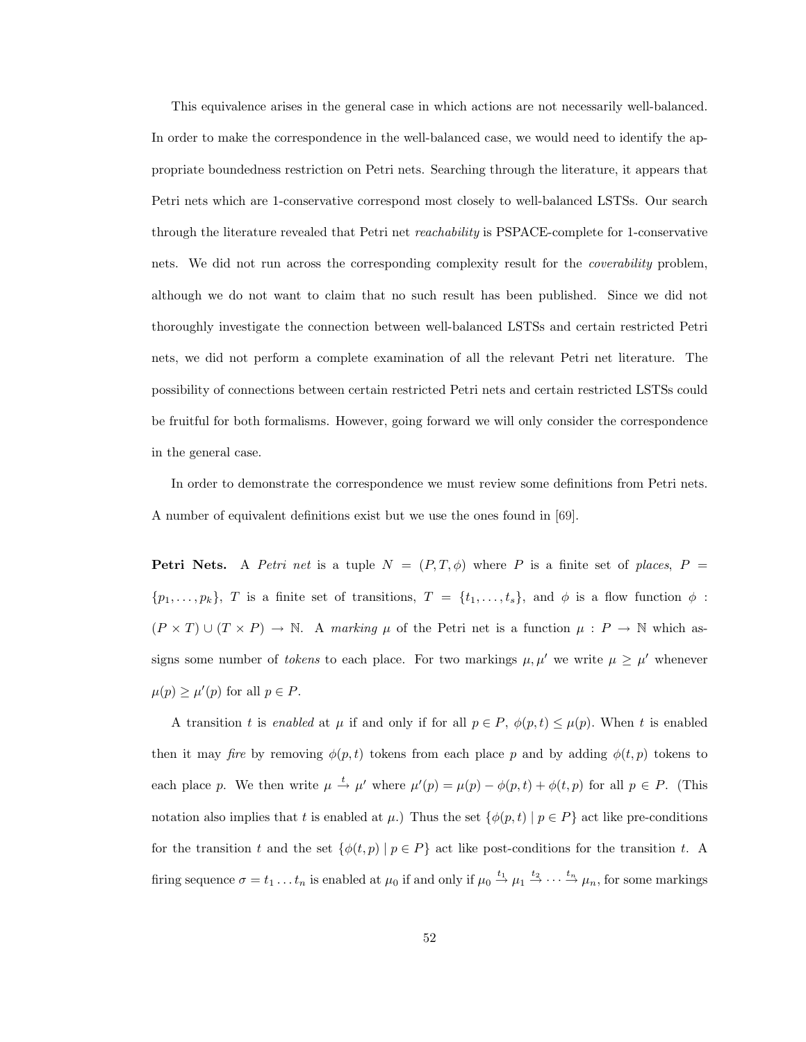This equivalence arises in the general case in which actions are not necessarily well-balanced. In order to make the correspondence in the well-balanced case, we would need to identify the appropriate boundedness restriction on Petri nets. Searching through the literature, it appears that Petri nets which are 1-conservative correspond most closely to well-balanced LSTSs. Our search through the literature revealed that Petri net *reachability* is PSPACE-complete for 1-conservative nets. We did not run across the corresponding complexity result for the *coverability* problem, although we do not want to claim that no such result has been published. Since we did not thoroughly investigate the connection between well-balanced LSTSs and certain restricted Petri nets, we did not perform a complete examination of all the relevant Petri net literature. The possibility of connections between certain restricted Petri nets and certain restricted LSTSs could be fruitful for both formalisms. However, going forward we will only consider the correspondence in the general case.

In order to demonstrate the correspondence we must review some definitions from Petri nets. A number of equivalent definitions exist but we use the ones found in [69].

**Petri Nets.** A *Petri net* is a tuple $N = (P, T, \phi)$ where $P$ is a finite set of *places*, $P = \{p_1, \ldots, p_k\}$, $T$ is a finite set of transitions, $T = \{t_1, \ldots, t_s\}$, and $\phi$ is a flow function $\phi : (P \times T) \cup (T \times P) \to \mathbb{N}$. A *marking* $\mu$ of the Petri net is a function $\mu : P \to \mathbb{N}$ which assigns some number of *tokens* to each place. For two markings $\mu, \mu'$ we write $\mu \geq \mu'$ whenever $\mu(p) \geq \mu'(p)$ for all $p \in P$.

A transition $t$ is *enabled* at $\mu$ if and only if for all $p \in P$, $\phi(p, t) \leq \mu(p)$. When $t$ is enabled then it may *fire* by removing $\phi(p, t)$ tokens from each place $p$ and by adding $\phi(t, p)$ tokens to each place $p$. We then write $\mu \xrightarrow{t} \mu'$ where $\mu'(p) = \mu(p) - \phi(p, t) + \phi(t, p)$ for all $p \in P$. (This notation also implies that $t$ is enabled at $\mu$.) Thus the set $\{\phi(p, t) \mid p \in P\}$ act like pre-conditions for the transition $t$ and the set $\{\phi(t, p) \mid p \in P\}$ act like post-conditions for the transition $t$. A firing sequence $\sigma = t_1 \ldots t_n$ is enabled at $\mu_0$ if and only if $\mu_0 \xrightarrow{t_1} \mu_1 \xrightarrow{t_2} \cdots \xrightarrow{t_n} \mu_n$, for some markings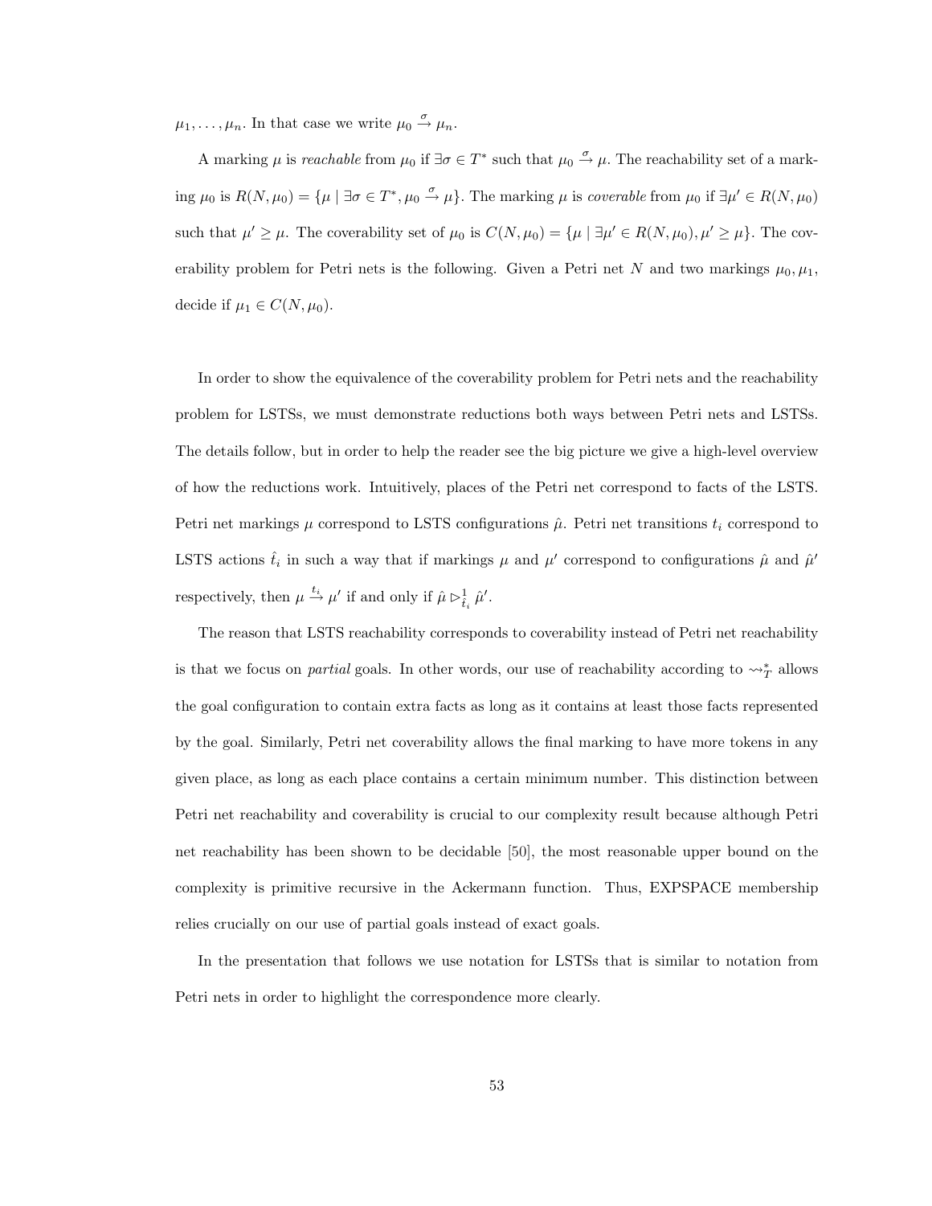$\mu_1, \ldots, \mu_n$. In that case we write $\mu_0 \xrightarrow{\sigma} \mu_n$.

A marking $\mu$ is *reachable* from $\mu_0$ if $\exists \sigma \in T^*$ such that $\mu_0 \xrightarrow{\sigma} \mu$. The reachability set of a marking $\mu_0$ is $R(N, \mu_0) = \{\mu \mid \exists \sigma \in T^*, \mu_0 \xrightarrow{\sigma} \mu\}$. The marking $\mu$ is *coverable* from $\mu_0$ if $\exists \mu' \in R(N, \mu_0)$ such that $\mu' \geq \mu$. The coverability set of $\mu_0$ is $C(N, \mu_0) = \{\mu \mid \exists \mu' \in R(N, \mu_0), \mu' \geq \mu\}$. The coverability problem for Petri nets is the following. Given a Petri net $N$ and two markings $\mu_0, \mu_1$, decide if $\mu_1 \in C(N, \mu_0)$.

In order to show the equivalence of the coverability problem for Petri nets and the reachability problem for LSTSs, we must demonstrate reductions both ways between Petri nets and LSTSs. The details follow, but in order to help the reader see the big picture we give a high-level overview of how the reductions work. Intuitively, places of the Petri net correspond to facts of the LSTS. Petri net markings $\mu$ correspond to LSTS configurations $\hat{\mu}$. Petri net transitions $t_i$ correspond to LSTS actions $\hat{t}_i$ in such a way that if markings $\mu$ and $\mu'$ correspond to configurations $\hat{\mu}$ and $\hat{\mu}'$ respectively, then $\mu \xrightarrow{t_i} \mu'$ if and only if $\hat{\mu} \rhd^1_{\hat{t}_i} \hat{\mu}'$.

The reason that LSTS reachability corresponds to coverability instead of Petri net reachability is that we focus on *partial* goals. In other words, our use of reachability according to $\rightsquigarrow^*_T$ allows the goal configuration to contain extra facts as long as it contains at least those facts represented by the goal. Similarly, Petri net coverability allows the final marking to have more tokens in any given place, as long as each place contains a certain minimum number. This distinction between Petri net reachability and coverability is crucial to our complexity result because although Petri net reachability has been shown to be decidable [50], the most reasonable upper bound on the complexity is primitive recursive in the Ackermann function. Thus, EXPSPACE membership relies crucially on our use of partial goals instead of exact goals.

In the presentation that follows we use notation for LSTSs that is similar to notation from Petri nets in order to highlight the correspondence more clearly.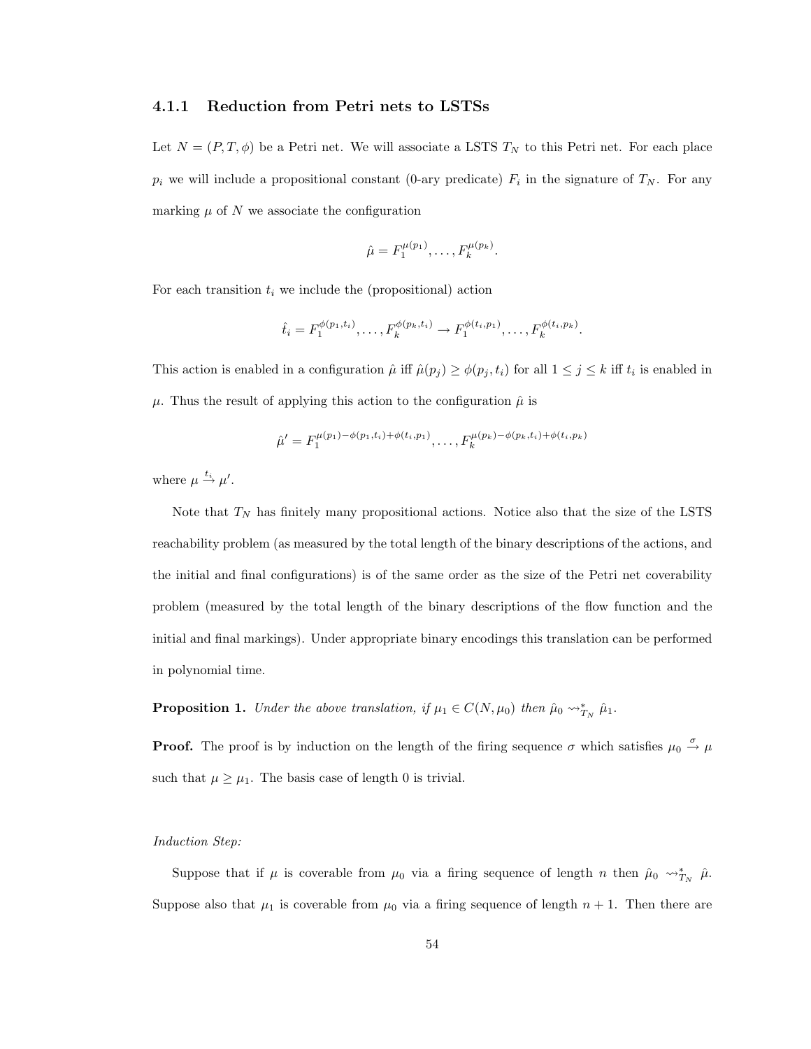### 4.1.1 Reduction from Petri nets to LSTSs

Let $N = (P, T, \phi)$ be a Petri net. We will associate a LSTS $T_N$ to this Petri net. For each place $p_i$ we will include a propositional constant (0-ary predicate) $F_i$ in the signature of $T_N$. For any marking $\mu$ of $N$ we associate the configuration

$$\hat{\mu} = F_1^{\mu(p_1)}, \ldots, F_k^{\mu(p_k)}.$$

For each transition $t_i$ we include the (propositional) action

$$\hat{t}_i = F_1^{\phi(p_1,t_i)}, \ldots, F_k^{\phi(p_k,t_i)} \to F_1^{\phi(t_i,p_1)}, \ldots, F_k^{\phi(t_i,p_k)}.$$

This action is enabled in a configuration $\hat{\mu}$ iff $\hat{\mu}(p_j) \geq \phi(p_j, t_i)$ for all $1 \leq j \leq k$ iff $t_i$ is enabled in $\mu$. Thus the result of applying this action to the configuration $\hat{\mu}$ is

$$\hat{\mu}' = F_1^{\mu(p_1)-\phi(p_1,t_i)+\phi(t_i,p_1)}, \ldots, F_k^{\mu(p_k)-\phi(p_k,t_i)+\phi(t_i,p_k)}$$

where $\mu \xrightarrow{t_i} \mu'$.

Note that $T_N$ has finitely many propositional actions. Notice also that the size of the LSTS reachability problem (as measured by the total length of the binary descriptions of the actions, and the initial and final configurations) is of the same order as the size of the Petri net coverability problem (measured by the total length of the binary descriptions of the flow function and the initial and final markings). Under appropriate binary encodings this translation can be performed in polynomial time.

**Proposition 1.** *Under the above translation, if $\mu_1 \in C(N, \mu_0)$ then $\hat{\mu}_0 \leadsto^*_{T_N} \hat{\mu}_1$.*

**Proof.** The proof is by induction on the length of the firing sequence $\sigma$ which satisfies $\mu_0 \xrightarrow{\sigma} \mu$ such that $\mu \geq \mu_1$. The basis case of length 0 is trivial.

*Induction Step:*

Suppose that if $\mu$ is coverable from $\mu_0$ via a firing sequence of length $n$ then $\hat{\mu}_0 \leadsto^*_{T_N} \hat{\mu}$. Suppose also that $\mu_1$ is coverable from $\mu_0$ via a firing sequence of length $n + 1$. Then there are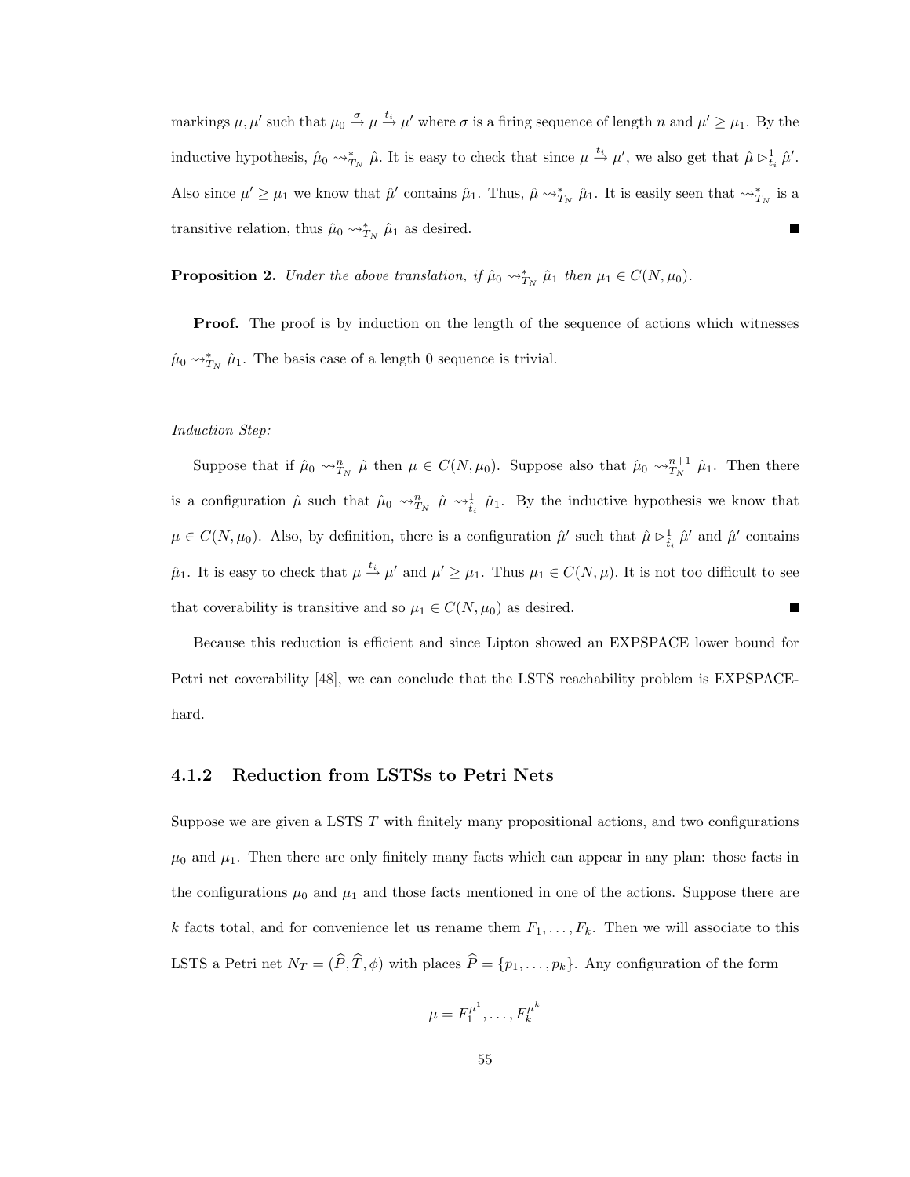markings $\mu, \mu'$ such that $\mu_0 \xrightarrow{\sigma} \mu \xrightarrow{t_i} \mu'$ where $\sigma$ is a firing sequence of length $n$ and $\mu' \geq \mu_1$. By the inductive hypothesis, $\hat{\mu}_0 \rightsquigarrow^*_{T_N} \hat{\mu}$. It is easy to check that since $\mu \xrightarrow{t_i} \mu'$, we also get that $\hat{\mu} \rhd^1_{t_i} \hat{\mu}'$. Also since $\mu' \geq \mu_1$ we know that $\hat{\mu}'$ contains $\hat{\mu}_1$. Thus, $\hat{\mu} \rightsquigarrow^*_{T_N} \hat{\mu}_1$. It is easily seen that $\rightsquigarrow^*_{T_N}$ is a transitive relation, thus $\hat{\mu}_0 \rightsquigarrow^*_{T_N} \hat{\mu}_1$ as desired. ■

**Proposition 2.** *Under the above translation, if $\hat{\mu}_0 \rightsquigarrow^*_{T_N} \hat{\mu}_1$ then $\mu_1 \in C(N, \mu_0)$.*

**Proof.** The proof is by induction on the length of the sequence of actions which witnesses $\hat{\mu}_0 \rightsquigarrow^*_{T_N} \hat{\mu}_1$. The basis case of a length 0 sequence is trivial.

*Induction Step:*

Suppose that if $\hat{\mu}_0 \rightsquigarrow^n_{T_N} \hat{\mu}$ then $\mu \in C(N, \mu_0)$. Suppose also that $\hat{\mu}_0 \rightsquigarrow^{n+1}_{T_N} \hat{\mu}_1$. Then there is a configuration $\hat{\mu}$ such that $\hat{\mu}_0 \rightsquigarrow^n_{T_N} \hat{\mu} \rightsquigarrow^1_{\hat{t}_i} \hat{\mu}_1$. By the inductive hypothesis we know that $\mu \in C(N, \mu_0)$. Also, by definition, there is a configuration $\hat{\mu}'$ such that $\hat{\mu} \rhd^1_{\hat{t}_i} \hat{\mu}'$ and $\hat{\mu}'$ contains $\hat{\mu}_1$. It is easy to check that $\mu \xrightarrow{t_i} \mu'$ and $\mu' \geq \mu_1$. Thus $\mu_1 \in C(N, \mu)$. It is not too difficult to see that coverability is transitive and so $\mu_1 \in C(N, \mu_0)$ as desired. ■

Because this reduction is efficient and since Lipton showed an EXPSPACE lower bound for Petri net coverability [48], we can conclude that the LSTS reachability problem is EXPSPACE-hard.

### 4.1.2 Reduction from LSTSs to Petri Nets

Suppose we are given a LSTS $T$ with finitely many propositional actions, and two configurations $\mu_0$ and $\mu_1$. Then there are only finitely many facts which can appear in any plan: those facts in the configurations $\mu_0$ and $\mu_1$ and those facts mentioned in one of the actions. Suppose there are $k$ facts total, and for convenience let us rename them $F_1, \ldots, F_k$. Then we will associate to this LSTS a Petri net $N_T = (\widehat{P}, \widehat{T}, \phi)$ with places $\widehat{P} = \{p_1, \ldots, p_k\}$. Any configuration of the form

$$\mu = F_1^{\mu^1}, \ldots, F_k^{\mu^k}$$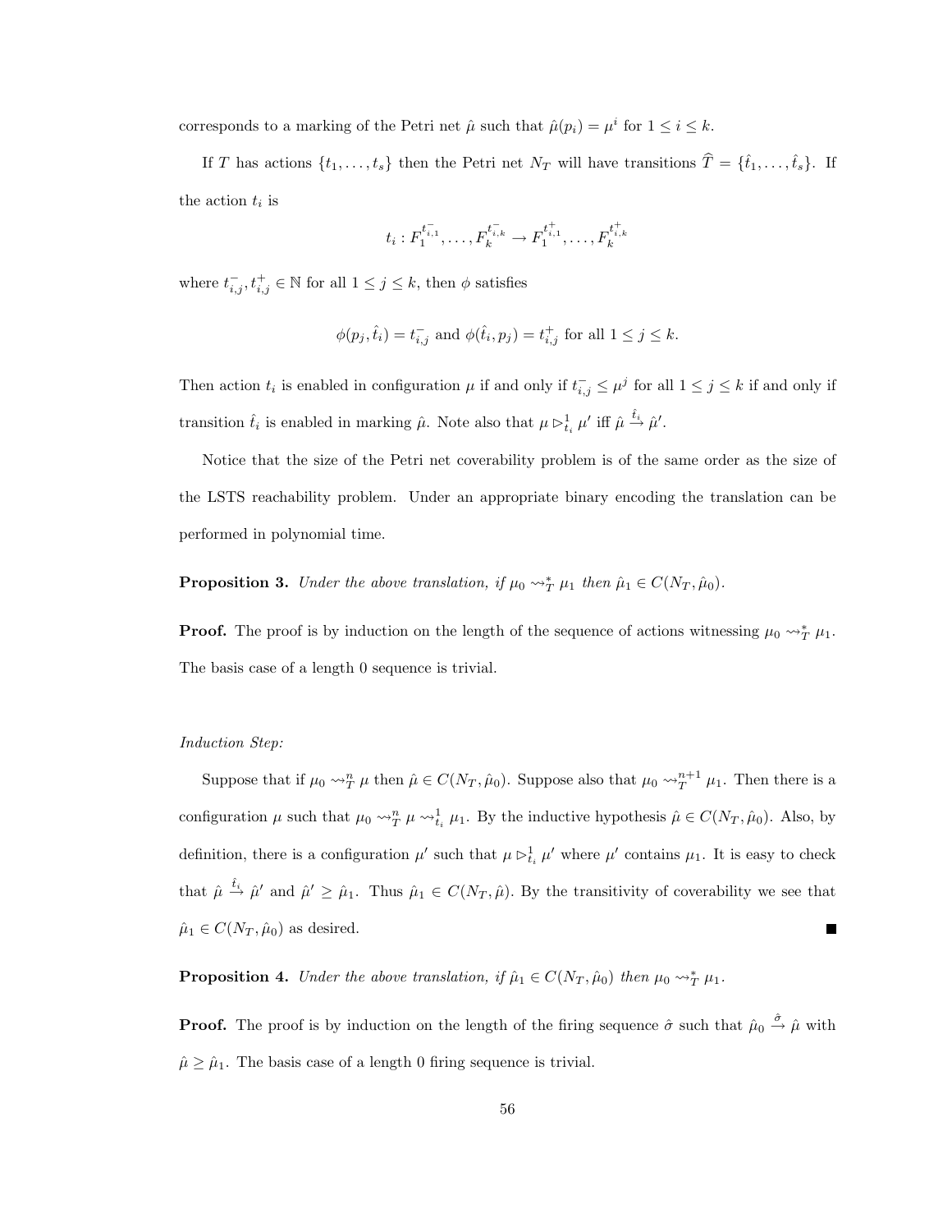corresponds to a marking of the Petri net $\hat{\mu}$ such that $\hat{\mu}(p_i) = \mu^i$ for $1 \leq i \leq k$.

If $T$ has actions $\{t_1, \ldots, t_s\}$ then the Petri net $N_T$ will have transitions $\widehat{T} = \{\hat{t}_1, \ldots, \hat{t}_s\}$. If the action $t_i$ is

$$t_i : F_1^{t_{i,1}^-}, \ldots, F_k^{t_{i,k}^-} \rightarrow F_1^{t_{i,1}^+}, \ldots, F_k^{t_{i,k}^+}$$

where $t_{i,j}^-, t_{i,j}^+ \in \mathbb{N}$ for all $1 \leq j \leq k$, then $\phi$ satisfies

$$\phi(p_j, \hat{t}_i) = t_{i,j}^- \text{ and } \phi(\hat{t}_i, p_j) = t_{i,j}^+ \text{ for all } 1 \leq j \leq k.$$

Then action $t_i$ is enabled in configuration $\mu$ if and only if $t_{i,j}^- \leq \mu^j$ for all $1 \leq j \leq k$ if and only if transition $\hat{t}_i$ is enabled in marking $\hat{\mu}$. Note also that $\mu \rhd_{t_i}^1 \mu'$ iff $\hat{\mu} \xrightarrow{\hat{t}_i} \hat{\mu}'$.

Notice that the size of the Petri net coverability problem is of the same order as the size of the LSTS reachability problem. Under an appropriate binary encoding the translation can be performed in polynomial time.

**Proposition 3.** *Under the above translation, if $\mu_0 \rightsquigarrow_T^* \mu_1$ then $\hat{\mu}_1 \in C(N_T, \hat{\mu}_0)$.*

**Proof.** The proof is by induction on the length of the sequence of actions witnessing $\mu_0 \rightsquigarrow_T^* \mu_1$. The basis case of a length 0 sequence is trivial.

*Induction Step:*

Suppose that if $\mu_0 \rightsquigarrow_T^n \mu$ then $\hat{\mu} \in C(N_T, \hat{\mu}_0)$. Suppose also that $\mu_0 \rightsquigarrow_T^{n+1} \mu_1$. Then there is a configuration $\mu$ such that $\mu_0 \rightsquigarrow_T^n \mu \rightsquigarrow_{t_i}^1 \mu_1$. By the inductive hypothesis $\hat{\mu} \in C(N_T, \hat{\mu}_0)$. Also, by definition, there is a configuration $\mu'$ such that $\mu \rhd_{t_i}^1 \mu'$ where $\mu'$ contains $\mu_1$. It is easy to check that $\hat{\mu} \xrightarrow{\hat{t}_i} \hat{\mu}'$ and $\hat{\mu}' \geq \hat{\mu}_1$. Thus $\hat{\mu}_1 \in C(N_T, \hat{\mu})$. By the transitivity of coverability we see that $\hat{\mu}_1 \in C(N_T, \hat{\mu}_0)$ as desired. ■

**Proposition 4.** *Under the above translation, if $\hat{\mu}_1 \in C(N_T, \hat{\mu}_0)$ then $\mu_0 \rightsquigarrow_T^* \mu_1$.*

**Proof.** The proof is by induction on the length of the firing sequence $\hat{\sigma}$ such that $\hat{\mu}_0 \xrightarrow{\hat{\sigma}} \hat{\mu}$ with $\hat{\mu} \geq \hat{\mu}_1$. The basis case of a length 0 firing sequence is trivial.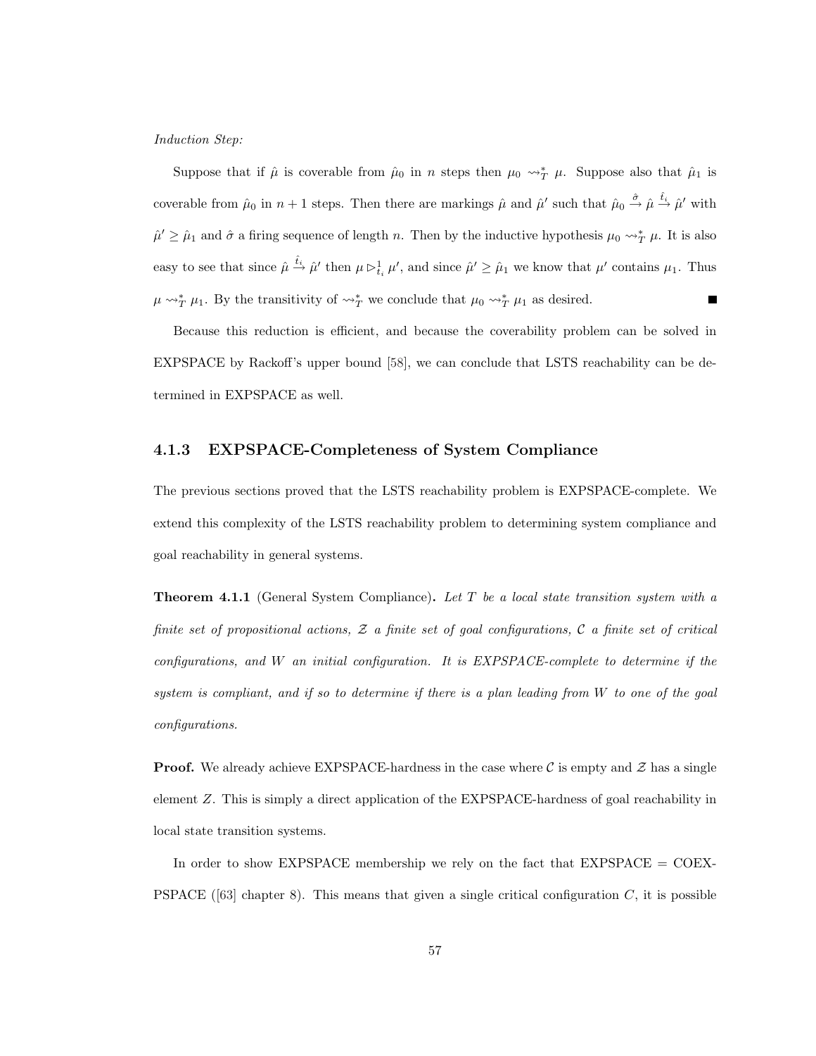*Induction Step:*

Suppose that if $\hat{\mu}$ is coverable from $\hat{\mu}_0$ in $n$ steps then $\mu_0 \rightsquigarrow_T^* \mu$. Suppose also that $\hat{\mu}_1$ is coverable from $\hat{\mu}_0$ in $n+1$ steps. Then there are markings $\hat{\mu}$ and $\hat{\mu}'$ such that $\hat{\mu}_0 \xrightarrow{\hat{\sigma}} \hat{\mu} \xrightarrow{\hat{t}_i} \hat{\mu}'$ with $\hat{\mu}' \geq \hat{\mu}_1$ and $\hat{\sigma}$ a firing sequence of length $n$. Then by the inductive hypothesis $\mu_0 \rightsquigarrow_T^* \mu$. It is also easy to see that since $\hat{\mu} \xrightarrow{\hat{t}_i} \hat{\mu}'$ then $\mu \rhd_{t_i}^1 \mu'$, and since $\hat{\mu}' \geq \hat{\mu}_1$ we know that $\mu'$ contains $\mu_1$. Thus $\mu \rightsquigarrow_T^* \mu_1$. By the transitivity of $\rightsquigarrow_T^*$ we conclude that $\mu_0 \rightsquigarrow_T^* \mu_1$ as desired. ∎

Because this reduction is efficient, and because the coverability problem can be solved in EXPSPACE by Rackoff's upper bound [58], we can conclude that LSTS reachability can be determined in EXPSPACE as well.

### 4.1.3 EXPSPACE-Completeness of System Compliance

The previous sections proved that the LSTS reachability problem is EXPSPACE-complete. We extend this complexity of the LSTS reachability problem to determining system compliance and goal reachability in general systems.

**Theorem 4.1.1** (General System Compliance)**.** *Let $T$ be a local state transition system with a finite set of propositional actions, $\mathcal{Z}$ a finite set of goal configurations, $\mathcal{C}$ a finite set of critical configurations, and $W$ an initial configuration. It is EXPSPACE-complete to determine if the system is compliant, and if so to determine if there is a plan leading from $W$ to one of the goal configurations.*

**Proof.** We already achieve EXPSPACE-hardness in the case where $\mathcal{C}$ is empty and $\mathcal{Z}$ has a single element $Z$. This is simply a direct application of the EXPSPACE-hardness of goal reachability in local state transition systems.

In order to show EXPSPACE membership we rely on the fact that EXPSPACE = COEXPSPACE ([63] chapter 8). This means that given a single critical configuration $C$, it is possible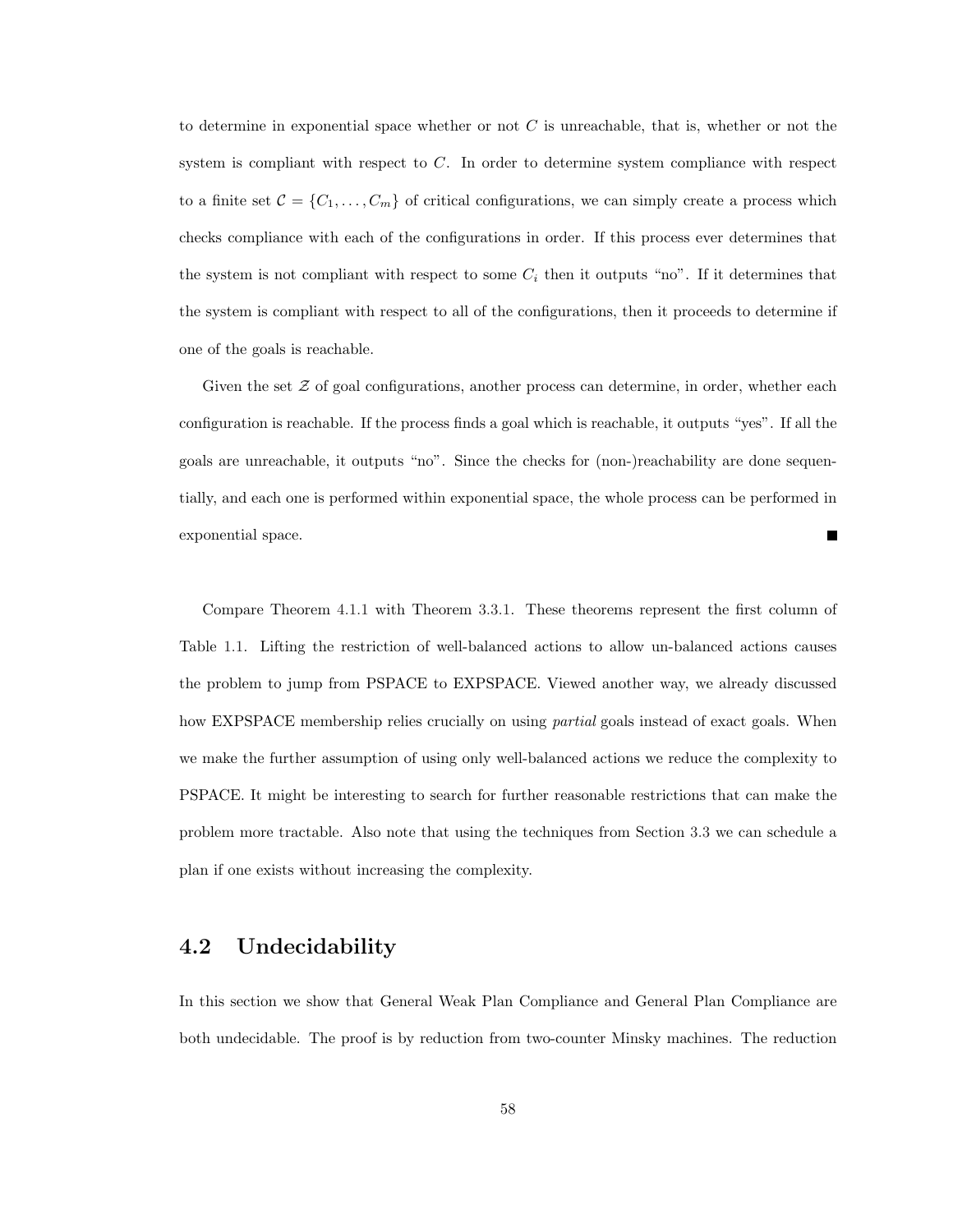to determine in exponential space whether or not $C$ is unreachable, that is, whether or not the system is compliant with respect to $C$. In order to determine system compliance with respect to a finite set $\mathcal{C} = \{C_1, \ldots, C_m\}$ of critical configurations, we can simply create a process which checks compliance with each of the configurations in order. If this process ever determines that the system is not compliant with respect to some $C_i$ then it outputs "no". If it determines that the system is compliant with respect to all of the configurations, then it proceeds to determine if one of the goals is reachable.

Given the set $\mathcal{Z}$ of goal configurations, another process can determine, in order, whether each configuration is reachable. If the process finds a goal which is reachable, it outputs "yes". If all the goals are unreachable, it outputs "no". Since the checks for (non-)reachability are done sequentially, and each one is performed within exponential space, the whole process can be performed in exponential space. ∎

Compare Theorem 4.1.1 with Theorem 3.3.1. These theorems represent the first column of Table 1.1. Lifting the restriction of well-balanced actions to allow un-balanced actions causes the problem to jump from PSPACE to EXPSPACE. Viewed another way, we already discussed how EXPSPACE membership relies crucially on using *partial* goals instead of exact goals. When we make the further assumption of using only well-balanced actions we reduce the complexity to PSPACE. It might be interesting to search for further reasonable restrictions that can make the problem more tractable. Also note that using the techniques from Section 3.3 we can schedule a plan if one exists without increasing the complexity.

## 4.2 Undecidability

In this section we show that General Weak Plan Compliance and General Plan Compliance are both undecidable. The proof is by reduction from two-counter Minsky machines. The reduction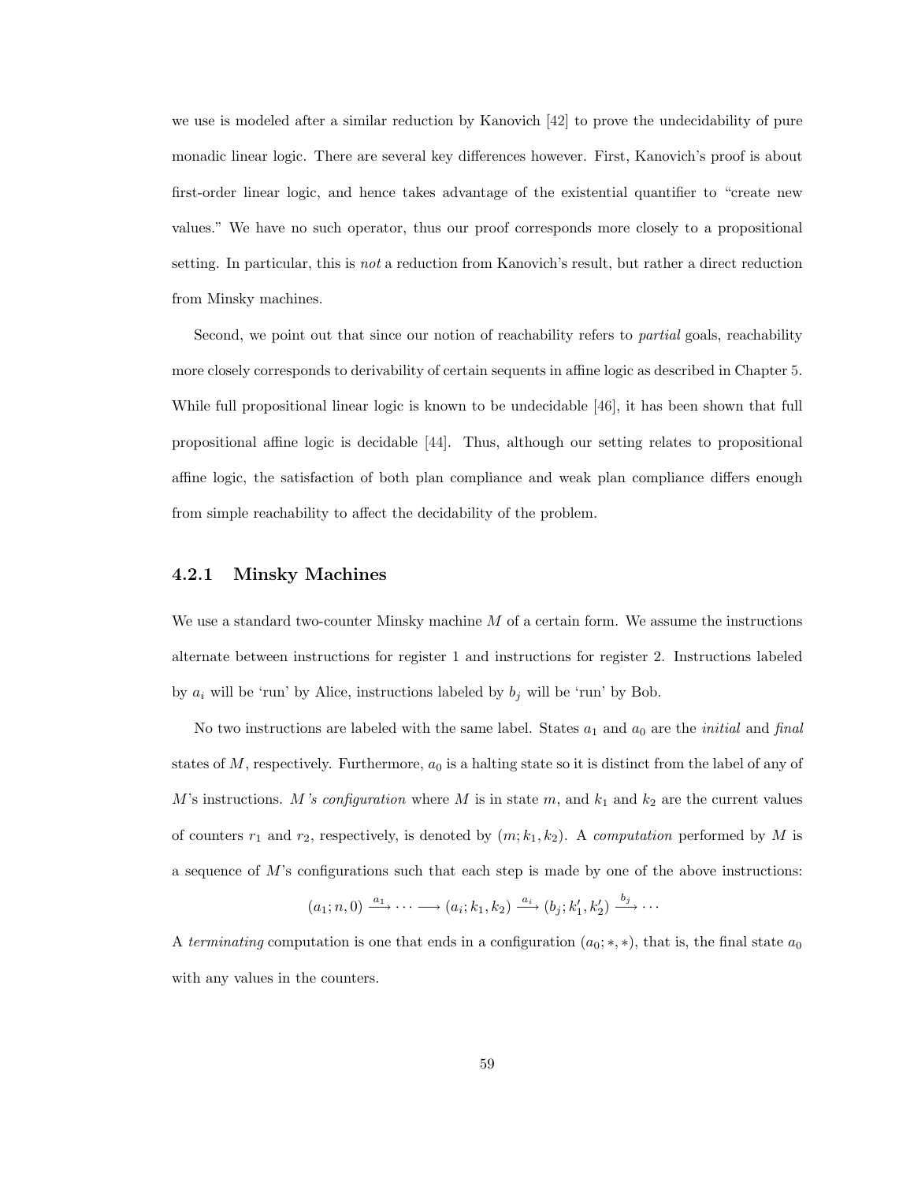we use is modeled after a similar reduction by Kanovich [42] to prove the undecidability of pure monadic linear logic. There are several key differences however. First, Kanovich's proof is about first-order linear logic, and hence takes advantage of the existential quantifier to "create new values." We have no such operator, thus our proof corresponds more closely to a propositional setting. In particular, this is *not* a reduction from Kanovich's result, but rather a direct reduction from Minsky machines.

Second, we point out that since our notion of reachability refers to *partial* goals, reachability more closely corresponds to derivability of certain sequents in affine logic as described in Chapter 5. While full propositional linear logic is known to be undecidable [46], it has been shown that full propositional affine logic is decidable [44]. Thus, although our setting relates to propositional affine logic, the satisfaction of both plan compliance and weak plan compliance differs enough from simple reachability to affect the decidability of the problem.

### 4.2.1 Minsky Machines

We use a standard two-counter Minsky machine $M$ of a certain form. We assume the instructions alternate between instructions for register 1 and instructions for register 2. Instructions labeled by $a_i$ will be 'run' by Alice, instructions labeled by $b_j$ will be 'run' by Bob.

No two instructions are labeled with the same label. States $a_1$ and $a_0$ are the *initial* and *final* states of $M$, respectively. Furthermore, $a_0$ is a halting state so it is distinct from the label of any of $M$'s instructions. *$M$'s configuration* where $M$ is in state $m$, and $k_1$ and $k_2$ are the current values of counters $r_1$ and $r_2$, respectively, is denoted by $(m; k_1, k_2)$. A *computation* performed by $M$ is a sequence of $M$'s configurations such that each step is made by one of the above instructions:

$$(a_1; n, 0) \xrightarrow{a_1} \cdots \longrightarrow (a_i; k_1, k_2) \xrightarrow{a_i} (b_j; k_1', k_2') \xrightarrow{b_j} \cdots$$

A *terminating* computation is one that ends in a configuration $(a_0; *, *)$, that is, the final state $a_0$ with any values in the counters.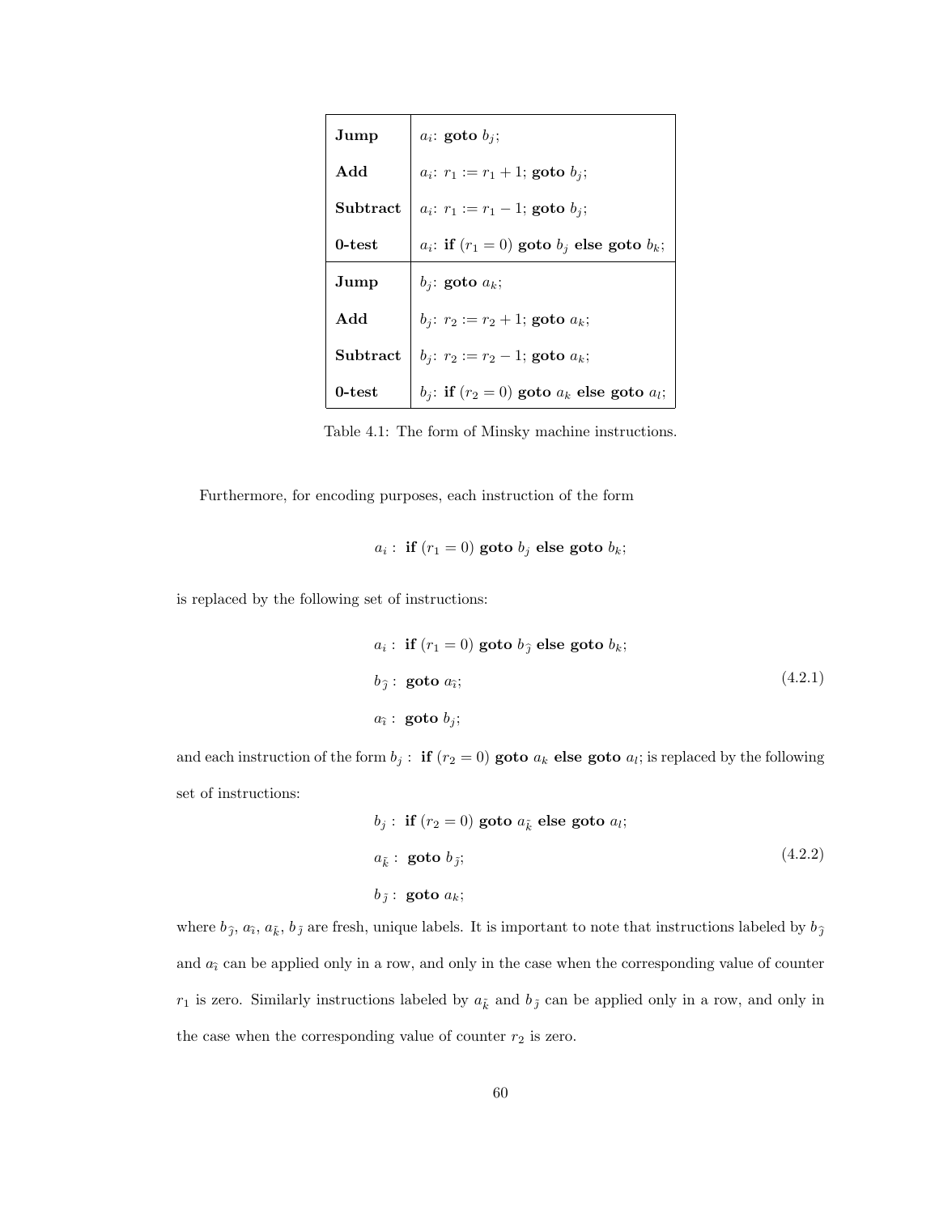| | |
|---|---|
| **Jump** | $a_i$: **goto** $b_j$; |
| **Add** | $a_i$: $r_1 := r_1 + 1$; **goto** $b_j$; |
| **Subtract** | $a_i$: $r_1 := r_1 - 1$; **goto** $b_j$; |
| **0-test** | $a_i$: **if** $(r_1 = 0)$ **goto** $b_j$ **else goto** $b_k$; |
| **Jump** | $b_j$: **goto** $a_k$; |
| **Add** | $b_j$: $r_2 := r_2 + 1$; **goto** $a_k$; |
| **Subtract** | $b_j$: $r_2 := r_2 - 1$; **goto** $a_k$; |
| **0-test** | $b_j$: **if** $(r_2 = 0)$ **goto** $a_k$ **else goto** $a_l$; |

Table 4.1: The form of Minsky machine instructions.

Furthermore, for encoding purposes, each instruction of the form

$$a_i : \textbf{ if } (r_1 = 0) \textbf{ goto } b_j \textbf{ else goto } b_k;$$

is replaced by the following set of instructions:

$$\begin{aligned} &a_i : \textbf{ if } (r_1 = 0) \textbf{ goto } b_{\hat{\jmath}} \textbf{ else goto } b_k; \\ &b_{\hat{\jmath}} : \textbf{ goto } a_{\hat{\imath}}; \\ &a_{\hat{\imath}} : \textbf{ goto } b_j; \end{aligned} \tag{4.2.1}$$

and each instruction of the form $b_j$ : **if** $(r_2 = 0)$ **goto** $a_k$ **else goto** $a_l$; is replaced by the following set of instructions:

$$\begin{aligned} &b_j : \textbf{ if } (r_2 = 0) \textbf{ goto } a_{\tilde{k}} \textbf{ else goto } a_l; \\ &a_{\tilde{k}} : \textbf{ goto } b_{\tilde{\jmath}}; \\ &b_{\tilde{\jmath}} : \textbf{ goto } a_k; \end{aligned} \tag{4.2.2}$$

where $b_{\hat{\jmath}}$, $a_{\hat{\imath}}$, $a_{\tilde{k}}$, $b_{\tilde{\jmath}}$ are fresh, unique labels. It is important to note that instructions labeled by $b_{\hat{\jmath}}$ and $a_{\hat{\imath}}$ can be applied only in a row, and only in the case when the corresponding value of counter $r_1$ is zero. Similarly instructions labeled by $a_{\tilde{k}}$ and $b_{\tilde{\jmath}}$ can be applied only in a row, and only in the case when the corresponding value of counter $r_2$ is zero.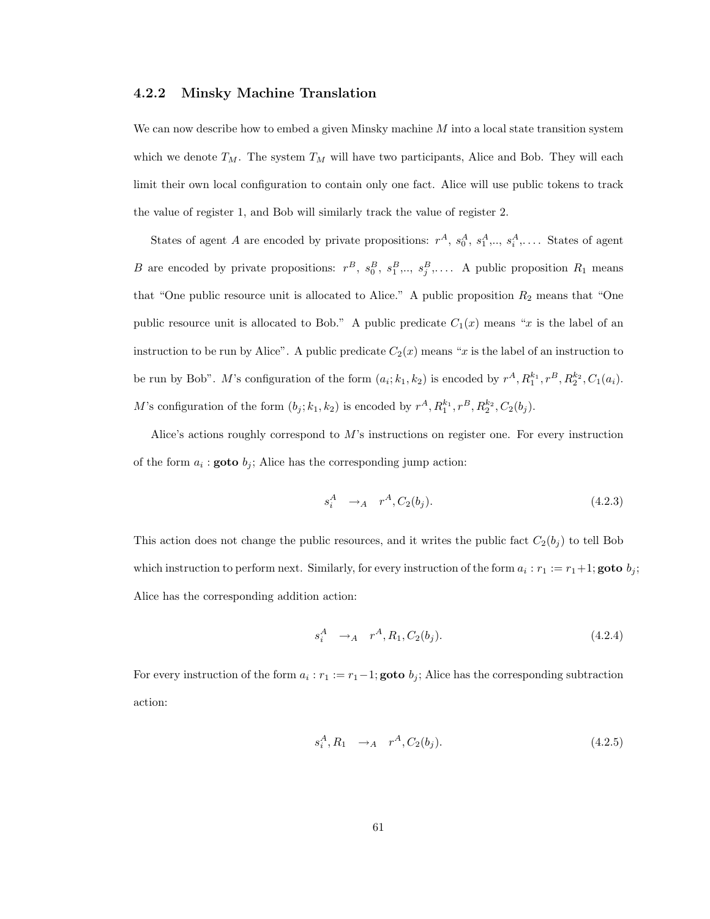### 4.2.2 Minsky Machine Translation

We can now describe how to embed a given Minsky machine $M$ into a local state transition system which we denote $T_M$. The system $T_M$ will have two participants, Alice and Bob. They will each limit their own local configuration to contain only one fact. Alice will use public tokens to track the value of register 1, and Bob will similarly track the value of register 2.

States of agent $A$ are encoded by private propositions: $r^A$, $s_0^A$, $s_1^A$,.., $s_i^A$,.... States of agent $B$ are encoded by private propositions: $r^B$, $s_0^B$, $s_1^B$,.., $s_j^B$,.... A public proposition $R_1$ means that "One public resource unit is allocated to Alice." A public proposition $R_2$ means that "One public resource unit is allocated to Bob." A public predicate $C_1(x)$ means "$x$ is the label of an instruction to be run by Alice". A public predicate $C_2(x)$ means "$x$ is the label of an instruction to be run by Bob". $M$'s configuration of the form $(a_i; k_1, k_2)$ is encoded by $r^A, R_1^{k_1}, r^B, R_2^{k_2}, C_1(a_i)$. $M$'s configuration of the form $(b_j; k_1, k_2)$ is encoded by $r^A, R_1^{k_1}, r^B, R_2^{k_2}, C_2(b_j)$.

Alice's actions roughly correspond to $M$'s instructions on register one. For every instruction of the form $a_i$ : **goto** $b_j$; Alice has the corresponding jump action:

$$s_i^A \quad \to_A \quad r^A, C_2(b_j). \tag{4.2.3}$$

This action does not change the public resources, and it writes the public fact $C_2(b_j)$ to tell Bob which instruction to perform next. Similarly, for every instruction of the form $a_i : r_1 := r_1+1;$ **goto** $b_j$; Alice has the corresponding addition action:

$$s_i^A \quad \to_A \quad r^A, R_1, C_2(b_j). \tag{4.2.4}$$

For every instruction of the form $a_i : r_1 := r_1-1;$ **goto** $b_j$; Alice has the corresponding subtraction action:

$$s_i^A, R_1 \quad \to_A \quad r^A, C_2(b_j). \tag{4.2.5}$$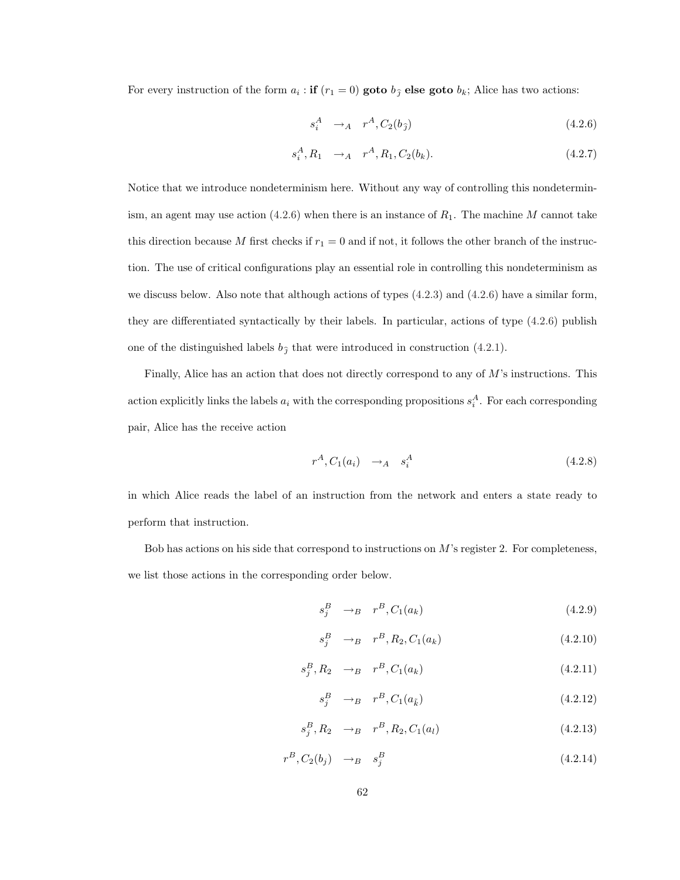For every instruction of the form $a_i$ : **if** $(r_1 = 0)$ **goto** $b_{\hat{j}}$ **else goto** $b_k$; Alice has two actions:

$$s_i^A \quad \to_A \quad r^A, C_2(b_{\hat{j}}) \tag{4.2.6}$$

$$s_i^A, R_1 \quad \to_A \quad r^A, R_1, C_2(b_k). \tag{4.2.7}$$

Notice that we introduce nondeterminism here. Without any way of controlling this nondeterminism, an agent may use action (4.2.6) when there is an instance of $R_1$. The machine $M$ cannot take this direction because $M$ first checks if $r_1 = 0$ and if not, it follows the other branch of the instruction. The use of critical configurations play an essential role in controlling this nondeterminism as we discuss below. Also note that although actions of types (4.2.3) and (4.2.6) have a similar form, they are differentiated syntactically by their labels. In particular, actions of type (4.2.6) publish one of the distinguished labels $b_{\hat{j}}$ that were introduced in construction (4.2.1).

Finally, Alice has an action that does not directly correspond to any of $M$'s instructions. This action explicitly links the labels $a_i$ with the corresponding propositions $s_i^A$. For each corresponding pair, Alice has the receive action

$$r^A, C_1(a_i) \quad \to_A \quad s_i^A \tag{4.2.8}$$

in which Alice reads the label of an instruction from the network and enters a state ready to perform that instruction.

Bob has actions on his side that correspond to instructions on $M$'s register 2. For completeness, we list those actions in the corresponding order below.

$$s_j^B \quad \to_B \quad r^B, C_1(a_k) \tag{4.2.9}$$

$$s_j^B \quad \to_B \quad r^B, R_2, C_1(a_k) \tag{4.2.10}$$

$$s_j^B, R_2 \quad \to_B \quad r^B, C_1(a_k) \tag{4.2.11}$$

$$s_j^B \quad \to_B \quad r^B, C_1(a_{\hat{k}}) \tag{4.2.12}$$

$$s_j^B, R_2 \quad \to_B \quad r^B, R_2, C_1(a_l) \tag{4.2.13}$$

$$r^B, C_2(b_j) \quad \to_B \quad s_j^B \tag{4.2.14}$$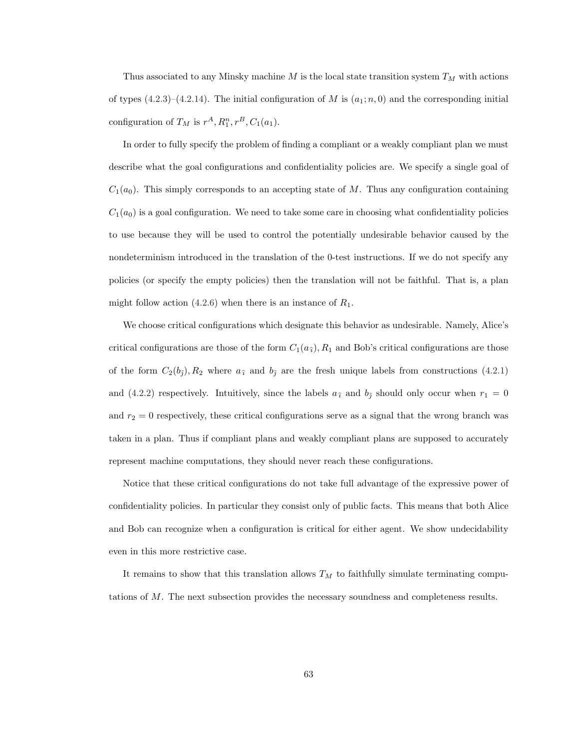Thus associated to any Minsky machine $M$ is the local state transition system $T_M$ with actions of types (4.2.3)–(4.2.14). The initial configuration of $M$ is $(a_1; n, 0)$ and the corresponding initial configuration of $T_M$ is $r^A, R_1^n, r^B, C_1(a_1)$.

In order to fully specify the problem of finding a compliant or a weakly compliant plan we must describe what the goal configurations and confidentiality policies are. We specify a single goal of $C_1(a_0)$. This simply corresponds to an accepting state of $M$. Thus any configuration containing $C_1(a_0)$ is a goal configuration. We need to take some care in choosing what confidentiality policies to use because they will be used to control the potentially undesirable behavior caused by the nondeterminism introduced in the translation of the 0-test instructions. If we do not specify any policies (or specify the empty policies) then the translation will not be faithful. That is, a plan might follow action (4.2.6) when there is an instance of $R_1$.

We choose critical configurations which designate this behavior as undesirable. Namely, Alice's critical configurations are those of the form $C_1(a_{\hat{\imath}}), R_1$ and Bob's critical configurations are those of the form $C_2(b_{\hat{\jmath}}), R_2$ where $a_{\hat{\imath}}$ and $b_{\hat{\jmath}}$ are the fresh unique labels from constructions (4.2.1) and (4.2.2) respectively. Intuitively, since the labels $a_{\hat{\imath}}$ and $b_{\hat{\jmath}}$ should only occur when $r_1 = 0$ and $r_2 = 0$ respectively, these critical configurations serve as a signal that the wrong branch was taken in a plan. Thus if compliant plans and weakly compliant plans are supposed to accurately represent machine computations, they should never reach these configurations.

Notice that these critical configurations do not take full advantage of the expressive power of confidentiality policies. In particular they consist only of public facts. This means that both Alice and Bob can recognize when a configuration is critical for either agent. We show undecidability even in this more restrictive case.

It remains to show that this translation allows $T_M$ to faithfully simulate terminating computations of $M$. The next subsection provides the necessary soundness and completeness results.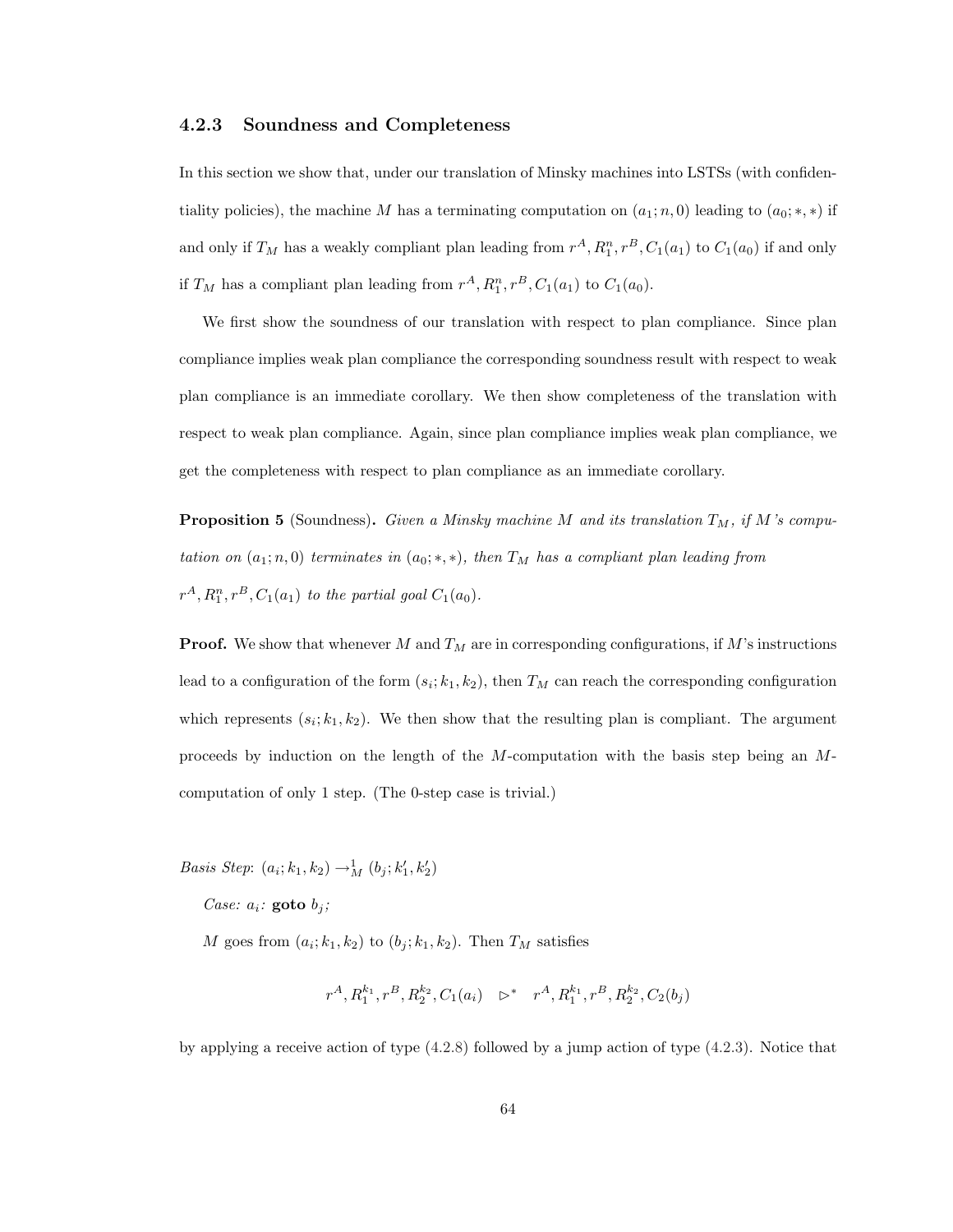### 4.2.3 Soundness and Completeness

In this section we show that, under our translation of Minsky machines into LSTSs (with confidentiality policies), the machine $M$ has a terminating computation on $(a_1; n, 0)$ leading to $(a_0; *, *)$ if and only if $T_M$ has a weakly compliant plan leading from $r^A, R_1^n, r^B, C_1(a_1)$ to $C_1(a_0)$ if and only if $T_M$ has a compliant plan leading from $r^A, R_1^n, r^B, C_1(a_1)$ to $C_1(a_0)$.

We first show the soundness of our translation with respect to plan compliance. Since plan compliance implies weak plan compliance the corresponding soundness result with respect to weak plan compliance is an immediate corollary. We then show completeness of the translation with respect to weak plan compliance. Again, since plan compliance implies weak plan compliance, we get the completeness with respect to plan compliance as an immediate corollary.

**Proposition 5** (Soundness)**.** *Given a Minsky machine $M$ and its translation $T_M$, if $M$'s computation on $(a_1; n, 0)$ terminates in $(a_0; *, *)$, then $T_M$ has a compliant plan leading from $r^A, R_1^n, r^B, C_1(a_1)$ to the partial goal $C_1(a_0)$.*

**Proof.** We show that whenever $M$ and $T_M$ are in corresponding configurations, if $M$'s instructions lead to a configuration of the form $(s_i; k_1, k_2)$, then $T_M$ can reach the corresponding configuration which represents $(s_i; k_1, k_2)$. We then show that the resulting plan is compliant. The argument proceeds by induction on the length of the $M$-computation with the basis step being an $M$-computation of only 1 step. (The 0-step case is trivial.)

*Basis Step*: $(a_i; k_1, k_2) \to_M^1 (b_j; k_1', k_2')$

*Case: $a_i$:* **goto** $b_j$*;*

$M$ goes from $(a_i; k_1, k_2)$ to $(b_j; k_1, k_2)$. Then $T_M$ satisfies

$$r^A, R_1^{k_1}, r^B, R_2^{k_2}, C_1(a_i) \quad \rhd^* \quad r^A, R_1^{k_1}, r^B, R_2^{k_2}, C_2(b_j)$$

by applying a receive action of type (4.2.8) followed by a jump action of type (4.2.3). Notice that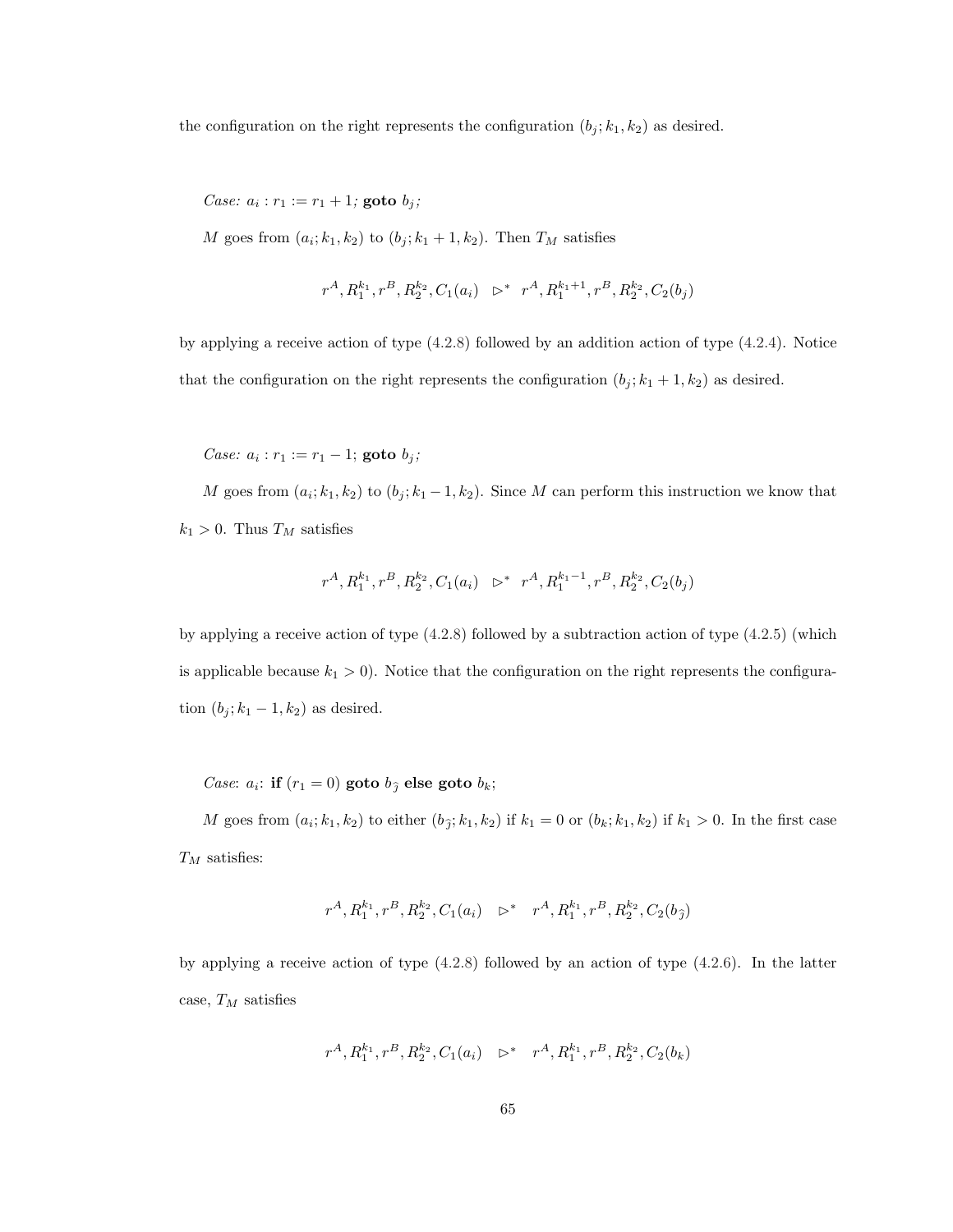the configuration on the right represents the configuration $(b_j; k_1, k_2)$ as desired.

*Case:* $a_i : r_1 := r_1 + 1;$ **goto** $b_j$;

$M$ goes from $(a_i; k_1, k_2)$ to $(b_j; k_1 + 1, k_2)$. Then $T_M$ satisfies

$$r^A, R_1^{k_1}, r^B, R_2^{k_2}, C_1(a_i) \quad \rhd^* \quad r^A, R_1^{k_1+1}, r^B, R_2^{k_2}, C_2(b_j)$$

by applying a receive action of type (4.2.8) followed by an addition action of type (4.2.4). Notice that the configuration on the right represents the configuration $(b_j; k_1 + 1, k_2)$ as desired.

*Case:* $a_i : r_1 := r_1 - 1;$ **goto** $b_j$;

$M$ goes from $(a_i; k_1, k_2)$ to $(b_j; k_1 - 1, k_2)$. Since $M$ can perform this instruction we know that $k_1 > 0$. Thus $T_M$ satisfies

$$r^A, R_1^{k_1}, r^B, R_2^{k_2}, C_1(a_i) \quad \rhd^* \quad r^A, R_1^{k_1-1}, r^B, R_2^{k_2}, C_2(b_j)$$

by applying a receive action of type (4.2.8) followed by a subtraction action of type (4.2.5) (which is applicable because $k_1 > 0$). Notice that the configuration on the right represents the configuration $(b_j; k_1 - 1, k_2)$ as desired.

*Case*: $a_i$: **if** $(r_1 = 0)$ **goto** $b_{\hat{j}}$ **else goto** $b_k$;

$M$ goes from $(a_i; k_1, k_2)$ to either $(b_{\hat{j}}; k_1, k_2)$ if $k_1 = 0$ or $(b_k; k_1, k_2)$ if $k_1 > 0$. In the first case $T_M$ satisfies:

$$r^A, R_1^{k_1}, r^B, R_2^{k_2}, C_1(a_i) \quad \rhd^* \quad r^A, R_1^{k_1}, r^B, R_2^{k_2}, C_2(b_{\hat{j}})$$

by applying a receive action of type (4.2.8) followed by an action of type (4.2.6). In the latter case, $T_M$ satisfies

$$r^A, R_1^{k_1}, r^B, R_2^{k_2}, C_1(a_i) \quad \rhd^* \quad r^A, R_1^{k_1}, r^B, R_2^{k_2}, C_2(b_k)$$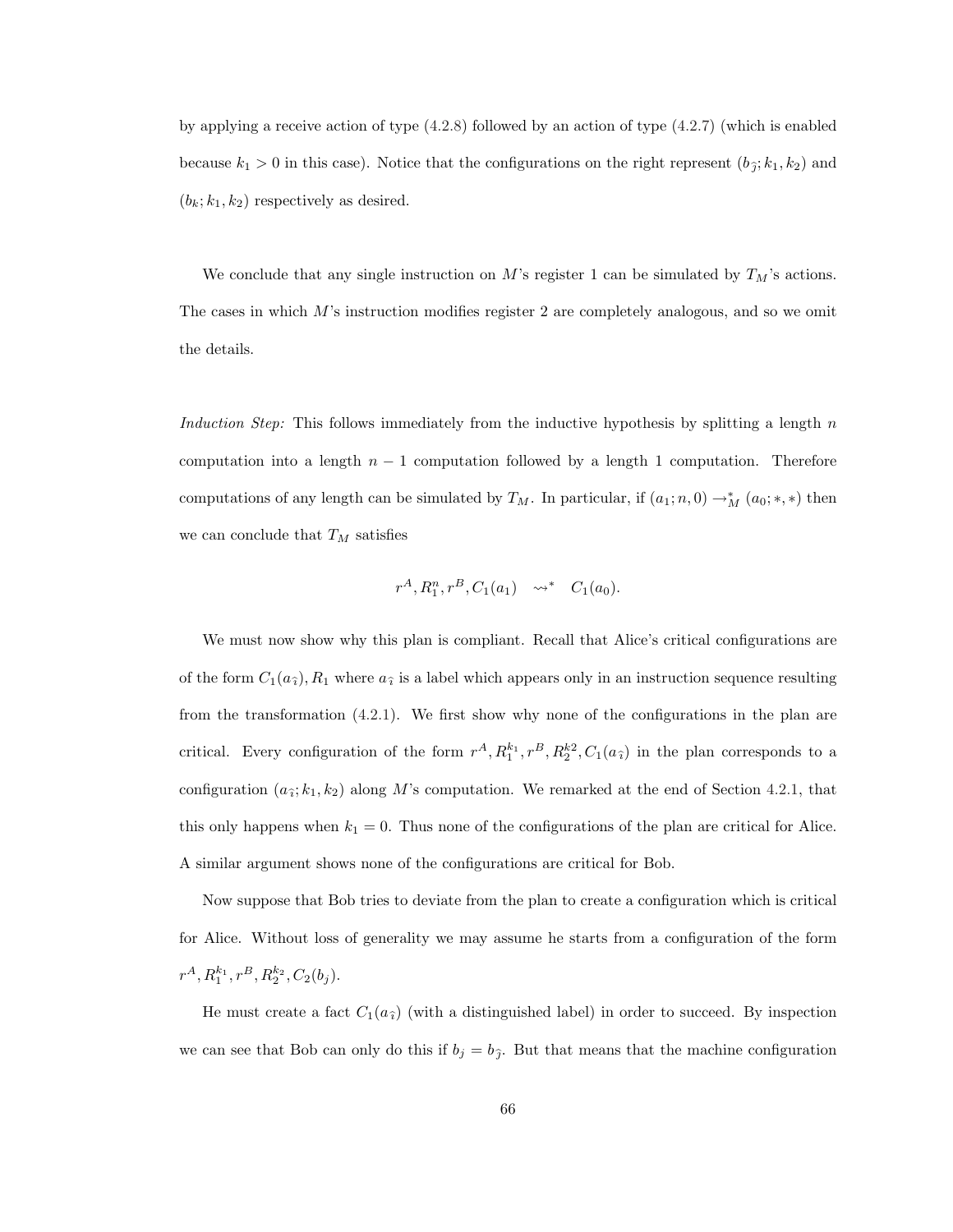by applying a receive action of type (4.2.8) followed by an action of type (4.2.7) (which is enabled because $k_1 > 0$ in this case). Notice that the configurations on the right represent $(b_{\hat{\jmath}}; k_1, k_2)$ and $(b_k; k_1, k_2)$ respectively as desired.

We conclude that any single instruction on $M$'s register 1 can be simulated by $T_M$'s actions. The cases in which $M$'s instruction modifies register 2 are completely analogous, and so we omit the details.

*Induction Step:* This follows immediately from the inductive hypothesis by splitting a length $n$ computation into a length $n-1$ computation followed by a length 1 computation. Therefore computations of any length can be simulated by $T_M$. In particular, if $(a_1; n, 0) \to_M^* (a_0; *, *)$ then we can conclude that $T_M$ satisfies

$$r^A, R_1^n, r^B, C_1(a_1) \quad \rightsquigarrow^* \quad C_1(a_0).$$

We must now show why this plan is compliant. Recall that Alice's critical configurations are of the form $C_1(a_{\hat{\imath}}), R_1$ where $a_{\hat{\imath}}$ is a label which appears only in an instruction sequence resulting from the transformation (4.2.1). We first show why none of the configurations in the plan are critical. Every configuration of the form $r^A, R_1^{k_1}, r^B, R_2^{k2}, C_1(a_{\hat{\imath}})$ in the plan corresponds to a configuration $(a_{\hat{\imath}}; k_1, k_2)$ along $M$'s computation. We remarked at the end of Section 4.2.1, that this only happens when $k_1 = 0$. Thus none of the configurations of the plan are critical for Alice. A similar argument shows none of the configurations are critical for Bob.

Now suppose that Bob tries to deviate from the plan to create a configuration which is critical for Alice. Without loss of generality we may assume he starts from a configuration of the form $r^A, R_1^{k_1}, r^B, R_2^{k_2}, C_2(b_j)$.

He must create a fact $C_1(a_{\hat{\imath}})$ (with a distinguished label) in order to succeed. By inspection we can see that Bob can only do this if $b_j = b_{\hat{\jmath}}$. But that means that the machine configuration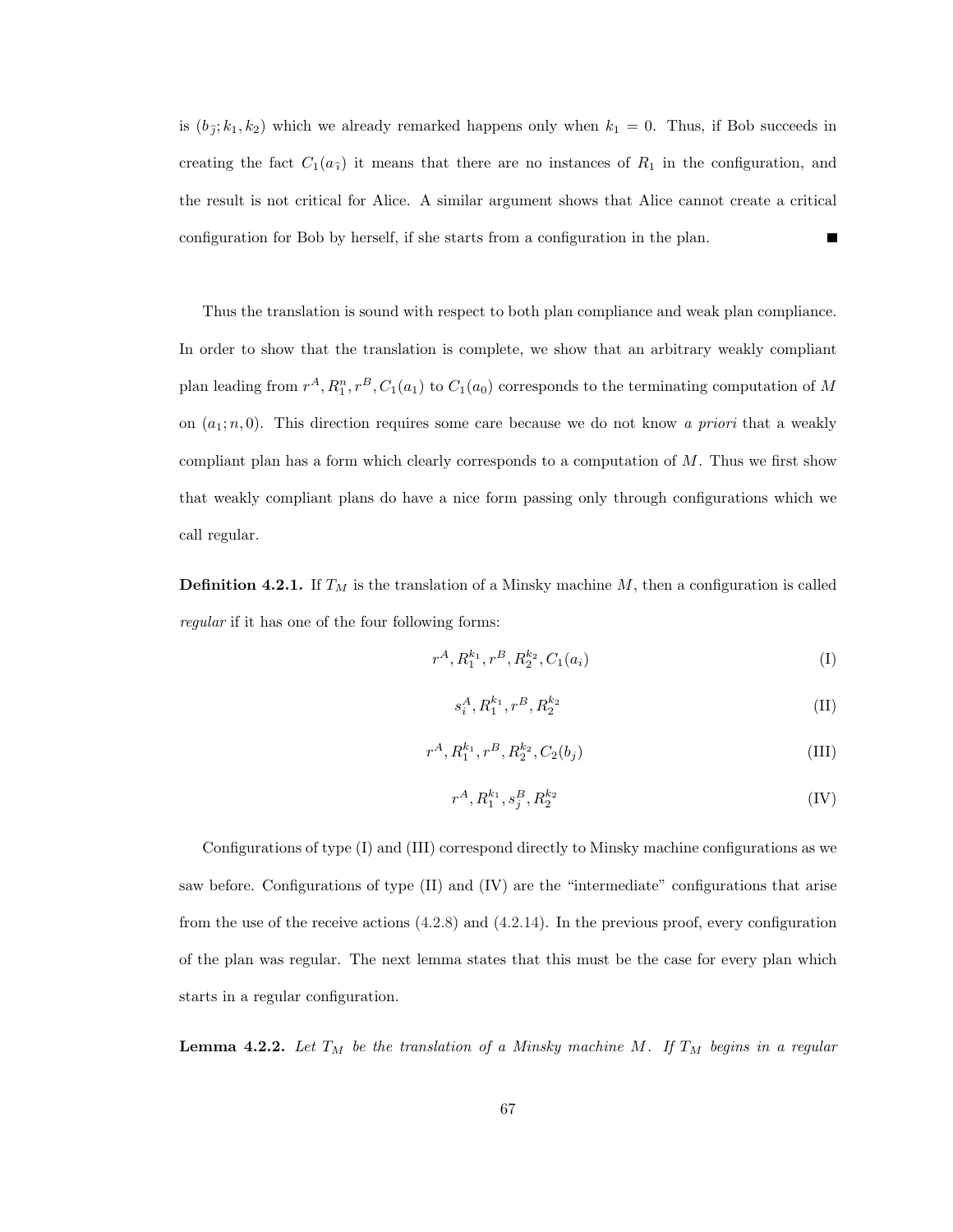is $(b_{\hat{j}}; k_1, k_2)$ which we already remarked happens only when $k_1 = 0$. Thus, if Bob succeeds in creating the fact $C_1(a_{\hat{\imath}})$ it means that there are no instances of $R_1$ in the configuration, and the result is not critical for Alice. A similar argument shows that Alice cannot create a critical configuration for Bob by herself, if she starts from a configuration in the plan. ∎

Thus the translation is sound with respect to both plan compliance and weak plan compliance. In order to show that the translation is complete, we show that an arbitrary weakly compliant plan leading from $r^A, R_1^n, r^B, C_1(a_1)$ to $C_1(a_0)$ corresponds to the terminating computation of $M$ on $(a_1; n, 0)$. This direction requires some care because we do not know *a priori* that a weakly compliant plan has a form which clearly corresponds to a computation of $M$. Thus we first show that weakly compliant plans do have a nice form passing only through configurations which we call regular.

**Definition 4.2.1.** If $T_M$ is the translation of a Minsky machine $M$, then a configuration is called *regular* if it has one of the four following forms:

$$r^A, R_1^{k_1}, r^B, R_2^{k_2}, C_1(a_i) \tag{I}$$

$$s_i^A, R_1^{k_1}, r^B, R_2^{k_2} \tag{II}$$

$$r^A, R_1^{k_1}, r^B, R_2^{k_2}, C_2(b_j) \tag{III}$$

$$r^A, R_1^{k_1}, s_j^B, R_2^{k_2} \tag{IV}$$

Configurations of type (I) and (III) correspond directly to Minsky machine configurations as we saw before. Configurations of type (II) and (IV) are the "intermediate" configurations that arise from the use of the receive actions (4.2.8) and (4.2.14). In the previous proof, every configuration of the plan was regular. The next lemma states that this must be the case for every plan which starts in a regular configuration.

**Lemma 4.2.2.** *Let $T_M$ be the translation of a Minsky machine $M$. If $T_M$ begins in a regular*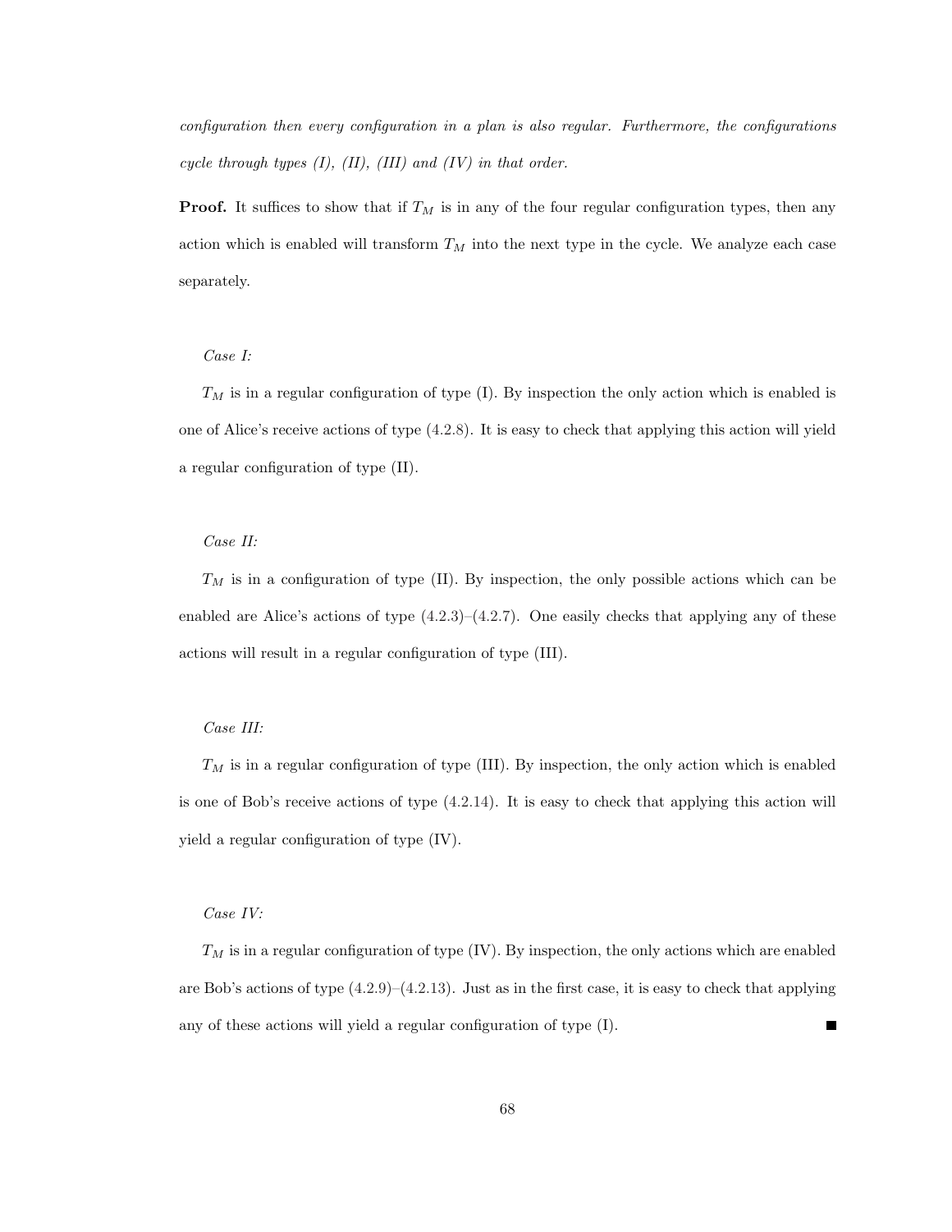*configuration then every configuration in a plan is also regular. Furthermore, the configurations cycle through types (I), (II), (III) and (IV) in that order.*

**Proof.** It suffices to show that if $T_M$ is in any of the four regular configuration types, then any action which is enabled will transform $T_M$ into the next type in the cycle. We analyze each case separately.

*Case I:*

$T_M$ is in a regular configuration of type (I). By inspection the only action which is enabled is one of Alice's receive actions of type (4.2.8). It is easy to check that applying this action will yield a regular configuration of type (II).

*Case II:*

$T_M$ is in a configuration of type (II). By inspection, the only possible actions which can be enabled are Alice's actions of type (4.2.3)–(4.2.7). One easily checks that applying any of these actions will result in a regular configuration of type (III).

*Case III:*

$T_M$ is in a regular configuration of type (III). By inspection, the only action which is enabled is one of Bob's receive actions of type (4.2.14). It is easy to check that applying this action will yield a regular configuration of type (IV).

*Case IV:*

$T_M$ is in a regular configuration of type (IV). By inspection, the only actions which are enabled are Bob's actions of type (4.2.9)–(4.2.13). Just as in the first case, it is easy to check that applying any of these actions will yield a regular configuration of type (I). ■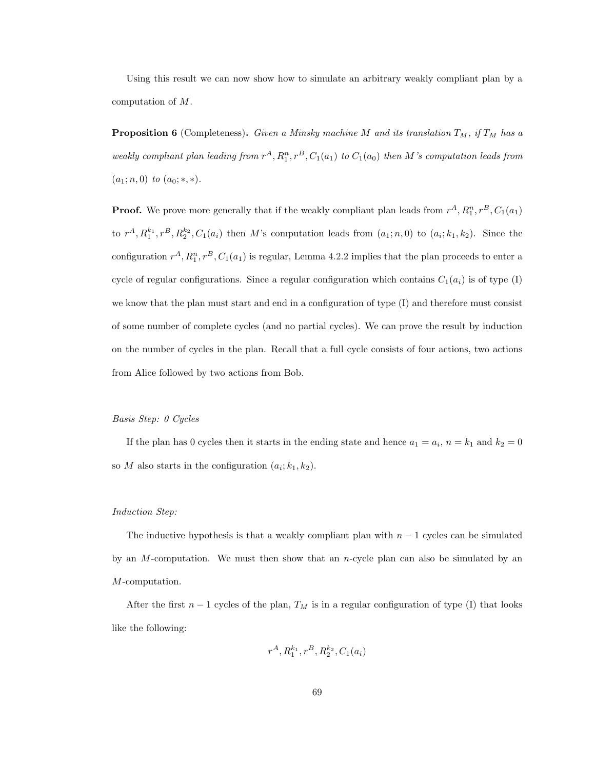Using this result we can now show how to simulate an arbitrary weakly compliant plan by a computation of $M$.

**Proposition 6** (Completeness)**.** *Given a Minsky machine $M$ and its translation $T_M$, if $T_M$ has a weakly compliant plan leading from $r^A, R_1^n, r^B, C_1(a_1)$ to $C_1(a_0)$ then $M$'s computation leads from $(a_1; n, 0)$ to $(a_0; *, *)$.*

**Proof.** We prove more generally that if the weakly compliant plan leads from $r^A, R_1^n, r^B, C_1(a_1)$ to $r^A, R_1^{k_1}, r^B, R_2^{k_2}, C_1(a_i)$ then $M$'s computation leads from $(a_1; n, 0)$ to $(a_i; k_1, k_2)$. Since the configuration $r^A, R_1^n, r^B, C_1(a_1)$ is regular, Lemma 4.2.2 implies that the plan proceeds to enter a cycle of regular configurations. Since a regular configuration which contains $C_1(a_i)$ is of type (I) we know that the plan must start and end in a configuration of type (I) and therefore must consist of some number of complete cycles (and no partial cycles). We can prove the result by induction on the number of cycles in the plan. Recall that a full cycle consists of four actions, two actions from Alice followed by two actions from Bob.

*Basis Step: 0 Cycles*

If the plan has 0 cycles then it starts in the ending state and hence $a_1 = a_i$, $n = k_1$ and $k_2 = 0$ so $M$ also starts in the configuration $(a_i; k_1, k_2)$.

*Induction Step:*

The inductive hypothesis is that a weakly compliant plan with $n-1$ cycles can be simulated by an $M$-computation. We must then show that an $n$-cycle plan can also be simulated by an $M$-computation.

After the first $n-1$ cycles of the plan, $T_M$ is in a regular configuration of type (I) that looks like the following:

$$r^A, R_1^{k_1}, r^B, R_2^{k_2}, C_1(a_i)$$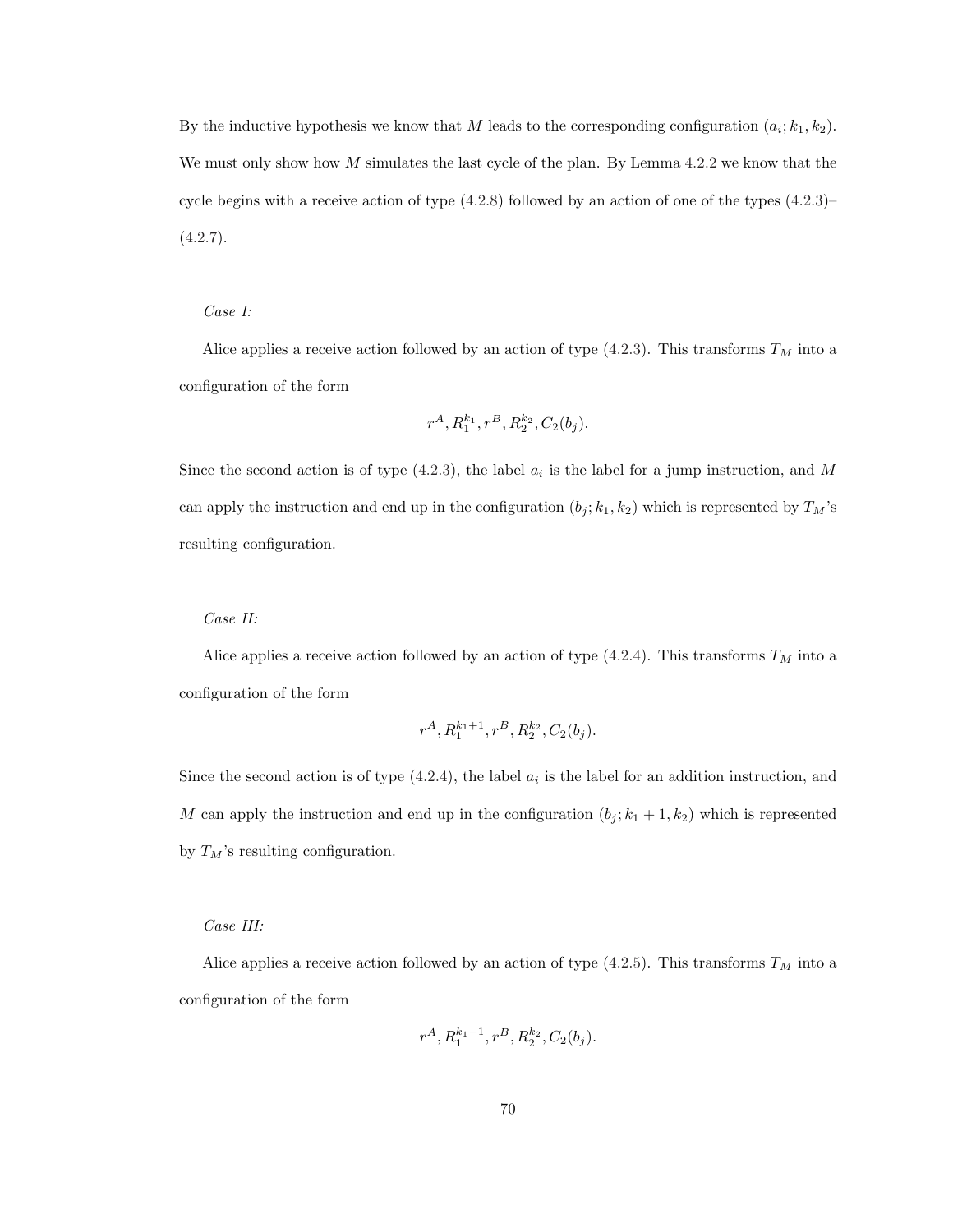By the inductive hypothesis we know that $M$ leads to the corresponding configuration $(a_i; k_1, k_2)$. We must only show how $M$ simulates the last cycle of the plan. By Lemma 4.2.2 we know that the cycle begins with a receive action of type (4.2.8) followed by an action of one of the types (4.2.3)–(4.2.7).

*Case I:*

Alice applies a receive action followed by an action of type (4.2.3). This transforms $T_M$ into a configuration of the form

$$r^A, R_1^{k_1}, r^B, R_2^{k_2}, C_2(b_j).$$

Since the second action is of type (4.2.3), the label $a_i$ is the label for a jump instruction, and $M$ can apply the instruction and end up in the configuration $(b_j; k_1, k_2)$ which is represented by $T_M$'s resulting configuration.

*Case II:*

Alice applies a receive action followed by an action of type (4.2.4). This transforms $T_M$ into a configuration of the form

$$r^A, R_1^{k_1+1}, r^B, R_2^{k_2}, C_2(b_j).$$

Since the second action is of type (4.2.4), the label $a_i$ is the label for an addition instruction, and $M$ can apply the instruction and end up in the configuration $(b_j; k_1 + 1, k_2)$ which is represented by $T_M$'s resulting configuration.

*Case III:*

Alice applies a receive action followed by an action of type (4.2.5). This transforms $T_M$ into a configuration of the form

$$r^A, R_1^{k_1-1}, r^B, R_2^{k_2}, C_2(b_j).$$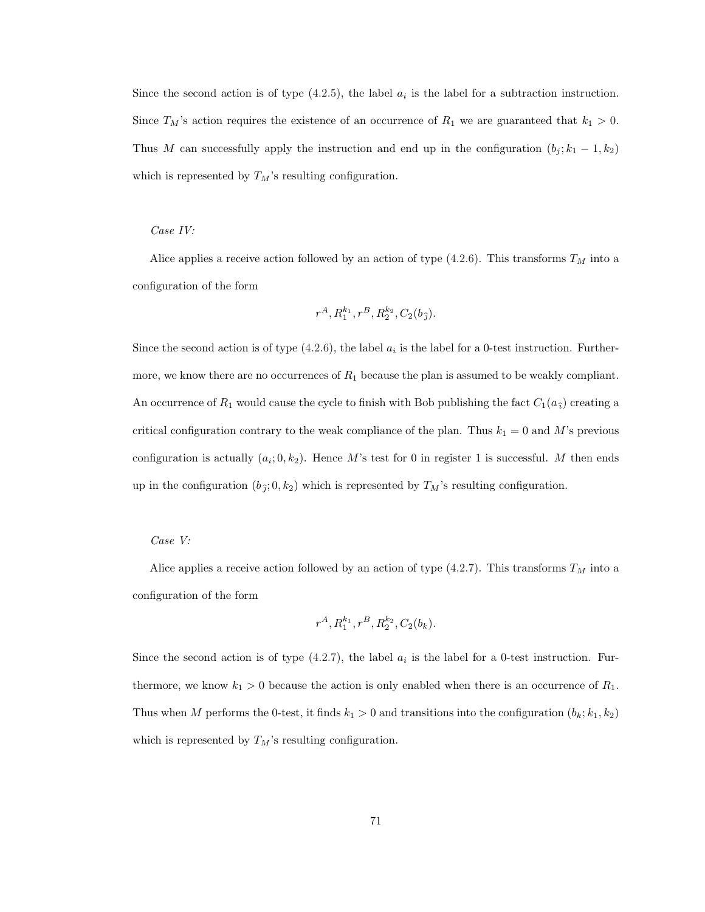Since the second action is of type (4.2.5), the label $a_i$ is the label for a subtraction instruction. Since $T_M$'s action requires the existence of an occurrence of $R_1$ we are guaranteed that $k_1 > 0$. Thus $M$ can successfully apply the instruction and end up in the configuration $(b_j; k_1 - 1, k_2)$ which is represented by $T_M$'s resulting configuration.

*Case IV:*

Alice applies a receive action followed by an action of type (4.2.6). This transforms $T_M$ into a configuration of the form

$$r^A, R_1^{k_1}, r^B, R_2^{k_2}, C_2(b_{\hat{\jmath}}).$$

Since the second action is of type (4.2.6), the label $a_i$ is the label for a 0-test instruction. Furthermore, we know there are no occurrences of $R_1$ because the plan is assumed to be weakly compliant. An occurrence of $R_1$ would cause the cycle to finish with Bob publishing the fact $C_1(a_{\hat{\imath}})$ creating a critical configuration contrary to the weak compliance of the plan. Thus $k_1 = 0$ and $M$'s previous configuration is actually $(a_i; 0, k_2)$. Hence $M$'s test for 0 in register 1 is successful. $M$ then ends up in the configuration $(b_{\hat{\jmath}}; 0, k_2)$ which is represented by $T_M$'s resulting configuration.

*Case V:*

Alice applies a receive action followed by an action of type (4.2.7). This transforms $T_M$ into a configuration of the form

$$r^A, R_1^{k_1}, r^B, R_2^{k_2}, C_2(b_k).$$

Since the second action is of type (4.2.7), the label $a_i$ is the label for a 0-test instruction. Furthermore, we know $k_1 > 0$ because the action is only enabled when there is an occurrence of $R_1$. Thus when $M$ performs the 0-test, it finds $k_1 > 0$ and transitions into the configuration $(b_k; k_1, k_2)$ which is represented by $T_M$'s resulting configuration.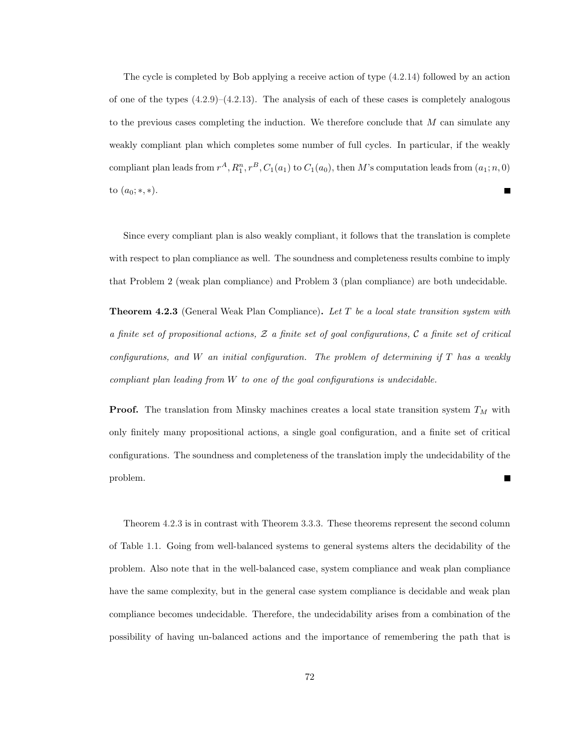The cycle is completed by Bob applying a receive action of type (4.2.14) followed by an action of one of the types (4.2.9)–(4.2.13). The analysis of each of these cases is completely analogous to the previous cases completing the induction. We therefore conclude that $M$ can simulate any weakly compliant plan which completes some number of full cycles. In particular, if the weakly compliant plan leads from $r^A, R_1^n, r^B, C_1(a_1)$ to $C_1(a_0)$, then $M$'s computation leads from $(a_1; n, 0)$ to $(a_0; *, *)$. ∎

Since every compliant plan is also weakly compliant, it follows that the translation is complete with respect to plan compliance as well. The soundness and completeness results combine to imply that Problem 2 (weak plan compliance) and Problem 3 (plan compliance) are both undecidable.

**Theorem 4.2.3** (General Weak Plan Compliance)**.** *Let $T$ be a local state transition system with a finite set of propositional actions, $\mathcal{Z}$ a finite set of goal configurations, $\mathcal{C}$ a finite set of critical configurations, and $W$ an initial configuration. The problem of determining if $T$ has a weakly compliant plan leading from $W$ to one of the goal configurations is undecidable.*

**Proof.** The translation from Minsky machines creates a local state transition system $T_M$ with only finitely many propositional actions, a single goal configuration, and a finite set of critical configurations. The soundness and completeness of the translation imply the undecidability of the problem. ∎

Theorem 4.2.3 is in contrast with Theorem 3.3.3. These theorems represent the second column of Table 1.1. Going from well-balanced systems to general systems alters the decidability of the problem. Also note that in the well-balanced case, system compliance and weak plan compliance have the same complexity, but in the general case system compliance is decidable and weak plan compliance becomes undecidable. Therefore, the undecidability arises from a combination of the possibility of having un-balanced actions and the importance of remembering the path that is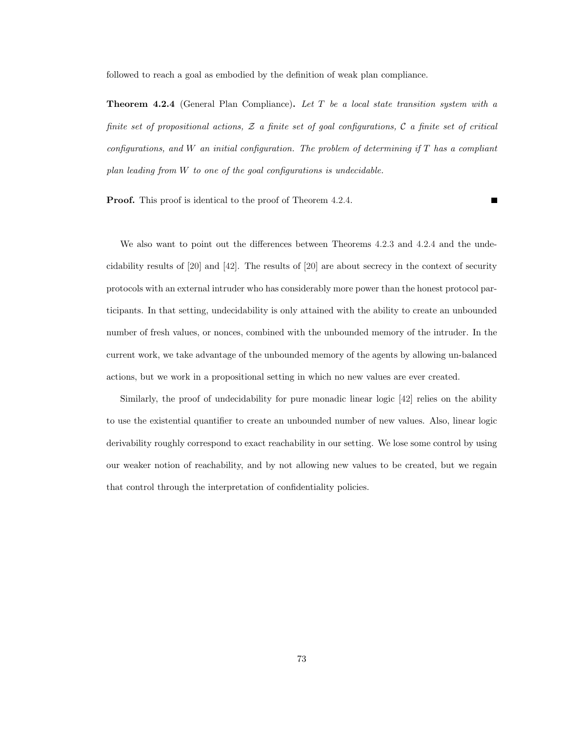followed to reach a goal as embodied by the definition of weak plan compliance.

**Theorem 4.2.4** (General Plan Compliance)**.** *Let $T$ be a local state transition system with a finite set of propositional actions, $\mathcal{Z}$ a finite set of goal configurations, $\mathcal{C}$ a finite set of critical configurations, and $W$ an initial configuration. The problem of determining if $T$ has a compliant plan leading from $W$ to one of the goal configurations is undecidable.*

**Proof.** This proof is identical to the proof of Theorem 4.2.4. ∎

We also want to point out the differences between Theorems 4.2.3 and 4.2.4 and the undecidability results of [20] and [42]. The results of [20] are about secrecy in the context of security protocols with an external intruder who has considerably more power than the honest protocol participants. In that setting, undecidability is only attained with the ability to create an unbounded number of fresh values, or nonces, combined with the unbounded memory of the intruder. In the current work, we take advantage of the unbounded memory of the agents by allowing un-balanced actions, but we work in a propositional setting in which no new values are ever created.

Similarly, the proof of undecidability for pure monadic linear logic [42] relies on the ability to use the existential quantifier to create an unbounded number of new values. Also, linear logic derivability roughly correspond to exact reachability in our setting. We lose some control by using our weaker notion of reachability, and by not allowing new values to be created, but we regain that control through the interpretation of confidentiality policies.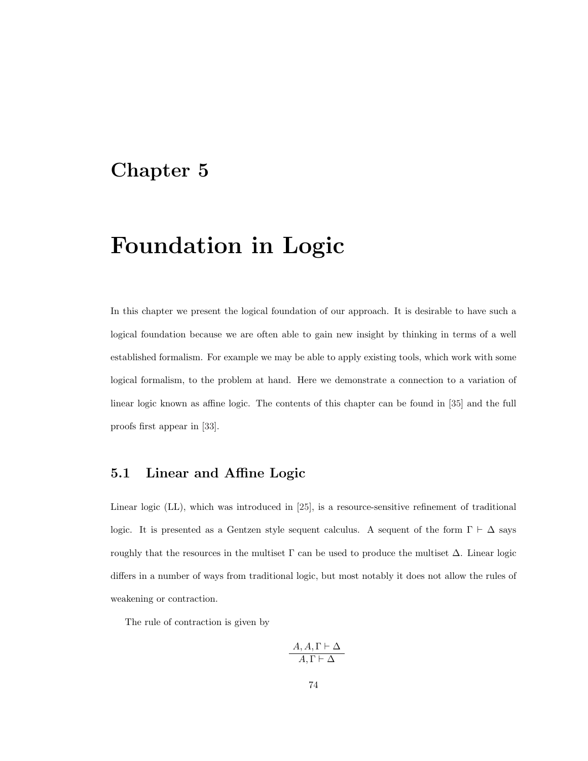# Chapter 5

# Foundation in Logic

In this chapter we present the logical foundation of our approach. It is desirable to have such a logical foundation because we are often able to gain new insight by thinking in terms of a well established formalism. For example we may be able to apply existing tools, which work with some logical formalism, to the problem at hand. Here we demonstrate a connection to a variation of linear logic known as affine logic. The contents of this chapter can be found in [35] and the full proofs first appear in [33].

## 5.1 Linear and Affine Logic

Linear logic (LL), which was introduced in [25], is a resource-sensitive refinement of traditional logic. It is presented as a Gentzen style sequent calculus. A sequent of the form $\Gamma \vdash \Delta$ says roughly that the resources in the multiset $\Gamma$ can be used to produce the multiset $\Delta$. Linear logic differs in a number of ways from traditional logic, but most notably it does not allow the rules of weakening or contraction.

The rule of contraction is given by

$$\frac{A, A, \Gamma \vdash \Delta}{A, \Gamma \vdash \Delta}$$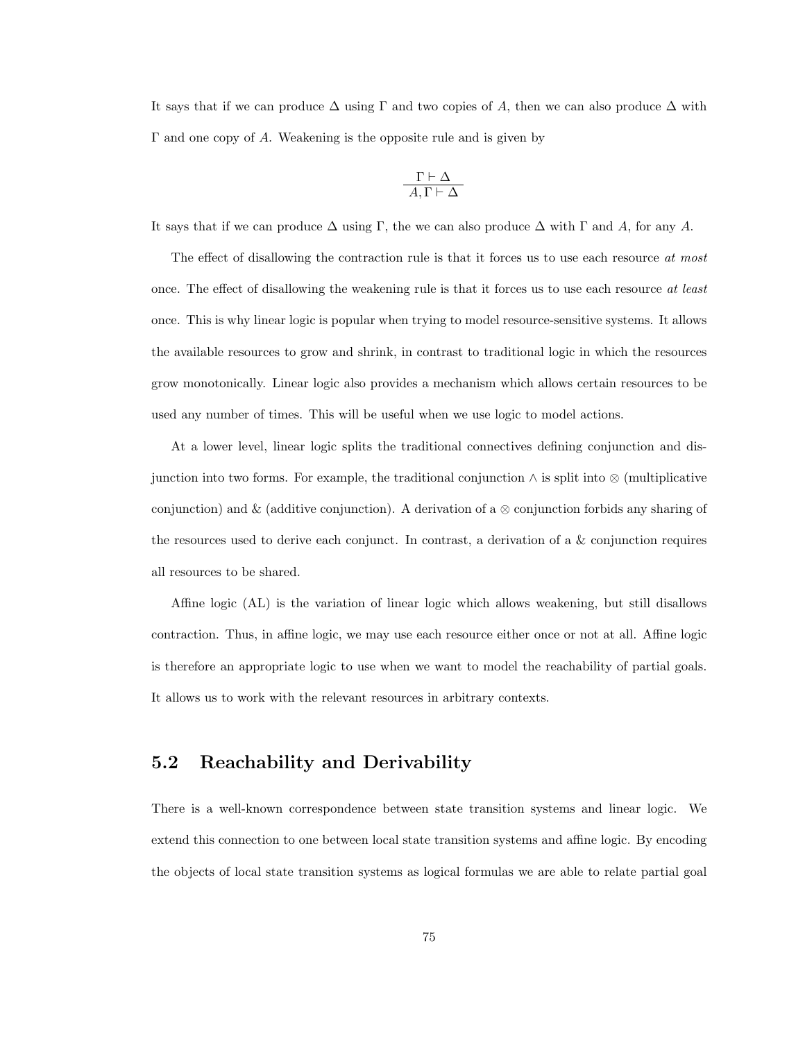It says that if we can produce $\Delta$ using $\Gamma$ and two copies of $A$, then we can also produce $\Delta$ with $\Gamma$ and one copy of $A$. Weakening is the opposite rule and is given by

$$\frac{\Gamma \vdash \Delta}{A, \Gamma \vdash \Delta}$$

It says that if we can produce $\Delta$ using $\Gamma$, the we can also produce $\Delta$ with $\Gamma$ and $A$, for any $A$.

The effect of disallowing the contraction rule is that it forces us to use each resource *at most* once. The effect of disallowing the weakening rule is that it forces us to use each resource *at least* once. This is why linear logic is popular when trying to model resource-sensitive systems. It allows the available resources to grow and shrink, in contrast to traditional logic in which the resources grow monotonically. Linear logic also provides a mechanism which allows certain resources to be used any number of times. This will be useful when we use logic to model actions.

At a lower level, linear logic splits the traditional connectives defining conjunction and disjunction into two forms. For example, the traditional conjunction $\wedge$ is split into $\otimes$ (multiplicative conjunction) and & (additive conjunction). A derivation of a $\otimes$ conjunction forbids any sharing of the resources used to derive each conjunct. In contrast, a derivation of a & conjunction requires all resources to be shared.

Affine logic (AL) is the variation of linear logic which allows weakening, but still disallows contraction. Thus, in affine logic, we may use each resource either once or not at all. Affine logic is therefore an appropriate logic to use when we want to model the reachability of partial goals. It allows us to work with the relevant resources in arbitrary contexts.

## 5.2 Reachability and Derivability

There is a well-known correspondence between state transition systems and linear logic. We extend this connection to one between local state transition systems and affine logic. By encoding the objects of local state transition systems as logical formulas we are able to relate partial goal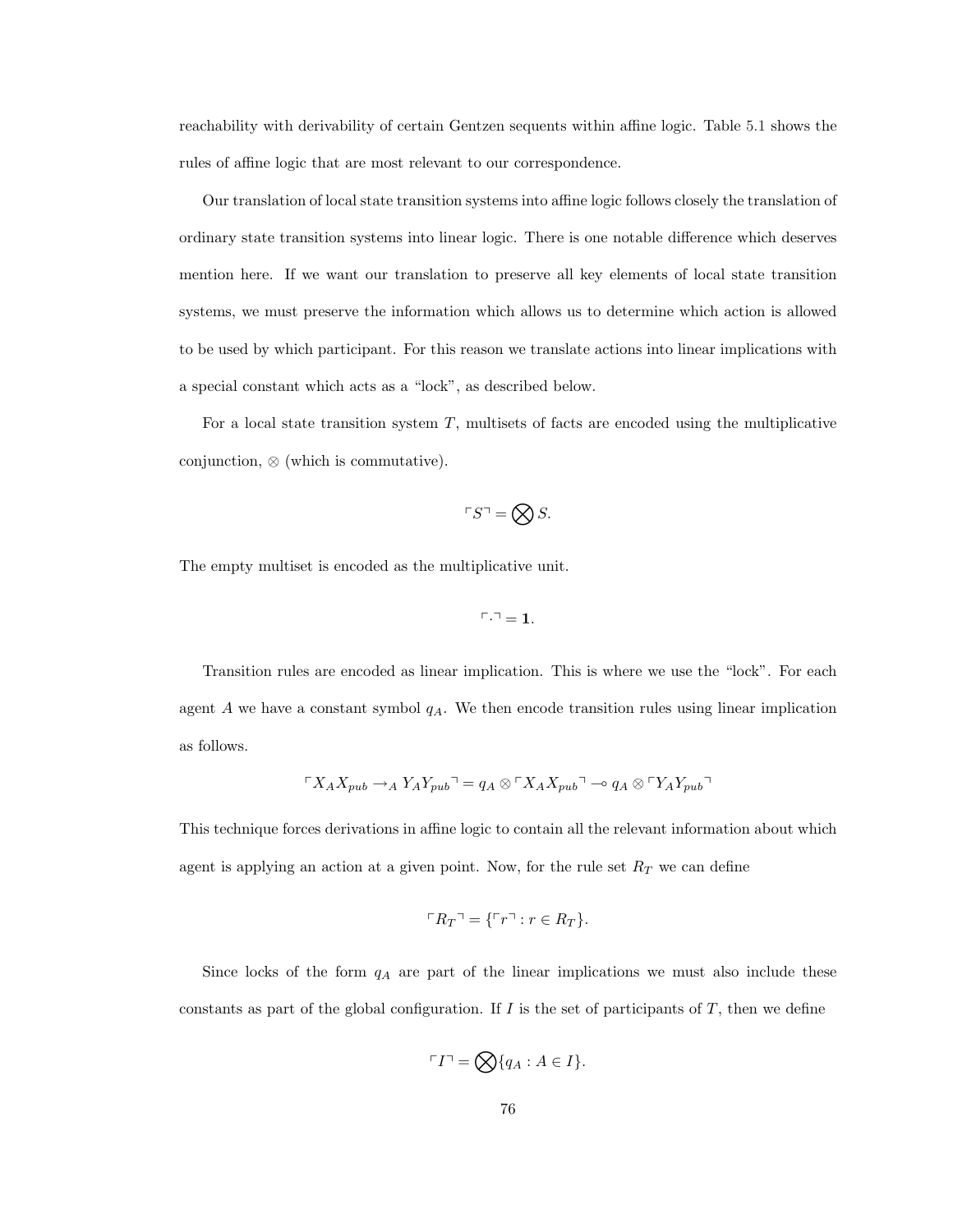reachability with derivability of certain Gentzen sequents within affine logic. Table 5.1 shows the rules of affine logic that are most relevant to our correspondence.

Our translation of local state transition systems into affine logic follows closely the translation of ordinary state transition systems into linear logic. There is one notable difference which deserves mention here. If we want our translation to preserve all key elements of local state transition systems, we must preserve the information which allows us to determine which action is allowed to be used by which participant. For this reason we translate actions into linear implications with a special constant which acts as a "lock", as described below.

For a local state transition system $T$, multisets of facts are encoded using the multiplicative conjunction, $\otimes$ (which is commutative).

$$\ulcorner S \urcorner = \bigotimes S.$$

The empty multiset is encoded as the multiplicative unit.

$$\ulcorner \cdot \urcorner = \mathbf{1}.$$

Transition rules are encoded as linear implication. This is where we use the "lock". For each agent $A$ we have a constant symbol $q_A$. We then encode transition rules using linear implication as follows.

$$\ulcorner X_A X_{pub} \to_A Y_A Y_{pub} \urcorner = q_A \otimes \ulcorner X_A X_{pub} \urcorner \multimap q_A \otimes \ulcorner Y_A Y_{pub} \urcorner$$

This technique forces derivations in affine logic to contain all the relevant information about which agent is applying an action at a given point. Now, for the rule set $R_T$ we can define

$$\ulcorner R_T \urcorner = \{\ulcorner r \urcorner : r \in R_T\}.$$

Since locks of the form $q_A$ are part of the linear implications we must also include these constants as part of the global configuration. If $I$ is the set of participants of $T$, then we define

$$\ulcorner I \urcorner = \bigotimes \{q_A : A \in I\}.$$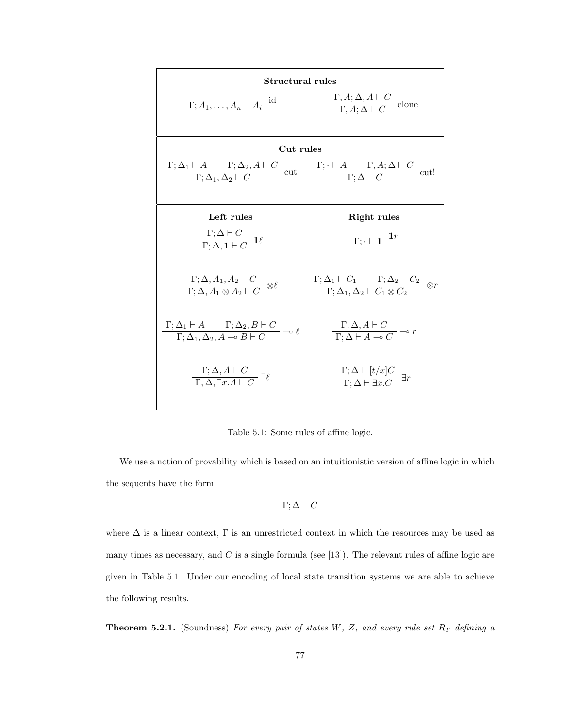**Structural rules**

$$\frac{}{\Gamma; A_1, \ldots, A_n \vdash A_i}\ \text{id} \qquad \frac{\Gamma, A; \Delta, A \vdash C}{\Gamma, A; \Delta \vdash C}\ \text{clone}$$

**Cut rules**

$$\frac{\Gamma; \Delta_1 \vdash A \qquad \Gamma; \Delta_2, A \vdash C}{\Gamma; \Delta_1, \Delta_2 \vdash C}\ \text{cut} \qquad \frac{\Gamma; \cdot \vdash A \qquad \Gamma, A; \Delta \vdash C}{\Gamma; \Delta \vdash C}\ \text{cut!}$$

**Left rules** / **Right rules**

$$\frac{\Gamma; \Delta \vdash C}{\Gamma; \Delta, \mathbf{1} \vdash C}\ \mathbf{1}\ell \qquad \frac{}{\Gamma; \cdot \vdash \mathbf{1}}\ \mathbf{1}r$$

$$\frac{\Gamma; \Delta, A_1, A_2 \vdash C}{\Gamma; \Delta, A_1 \otimes A_2 \vdash C}\ \otimes\ell \qquad \frac{\Gamma; \Delta_1 \vdash C_1 \qquad \Gamma; \Delta_2 \vdash C_2}{\Gamma; \Delta_1, \Delta_2 \vdash C_1 \otimes C_2}\ \otimes r$$

$$\frac{\Gamma; \Delta_1 \vdash A \qquad \Gamma; \Delta_2, B \vdash C}{\Gamma; \Delta_1, \Delta_2, A \multimap B \vdash C}\ \multimap\ell \qquad \frac{\Gamma; \Delta, A \vdash C}{\Gamma; \Delta \vdash A \multimap C}\ \multimap r$$

$$\frac{\Gamma; \Delta, A \vdash C}{\Gamma, \Delta, \exists x.A \vdash C}\ \exists\ell \qquad \frac{\Gamma; \Delta \vdash [t/x]C}{\Gamma; \Delta \vdash \exists x.C}\ \exists r$$

Table 5.1: Some rules of affine logic.

We use a notion of provability which is based on an intuitionistic version of affine logic in which the sequents have the form

$$\Gamma; \Delta \vdash C$$

where $\Delta$ is a linear context, $\Gamma$ is an unrestricted context in which the resources may be used as many times as necessary, and $C$ is a single formula (see [13]). The relevant rules of affine logic are given in Table 5.1. Under our encoding of local state transition systems we are able to achieve the following results.

**Theorem 5.2.1.** (Soundness) *For every pair of states $W$, $Z$, and every rule set $R_T$ defining a*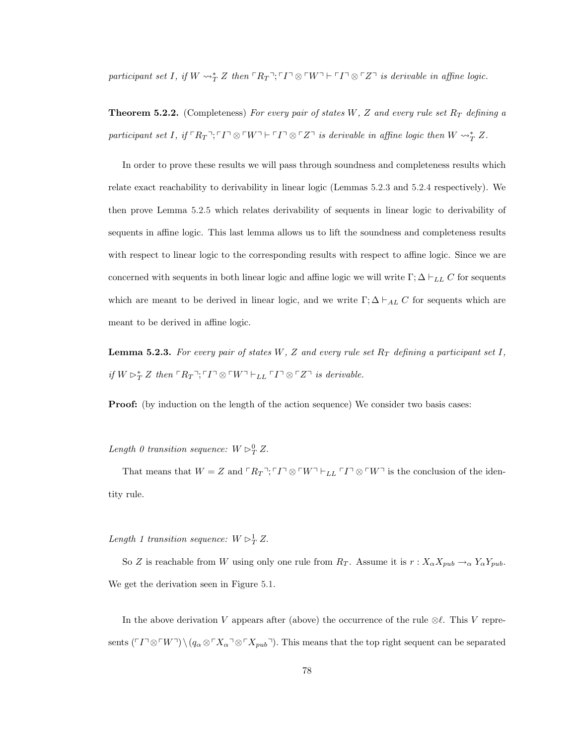*participant set $I$, if $W \leadsto_T^* Z$ then $\ulcorner R_T \urcorner; \ulcorner I \urcorner \otimes \ulcorner W \urcorner \vdash \ulcorner I \urcorner \otimes \ulcorner Z \urcorner$ is derivable in affine logic.*

**Theorem 5.2.2.** (Completeness) *For every pair of states $W$, $Z$ and every rule set $R_T$ defining a participant set $I$, if $\ulcorner R_T \urcorner; \ulcorner I \urcorner \otimes \ulcorner W \urcorner \vdash \ulcorner I \urcorner \otimes \ulcorner Z \urcorner$ is derivable in affine logic then $W \leadsto_T^* Z$.*

In order to prove these results we will pass through soundness and completeness results which relate exact reachability to derivability in linear logic (Lemmas 5.2.3 and 5.2.4 respectively). We then prove Lemma 5.2.5 which relates derivability of sequents in linear logic to derivability of sequents in affine logic. This last lemma allows us to lift the soundness and completeness results with respect to linear logic to the corresponding results with respect to affine logic. Since we are concerned with sequents in both linear logic and affine logic we will write $\Gamma; \Delta \vdash_{LL} C$ for sequents which are meant to be derived in linear logic, and we write $\Gamma; \Delta \vdash_{AL} C$ for sequents which are meant to be derived in affine logic.

**Lemma 5.2.3.** *For every pair of states $W$, $Z$ and every rule set $R_T$ defining a participant set $I$, if $W \rhd_T^* Z$ then $\ulcorner R_T \urcorner; \ulcorner I \urcorner \otimes \ulcorner W \urcorner \vdash_{LL} \ulcorner I \urcorner \otimes \ulcorner Z \urcorner$ is derivable.*

**Proof:** (by induction on the length of the action sequence) We consider two basis cases:

*Length 0 transition sequence: $W \rhd_T^0 Z$.*

That means that $W = Z$ and $\ulcorner R_T \urcorner; \ulcorner I \urcorner \otimes \ulcorner W \urcorner \vdash_{LL} \ulcorner I \urcorner \otimes \ulcorner W \urcorner$ is the conclusion of the identity rule.

*Length 1 transition sequence: $W \rhd_T^1 Z$.*

So $Z$ is reachable from $W$ using only one rule from $R_T$. Assume it is $r : X_\alpha X_{pub} \rightarrow_\alpha Y_\alpha Y_{pub}$. We get the derivation seen in Figure 5.1.

In the above derivation $V$ appears after (above) the occurrence of the rule $\otimes\ell$. This $V$ represents $(\ulcorner I \urcorner \otimes \ulcorner W \urcorner) \setminus (q_\alpha \otimes \ulcorner X_\alpha \urcorner \otimes \ulcorner X_{pub} \urcorner)$. This means that the top right sequent can be separated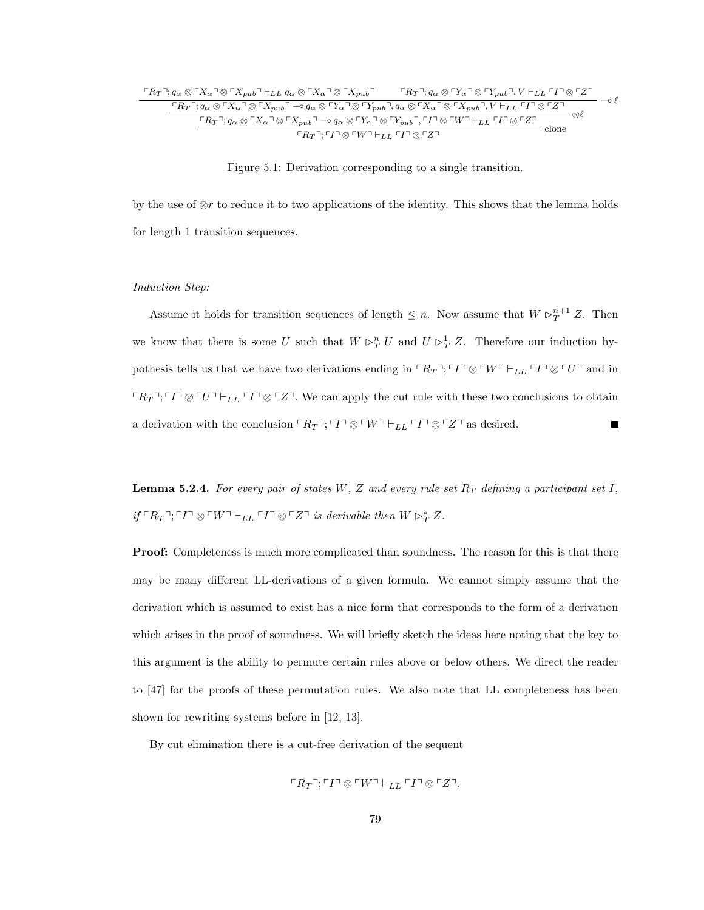$$
\dfrac{\dfrac{\dfrac{\ulcorner R_T \urcorner; q_\alpha \otimes \ulcorner X_\alpha \urcorner \otimes \ulcorner X_{pub} \urcorner \vdash_{LL} q_\alpha \otimes \ulcorner X_\alpha \urcorner \otimes \ulcorner X_{pub} \urcorner \qquad \ulcorner R_T \urcorner; q_\alpha \otimes \ulcorner Y_\alpha \urcorner \otimes \ulcorner Y_{pub} \urcorner, V \vdash_{LL} \ulcorner I \urcorner \otimes \ulcorner Z \urcorner}{\ulcorner R_T \urcorner; q_\alpha \otimes \ulcorner X_\alpha \urcorner \otimes \ulcorner X_{pub} \urcorner \multimap q_\alpha \otimes \ulcorner Y_\alpha \urcorner \otimes \ulcorner Y_{pub} \urcorner, q_\alpha \otimes \ulcorner X_\alpha \urcorner \otimes \ulcorner X_{pub} \urcorner, V \vdash_{LL} \ulcorner I \urcorner \otimes \ulcorner Z \urcorner} \multimap \ell}{\ulcorner R_T \urcorner; q_\alpha \otimes \ulcorner X_\alpha \urcorner \otimes \ulcorner X_{pub} \urcorner \multimap q_\alpha \otimes \ulcorner Y_\alpha \urcorner \otimes \ulcorner Y_{pub} \urcorner, \ulcorner I \urcorner \otimes \ulcorner W \urcorner \vdash_{LL} \ulcorner I \urcorner \otimes \ulcorner Z \urcorner} \otimes \ell}{\ulcorner R_T \urcorner; \ulcorner I \urcorner \otimes \ulcorner W \urcorner \vdash_{LL} \ulcorner I \urcorner \otimes \ulcorner Z \urcorner} \text{clone}
$$

Figure 5.1: Derivation corresponding to a single transition.

by the use of $\otimes r$ to reduce it to two applications of the identity. This shows that the lemma holds for length 1 transition sequences.

*Induction Step:*

Assume it holds for transition sequences of length $\leq n$. Now assume that $W \rhd_T^{n+1} Z$. Then we know that there is some $U$ such that $W \rhd_T^n U$ and $U \rhd_T^1 Z$. Therefore our induction hypothesis tells us that we have two derivations ending in $\ulcorner R_T \urcorner; \ulcorner I \urcorner \otimes \ulcorner W \urcorner \vdash_{LL} \ulcorner I \urcorner \otimes \ulcorner U \urcorner$ and in $\ulcorner R_T \urcorner; \ulcorner I \urcorner \otimes \ulcorner U \urcorner \vdash_{LL} \ulcorner I \urcorner \otimes \ulcorner Z \urcorner$. We can apply the cut rule with these two conclusions to obtain a derivation with the conclusion $\ulcorner R_T \urcorner; \ulcorner I \urcorner \otimes \ulcorner W \urcorner \vdash_{LL} \ulcorner I \urcorner \otimes \ulcorner Z \urcorner$ as desired. ■

**Lemma 5.2.4.** *For every pair of states $W$, $Z$ and every rule set $R_T$ defining a participant set $I$, if $\ulcorner R_T \urcorner; \ulcorner I \urcorner \otimes \ulcorner W \urcorner \vdash_{LL} \ulcorner I \urcorner \otimes \ulcorner Z \urcorner$ is derivable then $W \rhd_T^* Z$.*

**Proof:** Completeness is much more complicated than soundness. The reason for this is that there may be many different LL-derivations of a given formula. We cannot simply assume that the derivation which is assumed to exist has a nice form that corresponds to the form of a derivation which arises in the proof of soundness. We will briefly sketch the ideas here noting that the key to this argument is the ability to permute certain rules above or below others. We direct the reader to [47] for the proofs of these permutation rules. We also note that LL completeness has been shown for rewriting systems before in [12, 13].

By cut elimination there is a cut-free derivation of the sequent

$$\ulcorner R_T \urcorner; \ulcorner I \urcorner \otimes \ulcorner W \urcorner \vdash_{LL} \ulcorner I \urcorner \otimes \ulcorner Z \urcorner.$$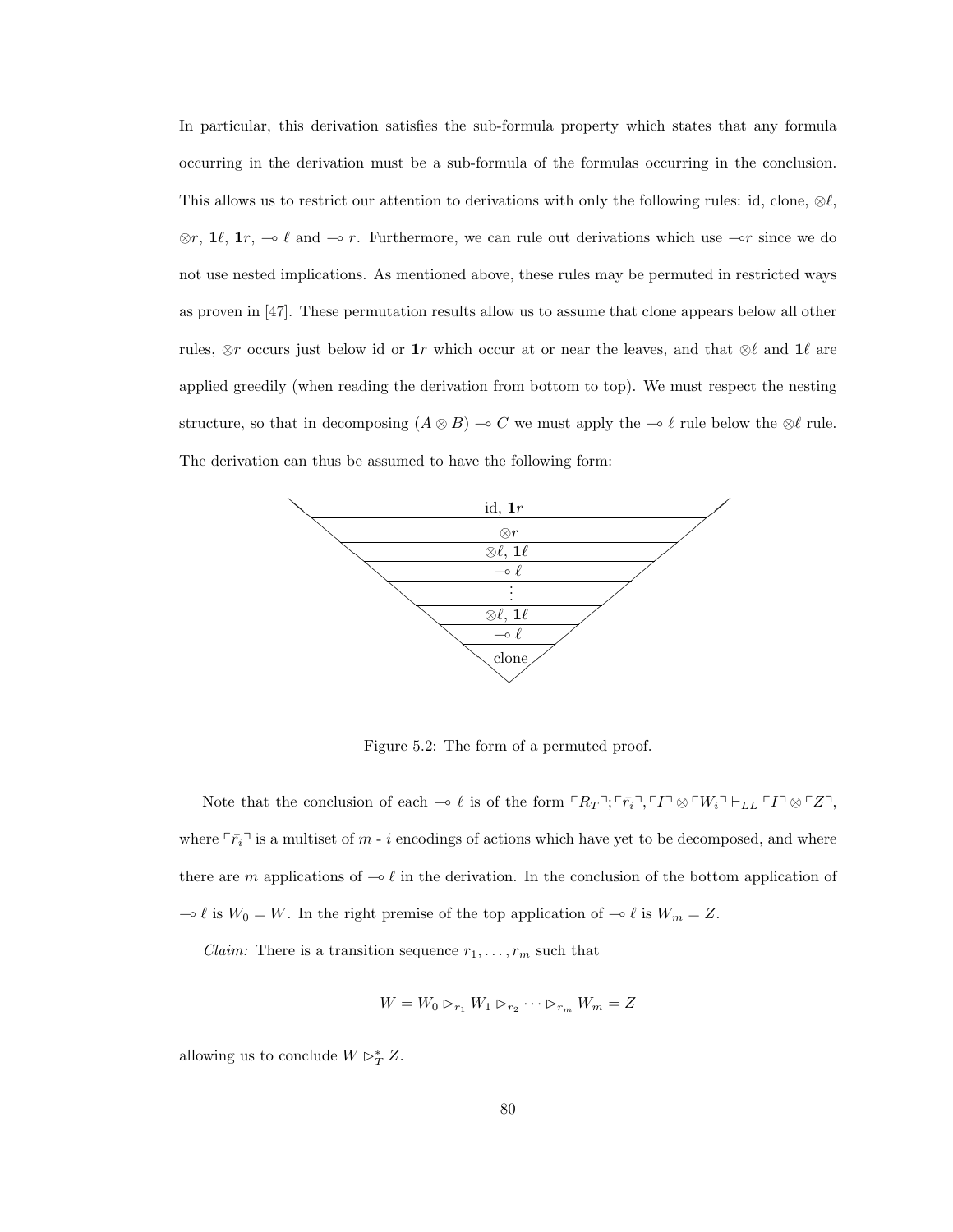In particular, this derivation satisfies the sub-formula property which states that any formula occurring in the derivation must be a sub-formula of the formulas occurring in the conclusion. This allows us to restrict our attention to derivations with only the following rules: id, clone, $\otimes\ell$, $\otimes r$, $\mathbf{1}\ell$, $\mathbf{1}r$, $\multimap \ell$ and $\multimap r$. Furthermore, we can rule out derivations which use $\multimap r$ since we do not use nested implications. As mentioned above, these rules may be permuted in restricted ways as proven in [47]. These permutation results allow us to assume that clone appears below all other rules, $\otimes r$ occurs just below id or $\mathbf{1}r$ which occur at or near the leaves, and that $\otimes\ell$ and $\mathbf{1}\ell$ are applied greedily (when reading the derivation from bottom to top). We must respect the nesting structure, so that in decomposing $(A \otimes B) \multimap C$ we must apply the $\multimap \ell$ rule below the $\otimes\ell$ rule. The derivation can thus be assumed to have the following form:

| |
|---|
| id, $\mathbf{1}r$ |
| $\otimes r$ |
| $\otimes\ell$, $\mathbf{1}\ell$ |
| $\multimap \ell$ |
| $\vdots$ |
| $\otimes\ell$, $\mathbf{1}\ell$ |
| $\multimap \ell$ |
| clone |

Figure 5.2: The form of a permuted proof.

Note that the conclusion of each $\multimap \ell$ is of the form $\ulcorner R_T \urcorner; \ulcorner \bar{r_i} \urcorner, \ulcorner I \urcorner \otimes \ulcorner W_i \urcorner \vdash_{LL} \ulcorner I \urcorner \otimes \ulcorner Z \urcorner$, where $\ulcorner \bar{r_i} \urcorner$ is a multiset of $m$ - $i$ encodings of actions which have yet to be decomposed, and where there are $m$ applications of $\multimap \ell$ in the derivation. In the conclusion of the bottom application of $\multimap \ell$ is $W_0 = W$. In the right premise of the top application of $\multimap \ell$ is $W_m = Z$.

*Claim:* There is a transition sequence $r_1, \ldots, r_m$ such that

$$W = W_0 \rhd_{r_1} W_1 \rhd_{r_2} \cdots \rhd_{r_m} W_m = Z$$

allowing us to conclude $W \rhd_T^* Z$.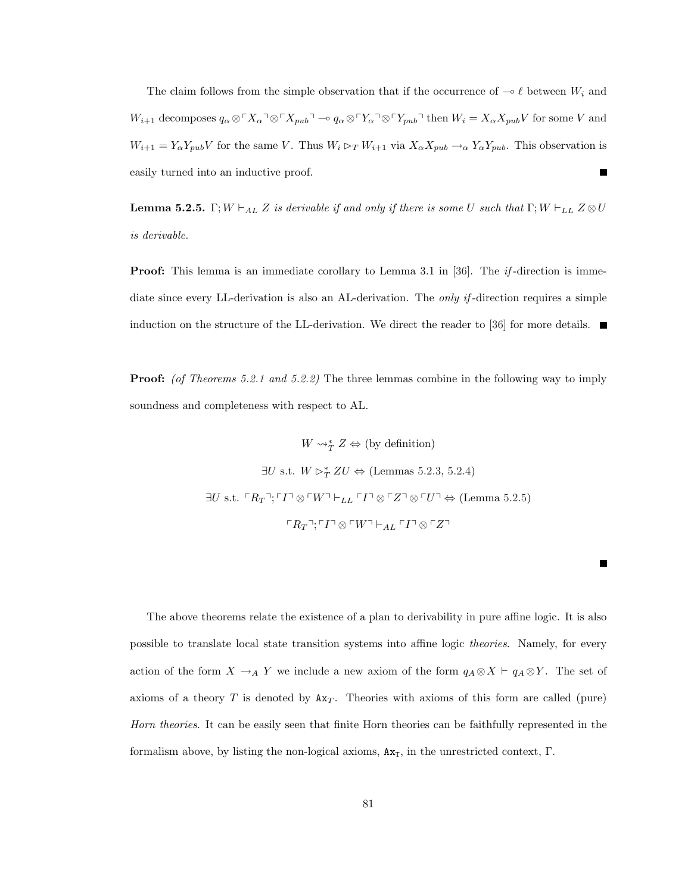The claim follows from the simple observation that if the occurrence of $\multimap \ell$ between $W_i$ and $W_{i+1}$ decomposes $q_\alpha \otimes \ulcorner X_\alpha \urcorner \otimes \ulcorner X_{pub} \urcorner \multimap q_\alpha \otimes \ulcorner Y_\alpha \urcorner \otimes \ulcorner Y_{pub} \urcorner$ then $W_i = X_\alpha X_{pub} V$ for some $V$ and $W_{i+1} = Y_\alpha Y_{pub} V$ for the same $V$. Thus $W_i \rhd_T W_{i+1}$ via $X_\alpha X_{pub} \to_\alpha Y_\alpha Y_{pub}$. This observation is easily turned into an inductive proof. ■

**Lemma 5.2.5.** *$\Gamma; W \vdash_{AL} Z$ is derivable if and only if there is some $U$ such that $\Gamma; W \vdash_{LL} Z \otimes U$ is derivable.*

**Proof:** This lemma is an immediate corollary to Lemma 3.1 in [36]. The *if*-direction is immediate since every LL-derivation is also an AL-derivation. The *only if*-direction requires a simple induction on the structure of the LL-derivation. We direct the reader to [36] for more details. ■

**Proof:** *(of Theorems 5.2.1 and 5.2.2)* The three lemmas combine in the following way to imply soundness and completeness with respect to AL.

$$W \leadsto_T^* Z \Leftrightarrow \text{(by definition)}$$

$$\exists U \text{ s.t. } W \rhd_T^* ZU \Leftrightarrow \text{(Lemmas 5.2.3, 5.2.4)}$$

$$\exists U \text{ s.t. } \ulcorner R_T \urcorner ; \ulcorner I \urcorner \otimes \ulcorner W \urcorner \vdash_{LL} \ulcorner I \urcorner \otimes \ulcorner Z \urcorner \otimes \ulcorner U \urcorner \Leftrightarrow \text{(Lemma 5.2.5)}$$

$$\ulcorner R_T \urcorner ; \ulcorner I \urcorner \otimes \ulcorner W \urcorner \vdash_{AL} \ulcorner I \urcorner \otimes \ulcorner Z \urcorner$$

■

The above theorems relate the existence of a plan to derivability in pure affine logic. It is also possible to translate local state transition systems into affine logic *theories*. Namely, for every action of the form $X \to_A Y$ we include a new axiom of the form $q_A \otimes X \vdash q_A \otimes Y$. The set of axioms of a theory $T$ is denoted by $\mathtt{Ax}_T$. Theories with axioms of this form are called (pure) *Horn theories*. It can be easily seen that finite Horn theories can be faithfully represented in the formalism above, by listing the non-logical axioms, $\mathtt{Ax}_\mathtt{T}$, in the unrestricted context, $\Gamma$.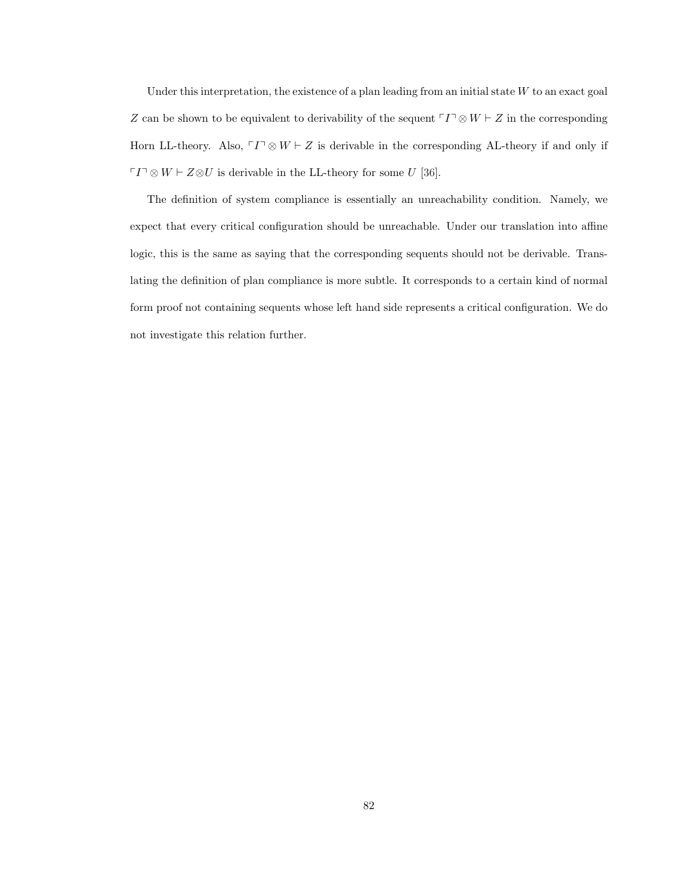Under this interpretation, the existence of a plan leading from an initial state $W$ to an exact goal $Z$ can be shown to be equivalent to derivability of the sequent $\ulcorner I \urcorner \otimes W \vdash Z$ in the corresponding Horn LL-theory. Also, $\ulcorner I \urcorner \otimes W \vdash Z$ is derivable in the corresponding AL-theory if and only if $\ulcorner I \urcorner \otimes W \vdash Z \otimes U$ is derivable in the LL-theory for some $U$ [36].

The definition of system compliance is essentially an unreachability condition. Namely, we expect that every critical configuration should be unreachable. Under our translation into affine logic, this is the same as saying that the corresponding sequents should not be derivable. Translating the definition of plan compliance is more subtle. It corresponds to a certain kind of normal form proof not containing sequents whose left hand side represents a critical configuration. We do not investigate this relation further.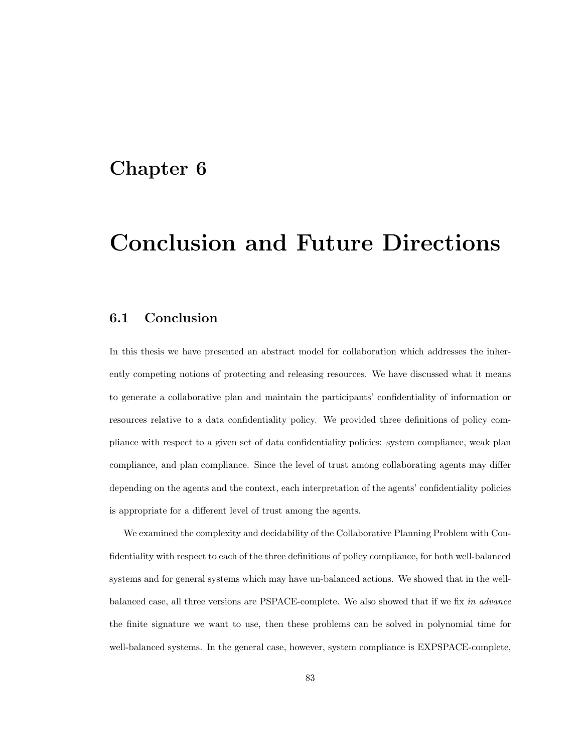# Chapter 6

# Conclusion and Future Directions

## 6.1 Conclusion

In this thesis we have presented an abstract model for collaboration which addresses the inherently competing notions of protecting and releasing resources. We have discussed what it means to generate a collaborative plan and maintain the participants' confidentiality of information or resources relative to a data confidentiality policy. We provided three definitions of policy compliance with respect to a given set of data confidentiality policies: system compliance, weak plan compliance, and plan compliance. Since the level of trust among collaborating agents may differ depending on the agents and the context, each interpretation of the agents' confidentiality policies is appropriate for a different level of trust among the agents.

We examined the complexity and decidability of the Collaborative Planning Problem with Confidentiality with respect to each of the three definitions of policy compliance, for both well-balanced systems and for general systems which may have un-balanced actions. We showed that in the well-balanced case, all three versions are PSPACE-complete. We also showed that if we fix *in advance* the finite signature we want to use, then these problems can be solved in polynomial time for well-balanced systems. In the general case, however, system compliance is EXPSPACE-complete,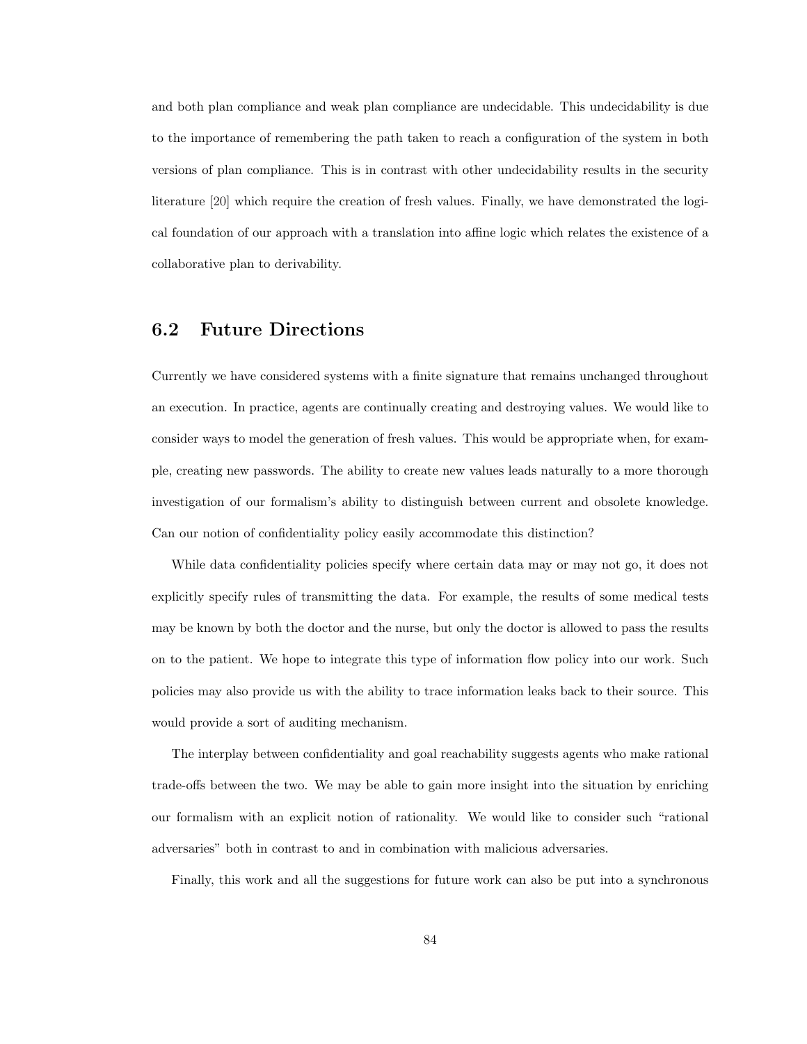and both plan compliance and weak plan compliance are undecidable. This undecidability is due to the importance of remembering the path taken to reach a configuration of the system in both versions of plan compliance. This is in contrast with other undecidability results in the security literature [20] which require the creation of fresh values. Finally, we have demonstrated the logical foundation of our approach with a translation into affine logic which relates the existence of a collaborative plan to derivability.

## 6.2 Future Directions

Currently we have considered systems with a finite signature that remains unchanged throughout an execution. In practice, agents are continually creating and destroying values. We would like to consider ways to model the generation of fresh values. This would be appropriate when, for example, creating new passwords. The ability to create new values leads naturally to a more thorough investigation of our formalism's ability to distinguish between current and obsolete knowledge. Can our notion of confidentiality policy easily accommodate this distinction?

While data confidentiality policies specify where certain data may or may not go, it does not explicitly specify rules of transmitting the data. For example, the results of some medical tests may be known by both the doctor and the nurse, but only the doctor is allowed to pass the results on to the patient. We hope to integrate this type of information flow policy into our work. Such policies may also provide us with the ability to trace information leaks back to their source. This would provide a sort of auditing mechanism.

The interplay between confidentiality and goal reachability suggests agents who make rational trade-offs between the two. We may be able to gain more insight into the situation by enriching our formalism with an explicit notion of rationality. We would like to consider such "rational adversaries" both in contrast to and in combination with malicious adversaries.

Finally, this work and all the suggestions for future work can also be put into a synchronous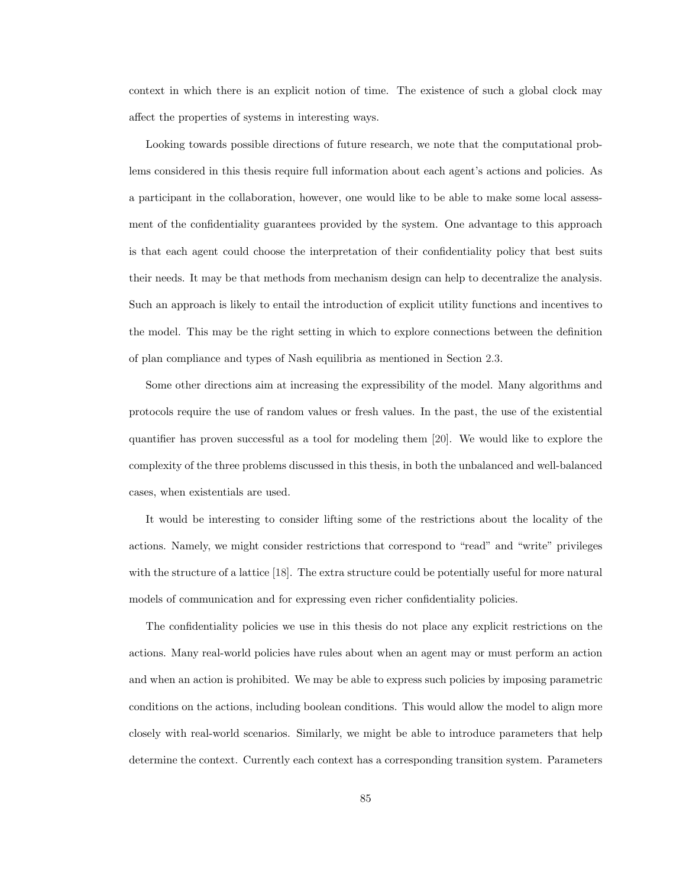context in which there is an explicit notion of time. The existence of such a global clock may affect the properties of systems in interesting ways.

Looking towards possible directions of future research, we note that the computational problems considered in this thesis require full information about each agent's actions and policies. As a participant in the collaboration, however, one would like to be able to make some local assessment of the confidentiality guarantees provided by the system. One advantage to this approach is that each agent could choose the interpretation of their confidentiality policy that best suits their needs. It may be that methods from mechanism design can help to decentralize the analysis. Such an approach is likely to entail the introduction of explicit utility functions and incentives to the model. This may be the right setting in which to explore connections between the definition of plan compliance and types of Nash equilibria as mentioned in Section 2.3.

Some other directions aim at increasing the expressibility of the model. Many algorithms and protocols require the use of random values or fresh values. In the past, the use of the existential quantifier has proven successful as a tool for modeling them [20]. We would like to explore the complexity of the three problems discussed in this thesis, in both the unbalanced and well-balanced cases, when existentials are used.

It would be interesting to consider lifting some of the restrictions about the locality of the actions. Namely, we might consider restrictions that correspond to "read" and "write" privileges with the structure of a lattice [18]. The extra structure could be potentially useful for more natural models of communication and for expressing even richer confidentiality policies.

The confidentiality policies we use in this thesis do not place any explicit restrictions on the actions. Many real-world policies have rules about when an agent may or must perform an action and when an action is prohibited. We may be able to express such policies by imposing parametric conditions on the actions, including boolean conditions. This would allow the model to align more closely with real-world scenarios. Similarly, we might be able to introduce parameters that help determine the context. Currently each context has a corresponding transition system. Parameters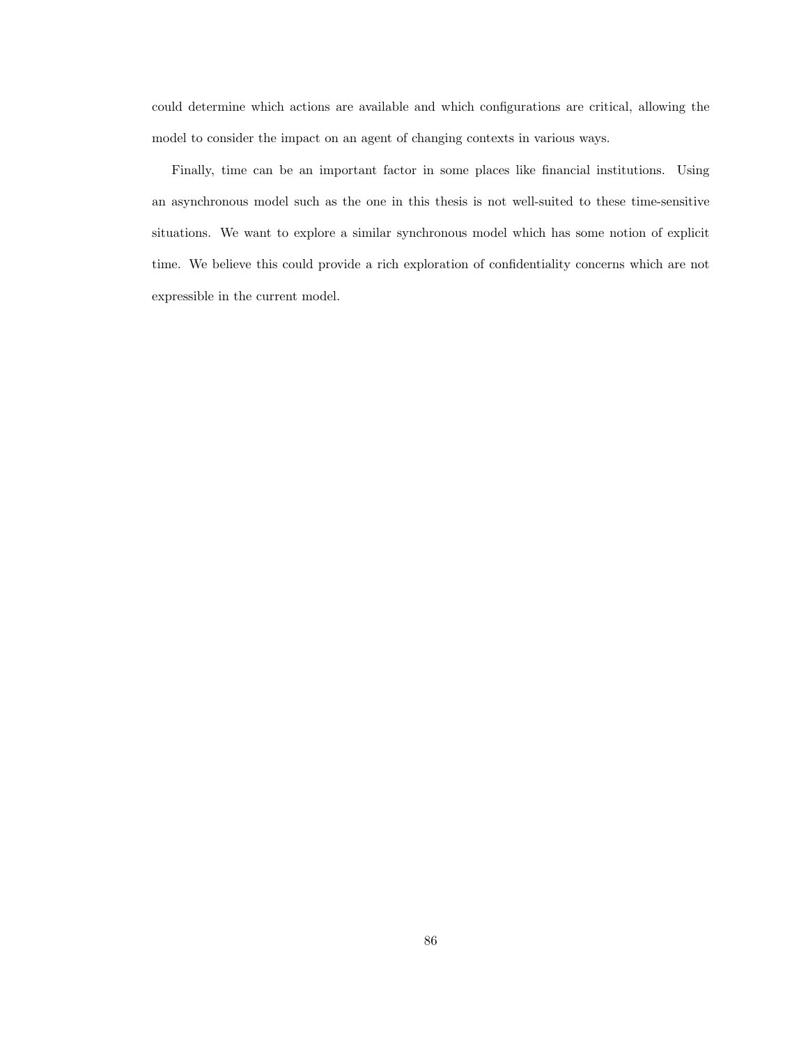could determine which actions are available and which configurations are critical, allowing the model to consider the impact on an agent of changing contexts in various ways.

Finally, time can be an important factor in some places like financial institutions. Using an asynchronous model such as the one in this thesis is not well-suited to these time-sensitive situations. We want to explore a similar synchronous model which has some notion of explicit time. We believe this could provide a rich exploration of confidentiality concerns which are not expressible in the current model.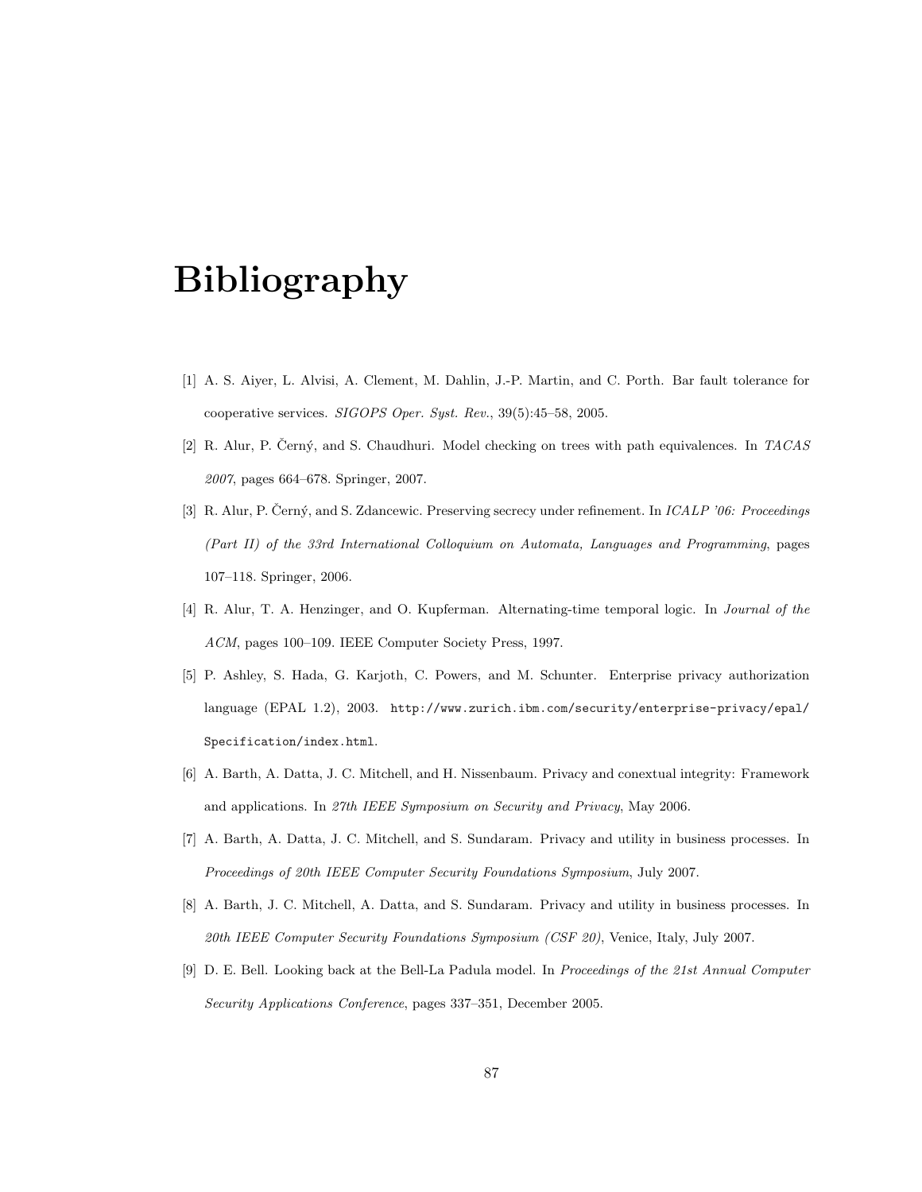# Bibliography

[1] A. S. Aiyer, L. Alvisi, A. Clement, M. Dahlin, J.-P. Martin, and C. Porth. Bar fault tolerance for cooperative services. *SIGOPS Oper. Syst. Rev.*, 39(5):45–58, 2005.

[2] R. Alur, P. Černý, and S. Chaudhuri. Model checking on trees with path equivalences. In *TACAS 2007*, pages 664–678. Springer, 2007.

[3] R. Alur, P. Černý, and S. Zdancewic. Preserving secrecy under refinement. In *ICALP '06: Proceedings (Part II) of the 33rd International Colloquium on Automata, Languages and Programming*, pages 107–118. Springer, 2006.

[4] R. Alur, T. A. Henzinger, and O. Kupferman. Alternating-time temporal logic. In *Journal of the ACM*, pages 100–109. IEEE Computer Society Press, 1997.

[5] P. Ashley, S. Hada, G. Karjoth, C. Powers, and M. Schunter. Enterprise privacy authorization language (EPAL 1.2), 2003. `http://www.zurich.ibm.com/security/enterprise-privacy/epal/Specification/index.html`.

[6] A. Barth, A. Datta, J. C. Mitchell, and H. Nissenbaum. Privacy and conextual integrity: Framework and applications. In *27th IEEE Symposium on Security and Privacy*, May 2006.

[7] A. Barth, A. Datta, J. C. Mitchell, and S. Sundaram. Privacy and utility in business processes. In *Proceedings of 20th IEEE Computer Security Foundations Symposium*, July 2007.

[8] A. Barth, J. C. Mitchell, A. Datta, and S. Sundaram. Privacy and utility in business processes. In *20th IEEE Computer Security Foundations Symposium (CSF 20)*, Venice, Italy, July 2007.

[9] D. E. Bell. Looking back at the Bell-La Padula model. In *Proceedings of the 21st Annual Computer Security Applications Conference*, pages 337–351, December 2005.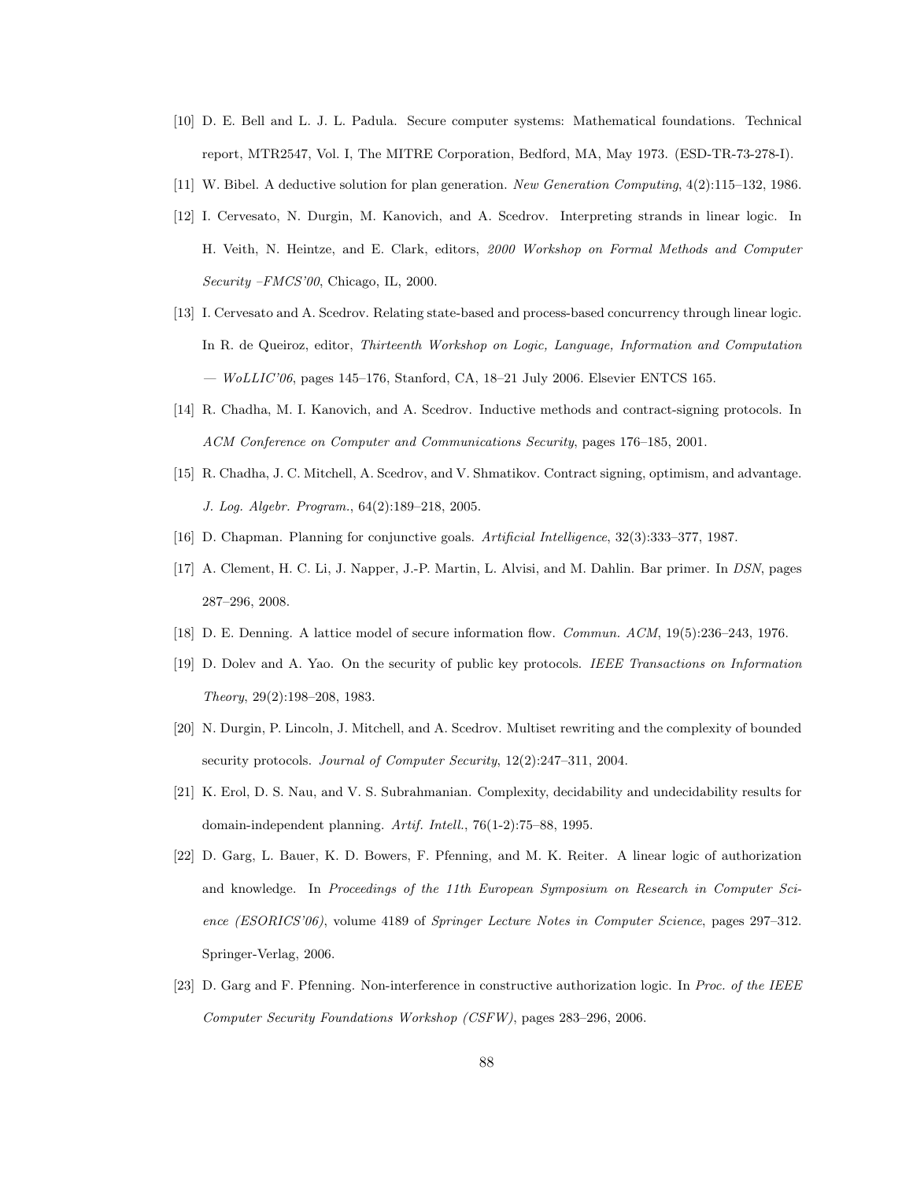[10] D. E. Bell and L. J. L. Padula. Secure computer systems: Mathematical foundations. Technical report, MTR2547, Vol. I, The MITRE Corporation, Bedford, MA, May 1973. (ESD-TR-73-278-I).

[11] W. Bibel. A deductive solution for plan generation. *New Generation Computing*, 4(2):115–132, 1986.

[12] I. Cervesato, N. Durgin, M. Kanovich, and A. Scedrov. Interpreting strands in linear logic. In H. Veith, N. Heintze, and E. Clark, editors, *2000 Workshop on Formal Methods and Computer Security –FMCS'00*, Chicago, IL, 2000.

[13] I. Cervesato and A. Scedrov. Relating state-based and process-based concurrency through linear logic. In R. de Queiroz, editor, *Thirteenth Workshop on Logic, Language, Information and Computation — WoLLIC'06*, pages 145–176, Stanford, CA, 18–21 July 2006. Elsevier ENTCS 165.

[14] R. Chadha, M. I. Kanovich, and A. Scedrov. Inductive methods and contract-signing protocols. In *ACM Conference on Computer and Communications Security*, pages 176–185, 2001.

[15] R. Chadha, J. C. Mitchell, A. Scedrov, and V. Shmatikov. Contract signing, optimism, and advantage. *J. Log. Algebr. Program.*, 64(2):189–218, 2005.

[16] D. Chapman. Planning for conjunctive goals. *Artificial Intelligence*, 32(3):333–377, 1987.

[17] A. Clement, H. C. Li, J. Napper, J.-P. Martin, L. Alvisi, and M. Dahlin. Bar primer. In *DSN*, pages 287–296, 2008.

[18] D. E. Denning. A lattice model of secure information flow. *Commun. ACM*, 19(5):236–243, 1976.

[19] D. Dolev and A. Yao. On the security of public key protocols. *IEEE Transactions on Information Theory*, 29(2):198–208, 1983.

[20] N. Durgin, P. Lincoln, J. Mitchell, and A. Scedrov. Multiset rewriting and the complexity of bounded security protocols. *Journal of Computer Security*, 12(2):247–311, 2004.

[21] K. Erol, D. S. Nau, and V. S. Subrahmanian. Complexity, decidability and undecidability results for domain-independent planning. *Artif. Intell.*, 76(1-2):75–88, 1995.

[22] D. Garg, L. Bauer, K. D. Bowers, F. Pfenning, and M. K. Reiter. A linear logic of authorization and knowledge. In *Proceedings of the 11th European Symposium on Research in Computer Science (ESORICS'06)*, volume 4189 of *Springer Lecture Notes in Computer Science*, pages 297–312. Springer-Verlag, 2006.

[23] D. Garg and F. Pfenning. Non-interference in constructive authorization logic. In *Proc. of the IEEE Computer Security Foundations Workshop (CSFW)*, pages 283–296, 2006.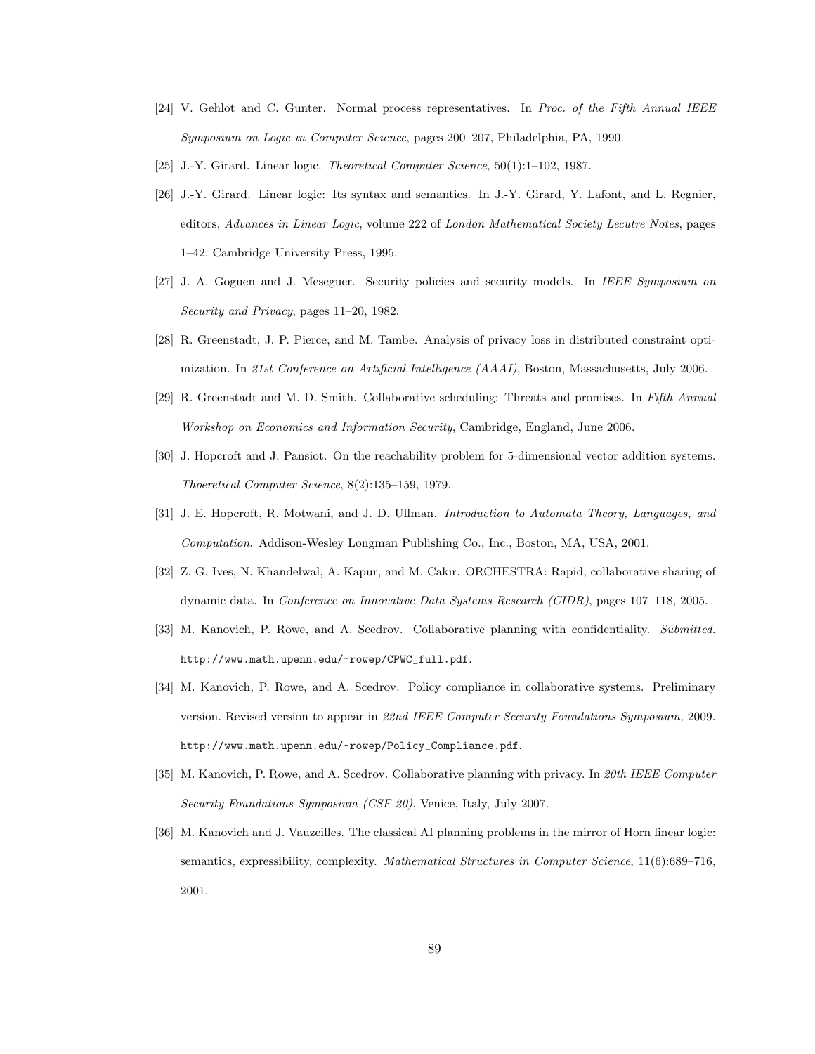[24] V. Gehlot and C. Gunter. Normal process representatives. In *Proc. of the Fifth Annual IEEE Symposium on Logic in Computer Science*, pages 200–207, Philadelphia, PA, 1990.

[25] J.-Y. Girard. Linear logic. *Theoretical Computer Science*, 50(1):1–102, 1987.

[26] J.-Y. Girard. Linear logic: Its syntax and semantics. In J.-Y. Girard, Y. Lafont, and L. Regnier, editors, *Advances in Linear Logic*, volume 222 of *London Mathematical Society Lecutre Notes*, pages 1–42. Cambridge University Press, 1995.

[27] J. A. Goguen and J. Meseguer. Security policies and security models. In *IEEE Symposium on Security and Privacy*, pages 11–20, 1982.

[28] R. Greenstadt, J. P. Pierce, and M. Tambe. Analysis of privacy loss in distributed constraint optimization. In *21st Conference on Artificial Intelligence (AAAI)*, Boston, Massachusetts, July 2006.

[29] R. Greenstadt and M. D. Smith. Collaborative scheduling: Threats and promises. In *Fifth Annual Workshop on Economics and Information Security*, Cambridge, England, June 2006.

[30] J. Hopcroft and J. Pansiot. On the reachability problem for 5-dimensional vector addition systems. *Thoeretical Computer Science*, 8(2):135–159, 1979.

[31] J. E. Hopcroft, R. Motwani, and J. D. Ullman. *Introduction to Automata Theory, Languages, and Computation*. Addison-Wesley Longman Publishing Co., Inc., Boston, MA, USA, 2001.

[32] Z. G. Ives, N. Khandelwal, A. Kapur, and M. Cakir. ORCHESTRA: Rapid, collaborative sharing of dynamic data. In *Conference on Innovative Data Systems Research (CIDR)*, pages 107–118, 2005.

[33] M. Kanovich, P. Rowe, and A. Scedrov. Collaborative planning with confidentiality. *Submitted*. `http://www.math.upenn.edu/~rowep/CPWC_full.pdf`.

[34] M. Kanovich, P. Rowe, and A. Scedrov. Policy compliance in collaborative systems. Preliminary version. Revised version to appear in *22nd IEEE Computer Security Foundations Symposium,* 2009. `http://www.math.upenn.edu/~rowep/Policy_Compliance.pdf`.

[35] M. Kanovich, P. Rowe, and A. Scedrov. Collaborative planning with privacy. In *20th IEEE Computer Security Foundations Symposium (CSF 20)*, Venice, Italy, July 2007.

[36] M. Kanovich and J. Vauzeilles. The classical AI planning problems in the mirror of Horn linear logic: semantics, expressibility, complexity. *Mathematical Structures in Computer Science*, 11(6):689–716, 2001.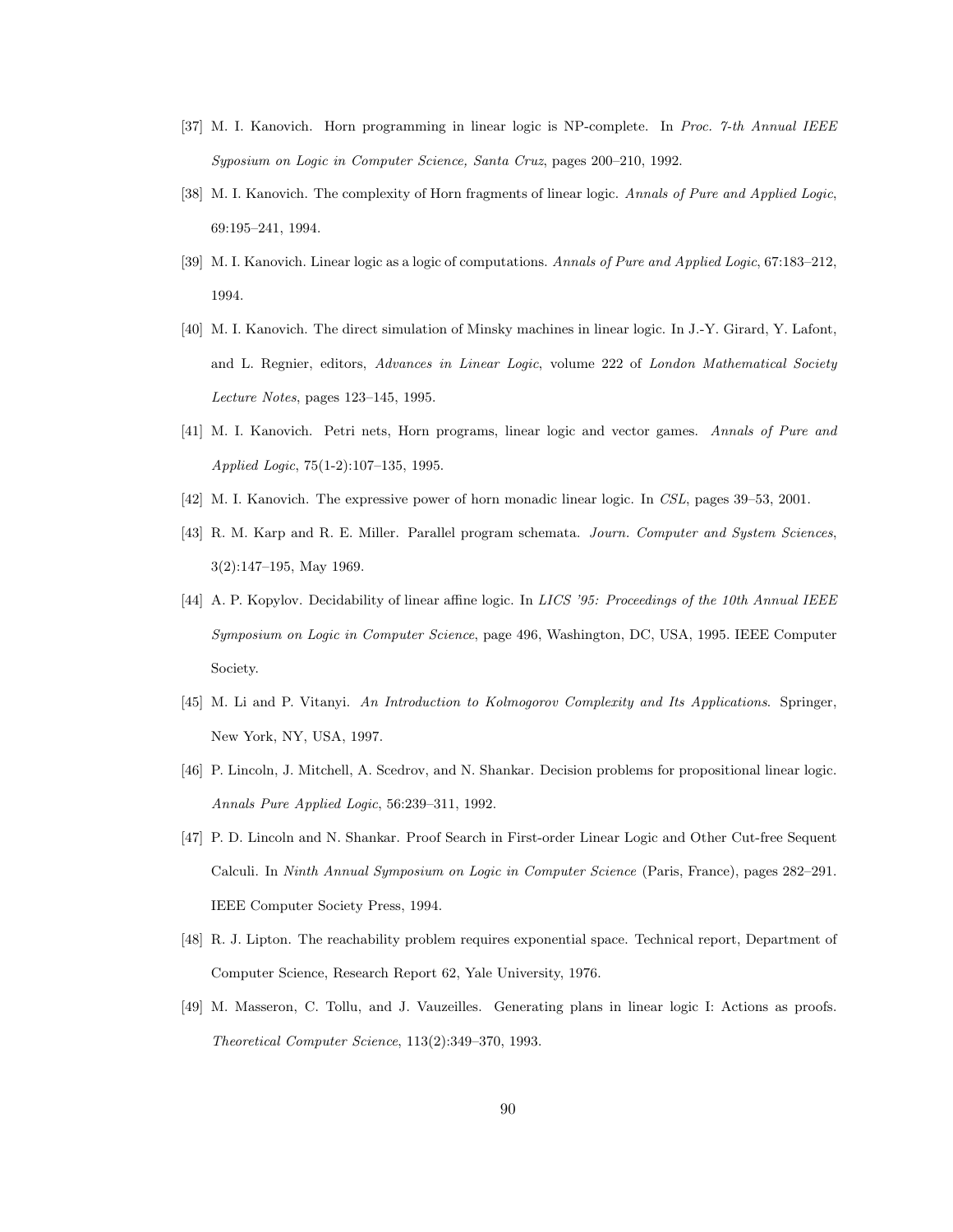[37] M. I. Kanovich. Horn programming in linear logic is NP-complete. In *Proc. 7-th Annual IEEE Syposium on Logic in Computer Science, Santa Cruz*, pages 200–210, 1992.

[38] M. I. Kanovich. The complexity of Horn fragments of linear logic. *Annals of Pure and Applied Logic*, 69:195–241, 1994.

[39] M. I. Kanovich. Linear logic as a logic of computations. *Annals of Pure and Applied Logic*, 67:183–212, 1994.

[40] M. I. Kanovich. The direct simulation of Minsky machines in linear logic. In J.-Y. Girard, Y. Lafont, and L. Regnier, editors, *Advances in Linear Logic*, volume 222 of *London Mathematical Society Lecture Notes*, pages 123–145, 1995.

[41] M. I. Kanovich. Petri nets, Horn programs, linear logic and vector games. *Annals of Pure and Applied Logic*, 75(1-2):107–135, 1995.

[42] M. I. Kanovich. The expressive power of horn monadic linear logic. In *CSL*, pages 39–53, 2001.

[43] R. M. Karp and R. E. Miller. Parallel program schemata. *Journ. Computer and System Sciences*, 3(2):147–195, May 1969.

[44] A. P. Kopylov. Decidability of linear affine logic. In *LICS '95: Proceedings of the 10th Annual IEEE Symposium on Logic in Computer Science*, page 496, Washington, DC, USA, 1995. IEEE Computer Society.

[45] M. Li and P. Vitanyi. *An Introduction to Kolmogorov Complexity and Its Applications*. Springer, New York, NY, USA, 1997.

[46] P. Lincoln, J. Mitchell, A. Scedrov, and N. Shankar. Decision problems for propositional linear logic. *Annals Pure Applied Logic*, 56:239–311, 1992.

[47] P. D. Lincoln and N. Shankar. Proof Search in First-order Linear Logic and Other Cut-free Sequent Calculi. In *Ninth Annual Symposium on Logic in Computer Science* (Paris, France), pages 282–291. IEEE Computer Society Press, 1994.

[48] R. J. Lipton. The reachability problem requires exponential space. Technical report, Department of Computer Science, Research Report 62, Yale University, 1976.

[49] M. Masseron, C. Tollu, and J. Vauzeilles. Generating plans in linear logic I: Actions as proofs. *Theoretical Computer Science*, 113(2):349–370, 1993.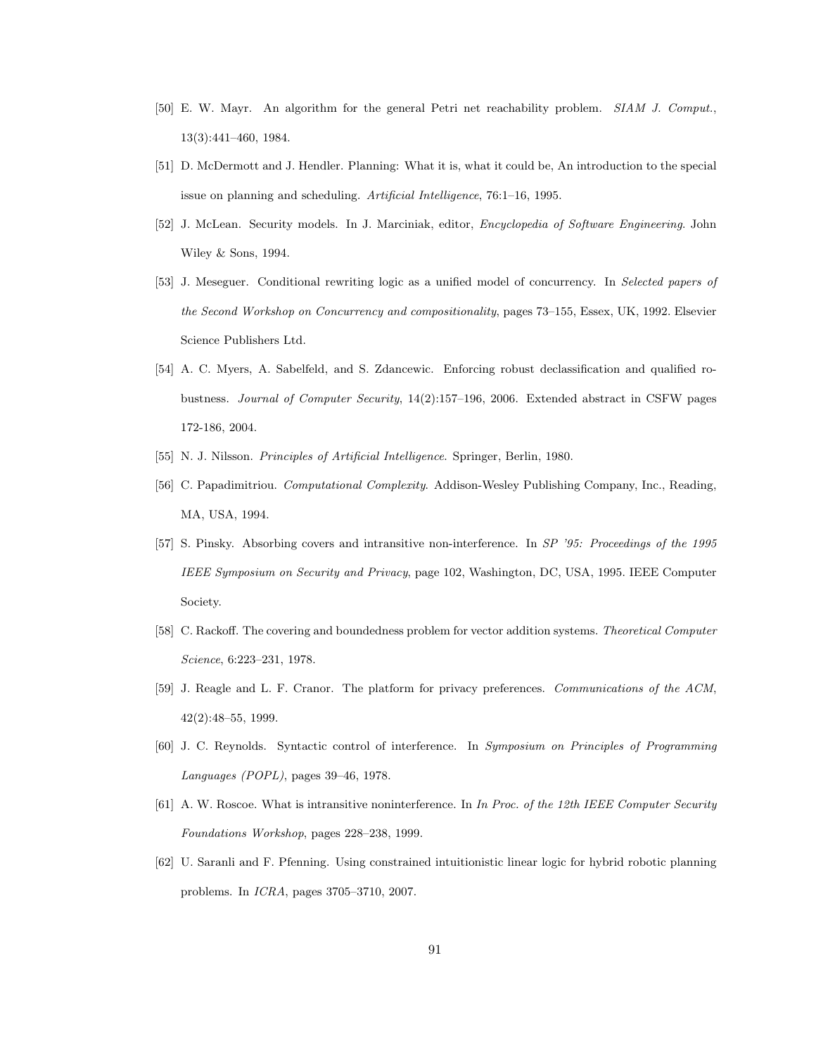[50] E. W. Mayr. An algorithm for the general Petri net reachability problem. *SIAM J. Comput.*, 13(3):441–460, 1984.

[51] D. McDermott and J. Hendler. Planning: What it is, what it could be, An introduction to the special issue on planning and scheduling. *Artificial Intelligence*, 76:1–16, 1995.

[52] J. McLean. Security models. In J. Marciniak, editor, *Encyclopedia of Software Engineering*. John Wiley & Sons, 1994.

[53] J. Meseguer. Conditional rewriting logic as a unified model of concurrency. In *Selected papers of the Second Workshop on Concurrency and compositionality*, pages 73–155, Essex, UK, 1992. Elsevier Science Publishers Ltd.

[54] A. C. Myers, A. Sabelfeld, and S. Zdancewic. Enforcing robust declassification and qualified robustness. *Journal of Computer Security*, 14(2):157–196, 2006. Extended abstract in CSFW pages 172-186, 2004.

[55] N. J. Nilsson. *Principles of Artificial Intelligence*. Springer, Berlin, 1980.

[56] C. Papadimitriou. *Computational Complexity*. Addison-Wesley Publishing Company, Inc., Reading, MA, USA, 1994.

[57] S. Pinsky. Absorbing covers and intransitive non-interference. In *SP '95: Proceedings of the 1995 IEEE Symposium on Security and Privacy*, page 102, Washington, DC, USA, 1995. IEEE Computer Society.

[58] C. Rackoff. The covering and boundedness problem for vector addition systems. *Theoretical Computer Science*, 6:223–231, 1978.

[59] J. Reagle and L. F. Cranor. The platform for privacy preferences. *Communications of the ACM*, 42(2):48–55, 1999.

[60] J. C. Reynolds. Syntactic control of interference. In *Symposium on Principles of Programming Languages (POPL)*, pages 39–46, 1978.

[61] A. W. Roscoe. What is intransitive noninterference. In *In Proc. of the 12th IEEE Computer Security Foundations Workshop*, pages 228–238, 1999.

[62] U. Saranli and F. Pfenning. Using constrained intuitionistic linear logic for hybrid robotic planning problems. In *ICRA*, pages 3705–3710, 2007.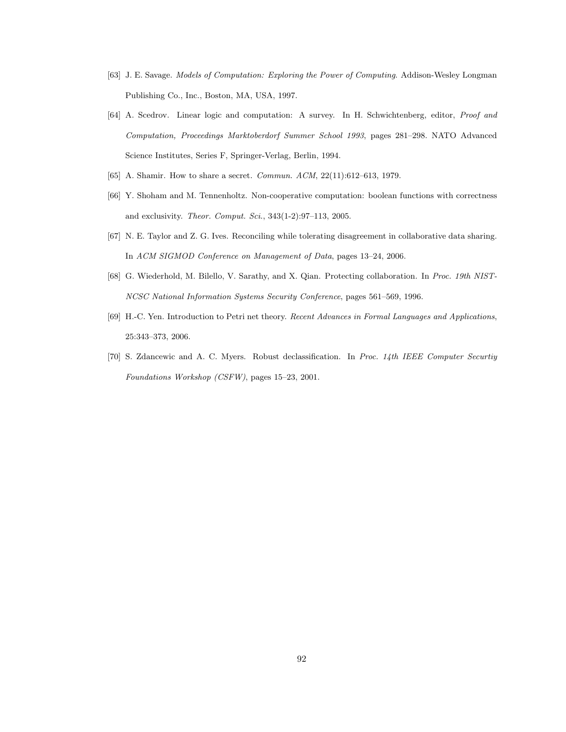[63] J. E. Savage. *Models of Computation: Exploring the Power of Computing*. Addison-Wesley Longman Publishing Co., Inc., Boston, MA, USA, 1997.

[64] A. Scedrov. Linear logic and computation: A survey. In H. Schwichtenberg, editor, *Proof and Computation, Proceedings Marktoberdorf Summer School 1993*, pages 281–298. NATO Advanced Science Institutes, Series F, Springer-Verlag, Berlin, 1994.

[65] A. Shamir. How to share a secret. *Commun. ACM*, 22(11):612–613, 1979.

[66] Y. Shoham and M. Tennenholtz. Non-cooperative computation: boolean functions with correctness and exclusivity. *Theor. Comput. Sci.*, 343(1-2):97–113, 2005.

[67] N. E. Taylor and Z. G. Ives. Reconciling while tolerating disagreement in collaborative data sharing. In *ACM SIGMOD Conference on Management of Data*, pages 13–24, 2006.

[68] G. Wiederhold, M. Bilello, V. Sarathy, and X. Qian. Protecting collaboration. In *Proc. 19th NIST-NCSC National Information Systems Security Conference*, pages 561–569, 1996.

[69] H.-C. Yen. Introduction to Petri net theory. *Recent Advances in Formal Languages and Applications*, 25:343–373, 2006.

[70] S. Zdancewic and A. C. Myers. Robust declassification. In *Proc. 14th IEEE Computer Securtiy Foundations Workshop (CSFW)*, pages 15–23, 2001.